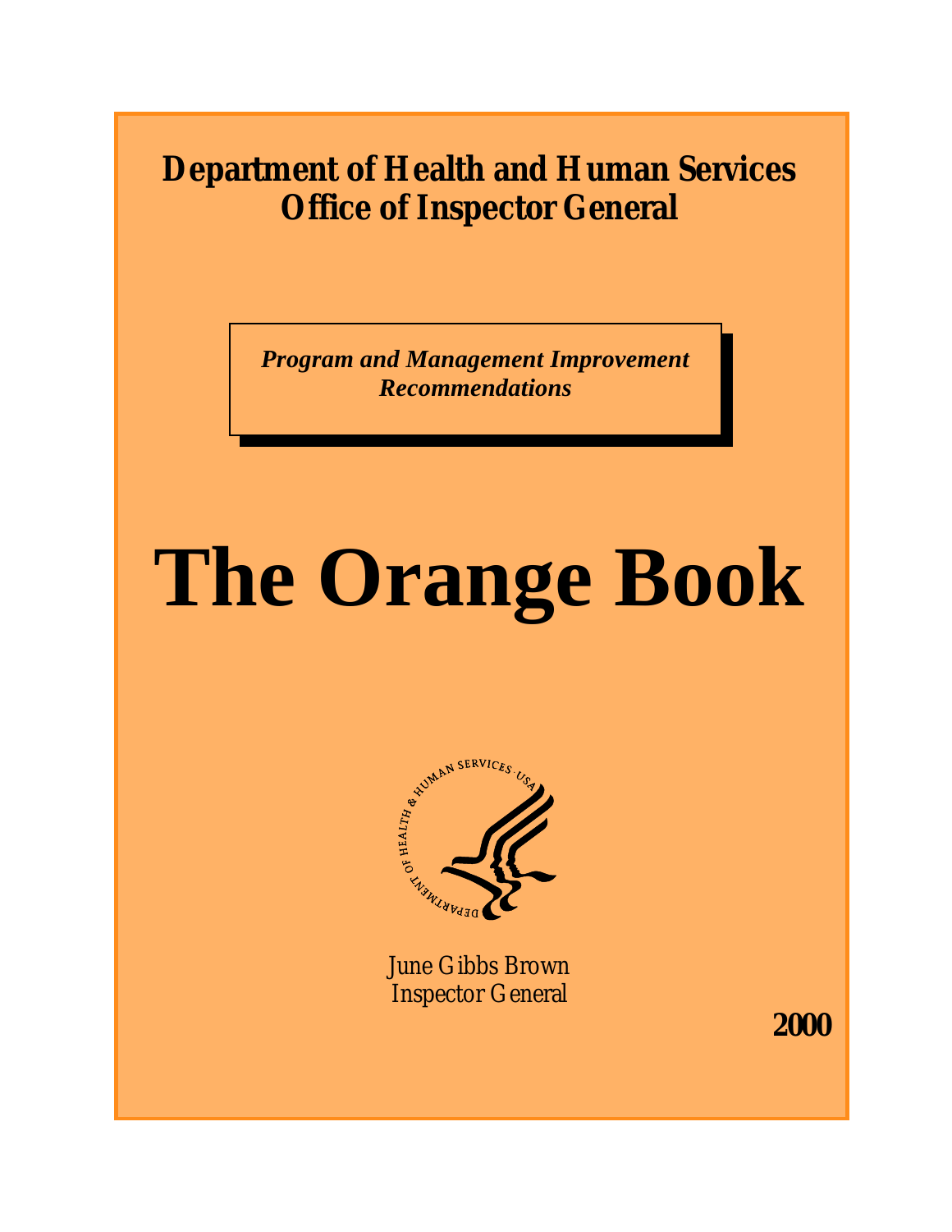**Department of Health and Human Services**
**Office of Inspector General**

***Program and Management Improvement Recommendations***

# The Orange Book

June Gibbs Brown
Inspector General

**2000**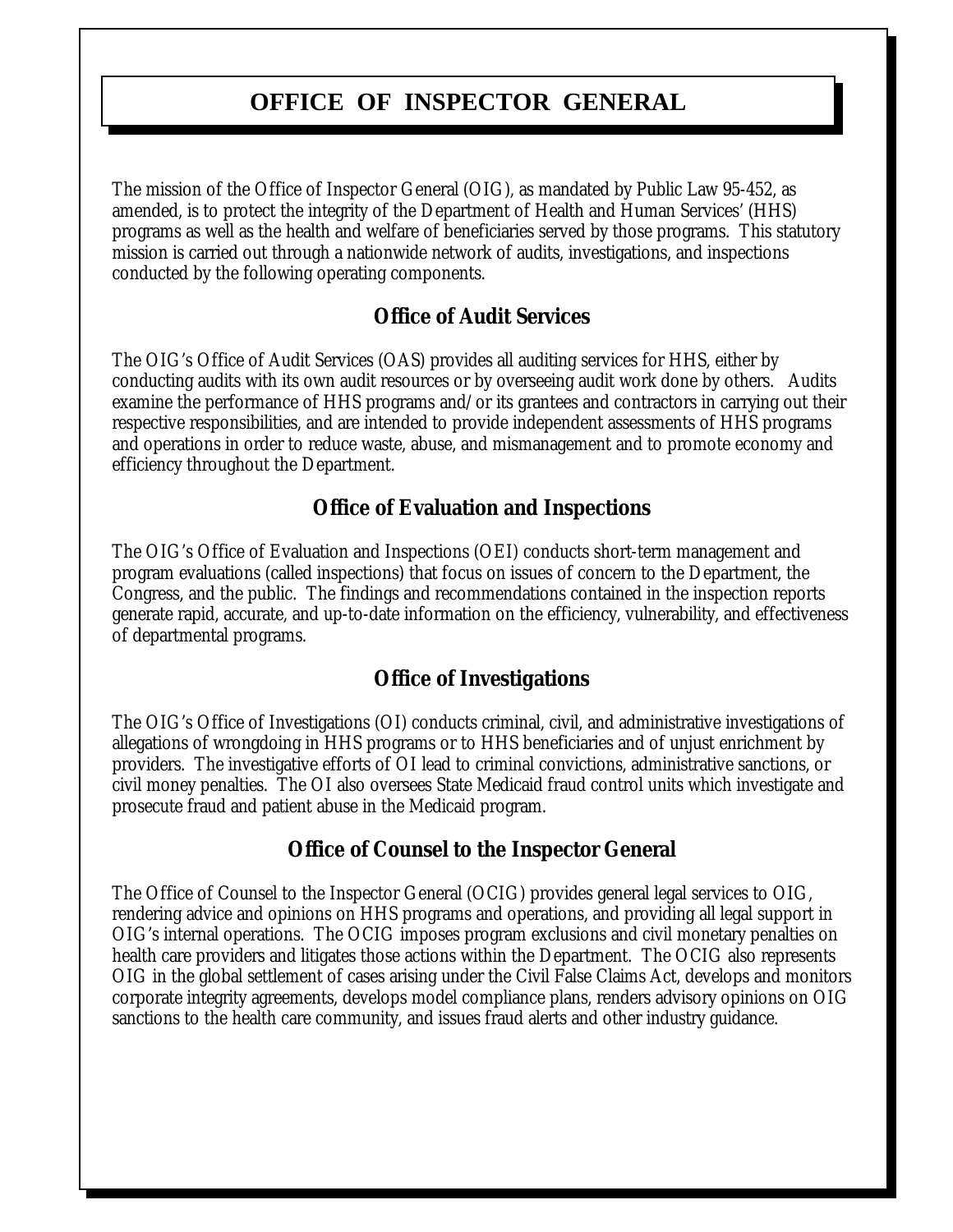# OFFICE OF INSPECTOR GENERAL

The mission of the Office of Inspector General (OIG), as mandated by Public Law 95-452, as amended, is to protect the integrity of the Department of Health and Human Services' (HHS) programs as well as the health and welfare of beneficiaries served by those programs. This statutory mission is carried out through a nationwide network of audits, investigations, and inspections conducted by the following operating components.

## Office of Audit Services

The OIG's Office of Audit Services (OAS) provides all auditing services for HHS, either by conducting audits with its own audit resources or by overseeing audit work done by others. Audits examine the performance of HHS programs and/or its grantees and contractors in carrying out their respective responsibilities, and are intended to provide independent assessments of HHS programs and operations in order to reduce waste, abuse, and mismanagement and to promote economy and efficiency throughout the Department.

## Office of Evaluation and Inspections

The OIG's Office of Evaluation and Inspections (OEI) conducts short-term management and program evaluations (called inspections) that focus on issues of concern to the Department, the Congress, and the public. The findings and recommendations contained in the inspection reports generate rapid, accurate, and up-to-date information on the efficiency, vulnerability, and effectiveness of departmental programs.

## Office of Investigations

The OIG's Office of Investigations (OI) conducts criminal, civil, and administrative investigations of allegations of wrongdoing in HHS programs or to HHS beneficiaries and of unjust enrichment by providers. The investigative efforts of OI lead to criminal convictions, administrative sanctions, or civil money penalties. The OI also oversees State Medicaid fraud control units which investigate and prosecute fraud and patient abuse in the Medicaid program.

## Office of Counsel to the Inspector General

The Office of Counsel to the Inspector General (OCIG) provides general legal services to OIG, rendering advice and opinions on HHS programs and operations, and providing all legal support in OIG's internal operations. The OCIG imposes program exclusions and civil monetary penalties on health care providers and litigates those actions within the Department. The OCIG also represents OIG in the global settlement of cases arising under the Civil False Claims Act, develops and monitors corporate integrity agreements, develops model compliance plans, renders advisory opinions on OIG sanctions to the health care community, and issues fraud alerts and other industry guidance.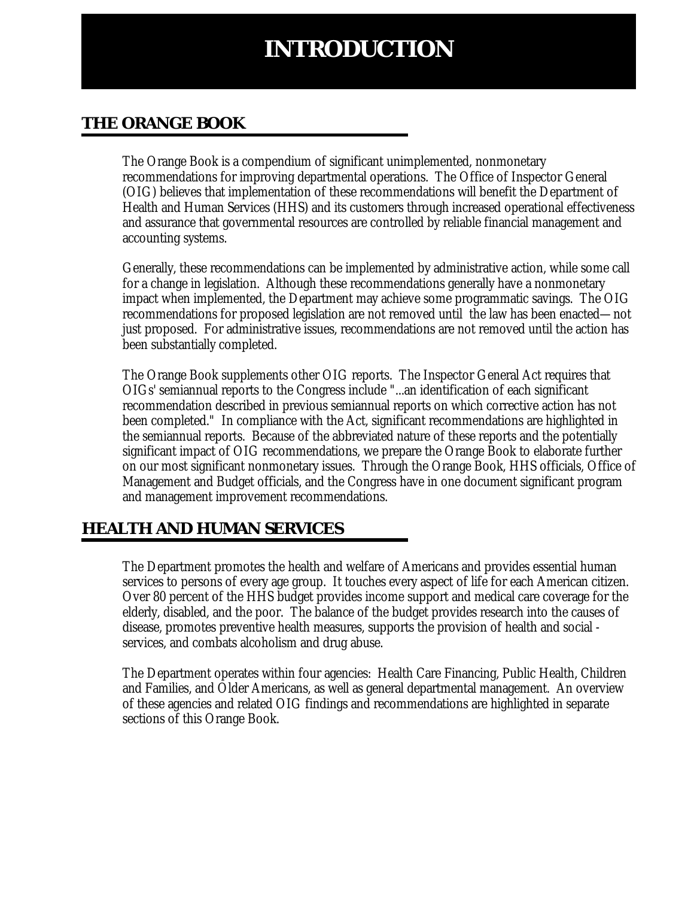# INTRODUCTION

## THE ORANGE BOOK

The Orange Book is a compendium of significant unimplemented, nonmonetary recommendations for improving departmental operations. The Office of Inspector General (OIG) believes that implementation of these recommendations will benefit the Department of Health and Human Services (HHS) and its customers through increased operational effectiveness and assurance that governmental resources are controlled by reliable financial management and accounting systems.

Generally, these recommendations can be implemented by administrative action, while some call for a change in legislation. Although these recommendations generally have a nonmonetary impact when implemented, the Department may achieve some programmatic savings. The OIG recommendations for proposed legislation are not removed until the law has been enacted—not just proposed. For administrative issues, recommendations are not removed until the action has been substantially completed.

The Orange Book supplements other OIG reports. The Inspector General Act requires that OIGs' semiannual reports to the Congress include "...an identification of each significant recommendation described in previous semiannual reports on which corrective action has not been completed." In compliance with the Act, significant recommendations are highlighted in the semiannual reports. Because of the abbreviated nature of these reports and the potentially significant impact of OIG recommendations, we prepare the Orange Book to elaborate further on our most significant nonmonetary issues. Through the Orange Book, HHS officials, Office of Management and Budget officials, and the Congress have in one document significant program and management improvement recommendations.

## HEALTH AND HUMAN SERVICES

The Department promotes the health and welfare of Americans and provides essential human services to persons of every age group. It touches every aspect of life for each American citizen. Over 80 percent of the HHS budget provides income support and medical care coverage for the elderly, disabled, and the poor. The balance of the budget provides research into the causes of disease, promotes preventive health measures, supports the provision of health and social - services, and combats alcoholism and drug abuse.

The Department operates within four agencies: Health Care Financing, Public Health, Children and Families, and Older Americans, as well as general departmental management. An overview of these agencies and related OIG findings and recommendations are highlighted in separate sections of this Orange Book.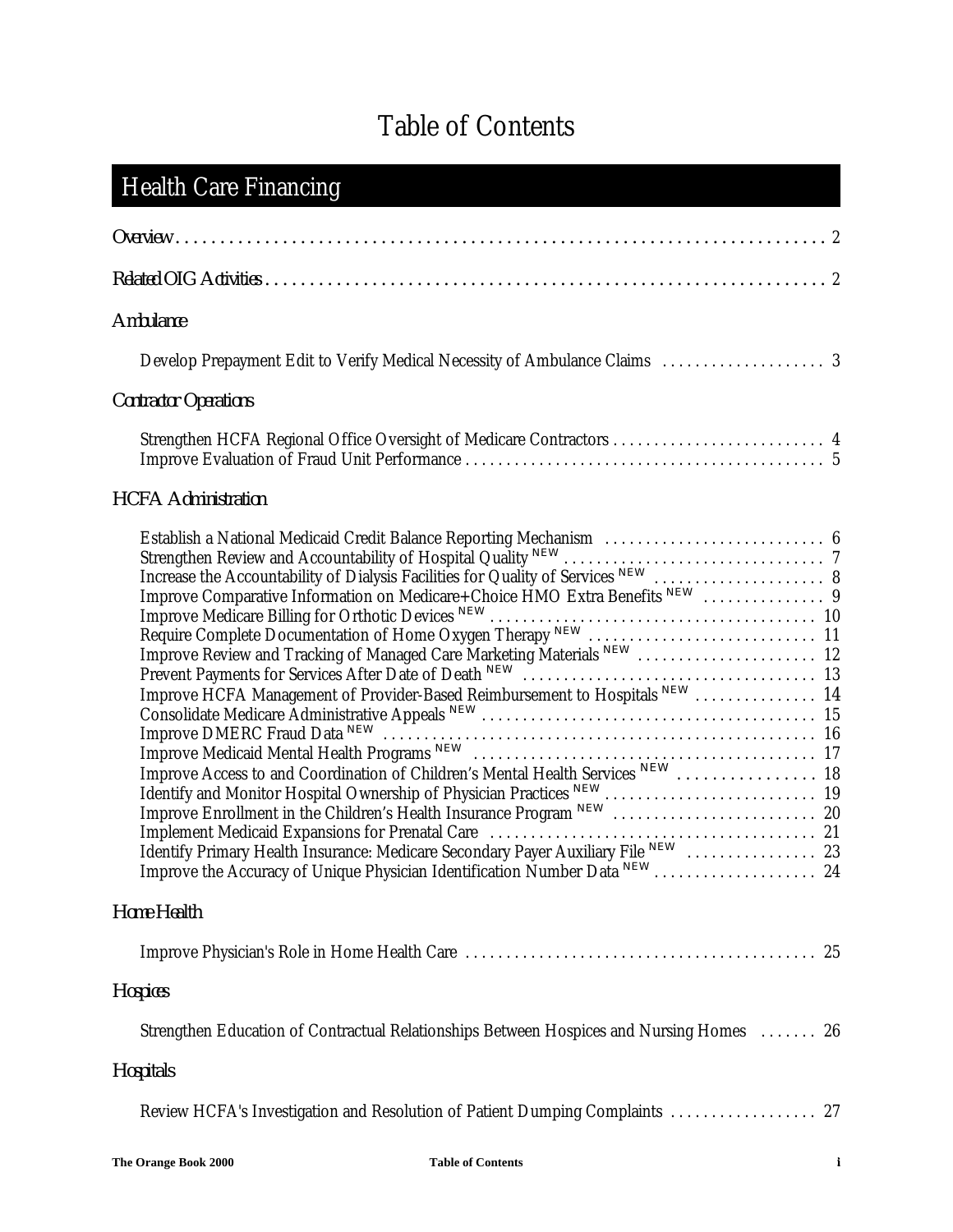# Table of Contents

## Health Care Financing

Overview . . . . . . . . . . . . . . . . . . . . . . . . . . . . . . . . . . . . . . . . . . . . . . . . . . . . . . . . . . . . . . . . . . . . . . . . 2

Related OIG Activities . . . . . . . . . . . . . . . . . . . . . . . . . . . . . . . . . . . . . . . . . . . . . . . . . . . . . . . . . . . . . . . . 2

### *Ambulance*

Develop Prepayment Edit to Verify Medical Necessity of Ambulance Claims . . . . . . . . . . . . . . . . . . . . 3

### *Contractor Operations*

Strengthen HCFA Regional Office Oversight of Medicare Contractors . . . . . . . . . . . . . . . . . . . . . . . . . . 4
Improve Evaluation of Fraud Unit Performance . . . . . . . . . . . . . . . . . . . . . . . . . . . . . . . . . . . . . . . . . . . 5

### *HCFA Administration*

Establish a National Medicaid Credit Balance Reporting Mechanism . . . . . . . . . . . . . . . . . . . . . . . . . . 6
Strengthen Review and Accountability of Hospital Quality NEW . . . . . . . . . . . . . . . . . . . . . . . . . . . . . . . . 7
Increase the Accountability of Dialysis Facilities for Quality of Services NEW . . . . . . . . . . . . . . . . . . . . . 8
Improve Comparative Information on Medicare+Choice HMO Extra Benefits NEW . . . . . . . . . . . . . . . 9
Improve Medicare Billing for Orthotic Devices NEW . . . . . . . . . . . . . . . . . . . . . . . . . . . . . . . . . . . . . . . 10
Require Complete Documentation of Home Oxygen Therapy NEW . . . . . . . . . . . . . . . . . . . . . . . . . . . . 11
Improve Review and Tracking of Managed Care Marketing Materials NEW . . . . . . . . . . . . . . . . . . . . . . 12
Prevent Payments for Services After Date of Death NEW . . . . . . . . . . . . . . . . . . . . . . . . . . . . . . . . . . . 13
Improve HCFA Management of Provider-Based Reimbursement to Hospitals NEW . . . . . . . . . . . . . . . 14
Consolidate Medicare Administrative Appeals NEW . . . . . . . . . . . . . . . . . . . . . . . . . . . . . . . . . . . . . . . . 15
Improve DMERC Fraud Data NEW . . . . . . . . . . . . . . . . . . . . . . . . . . . . . . . . . . . . . . . . . . . . . . . . . . . . 16
Improve Medicaid Mental Health Programs NEW . . . . . . . . . . . . . . . . . . . . . . . . . . . . . . . . . . . . . . . . . 17
Improve Access to and Coordination of Children's Mental Health Services NEW . . . . . . . . . . . . . . . . 18
Identify and Monitor Hospital Ownership of Physician Practices NEW . . . . . . . . . . . . . . . . . . . . . . . . . . 19
Improve Enrollment in the Children's Health Insurance Program NEW . . . . . . . . . . . . . . . . . . . . . . . . . 20
Implement Medicaid Expansions for Prenatal Care . . . . . . . . . . . . . . . . . . . . . . . . . . . . . . . . . . . . . . . . 21
Identify Primary Health Insurance: Medicare Secondary Payer Auxiliary File NEW . . . . . . . . . . . . . . . . 23
Improve the Accuracy of Unique Physician Identification Number Data NEW . . . . . . . . . . . . . . . . . . . . 24

### *Home Health*

Improve Physician's Role in Home Health Care . . . . . . . . . . . . . . . . . . . . . . . . . . . . . . . . . . . . . . . . . . . 25

### *Hospices*

Strengthen Education of Contractual Relationships Between Hospices and Nursing Homes . . . . . . . 26

### *Hospitals*

Review HCFA's Investigation and Resolution of Patient Dumping Complaints . . . . . . . . . . . . . . . . . . 27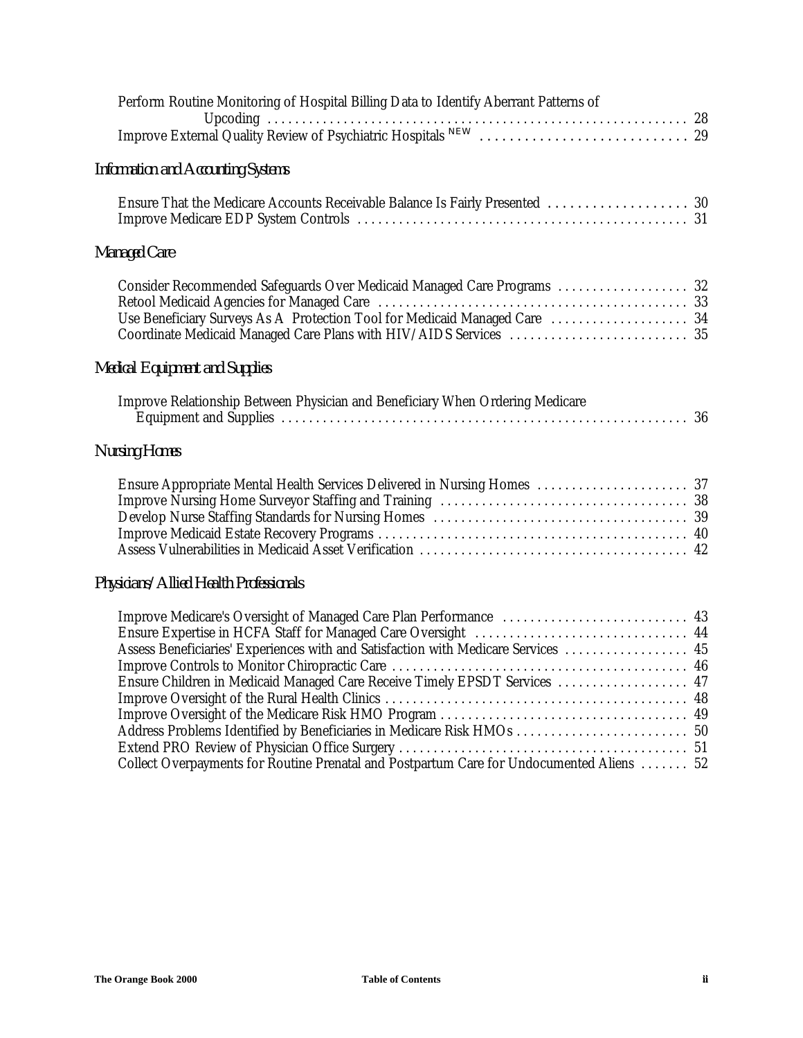Perform Routine Monitoring of Hospital Billing Data to Identify Aberrant Patterns of Upcoding . . . . . 28
Improve External Quality Review of Psychiatric Hospitals NEW . . . . . 29

### *Information and Accounting Systems*

Ensure That the Medicare Accounts Receivable Balance Is Fairly Presented . . . . . 30
Improve Medicare EDP System Controls . . . . . 31

### *Managed Care*

Consider Recommended Safeguards Over Medicaid Managed Care Programs . . . . . 32
Retool Medicaid Agencies for Managed Care . . . . . 33
Use Beneficiary Surveys As A Protection Tool for Medicaid Managed Care . . . . . 34
Coordinate Medicaid Managed Care Plans with HIV/AIDS Services . . . . . 35

### *Medical Equipment and Supplies*

Improve Relationship Between Physician and Beneficiary When Ordering Medicare Equipment and Supplies . . . . . 36

### *Nursing Homes*

Ensure Appropriate Mental Health Services Delivered in Nursing Homes . . . . . 37
Improve Nursing Home Surveyor Staffing and Training . . . . . 38
Develop Nurse Staffing Standards for Nursing Homes . . . . . 39
Improve Medicaid Estate Recovery Programs . . . . . 40
Assess Vulnerabilities in Medicaid Asset Verification . . . . . 42

### *Physicians/Allied Health Professionals*

Improve Medicare's Oversight of Managed Care Plan Performance . . . . . 43
Ensure Expertise in HCFA Staff for Managed Care Oversight . . . . . 44
Assess Beneficiaries' Experiences with and Satisfaction with Medicare Services . . . . . 45
Improve Controls to Monitor Chiropractic Care . . . . . 46
Ensure Children in Medicaid Managed Care Receive Timely EPSDT Services . . . . . 47
Improve Oversight of the Rural Health Clinics . . . . . 48
Improve Oversight of the Medicare Risk HMO Program . . . . . 49
Address Problems Identified by Beneficiaries in Medicare Risk HMOs . . . . . 50
Extend PRO Review of Physician Office Surgery . . . . . 51
Collect Overpayments for Routine Prenatal and Postpartum Care for Undocumented Aliens . . . . . 52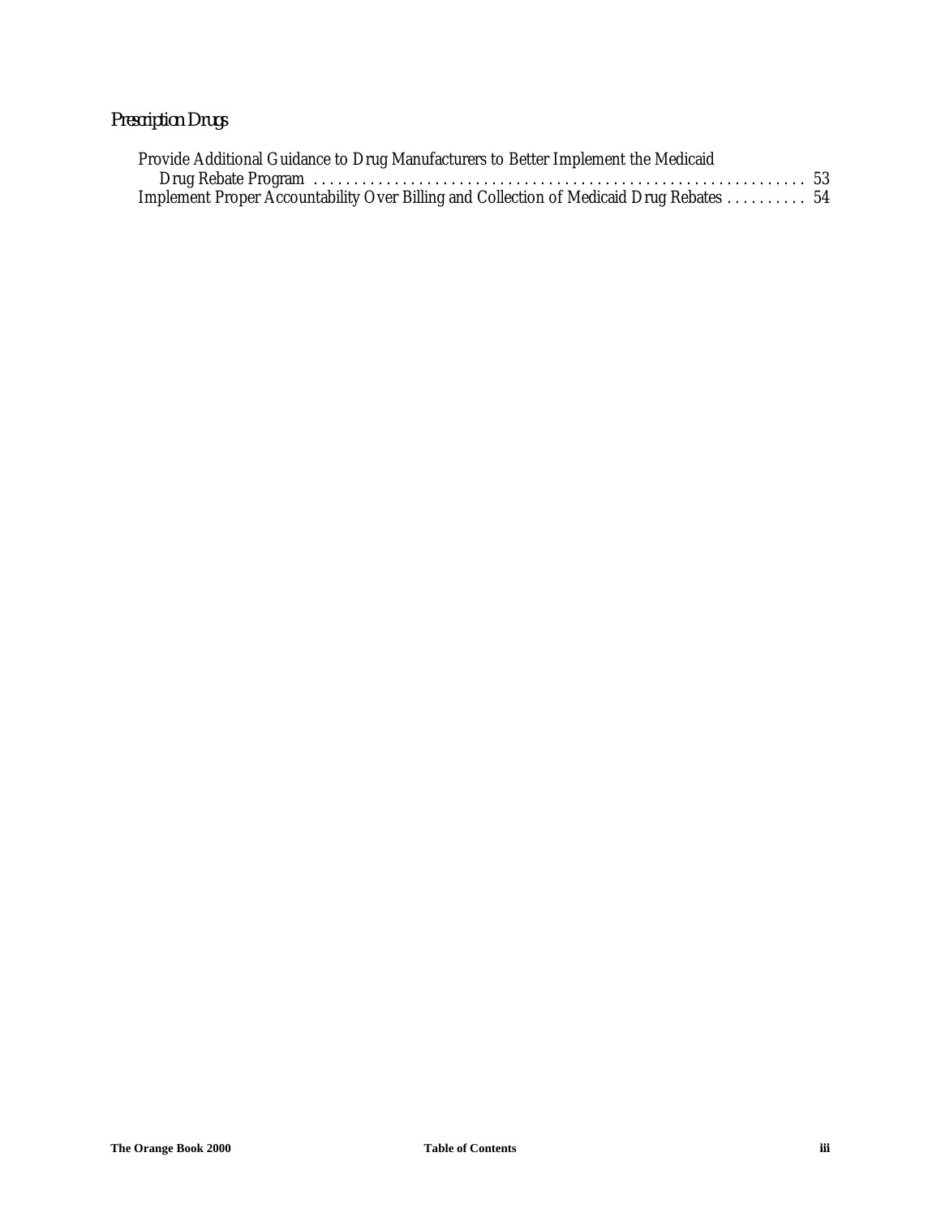## *Prescription Drugs*

Provide Additional Guidance to Drug Manufacturers to Better Implement the Medicaid Drug Rebate Program . . . . . . . . . . . . . . . . . . . . . . . . . . . . . . . . . . . . . . . . . . . . . . . . . . . . . . . . . . . . 53

Implement Proper Accountability Over Billing and Collection of Medicaid Drug Rebates . . . . . . . . . . 54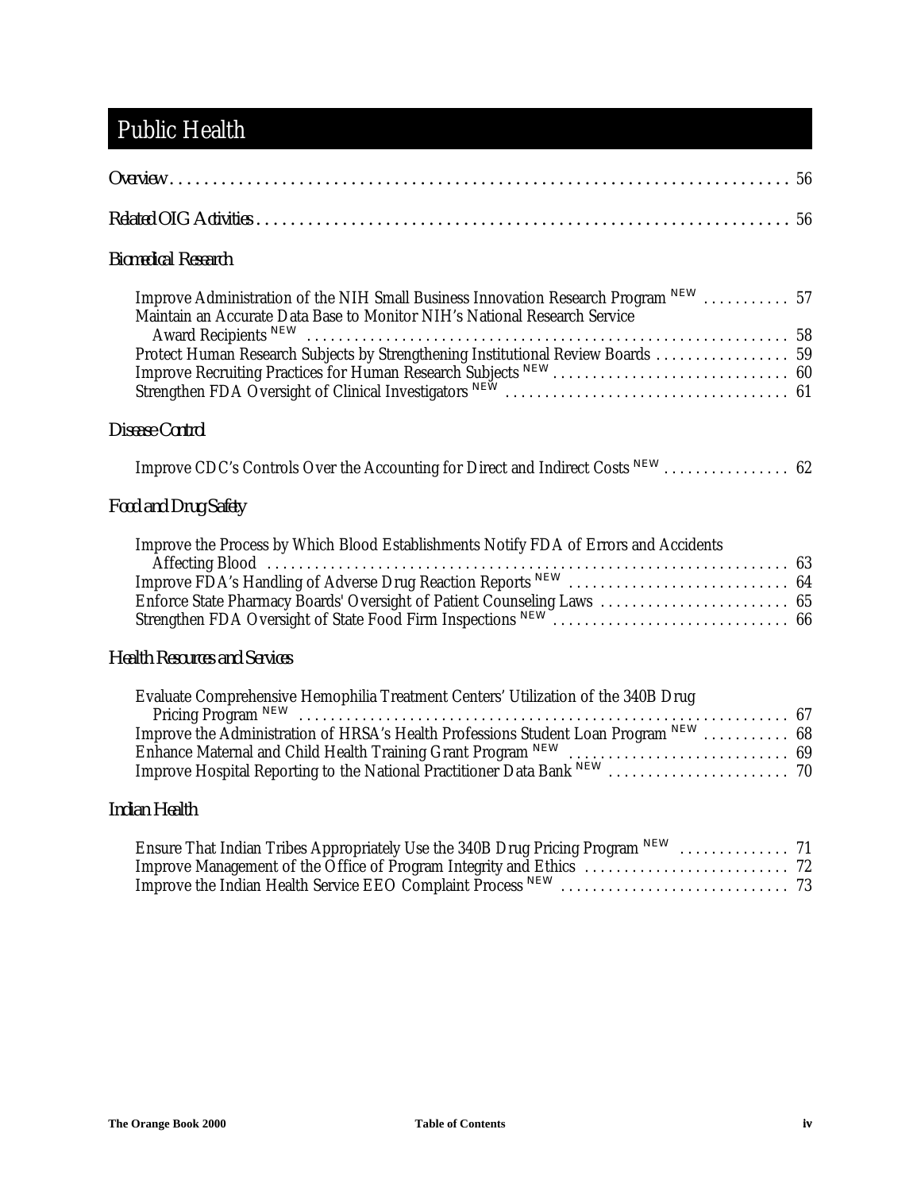# Public Health

Overview . . . . . . . . . . . . . . . . . . . . . . . . . . . . . . . . . . . . . . . . . . . . . . . . . . . . . . . . . . . . . . . . . . . . . . . . 56

Related OIG Activities . . . . . . . . . . . . . . . . . . . . . . . . . . . . . . . . . . . . . . . . . . . . . . . . . . . . . . . . . . . . . . . . 56

## *Biomedical Research*

- Improve Administration of the NIH Small Business Innovation Research Program NEW . . . . . . . . . . 57
- Maintain an Accurate Data Base to Monitor NIH's National Research Service Award Recipients NEW . . . . . . . . . . . . . . . . . . . . . . . . . . . . . . . . . . . . . . . . . . . . . . . . . . . . . . . . . . . 58
- Protect Human Research Subjects by Strengthening Institutional Review Boards . . . . . . . . . . . . . . . . 59
- Improve Recruiting Practices for Human Research Subjects NEW . . . . . . . . . . . . . . . . . . . . . . . . . . . . . 60
- Strengthen FDA Oversight of Clinical Investigators NEW . . . . . . . . . . . . . . . . . . . . . . . . . . . . . . . . . . . 61

## *Disease Control*

- Improve CDC's Controls Over the Accounting for Direct and Indirect Costs NEW . . . . . . . . . . . . . . . . 62

## *Food and Drug Safety*

- Improve the Process by Which Blood Establishments Notify FDA of Errors and Accidents Affecting Blood . . . . . . . . . . . . . . . . . . . . . . . . . . . . . . . . . . . . . . . . . . . . . . . . . . . . . . . . . . . . . . . . 63
- Improve FDA's Handling of Adverse Drug Reaction Reports NEW . . . . . . . . . . . . . . . . . . . . . . . . . . . . 64
- Enforce State Pharmacy Boards' Oversight of Patient Counseling Laws . . . . . . . . . . . . . . . . . . . . . . . . 65
- Strengthen FDA Oversight of State Food Firm Inspections NEW . . . . . . . . . . . . . . . . . . . . . . . . . . . . . 66

## *Health Resources and Services*

- Evaluate Comprehensive Hemophilia Treatment Centers' Utilization of the 340B Drug Pricing Program NEW . . . . . . . . . . . . . . . . . . . . . . . . . . . . . . . . . . . . . . . . . . . . . . . . . . . . . . . . . . . . . 67
- Improve the Administration of HRSA's Health Professions Student Loan Program NEW . . . . . . . . . . 68
- Enhance Maternal and Child Health Training Grant Program NEW . . . . . . . . . . . . . . . . . . . . . . . . . . . 69
- Improve Hospital Reporting to the National Practitioner Data Bank NEW . . . . . . . . . . . . . . . . . . . . . . 70

## *Indian Health*

- Ensure That Indian Tribes Appropriately Use the 340B Drug Pricing Program NEW . . . . . . . . . . . . . 71
- Improve Management of the Office of Program Integrity and Ethics . . . . . . . . . . . . . . . . . . . . . . . . . 72
- Improve the Indian Health Service EEO Complaint Process NEW . . . . . . . . . . . . . . . . . . . . . . . . . . . . 73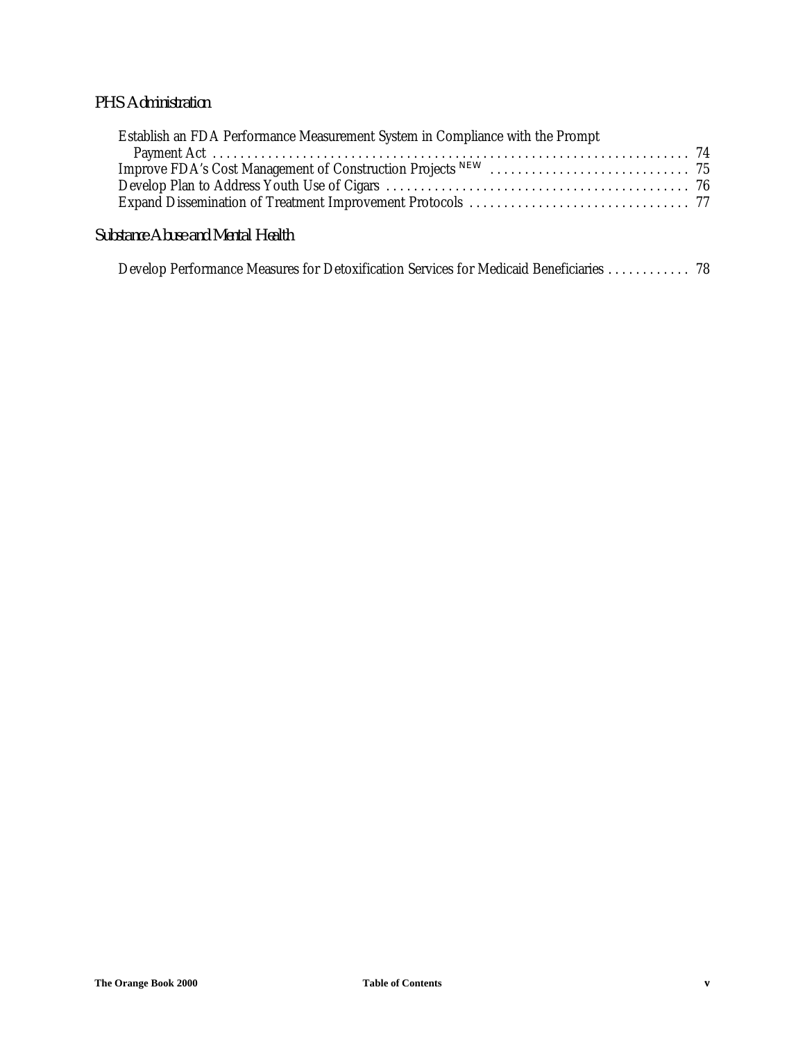## PHS Administration

- Establish an FDA Performance Measurement System in Compliance with the Prompt Payment Act .......... 74
- Improve FDA's Cost Management of Construction Projects NEW .......... 75
- Develop Plan to Address Youth Use of Cigars .......... 76
- Expand Dissemination of Treatment Improvement Protocols .......... 77

## Substance Abuse and Mental Health

- Develop Performance Measures for Detoxification Services for Medicaid Beneficiaries .......... 78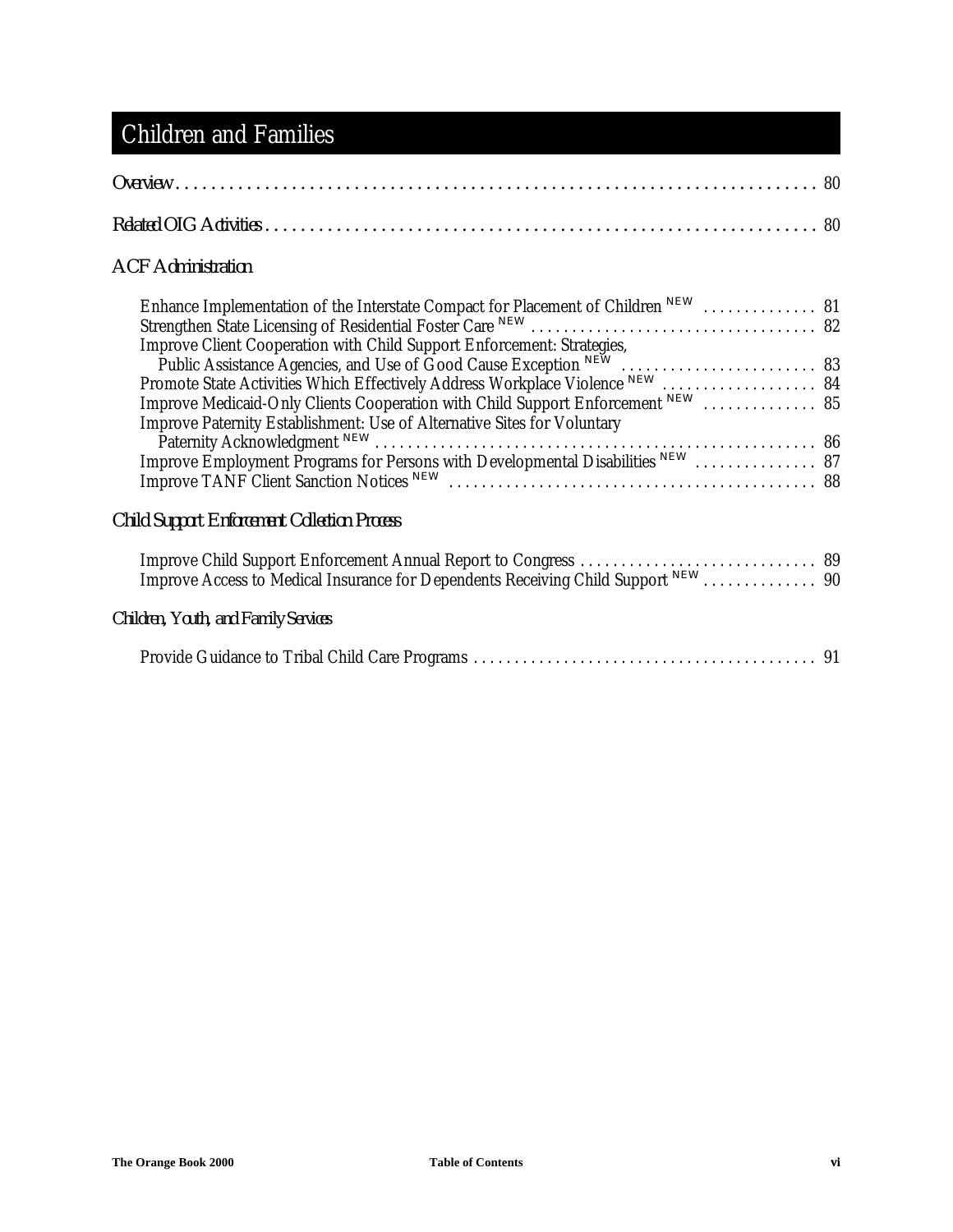# Children and Families

Overview . . . . . . . . . . . . . . . . . . . . . . . . . . . . . . . . . . . . . . . . . . . . . . . . . . . . . . . . . . . . . . . . . . . . . . . . . . . 80

Related OIG Activities . . . . . . . . . . . . . . . . . . . . . . . . . . . . . . . . . . . . . . . . . . . . . . . . . . . . . . . . . . . . . . . . . . . 80

*ACF Administration*

Enhance Implementation of the Interstate Compact for Placement of Children NEW . . . . . . . . . . . . . 81
Strengthen State Licensing of Residential Foster Care NEW . . . . . . . . . . . . . . . . . . . . . . . . . . . . . . . . . . . 82
Improve Client Cooperation with Child Support Enforcement: Strategies, Public Assistance Agencies, and Use of Good Cause Exception NEW . . . . . . . . . . . . . . . . . . . . . . . . 83
Promote State Activities Which Effectively Address Workplace Violence NEW . . . . . . . . . . . . . . . . . . . 84
Improve Medicaid-Only Clients Cooperation with Child Support Enforcement NEW . . . . . . . . . . . . . 85
Improve Paternity Establishment: Use of Alternative Sites for Voluntary Paternity Acknowledgment NEW . . . . . . . . . . . . . . . . . . . . . . . . . . . . . . . . . . . . . . . . . . . . . . . . . . . . . . 86
Improve Employment Programs for Persons with Developmental Disabilities NEW . . . . . . . . . . . . . . . 87
Improve TANF Client Sanction Notices NEW . . . . . . . . . . . . . . . . . . . . . . . . . . . . . . . . . . . . . . . . . . . . 88

*Child Support Enforcement Collection Process*

Improve Child Support Enforcement Annual Report to Congress . . . . . . . . . . . . . . . . . . . . . . . . . . . . 89
Improve Access to Medical Insurance for Dependents Receiving Child Support NEW . . . . . . . . . . . . . 90

*Children, Youth, and Family Services*

Provide Guidance to Tribal Child Care Programs . . . . . . . . . . . . . . . . . . . . . . . . . . . . . . . . . . . . . . . . . 91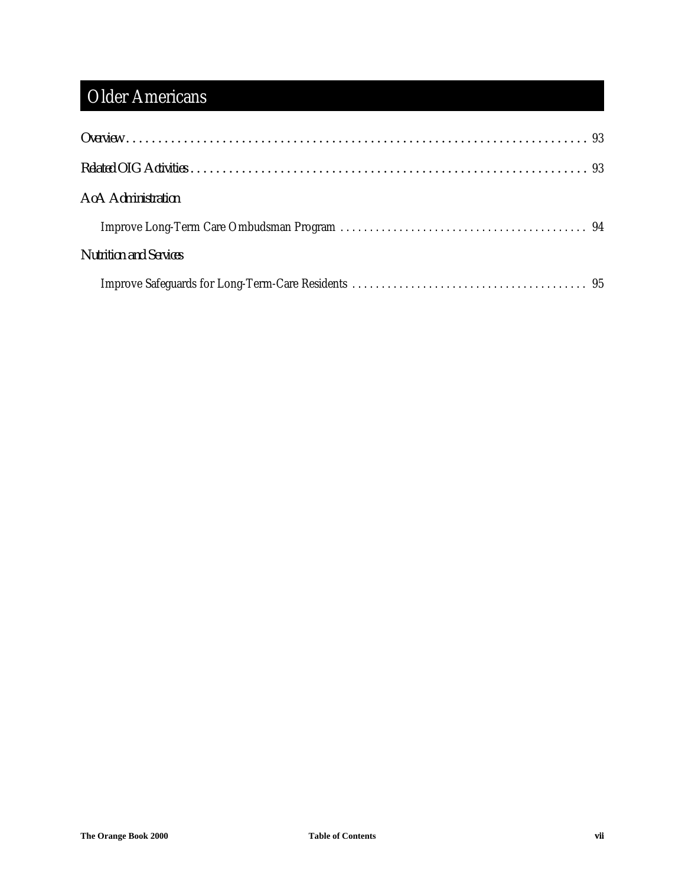# Older Americans

Overview . . . . . . . . . . . . . . . . . . . . . . . . . . . . . . . . . . . . . . . . . . . . . . . . . . . . . . . . . . . . . . . . . . . . . . . . . 93

Related OIG Activities . . . . . . . . . . . . . . . . . . . . . . . . . . . . . . . . . . . . . . . . . . . . . . . . . . . . . . . . . . . . . . . . 93

*AoA Administration*

Improve Long-Term Care Ombudsman Program . . . . . . . . . . . . . . . . . . . . . . . . . . . . . . . . . . . . . . . . . . 94

*Nutrition and Services*

Improve Safeguards for Long-Term-Care Residents . . . . . . . . . . . . . . . . . . . . . . . . . . . . . . . . . . . . . . . 95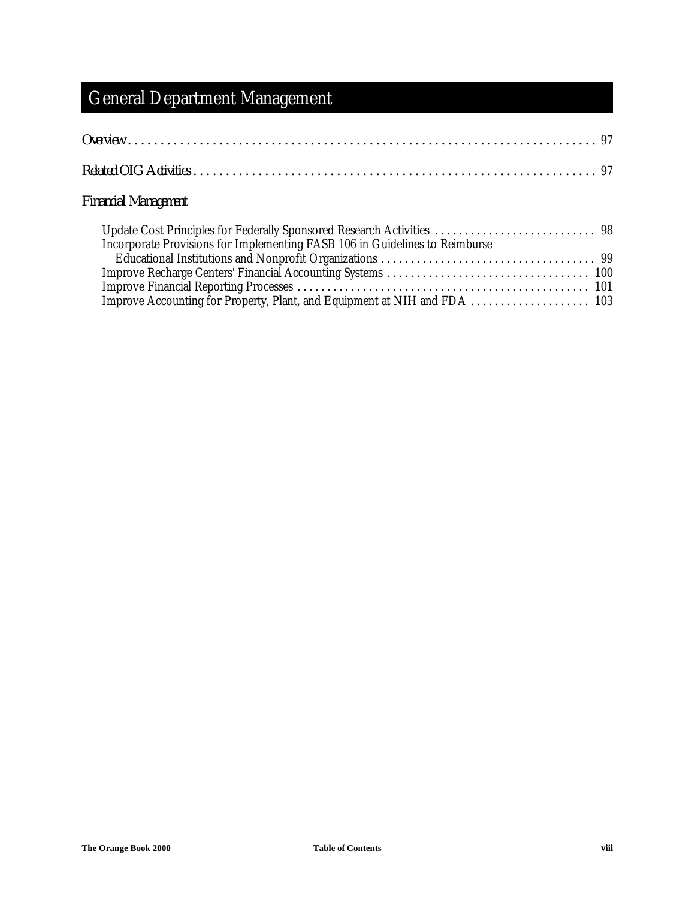# General Department Management

Overview . . . . . . . . . . . . . . . . . . . . . . . . . . . . . . . . . . . . . . . . . . . . . . . . . . . . . . . . . . . . . . . . . . . . . . . . . 97

Related OIG Activities . . . . . . . . . . . . . . . . . . . . . . . . . . . . . . . . . . . . . . . . . . . . . . . . . . . . . . . . . . . . . . . . 97

*Financial Management*

- Update Cost Principles for Federally Sponsored Research Activities . . . . . . . . . . . . . . . . . . . . . . . . . . . 98
- Incorporate Provisions for Implementing FASB 106 in Guidelines to Reimburse Educational Institutions and Nonprofit Organizations . . . . . . . . . . . . . . . . . . . . . . . . . . . . . . . . . . . 99
- Improve Recharge Centers' Financial Accounting Systems . . . . . . . . . . . . . . . . . . . . . . . . . . . . . . . . . . 100
- Improve Financial Reporting Processes . . . . . . . . . . . . . . . . . . . . . . . . . . . . . . . . . . . . . . . . . . . . . . . . . 101
- Improve Accounting for Property, Plant, and Equipment at NIH and FDA . . . . . . . . . . . . . . . . . . . . 103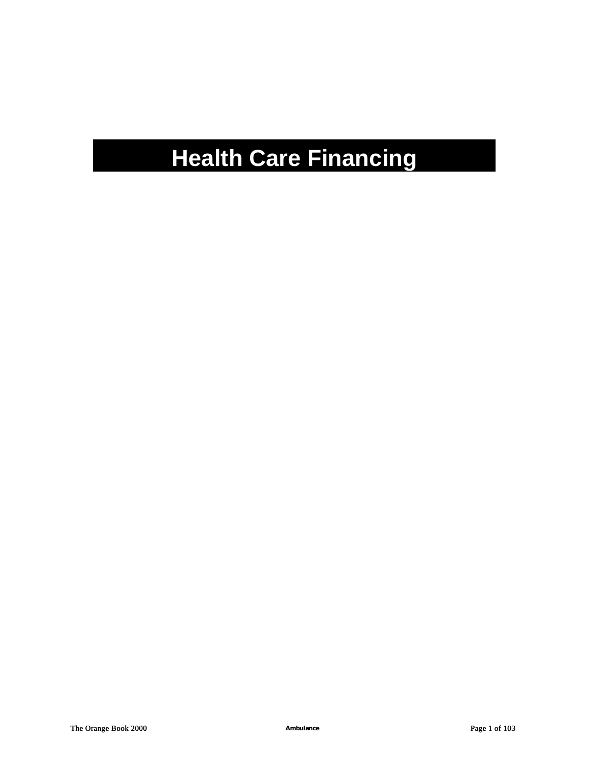# Health Care Financing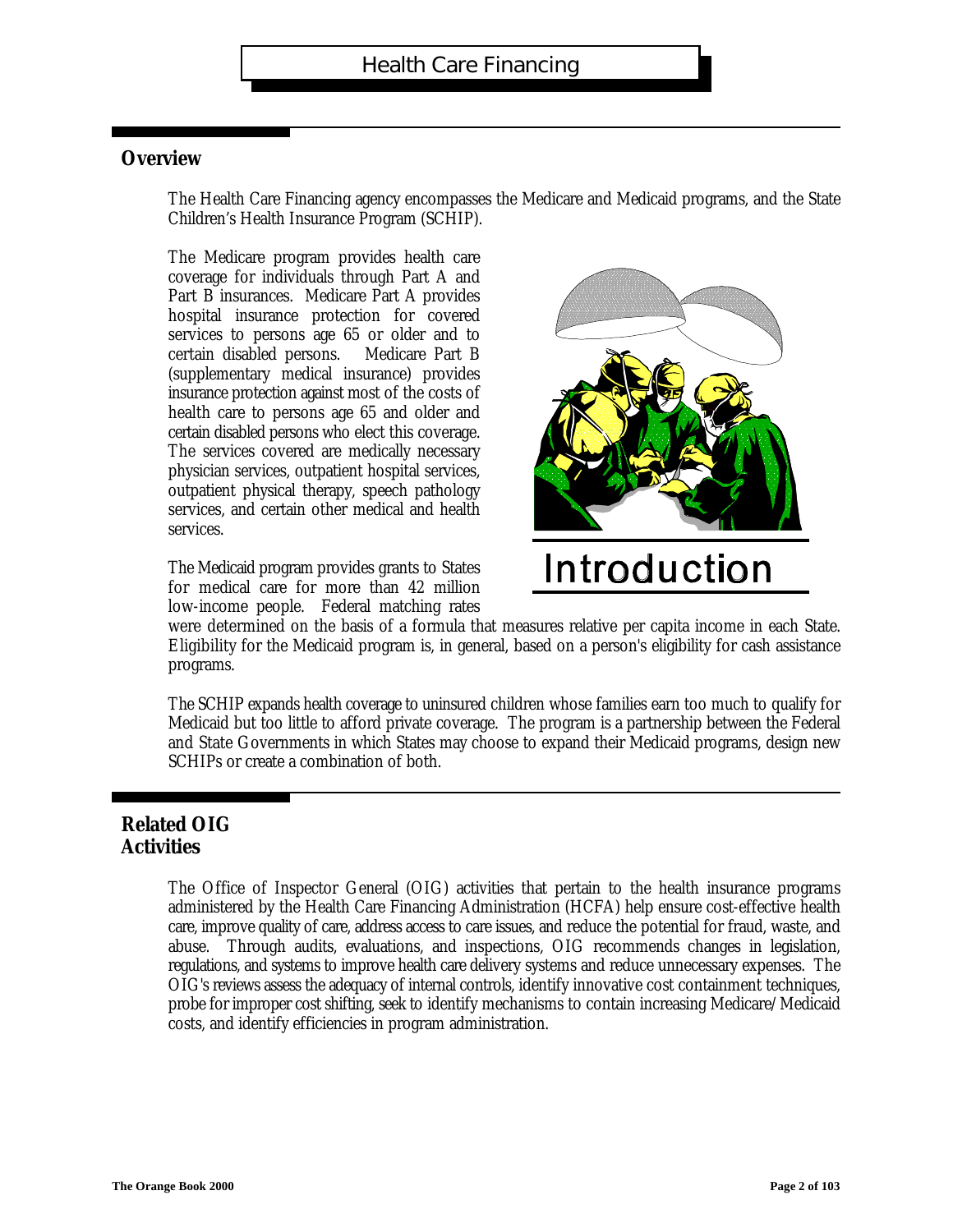# Health Care Financing

## Overview

The Health Care Financing agency encompasses the Medicare and Medicaid programs, and the State Children's Health Insurance Program (SCHIP).

The Medicare program provides health care coverage for individuals through Part A and Part B insurances. Medicare Part A provides hospital insurance protection for covered services to persons age 65 or older and to certain disabled persons. Medicare Part B (supplementary medical insurance) provides insurance protection against most of the costs of health care to persons age 65 and older and certain disabled persons who elect this coverage. The services covered are medically necessary physician services, outpatient hospital services, outpatient physical therapy, speech pathology services, and certain other medical and health services.

Introduction

The Medicaid program provides grants to States for medical care for more than 42 million low-income people. Federal matching rates were determined on the basis of a formula that measures relative per capita income in each State. Eligibility for the Medicaid program is, in general, based on a person's eligibility for cash assistance programs.

The SCHIP expands health coverage to uninsured children whose families earn too much to qualify for Medicaid but too little to afford private coverage. The program is a partnership between the Federal and State Governments in which States may choose to expand their Medicaid programs, design new SCHIPs or create a combination of both.

## Related OIG Activities

The Office of Inspector General (OIG) activities that pertain to the health insurance programs administered by the Health Care Financing Administration (HCFA) help ensure cost-effective health care, improve quality of care, address access to care issues, and reduce the potential for fraud, waste, and abuse. Through audits, evaluations, and inspections, OIG recommends changes in legislation, regulations, and systems to improve health care delivery systems and reduce unnecessary expenses. The OIG's reviews assess the adequacy of internal controls, identify innovative cost containment techniques, probe for improper cost shifting, seek to identify mechanisms to contain increasing Medicare/Medicaid costs, and identify efficiencies in program administration.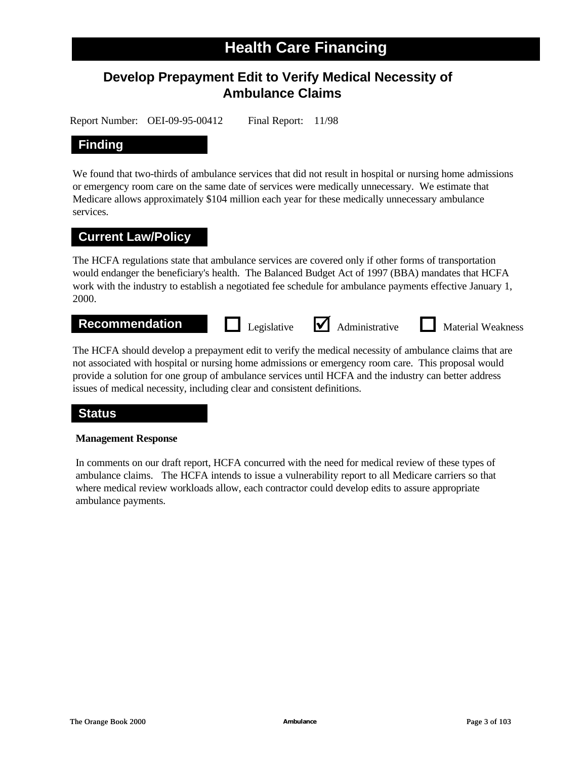# Health Care Financing

## Develop Prepayment Edit to Verify Medical Necessity of Ambulance Claims

Report Number: OEI-09-95-00412 Final Report: 11/98

### Finding

We found that two-thirds of ambulance services that did not result in hospital or nursing home admissions or emergency room care on the same date of services were medically unnecessary. We estimate that Medicare allows approximately $104 million each year for these medically unnecessary ambulance services.

### Current Law/Policy

The HCFA regulations state that ambulance services are covered only if other forms of transportation would endanger the beneficiary's health. The Balanced Budget Act of 1997 (BBA) mandates that HCFA work with the industry to establish a negotiated fee schedule for ambulance payments effective January 1, 2000.

### Recommendation

☐ Legislative ☑ Administrative ☐ Material Weakness

The HCFA should develop a prepayment edit to verify the medical necessity of ambulance claims that are not associated with hospital or nursing home admissions or emergency room care. This proposal would provide a solution for one group of ambulance services until HCFA and the industry can better address issues of medical necessity, including clear and consistent definitions.

### Status

**Management Response**

In comments on our draft report, HCFA concurred with the need for medical review of these types of ambulance claims. The HCFA intends to issue a vulnerability report to all Medicare carriers so that where medical review workloads allow, each contractor could develop edits to assure appropriate ambulance payments.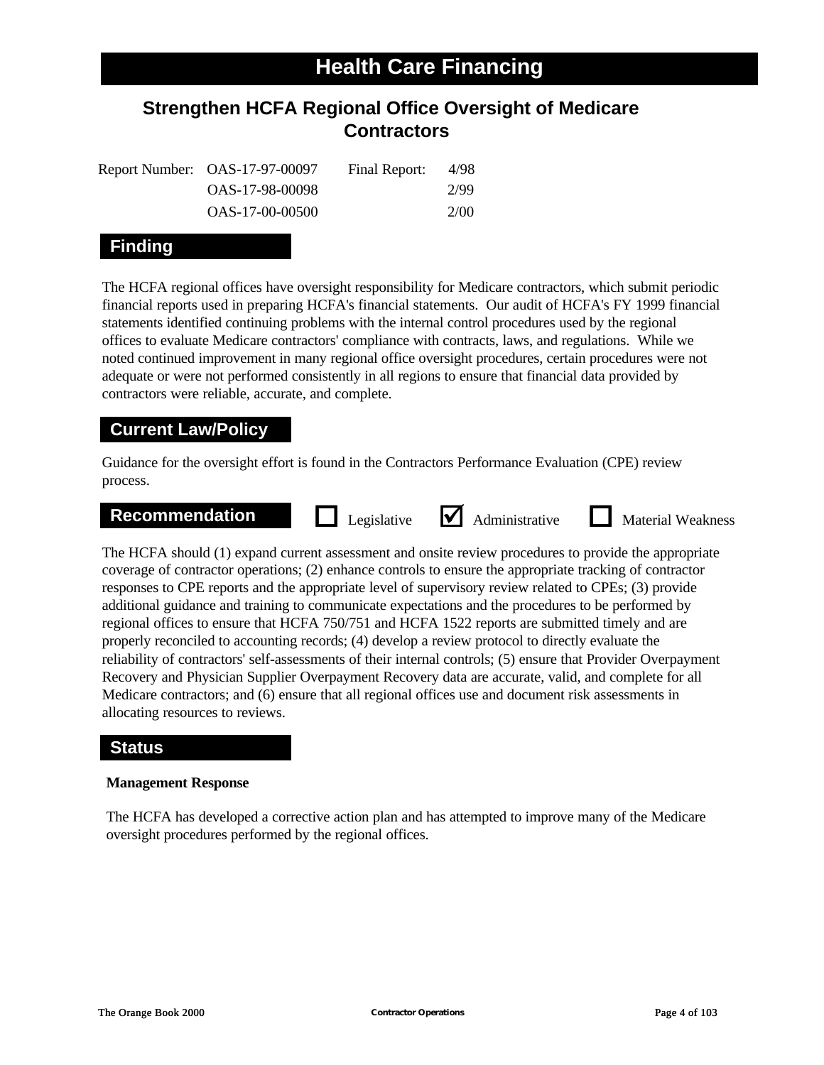# Health Care Financing

## Strengthen HCFA Regional Office Oversight of Medicare Contractors

| Report Number: | OAS-17-97-00097 | Final Report: | 4/98 |
|---|---|---|---|
| | OAS-17-98-00098 | | 2/99 |
| | OAS-17-00-00500 | | 2/00 |

### Finding

The HCFA regional offices have oversight responsibility for Medicare contractors, which submit periodic financial reports used in preparing HCFA's financial statements. Our audit of HCFA's FY 1999 financial statements identified continuing problems with the internal control procedures used by the regional offices to evaluate Medicare contractors' compliance with contracts, laws, and regulations. While we noted continued improvement in many regional office oversight procedures, certain procedures were not adequate or were not performed consistently in all regions to ensure that financial data provided by contractors were reliable, accurate, and complete.

### Current Law/Policy

Guidance for the oversight effort is found in the Contractors Performance Evaluation (CPE) review process.

### Recommendation

☐ Legislative ☑ Administrative ☐ Material Weakness

The HCFA should (1) expand current assessment and onsite review procedures to provide the appropriate coverage of contractor operations; (2) enhance controls to ensure the appropriate tracking of contractor responses to CPE reports and the appropriate level of supervisory review related to CPEs; (3) provide additional guidance and training to communicate expectations and the procedures to be performed by regional offices to ensure that HCFA 750/751 and HCFA 1522 reports are submitted timely and are properly reconciled to accounting records; (4) develop a review protocol to directly evaluate the reliability of contractors' self-assessments of their internal controls; (5) ensure that Provider Overpayment Recovery and Physician Supplier Overpayment Recovery data are accurate, valid, and complete for all Medicare contractors; and (6) ensure that all regional offices use and document risk assessments in allocating resources to reviews.

### Status

**Management Response**

The HCFA has developed a corrective action plan and has attempted to improve many of the Medicare oversight procedures performed by the regional offices.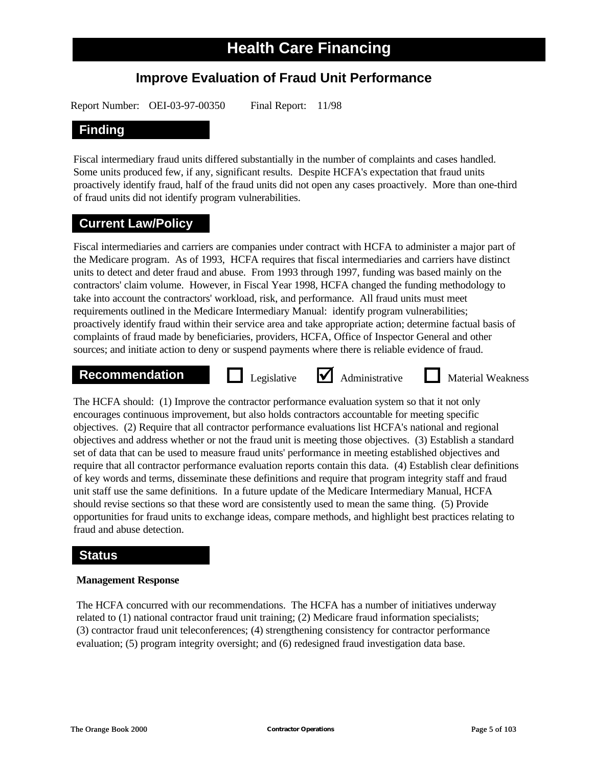# Health Care Financing

## Improve Evaluation of Fraud Unit Performance

Report Number: OEI-03-97-00350 Final Report: 11/98

### Finding

Fiscal intermediary fraud units differed substantially in the number of complaints and cases handled. Some units produced few, if any, significant results. Despite HCFA's expectation that fraud units proactively identify fraud, half of the fraud units did not open any cases proactively. More than one-third of fraud units did not identify program vulnerabilities.

### Current Law/Policy

Fiscal intermediaries and carriers are companies under contract with HCFA to administer a major part of the Medicare program. As of 1993, HCFA requires that fiscal intermediaries and carriers have distinct units to detect and deter fraud and abuse. From 1993 through 1997, funding was based mainly on the contractors' claim volume. However, in Fiscal Year 1998, HCFA changed the funding methodology to take into account the contractors' workload, risk, and performance. All fraud units must meet requirements outlined in the Medicare Intermediary Manual: identify program vulnerabilities; proactively identify fraud within their service area and take appropriate action; determine factual basis of complaints of fraud made by beneficiaries, providers, HCFA, Office of Inspector General and other sources; and initiate action to deny or suspend payments where there is reliable evidence of fraud.

### Recommendation

☐ Legislative ☑ Administrative ☐ Material Weakness

The HCFA should: (1) Improve the contractor performance evaluation system so that it not only encourages continuous improvement, but also holds contractors accountable for meeting specific objectives. (2) Require that all contractor performance evaluations list HCFA's national and regional objectives and address whether or not the fraud unit is meeting those objectives. (3) Establish a standard set of data that can be used to measure fraud units' performance in meeting established objectives and require that all contractor performance evaluation reports contain this data. (4) Establish clear definitions of key words and terms, disseminate these definitions and require that program integrity staff and fraud unit staff use the same definitions. In a future update of the Medicare Intermediary Manual, HCFA should revise sections so that these word are consistently used to mean the same thing. (5) Provide opportunities for fraud units to exchange ideas, compare methods, and highlight best practices relating to fraud and abuse detection.

### Status

**Management Response**

The HCFA concurred with our recommendations. The HCFA has a number of initiatives underway related to (1) national contractor fraud unit training; (2) Medicare fraud information specialists; (3) contractor fraud unit teleconferences; (4) strengthening consistency for contractor performance evaluation; (5) program integrity oversight; and (6) redesigned fraud investigation data base.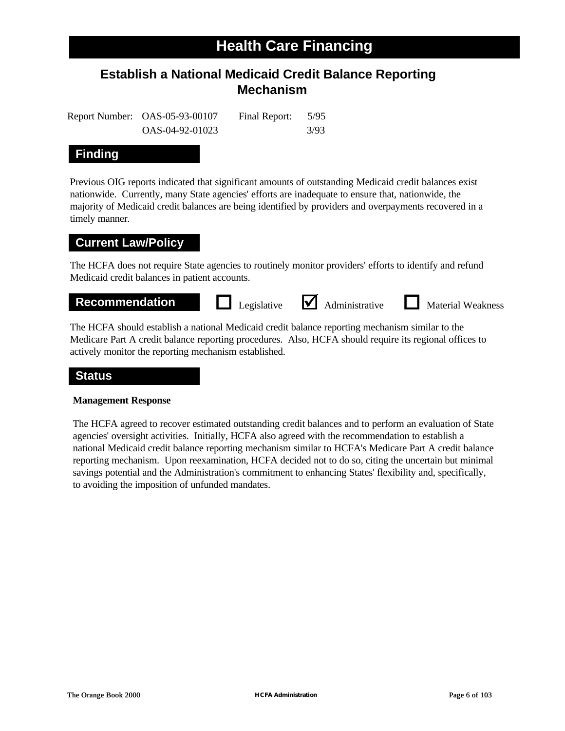# Health Care Financing

## Establish a National Medicaid Credit Balance Reporting Mechanism

| Report Number: | OAS-05-93-00107 | Final Report: | 5/95 |
|---|---|---|---|
| | OAS-04-92-01023 | | 3/93 |

### Finding

Previous OIG reports indicated that significant amounts of outstanding Medicaid credit balances exist nationwide. Currently, many State agencies' efforts are inadequate to ensure that, nationwide, the majority of Medicaid credit balances are being identified by providers and overpayments recovered in a timely manner.

### Current Law/Policy

The HCFA does not require State agencies to routinely monitor providers' efforts to identify and refund Medicaid credit balances in patient accounts.

### Recommendation

☐ Legislative ☑ Administrative ☐ Material Weakness

The HCFA should establish a national Medicaid credit balance reporting mechanism similar to the Medicare Part A credit balance reporting procedures. Also, HCFA should require its regional offices to actively monitor the reporting mechanism established.

### Status

**Management Response**

The HCFA agreed to recover estimated outstanding credit balances and to perform an evaluation of State agencies' oversight activities. Initially, HCFA also agreed with the recommendation to establish a national Medicaid credit balance reporting mechanism similar to HCFA's Medicare Part A credit balance reporting mechanism. Upon reexamination, HCFA decided not to do so, citing the uncertain but minimal savings potential and the Administration's commitment to enhancing States' flexibility and, specifically, to avoiding the imposition of unfunded mandates.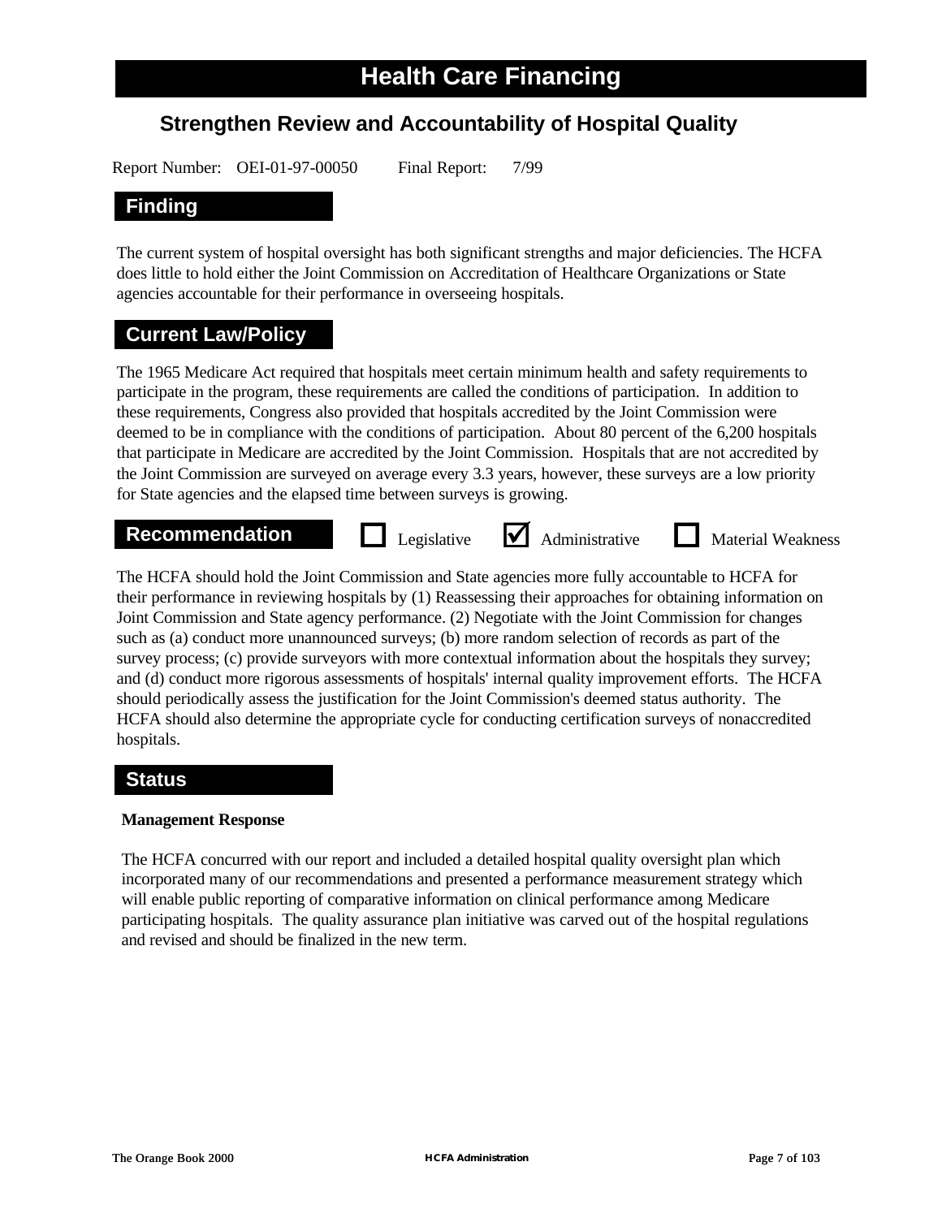# Health Care Financing

## Strengthen Review and Accountability of Hospital Quality

Report Number: OEI-01-97-00050 Final Report: 7/99

### Finding

The current system of hospital oversight has both significant strengths and major deficiencies. The HCFA does little to hold either the Joint Commission on Accreditation of Healthcare Organizations or State agencies accountable for their performance in overseeing hospitals.

### Current Law/Policy

The 1965 Medicare Act required that hospitals meet certain minimum health and safety requirements to participate in the program, these requirements are called the conditions of participation. In addition to these requirements, Congress also provided that hospitals accredited by the Joint Commission were deemed to be in compliance with the conditions of participation. About 80 percent of the 6,200 hospitals that participate in Medicare are accredited by the Joint Commission. Hospitals that are not accredited by the Joint Commission are surveyed on average every 3.3 years, however, these surveys are a low priority for State agencies and the elapsed time between surveys is growing.

### Recommendation

☐ Legislative ☑ Administrative ☐ Material Weakness

The HCFA should hold the Joint Commission and State agencies more fully accountable to HCFA for their performance in reviewing hospitals by (1) Reassessing their approaches for obtaining information on Joint Commission and State agency performance. (2) Negotiate with the Joint Commission for changes such as (a) conduct more unannounced surveys; (b) more random selection of records as part of the survey process; (c) provide surveyors with more contextual information about the hospitals they survey; and (d) conduct more rigorous assessments of hospitals' internal quality improvement efforts. The HCFA should periodically assess the justification for the Joint Commission's deemed status authority. The HCFA should also determine the appropriate cycle for conducting certification surveys of nonaccredited hospitals.

### Status

**Management Response**

The HCFA concurred with our report and included a detailed hospital quality oversight plan which incorporated many of our recommendations and presented a performance measurement strategy which will enable public reporting of comparative information on clinical performance among Medicare participating hospitals. The quality assurance plan initiative was carved out of the hospital regulations and revised and should be finalized in the new term.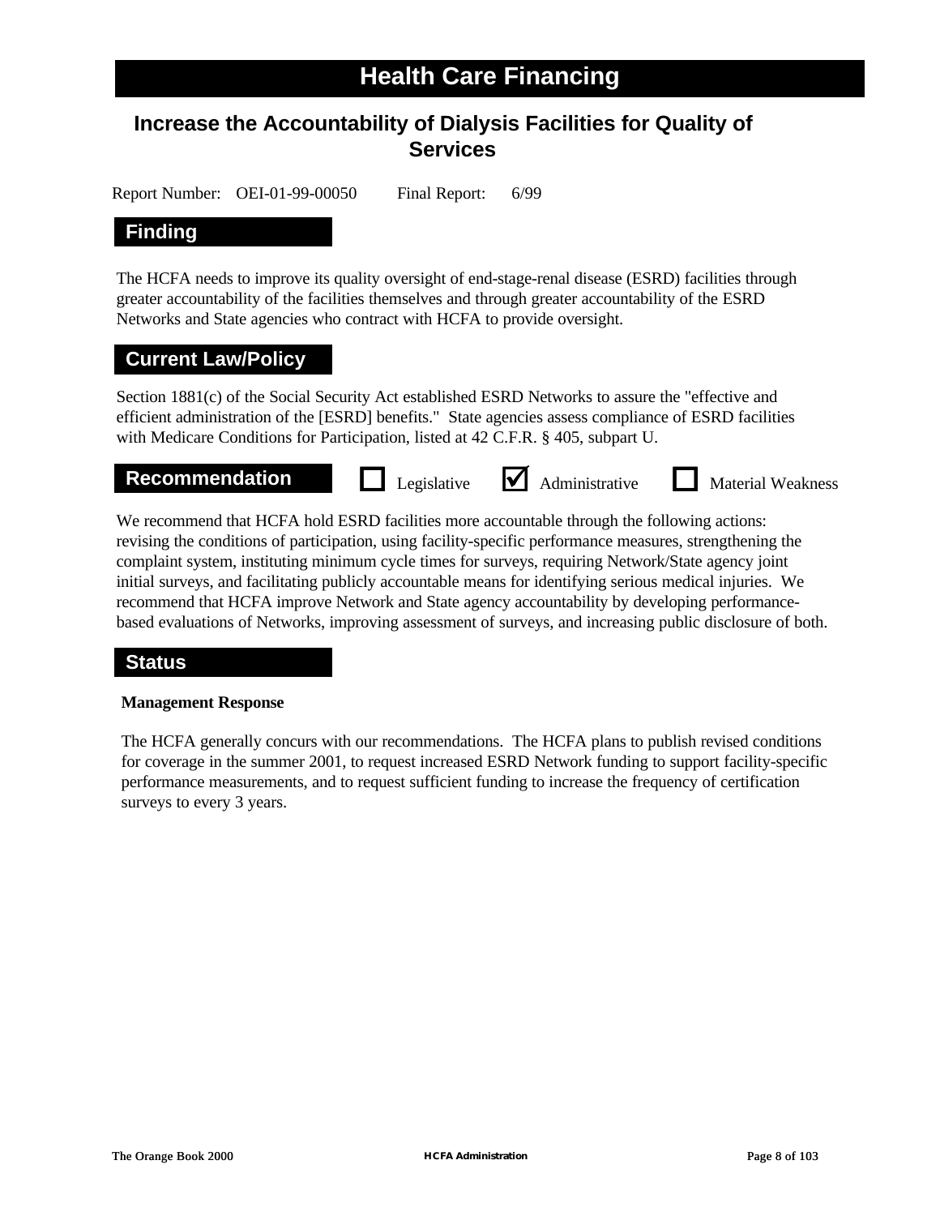# Health Care Financing

## Increase the Accountability of Dialysis Facilities for Quality of Services

Report Number: OEI-01-99-00050 Final Report: 6/99

### Finding

The HCFA needs to improve its quality oversight of end-stage-renal disease (ESRD) facilities through greater accountability of the facilities themselves and through greater accountability of the ESRD Networks and State agencies who contract with HCFA to provide oversight.

### Current Law/Policy

Section 1881(c) of the Social Security Act established ESRD Networks to assure the "effective and efficient administration of the [ESRD] benefits." State agencies assess compliance of ESRD facilities with Medicare Conditions for Participation, listed at 42 C.F.R. § 405, subpart U.

### Recommendation

☐ Legislative ☑ Administrative ☐ Material Weakness

We recommend that HCFA hold ESRD facilities more accountable through the following actions: revising the conditions of participation, using facility-specific performance measures, strengthening the complaint system, instituting minimum cycle times for surveys, requiring Network/State agency joint initial surveys, and facilitating publicly accountable means for identifying serious medical injuries. We recommend that HCFA improve Network and State agency accountability by developing performance-based evaluations of Networks, improving assessment of surveys, and increasing public disclosure of both.

### Status

**Management Response**

The HCFA generally concurs with our recommendations. The HCFA plans to publish revised conditions for coverage in the summer 2001, to request increased ESRD Network funding to support facility-specific performance measurements, and to request sufficient funding to increase the frequency of certification surveys to every 3 years.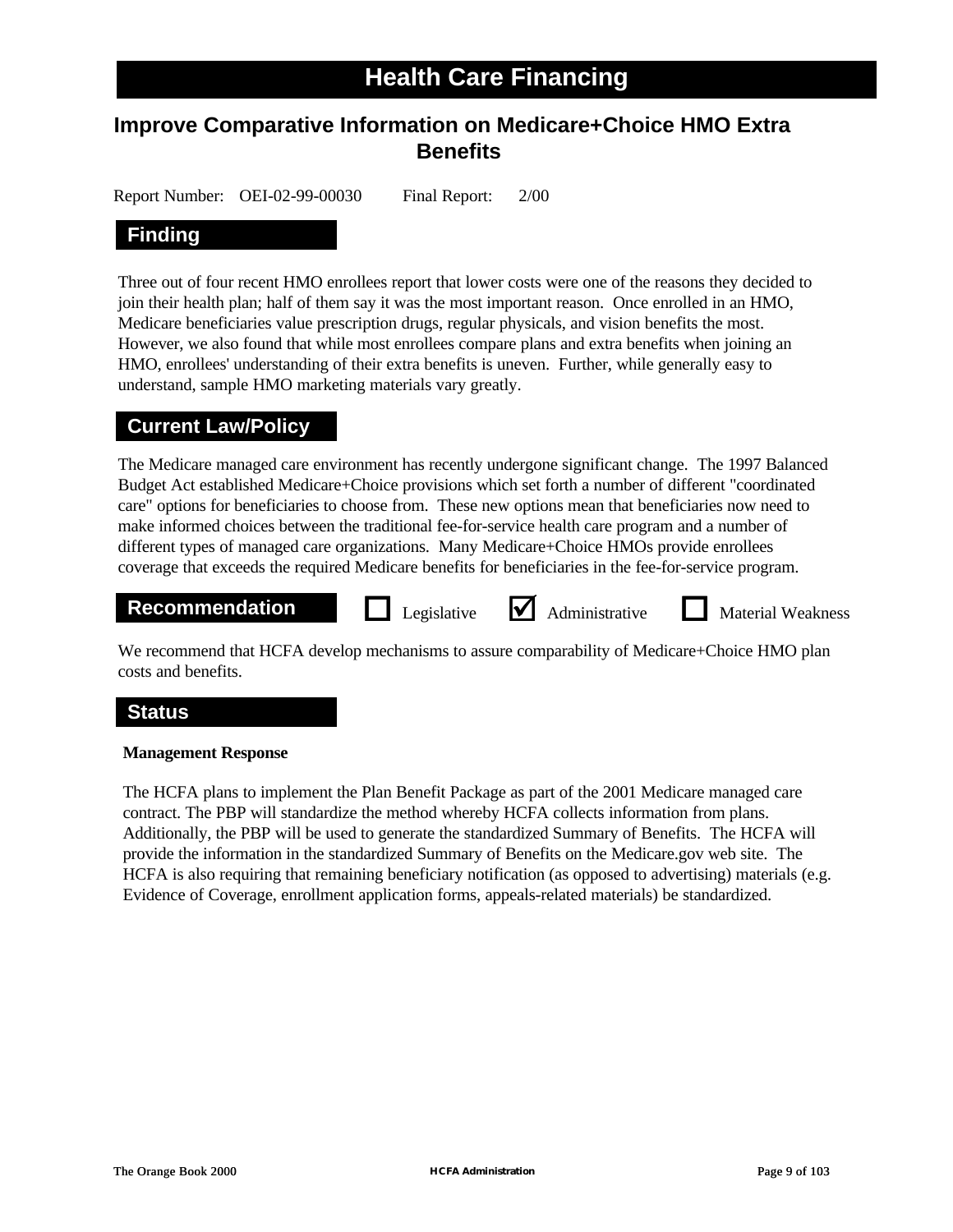# Health Care Financing

## Improve Comparative Information on Medicare+Choice HMO Extra Benefits

Report Number: OEI-02-99-00030 Final Report: 2/00

### Finding

Three out of four recent HMO enrollees report that lower costs were one of the reasons they decided to join their health plan; half of them say it was the most important reason. Once enrolled in an HMO, Medicare beneficiaries value prescription drugs, regular physicals, and vision benefits the most. However, we also found that while most enrollees compare plans and extra benefits when joining an HMO, enrollees' understanding of their extra benefits is uneven. Further, while generally easy to understand, sample HMO marketing materials vary greatly.

### Current Law/Policy

The Medicare managed care environment has recently undergone significant change. The 1997 Balanced Budget Act established Medicare+Choice provisions which set forth a number of different "coordinated care" options for beneficiaries to choose from. These new options mean that beneficiaries now need to make informed choices between the traditional fee-for-service health care program and a number of different types of managed care organizations. Many Medicare+Choice HMOs provide enrollees coverage that exceeds the required Medicare benefits for beneficiaries in the fee-for-service program.

### Recommendation

☐ Legislative ☑ Administrative ☐ Material Weakness

We recommend that HCFA develop mechanisms to assure comparability of Medicare+Choice HMO plan costs and benefits.

### Status

**Management Response**

The HCFA plans to implement the Plan Benefit Package as part of the 2001 Medicare managed care contract. The PBP will standardize the method whereby HCFA collects information from plans. Additionally, the PBP will be used to generate the standardized Summary of Benefits. The HCFA will provide the information in the standardized Summary of Benefits on the Medicare.gov web site. The HCFA is also requiring that remaining beneficiary notification (as opposed to advertising) materials (e.g. Evidence of Coverage, enrollment application forms, appeals-related materials) be standardized.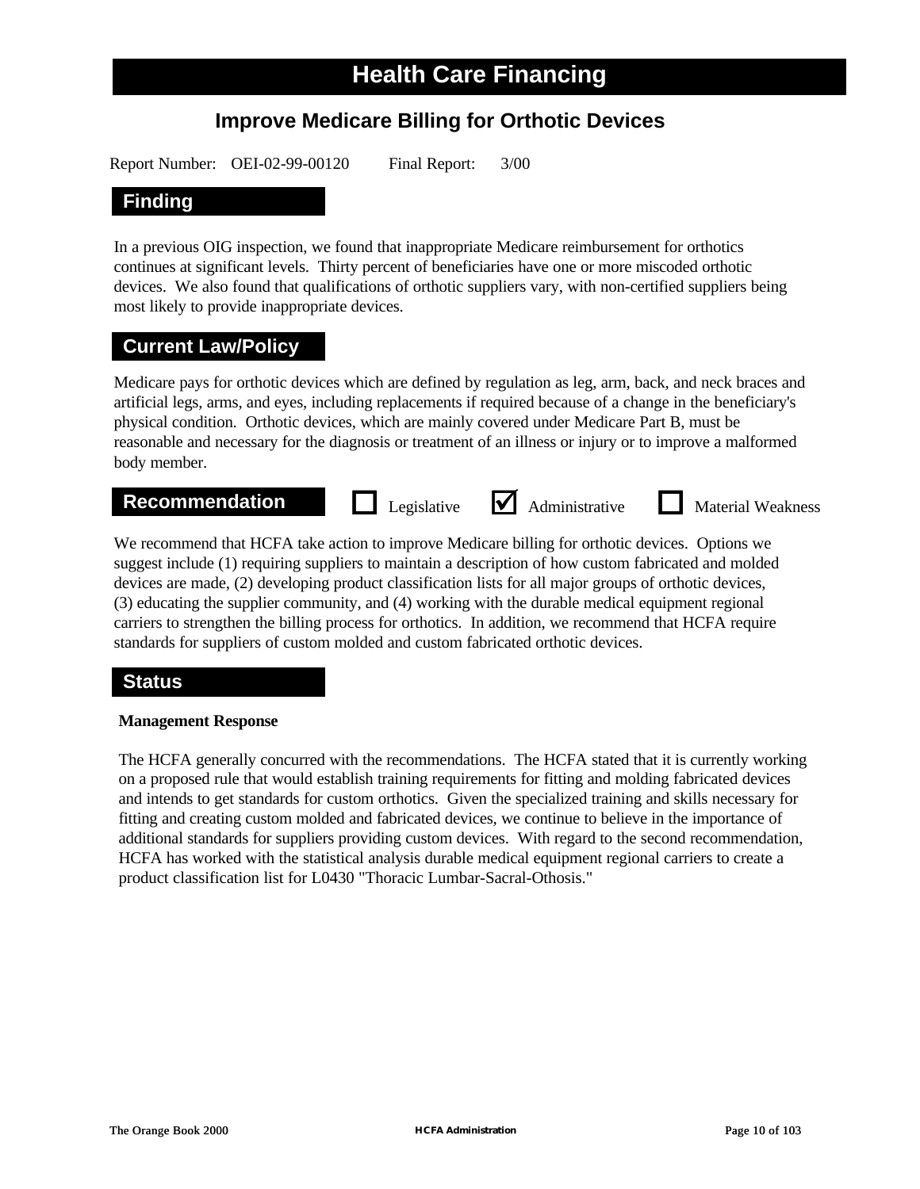# Health Care Financing

## Improve Medicare Billing for Orthotic Devices

Report Number: OEI-02-99-00120 Final Report: 3/00

### Finding

In a previous OIG inspection, we found that inappropriate Medicare reimbursement for orthotics continues at significant levels. Thirty percent of beneficiaries have one or more miscoded orthotic devices. We also found that qualifications of orthotic suppliers vary, with non-certified suppliers being most likely to provide inappropriate devices.

### Current Law/Policy

Medicare pays for orthotic devices which are defined by regulation as leg, arm, back, and neck braces and artificial legs, arms, and eyes, including replacements if required because of a change in the beneficiary's physical condition. Orthotic devices, which are mainly covered under Medicare Part B, must be reasonable and necessary for the diagnosis or treatment of an illness or injury or to improve a malformed body member.

### Recommendation

☐ Legislative ☑ Administrative ☐ Material Weakness

We recommend that HCFA take action to improve Medicare billing for orthotic devices. Options we suggest include (1) requiring suppliers to maintain a description of how custom fabricated and molded devices are made, (2) developing product classification lists for all major groups of orthotic devices, (3) educating the supplier community, and (4) working with the durable medical equipment regional carriers to strengthen the billing process for orthotics. In addition, we recommend that HCFA require standards for suppliers of custom molded and custom fabricated orthotic devices.

### Status

**Management Response**

The HCFA generally concurred with the recommendations. The HCFA stated that it is currently working on a proposed rule that would establish training requirements for fitting and molding fabricated devices and intends to get standards for custom orthotics. Given the specialized training and skills necessary for fitting and creating custom molded and fabricated devices, we continue to believe in the importance of additional standards for suppliers providing custom devices. With regard to the second recommendation, HCFA has worked with the statistical analysis durable medical equipment regional carriers to create a product classification list for L0430 "Thoracic Lumbar-Sacral-Othosis."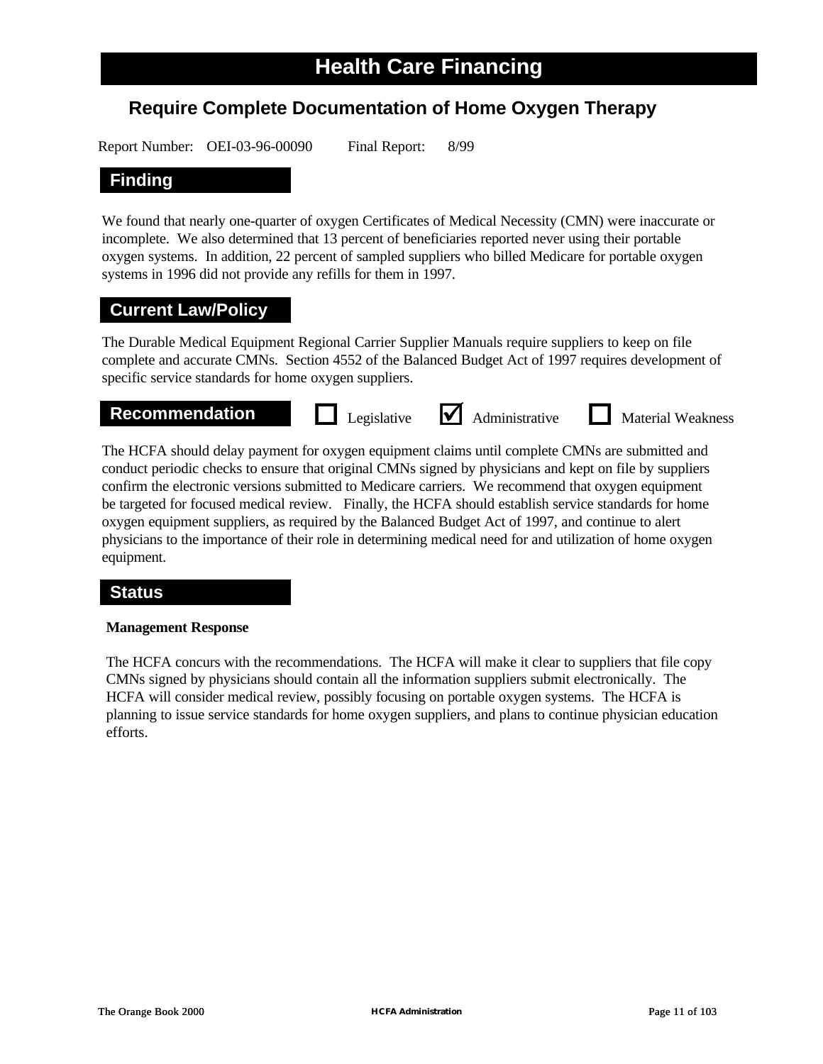# Health Care Financing

## Require Complete Documentation of Home Oxygen Therapy

Report Number: OEI-03-96-00090 Final Report: 8/99

### Finding

We found that nearly one-quarter of oxygen Certificates of Medical Necessity (CMN) were inaccurate or incomplete. We also determined that 13 percent of beneficiaries reported never using their portable oxygen systems. In addition, 22 percent of sampled suppliers who billed Medicare for portable oxygen systems in 1996 did not provide any refills for them in 1997.

### Current Law/Policy

The Durable Medical Equipment Regional Carrier Supplier Manuals require suppliers to keep on file complete and accurate CMNs. Section 4552 of the Balanced Budget Act of 1997 requires development of specific service standards for home oxygen suppliers.

### Recommendation

☐ Legislative ☑ Administrative ☐ Material Weakness

The HCFA should delay payment for oxygen equipment claims until complete CMNs are submitted and conduct periodic checks to ensure that original CMNs signed by physicians and kept on file by suppliers confirm the electronic versions submitted to Medicare carriers. We recommend that oxygen equipment be targeted for focused medical review. Finally, the HCFA should establish service standards for home oxygen equipment suppliers, as required by the Balanced Budget Act of 1997, and continue to alert physicians to the importance of their role in determining medical need for and utilization of home oxygen equipment.

### Status

**Management Response**

The HCFA concurs with the recommendations. The HCFA will make it clear to suppliers that file copy CMNs signed by physicians should contain all the information suppliers submit electronically. The HCFA will consider medical review, possibly focusing on portable oxygen systems. The HCFA is planning to issue service standards for home oxygen suppliers, and plans to continue physician education efforts.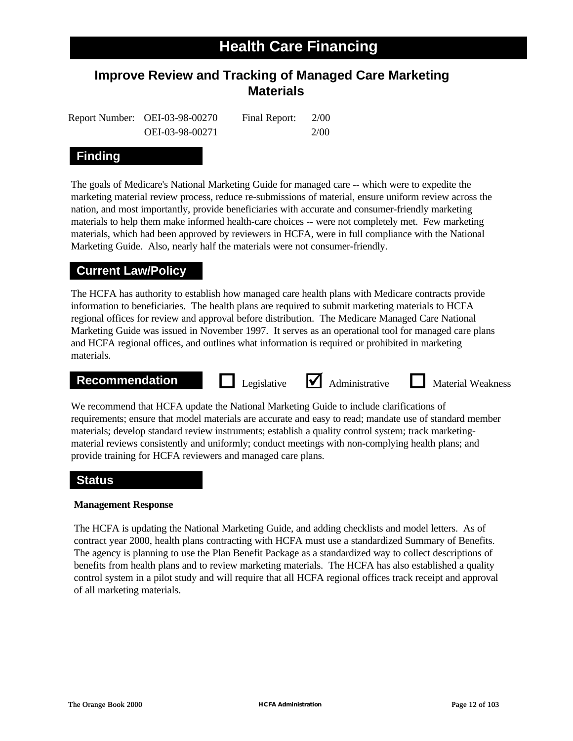# Health Care Financing

## Improve Review and Tracking of Managed Care Marketing Materials

| Report Number: | OEI-03-98-00270 | Final Report: | 2/00 |
|---|---|---|---|
| | OEI-03-98-00271 | | 2/00 |

### Finding

The goals of Medicare's National Marketing Guide for managed care -- which were to expedite the marketing material review process, reduce re-submissions of material, ensure uniform review across the nation, and most importantly, provide beneficiaries with accurate and consumer-friendly marketing materials to help them make informed health-care choices -- were not completely met. Few marketing materials, which had been approved by reviewers in HCFA, were in full compliance with the National Marketing Guide. Also, nearly half the materials were not consumer-friendly.

### Current Law/Policy

The HCFA has authority to establish how managed care health plans with Medicare contracts provide information to beneficiaries. The health plans are required to submit marketing materials to HCFA regional offices for review and approval before distribution. The Medicare Managed Care National Marketing Guide was issued in November 1997. It serves as an operational tool for managed care plans and HCFA regional offices, and outlines what information is required or prohibited in marketing materials.

### Recommendation

☐ Legislative ☑ Administrative ☐ Material Weakness

We recommend that HCFA update the National Marketing Guide to include clarifications of requirements; ensure that model materials are accurate and easy to read; mandate use of standard member materials; develop standard review instruments; establish a quality control system; track marketing-material reviews consistently and uniformly; conduct meetings with non-complying health plans; and provide training for HCFA reviewers and managed care plans.

### Status

**Management Response**

The HCFA is updating the National Marketing Guide, and adding checklists and model letters. As of contract year 2000, health plans contracting with HCFA must use a standardized Summary of Benefits. The agency is planning to use the Plan Benefit Package as a standardized way to collect descriptions of benefits from health plans and to review marketing materials. The HCFA has also established a quality control system in a pilot study and will require that all HCFA regional offices track receipt and approval of all marketing materials.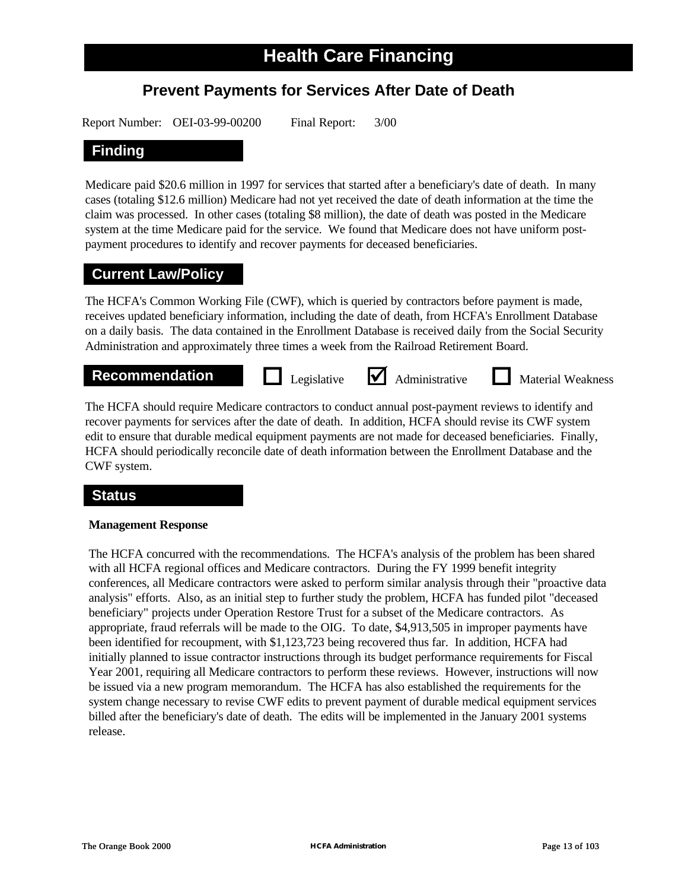# Health Care Financing

## Prevent Payments for Services After Date of Death

Report Number: OEI-03-99-00200 Final Report: 3/00

### Finding

Medicare paid $20.6 million in 1997 for services that started after a beneficiary's date of death. In many cases (totaling $12.6 million) Medicare had not yet received the date of death information at the time the claim was processed. In other cases (totaling $8 million), the date of death was posted in the Medicare system at the time Medicare paid for the service. We found that Medicare does not have uniform post-payment procedures to identify and recover payments for deceased beneficiaries.

### Current Law/Policy

The HCFA's Common Working File (CWF), which is queried by contractors before payment is made, receives updated beneficiary information, including the date of death, from HCFA's Enrollment Database on a daily basis. The data contained in the Enrollment Database is received daily from the Social Security Administration and approximately three times a week from the Railroad Retirement Board.

### Recommendation

☐ Legislative ☑ Administrative ☐ Material Weakness

The HCFA should require Medicare contractors to conduct annual post-payment reviews to identify and recover payments for services after the date of death. In addition, HCFA should revise its CWF system edit to ensure that durable medical equipment payments are not made for deceased beneficiaries. Finally, HCFA should periodically reconcile date of death information between the Enrollment Database and the CWF system.

### Status

**Management Response**

The HCFA concurred with the recommendations. The HCFA's analysis of the problem has been shared with all HCFA regional offices and Medicare contractors. During the FY 1999 benefit integrity conferences, all Medicare contractors were asked to perform similar analysis through their "proactive data analysis" efforts. Also, as an initial step to further study the problem, HCFA has funded pilot "deceased beneficiary" projects under Operation Restore Trust for a subset of the Medicare contractors. As appropriate, fraud referrals will be made to the OIG. To date, $4,913,505 in improper payments have been identified for recoupment, with $1,123,723 being recovered thus far. In addition, HCFA had initially planned to issue contractor instructions through its budget performance requirements for Fiscal Year 2001, requiring all Medicare contractors to perform these reviews. However, instructions will now be issued via a new program memorandum. The HCFA has also established the requirements for the system change necessary to revise CWF edits to prevent payment of durable medical equipment services billed after the beneficiary's date of death. The edits will be implemented in the January 2001 systems release.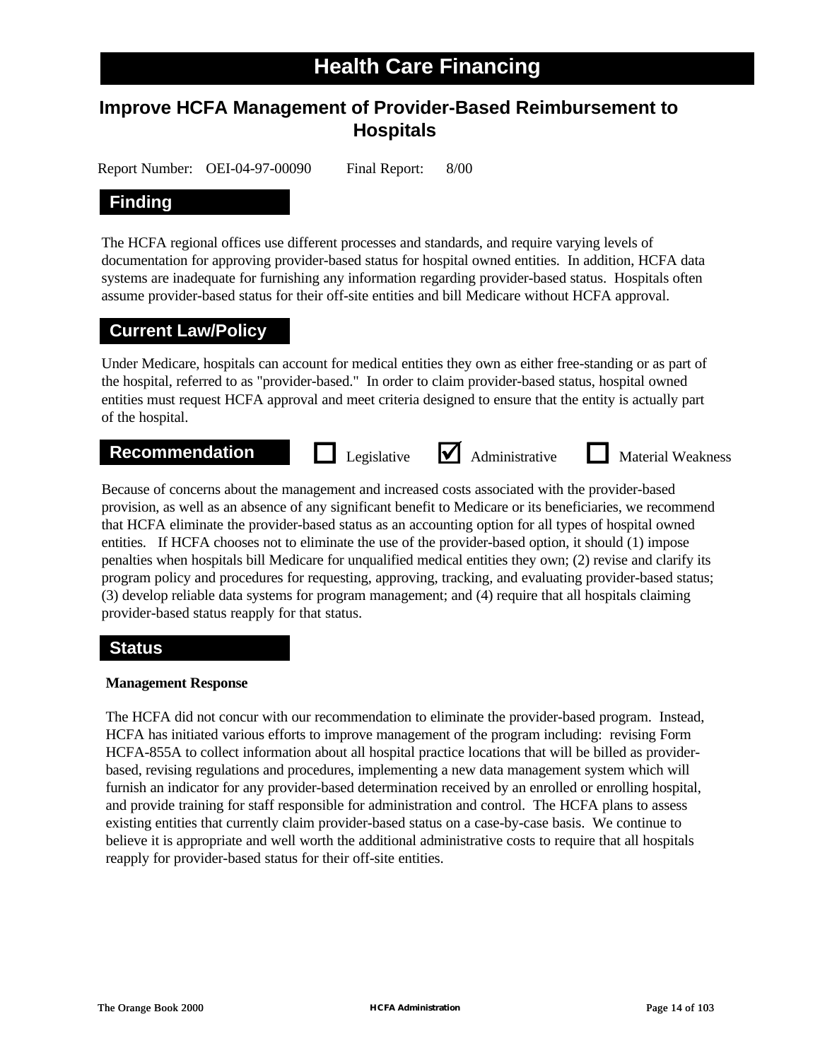# Health Care Financing

## Improve HCFA Management of Provider-Based Reimbursement to Hospitals

Report Number: OEI-04-97-00090 Final Report: 8/00

### Finding

The HCFA regional offices use different processes and standards, and require varying levels of documentation for approving provider-based status for hospital owned entities. In addition, HCFA data systems are inadequate for furnishing any information regarding provider-based status. Hospitals often assume provider-based status for their off-site entities and bill Medicare without HCFA approval.

### Current Law/Policy

Under Medicare, hospitals can account for medical entities they own as either free-standing or as part of the hospital, referred to as "provider-based." In order to claim provider-based status, hospital owned entities must request HCFA approval and meet criteria designed to ensure that the entity is actually part of the hospital.

### Recommendation

☐ Legislative ☑ Administrative ☐ Material Weakness

Because of concerns about the management and increased costs associated with the provider-based provision, as well as an absence of any significant benefit to Medicare or its beneficiaries, we recommend that HCFA eliminate the provider-based status as an accounting option for all types of hospital owned entities. If HCFA chooses not to eliminate the use of the provider-based option, it should (1) impose penalties when hospitals bill Medicare for unqualified medical entities they own; (2) revise and clarify its program policy and procedures for requesting, approving, tracking, and evaluating provider-based status; (3) develop reliable data systems for program management; and (4) require that all hospitals claiming provider-based status reapply for that status.

### Status

**Management Response**

The HCFA did not concur with our recommendation to eliminate the provider-based program. Instead, HCFA has initiated various efforts to improve management of the program including: revising Form HCFA-855A to collect information about all hospital practice locations that will be billed as provider-based, revising regulations and procedures, implementing a new data management system which will furnish an indicator for any provider-based determination received by an enrolled or enrolling hospital, and provide training for staff responsible for administration and control. The HCFA plans to assess existing entities that currently claim provider-based status on a case-by-case basis. We continue to believe it is appropriate and well worth the additional administrative costs to require that all hospitals reapply for provider-based status for their off-site entities.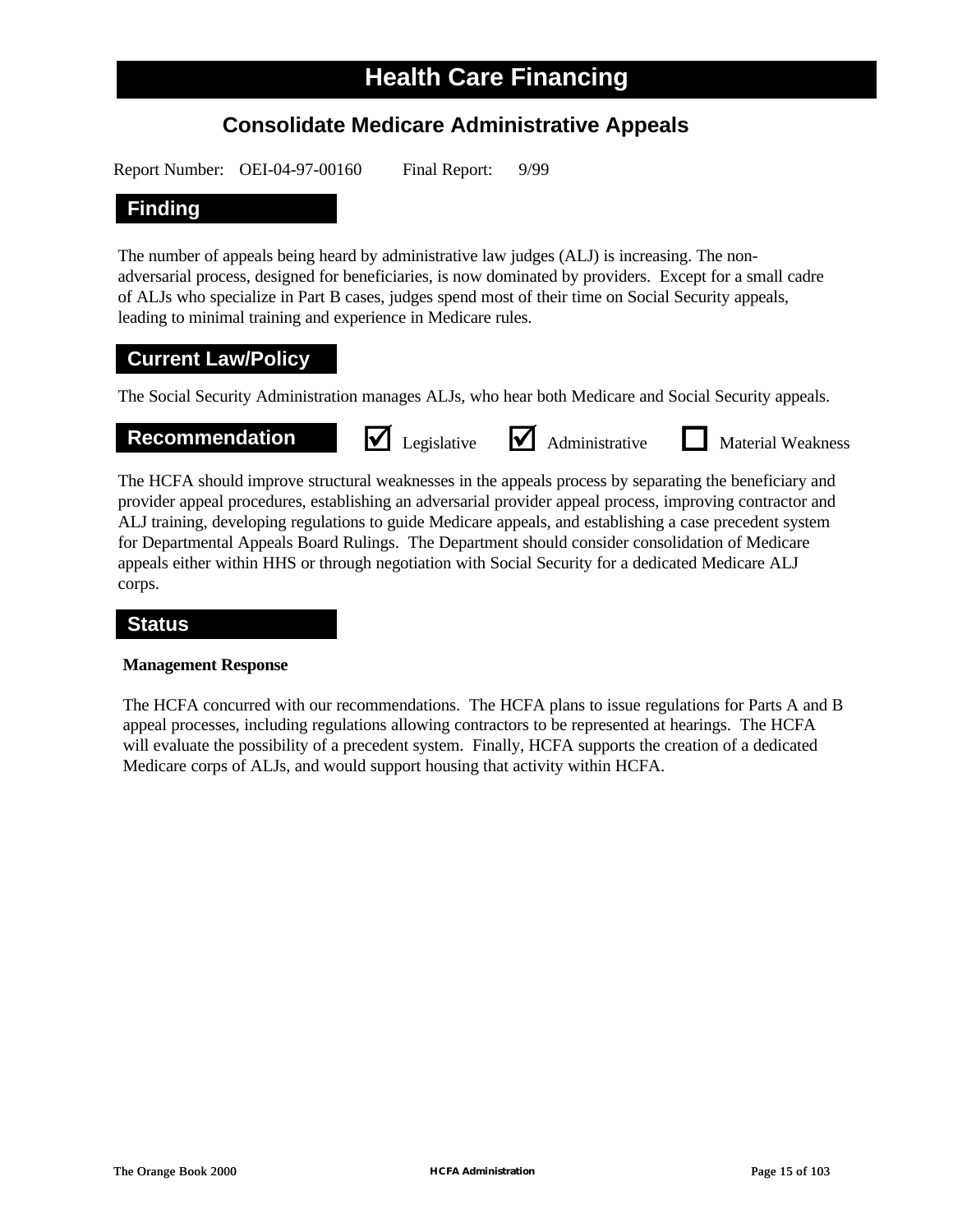# Health Care Financing

## Consolidate Medicare Administrative Appeals

Report Number: OEI-04-97-00160 Final Report: 9/99

### Finding

The number of appeals being heard by administrative law judges (ALJ) is increasing. The non-adversarial process, designed for beneficiaries, is now dominated by providers. Except for a small cadre of ALJs who specialize in Part B cases, judges spend most of their time on Social Security appeals, leading to minimal training and experience in Medicare rules.

### Current Law/Policy

The Social Security Administration manages ALJs, who hear both Medicare and Social Security appeals.

### Recommendation

☑ Legislative ☑ Administrative ☐ Material Weakness

The HCFA should improve structural weaknesses in the appeals process by separating the beneficiary and provider appeal procedures, establishing an adversarial provider appeal process, improving contractor and ALJ training, developing regulations to guide Medicare appeals, and establishing a case precedent system for Departmental Appeals Board Rulings. The Department should consider consolidation of Medicare appeals either within HHS or through negotiation with Social Security for a dedicated Medicare ALJ corps.

### Status

**Management Response**

The HCFA concurred with our recommendations. The HCFA plans to issue regulations for Parts A and B appeal processes, including regulations allowing contractors to be represented at hearings. The HCFA will evaluate the possibility of a precedent system. Finally, HCFA supports the creation of a dedicated Medicare corps of ALJs, and would support housing that activity within HCFA.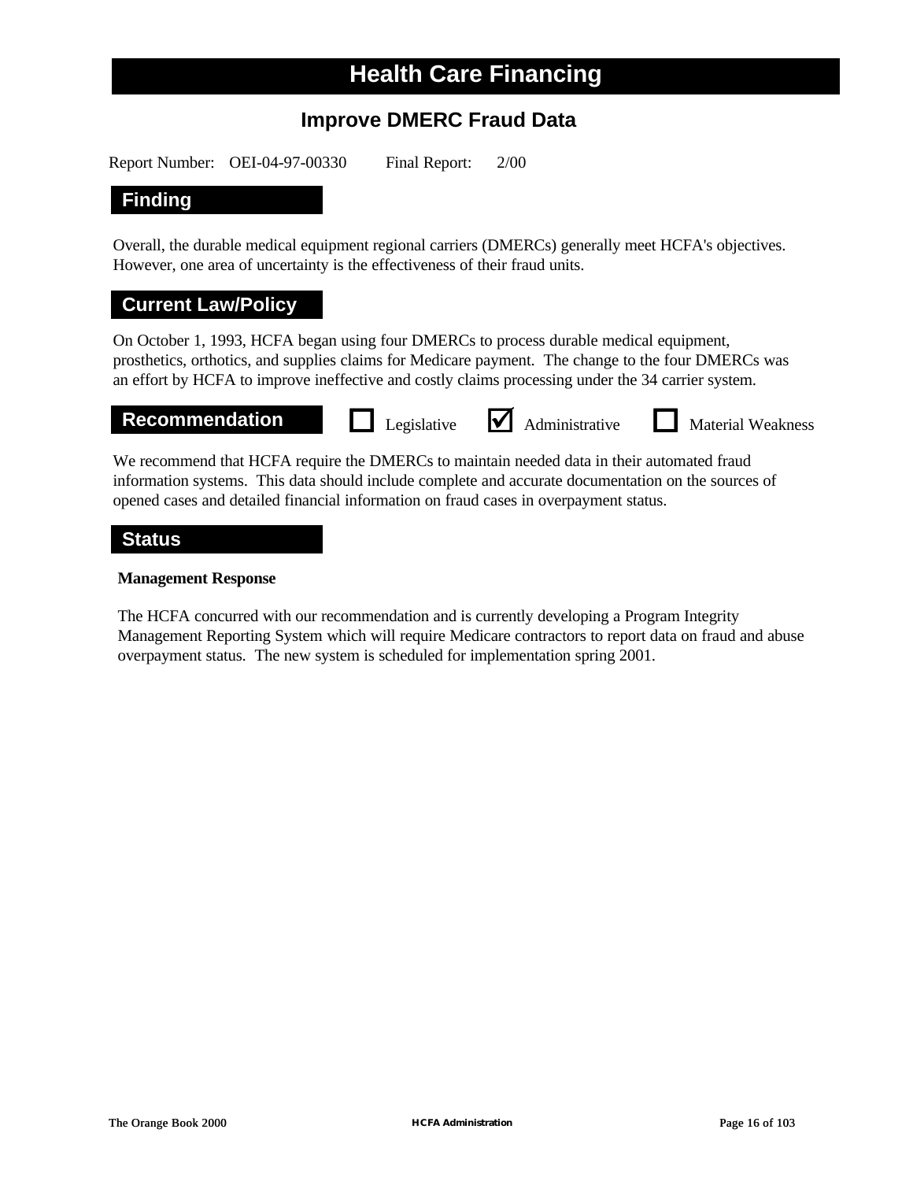# Health Care Financing

## Improve DMERC Fraud Data

Report Number: OEI-04-97-00330 Final Report: 2/00

### Finding

Overall, the durable medical equipment regional carriers (DMERCs) generally meet HCFA's objectives. However, one area of uncertainty is the effectiveness of their fraud units.

### Current Law/Policy

On October 1, 1993, HCFA began using four DMERCs to process durable medical equipment, prosthetics, orthotics, and supplies claims for Medicare payment. The change to the four DMERCs was an effort by HCFA to improve ineffective and costly claims processing under the 34 carrier system.

### Recommendation

☐ Legislative ☑ Administrative ☐ Material Weakness

We recommend that HCFA require the DMERCs to maintain needed data in their automated fraud information systems. This data should include complete and accurate documentation on the sources of opened cases and detailed financial information on fraud cases in overpayment status.

### Status

**Management Response**

The HCFA concurred with our recommendation and is currently developing a Program Integrity Management Reporting System which will require Medicare contractors to report data on fraud and abuse overpayment status. The new system is scheduled for implementation spring 2001.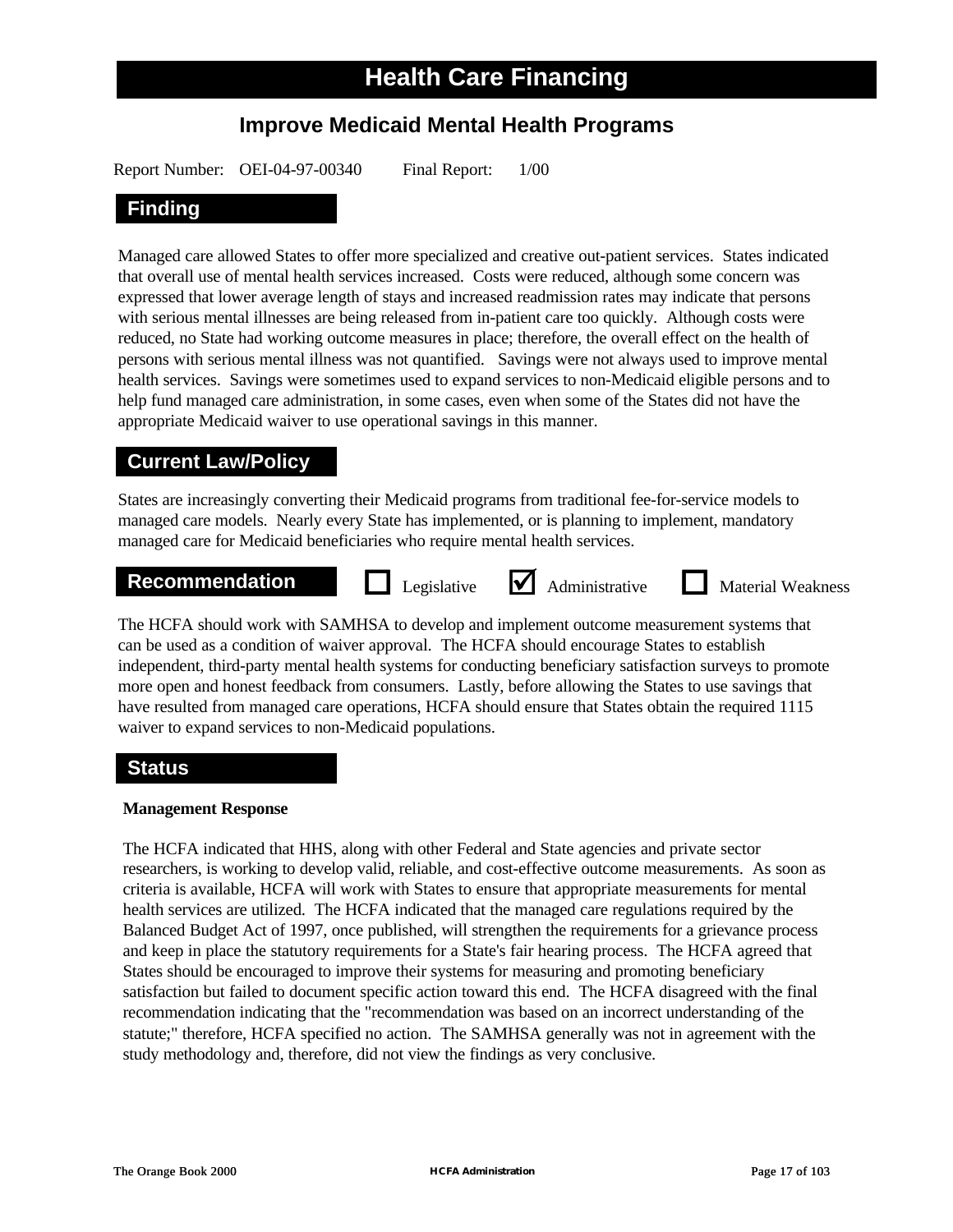# Health Care Financing

## Improve Medicaid Mental Health Programs

Report Number: OEI-04-97-00340 Final Report: 1/00

### Finding

Managed care allowed States to offer more specialized and creative out-patient services. States indicated that overall use of mental health services increased. Costs were reduced, although some concern was expressed that lower average length of stays and increased readmission rates may indicate that persons with serious mental illnesses are being released from in-patient care too quickly. Although costs were reduced, no State had working outcome measures in place; therefore, the overall effect on the health of persons with serious mental illness was not quantified. Savings were not always used to improve mental health services. Savings were sometimes used to expand services to non-Medicaid eligible persons and to help fund managed care administration, in some cases, even when some of the States did not have the appropriate Medicaid waiver to use operational savings in this manner.

### Current Law/Policy

States are increasingly converting their Medicaid programs from traditional fee-for-service models to managed care models. Nearly every State has implemented, or is planning to implement, mandatory managed care for Medicaid beneficiaries who require mental health services.

### Recommendation

☐ Legislative ☑ Administrative ☐ Material Weakness

The HCFA should work with SAMHSA to develop and implement outcome measurement systems that can be used as a condition of waiver approval. The HCFA should encourage States to establish independent, third-party mental health systems for conducting beneficiary satisfaction surveys to promote more open and honest feedback from consumers. Lastly, before allowing the States to use savings that have resulted from managed care operations, HCFA should ensure that States obtain the required 1115 waiver to expand services to non-Medicaid populations.

### Status

**Management Response**

The HCFA indicated that HHS, along with other Federal and State agencies and private sector researchers, is working to develop valid, reliable, and cost-effective outcome measurements. As soon as criteria is available, HCFA will work with States to ensure that appropriate measurements for mental health services are utilized. The HCFA indicated that the managed care regulations required by the Balanced Budget Act of 1997, once published, will strengthen the requirements for a grievance process and keep in place the statutory requirements for a State's fair hearing process. The HCFA agreed that States should be encouraged to improve their systems for measuring and promoting beneficiary satisfaction but failed to document specific action toward this end. The HCFA disagreed with the final recommendation indicating that the "recommendation was based on an incorrect understanding of the statute;" therefore, HCFA specified no action. The SAMHSA generally was not in agreement with the study methodology and, therefore, did not view the findings as very conclusive.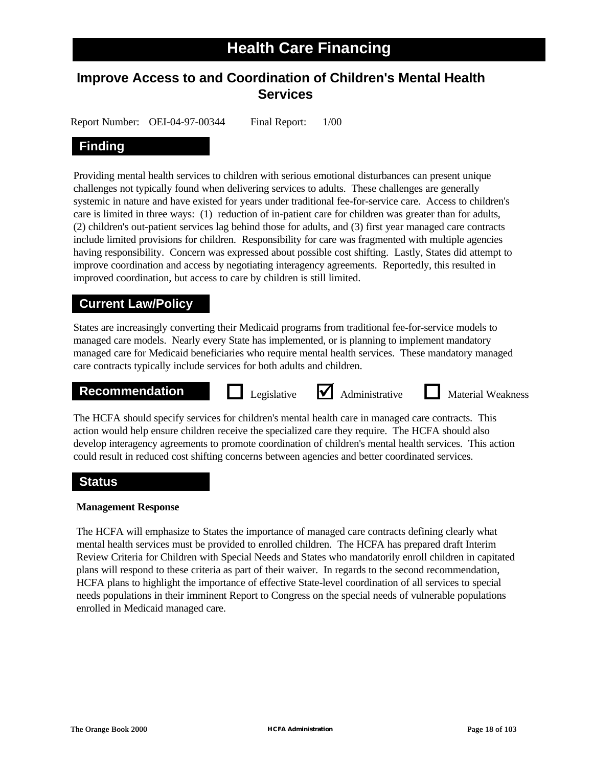# Health Care Financing

## Improve Access to and Coordination of Children's Mental Health Services

Report Number: OEI-04-97-00344 Final Report: 1/00

### Finding

Providing mental health services to children with serious emotional disturbances can present unique challenges not typically found when delivering services to adults. These challenges are generally systemic in nature and have existed for years under traditional fee-for-service care. Access to children's care is limited in three ways: (1) reduction of in-patient care for children was greater than for adults, (2) children's out-patient services lag behind those for adults, and (3) first year managed care contracts include limited provisions for children. Responsibility for care was fragmented with multiple agencies having responsibility. Concern was expressed about possible cost shifting. Lastly, States did attempt to improve coordination and access by negotiating interagency agreements. Reportedly, this resulted in improved coordination, but access to care by children is still limited.

### Current Law/Policy

States are increasingly converting their Medicaid programs from traditional fee-for-service models to managed care models. Nearly every State has implemented, or is planning to implement mandatory managed care for Medicaid beneficiaries who require mental health services. These mandatory managed care contracts typically include services for both adults and children.

### Recommendation

☐ Legislative ☑ Administrative ☐ Material Weakness

The HCFA should specify services for children's mental health care in managed care contracts. This action would help ensure children receive the specialized care they require. The HCFA should also develop interagency agreements to promote coordination of children's mental health services. This action could result in reduced cost shifting concerns between agencies and better coordinated services.

### Status

**Management Response**

The HCFA will emphasize to States the importance of managed care contracts defining clearly what mental health services must be provided to enrolled children. The HCFA has prepared draft Interim Review Criteria for Children with Special Needs and States who mandatorily enroll children in capitated plans will respond to these criteria as part of their waiver. In regards to the second recommendation, HCFA plans to highlight the importance of effective State-level coordination of all services to special needs populations in their imminent Report to Congress on the special needs of vulnerable populations enrolled in Medicaid managed care.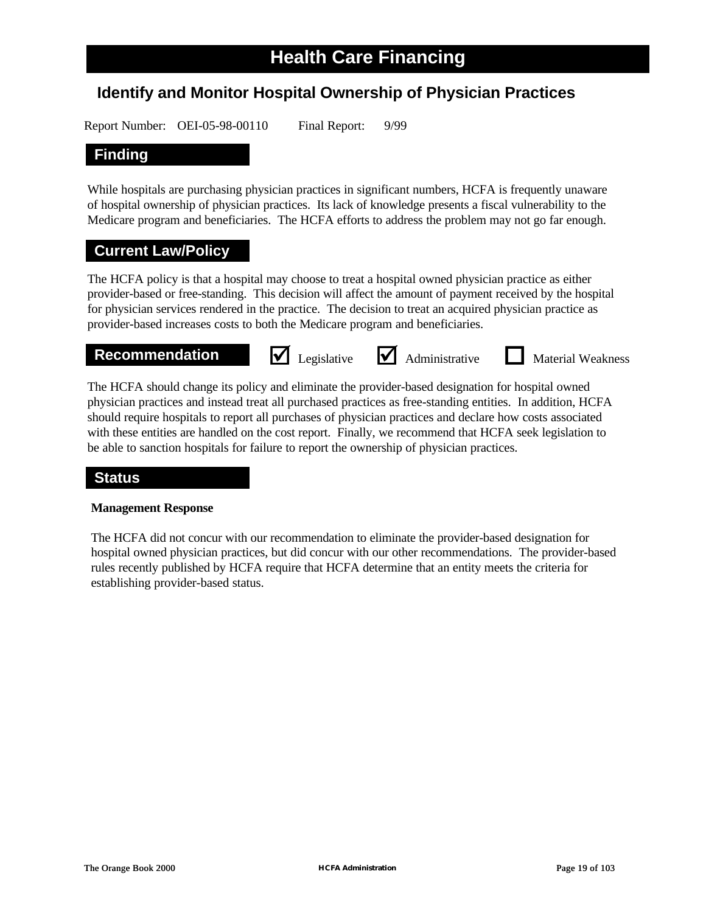# Health Care Financing

## Identify and Monitor Hospital Ownership of Physician Practices

Report Number: OEI-05-98-00110 Final Report: 9/99

### Finding

While hospitals are purchasing physician practices in significant numbers, HCFA is frequently unaware of hospital ownership of physician practices. Its lack of knowledge presents a fiscal vulnerability to the Medicare program and beneficiaries. The HCFA efforts to address the problem may not go far enough.

### Current Law/Policy

The HCFA policy is that a hospital may choose to treat a hospital owned physician practice as either provider-based or free-standing. This decision will affect the amount of payment received by the hospital for physician services rendered in the practice. The decision to treat an acquired physician practice as provider-based increases costs to both the Medicare program and beneficiaries.

### Recommendation

☑ Legislative ☑ Administrative ☐ Material Weakness

The HCFA should change its policy and eliminate the provider-based designation for hospital owned physician practices and instead treat all purchased practices as free-standing entities. In addition, HCFA should require hospitals to report all purchases of physician practices and declare how costs associated with these entities are handled on the cost report. Finally, we recommend that HCFA seek legislation to be able to sanction hospitals for failure to report the ownership of physician practices.

### Status

**Management Response**

The HCFA did not concur with our recommendation to eliminate the provider-based designation for hospital owned physician practices, but did concur with our other recommendations. The provider-based rules recently published by HCFA require that HCFA determine that an entity meets the criteria for establishing provider-based status.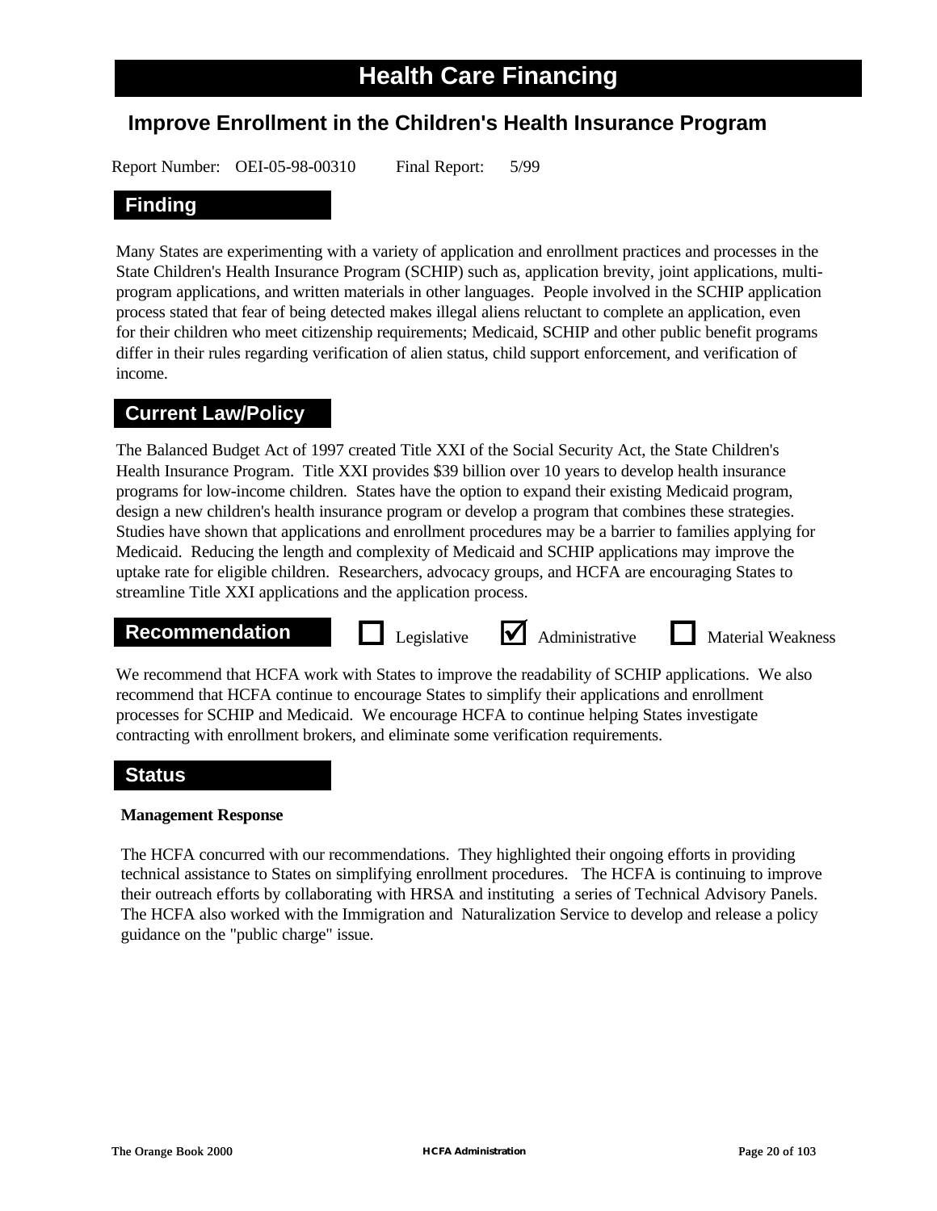# Health Care Financing

## Improve Enrollment in the Children's Health Insurance Program

Report Number: OEI-05-98-00310 Final Report: 5/99

### Finding

Many States are experimenting with a variety of application and enrollment practices and processes in the State Children's Health Insurance Program (SCHIP) such as, application brevity, joint applications, multi-program applications, and written materials in other languages. People involved in the SCHIP application process stated that fear of being detected makes illegal aliens reluctant to complete an application, even for their children who meet citizenship requirements; Medicaid, SCHIP and other public benefit programs differ in their rules regarding verification of alien status, child support enforcement, and verification of income.

### Current Law/Policy

The Balanced Budget Act of 1997 created Title XXI of the Social Security Act, the State Children's Health Insurance Program. Title XXI provides $39 billion over 10 years to develop health insurance programs for low-income children. States have the option to expand their existing Medicaid program, design a new children's health insurance program or develop a program that combines these strategies. Studies have shown that applications and enrollment procedures may be a barrier to families applying for Medicaid. Reducing the length and complexity of Medicaid and SCHIP applications may improve the uptake rate for eligible children. Researchers, advocacy groups, and HCFA are encouraging States to streamline Title XXI applications and the application process.

### Recommendation

☐ Legislative ☑ Administrative ☐ Material Weakness

We recommend that HCFA work with States to improve the readability of SCHIP applications. We also recommend that HCFA continue to encourage States to simplify their applications and enrollment processes for SCHIP and Medicaid. We encourage HCFA to continue helping States investigate contracting with enrollment brokers, and eliminate some verification requirements.

### Status

**Management Response**

The HCFA concurred with our recommendations. They highlighted their ongoing efforts in providing technical assistance to States on simplifying enrollment procedures. The HCFA is continuing to improve their outreach efforts by collaborating with HRSA and instituting a series of Technical Advisory Panels. The HCFA also worked with the Immigration and Naturalization Service to develop and release a policy guidance on the "public charge" issue.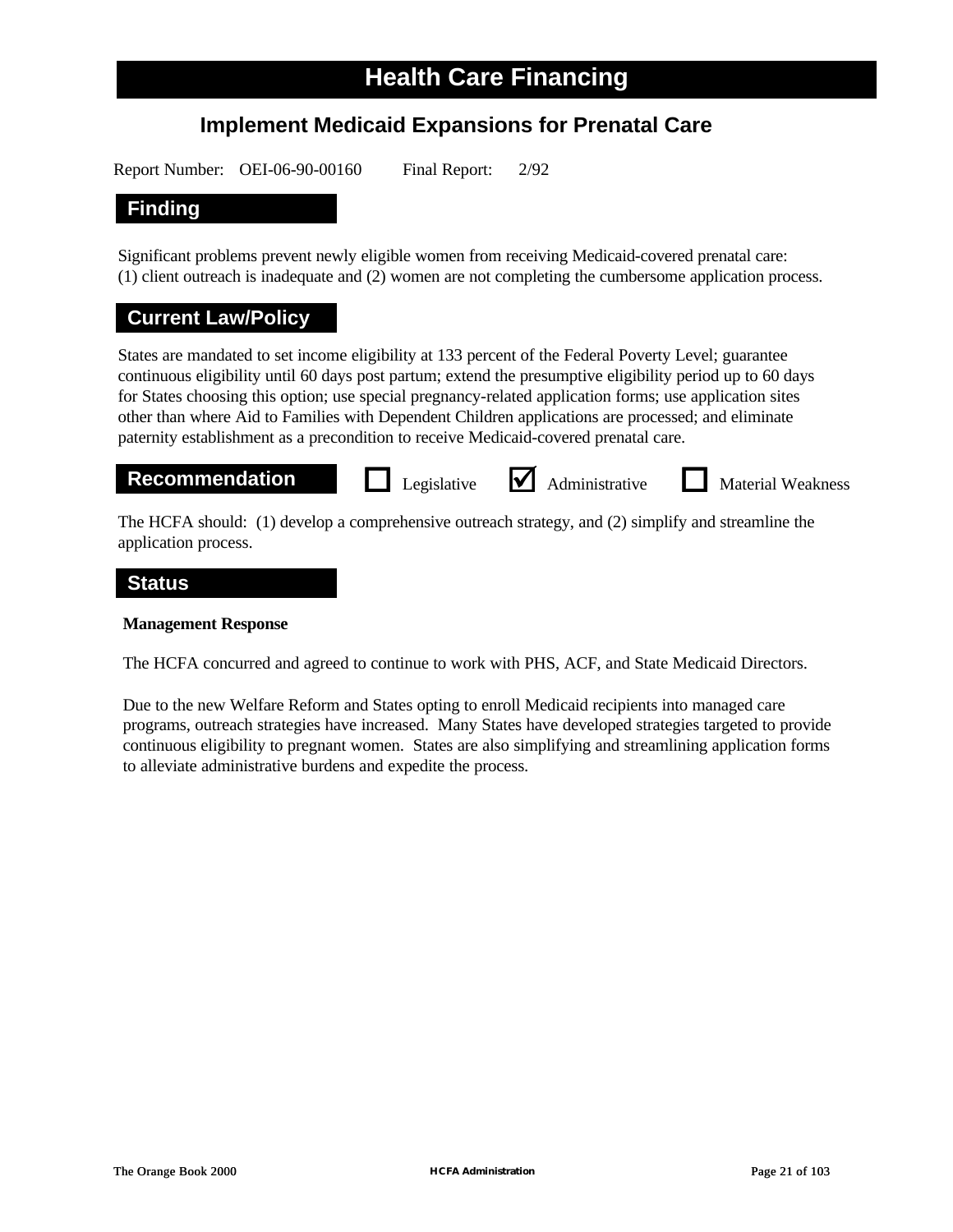# Health Care Financing

## Implement Medicaid Expansions for Prenatal Care

Report Number: OEI-06-90-00160 Final Report: 2/92

### Finding

Significant problems prevent newly eligible women from receiving Medicaid-covered prenatal care: (1) client outreach is inadequate and (2) women are not completing the cumbersome application process.

### Current Law/Policy

States are mandated to set income eligibility at 133 percent of the Federal Poverty Level; guarantee continuous eligibility until 60 days post partum; extend the presumptive eligibility period up to 60 days for States choosing this option; use special pregnancy-related application forms; use application sites other than where Aid to Families with Dependent Children applications are processed; and eliminate paternity establishment as a precondition to receive Medicaid-covered prenatal care.

### Recommendation

☐ Legislative ☑ Administrative ☐ Material Weakness

The HCFA should: (1) develop a comprehensive outreach strategy, and (2) simplify and streamline the application process.

### Status

**Management Response**

The HCFA concurred and agreed to continue to work with PHS, ACF, and State Medicaid Directors.

Due to the new Welfare Reform and States opting to enroll Medicaid recipients into managed care programs, outreach strategies have increased. Many States have developed strategies targeted to provide continuous eligibility to pregnant women. States are also simplifying and streamlining application forms to alleviate administrative burdens and expedite the process.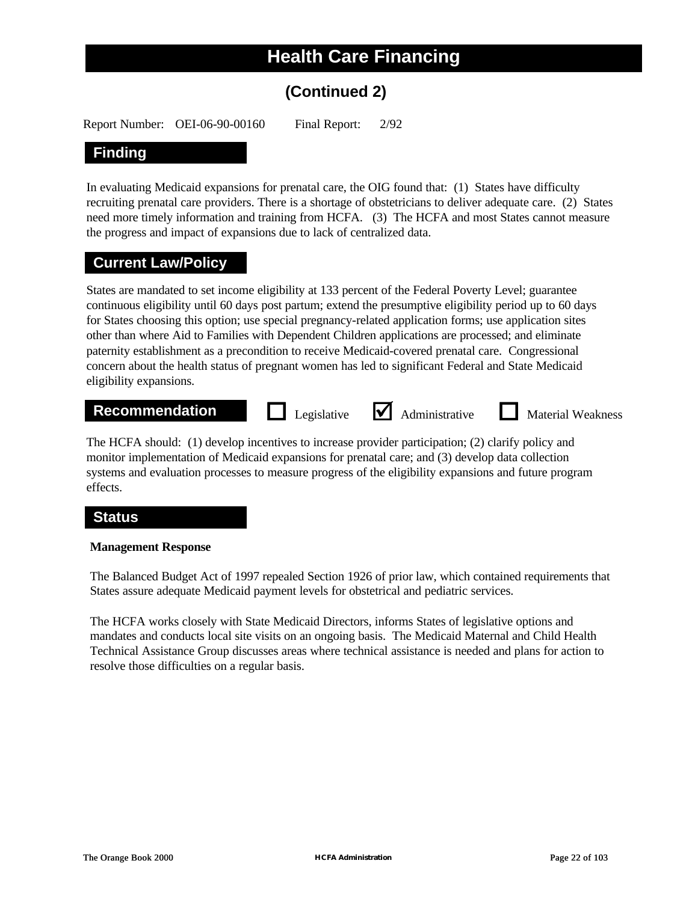# Health Care Financing

## (Continued 2)

Report Number: OEI-06-90-00160 Final Report: 2/92

### Finding

In evaluating Medicaid expansions for prenatal care, the OIG found that: (1) States have difficulty recruiting prenatal care providers. There is a shortage of obstetricians to deliver adequate care. (2) States need more timely information and training from HCFA. (3) The HCFA and most States cannot measure the progress and impact of expansions due to lack of centralized data.

### Current Law/Policy

States are mandated to set income eligibility at 133 percent of the Federal Poverty Level; guarantee continuous eligibility until 60 days post partum; extend the presumptive eligibility period up to 60 days for States choosing this option; use special pregnancy-related application forms; use application sites other than where Aid to Families with Dependent Children applications are processed; and eliminate paternity establishment as a precondition to receive Medicaid-covered prenatal care. Congressional concern about the health status of pregnant women has led to significant Federal and State Medicaid eligibility expansions.

### Recommendation

☐ Legislative ☑ Administrative ☐ Material Weakness

The HCFA should: (1) develop incentives to increase provider participation; (2) clarify policy and monitor implementation of Medicaid expansions for prenatal care; and (3) develop data collection systems and evaluation processes to measure progress of the eligibility expansions and future program effects.

### Status

**Management Response**

The Balanced Budget Act of 1997 repealed Section 1926 of prior law, which contained requirements that States assure adequate Medicaid payment levels for obstetrical and pediatric services.

The HCFA works closely with State Medicaid Directors, informs States of legislative options and mandates and conducts local site visits on an ongoing basis. The Medicaid Maternal and Child Health Technical Assistance Group discusses areas where technical assistance is needed and plans for action to resolve those difficulties on a regular basis.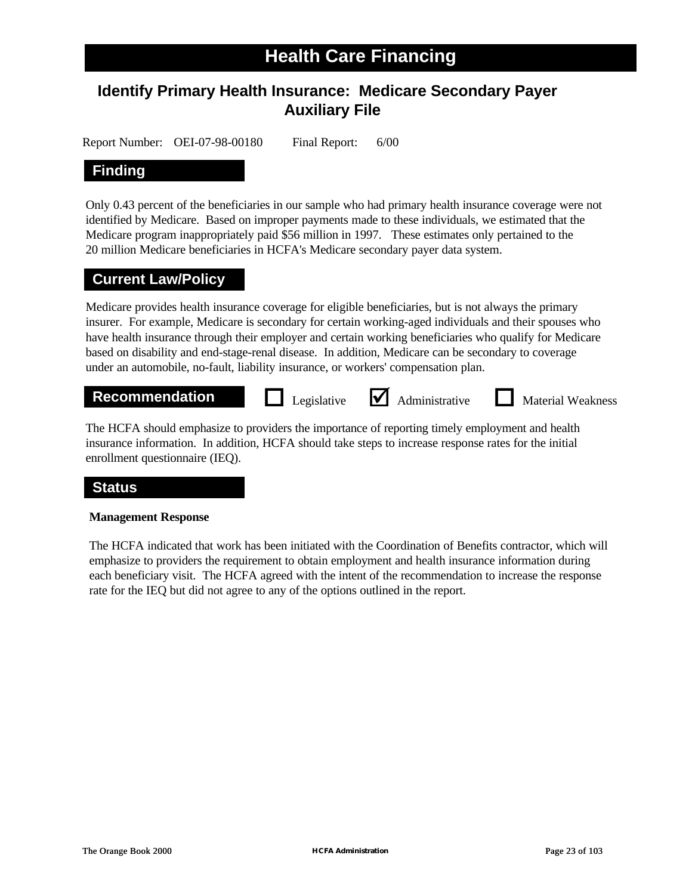# Health Care Financing

## Identify Primary Health Insurance: Medicare Secondary Payer Auxiliary File

Report Number: OEI-07-98-00180 Final Report: 6/00

### Finding

Only 0.43 percent of the beneficiaries in our sample who had primary health insurance coverage were not identified by Medicare. Based on improper payments made to these individuals, we estimated that the Medicare program inappropriately paid $56 million in 1997. These estimates only pertained to the 20 million Medicare beneficiaries in HCFA's Medicare secondary payer data system.

### Current Law/Policy

Medicare provides health insurance coverage for eligible beneficiaries, but is not always the primary insurer. For example, Medicare is secondary for certain working-aged individuals and their spouses who have health insurance through their employer and certain working beneficiaries who qualify for Medicare based on disability and end-stage-renal disease. In addition, Medicare can be secondary to coverage under an automobile, no-fault, liability insurance, or workers' compensation plan.

### Recommendation

☐ Legislative ☑ Administrative ☐ Material Weakness

The HCFA should emphasize to providers the importance of reporting timely employment and health insurance information. In addition, HCFA should take steps to increase response rates for the initial enrollment questionnaire (IEQ).

### Status

**Management Response**

The HCFA indicated that work has been initiated with the Coordination of Benefits contractor, which will emphasize to providers the requirement to obtain employment and health insurance information during each beneficiary visit. The HCFA agreed with the intent of the recommendation to increase the response rate for the IEQ but did not agree to any of the options outlined in the report.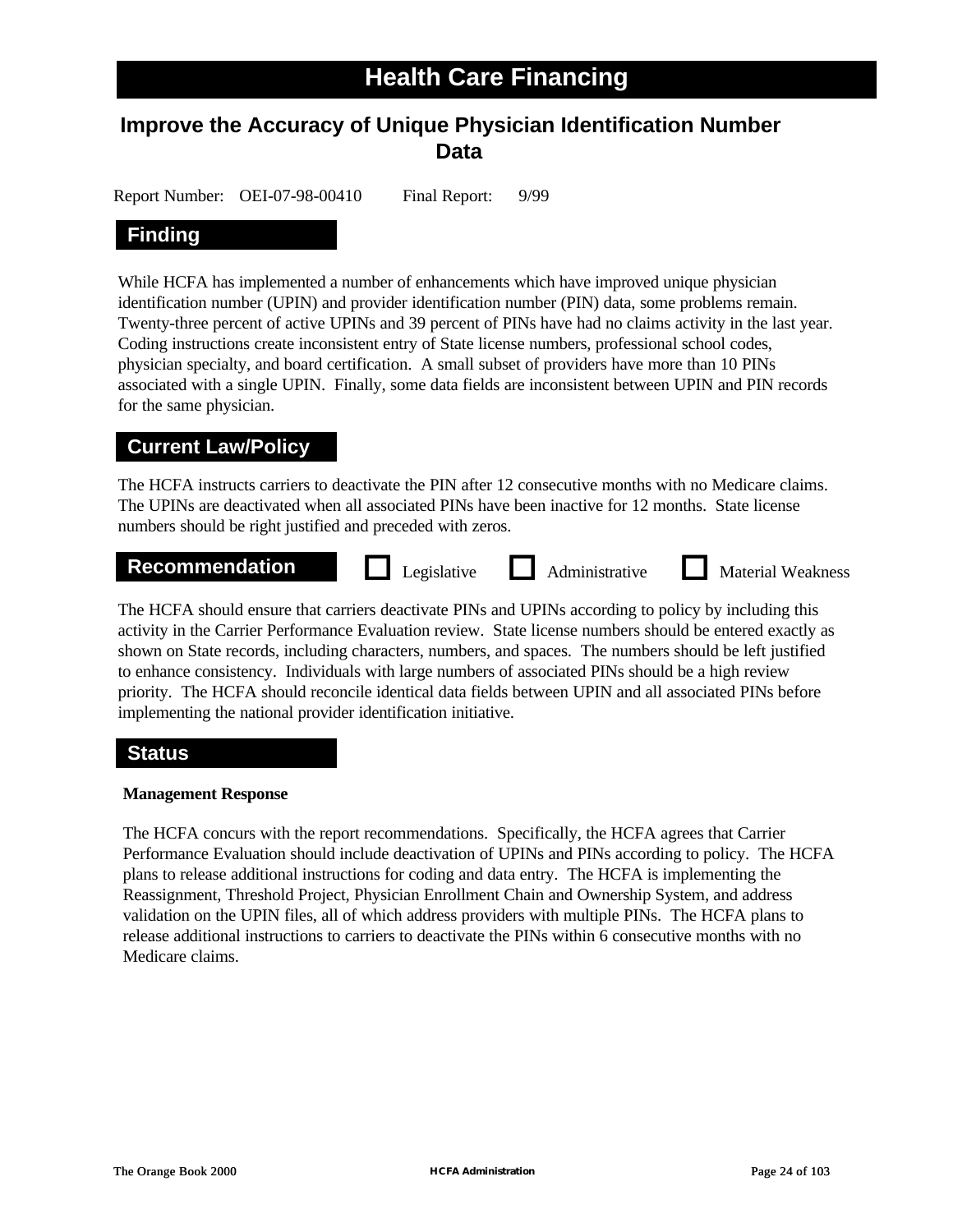# Health Care Financing

## Improve the Accuracy of Unique Physician Identification Number Data

Report Number: OEI-07-98-00410 Final Report: 9/99

### Finding

While HCFA has implemented a number of enhancements which have improved unique physician identification number (UPIN) and provider identification number (PIN) data, some problems remain. Twenty-three percent of active UPINs and 39 percent of PINs have had no claims activity in the last year. Coding instructions create inconsistent entry of State license numbers, professional school codes, physician specialty, and board certification. A small subset of providers have more than 10 PINs associated with a single UPIN. Finally, some data fields are inconsistent between UPIN and PIN records for the same physician.

### Current Law/Policy

The HCFA instructs carriers to deactivate the PIN after 12 consecutive months with no Medicare claims. The UPINs are deactivated when all associated PINs have been inactive for 12 months. State license numbers should be right justified and preceded with zeros.

### Recommendation

☐ Legislative ☐ Administrative ☐ Material Weakness

The HCFA should ensure that carriers deactivate PINs and UPINs according to policy by including this activity in the Carrier Performance Evaluation review. State license numbers should be entered exactly as shown on State records, including characters, numbers, and spaces. The numbers should be left justified to enhance consistency. Individuals with large numbers of associated PINs should be a high review priority. The HCFA should reconcile identical data fields between UPIN and all associated PINs before implementing the national provider identification initiative.

### Status

**Management Response**

The HCFA concurs with the report recommendations. Specifically, the HCFA agrees that Carrier Performance Evaluation should include deactivation of UPINs and PINs according to policy. The HCFA plans to release additional instructions for coding and data entry. The HCFA is implementing the Reassignment, Threshold Project, Physician Enrollment Chain and Ownership System, and address validation on the UPIN files, all of which address providers with multiple PINs. The HCFA plans to release additional instructions to carriers to deactivate the PINs within 6 consecutive months with no Medicare claims.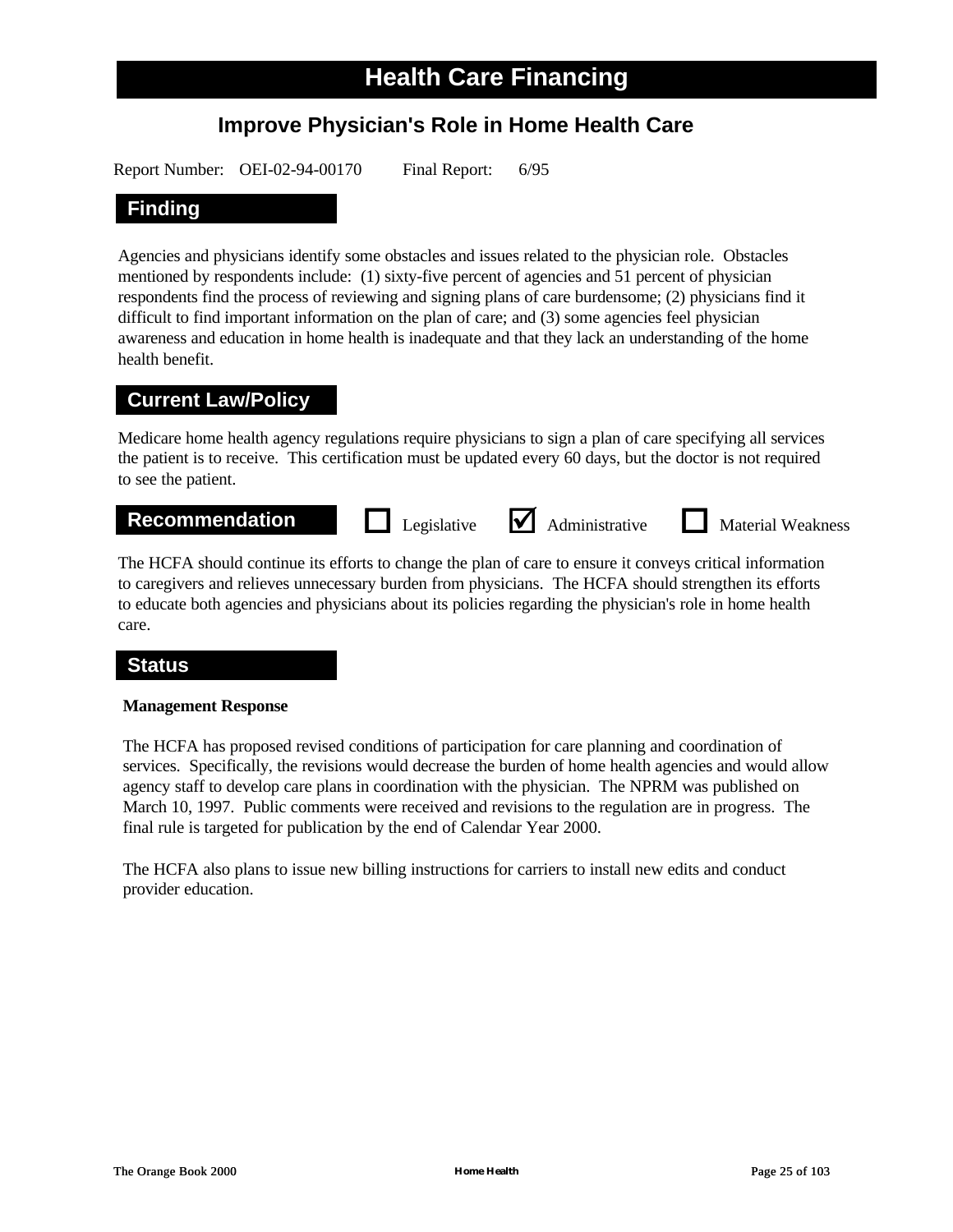# Health Care Financing

## Improve Physician's Role in Home Health Care

Report Number: OEI-02-94-00170 Final Report: 6/95

### Finding

Agencies and physicians identify some obstacles and issues related to the physician role. Obstacles mentioned by respondents include: (1) sixty-five percent of agencies and 51 percent of physician respondents find the process of reviewing and signing plans of care burdensome; (2) physicians find it difficult to find important information on the plan of care; and (3) some agencies feel physician awareness and education in home health is inadequate and that they lack an understanding of the home health benefit.

### Current Law/Policy

Medicare home health agency regulations require physicians to sign a plan of care specifying all services the patient is to receive. This certification must be updated every 60 days, but the doctor is not required to see the patient.

### Recommendation

☐ Legislative ☑ Administrative ☐ Material Weakness

The HCFA should continue its efforts to change the plan of care to ensure it conveys critical information to caregivers and relieves unnecessary burden from physicians. The HCFA should strengthen its efforts to educate both agencies and physicians about its policies regarding the physician's role in home health care.

### Status

**Management Response**

The HCFA has proposed revised conditions of participation for care planning and coordination of services. Specifically, the revisions would decrease the burden of home health agencies and would allow agency staff to develop care plans in coordination with the physician. The NPRM was published on March 10, 1997. Public comments were received and revisions to the regulation are in progress. The final rule is targeted for publication by the end of Calendar Year 2000.

The HCFA also plans to issue new billing instructions for carriers to install new edits and conduct provider education.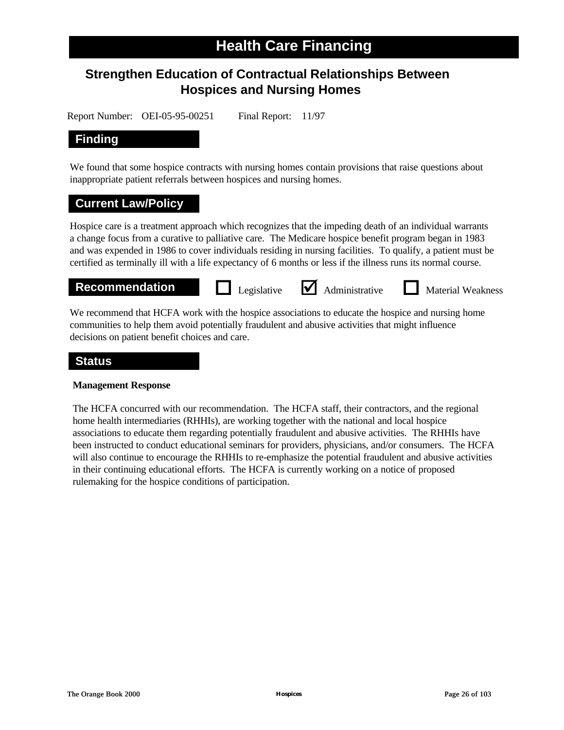# Health Care Financing

## Strengthen Education of Contractual Relationships Between Hospices and Nursing Homes

Report Number: OEI-05-95-00251 Final Report: 11/97

### Finding

We found that some hospice contracts with nursing homes contain provisions that raise questions about inappropriate patient referrals between hospices and nursing homes.

### Current Law/Policy

Hospice care is a treatment approach which recognizes that the impeding death of an individual warrants a change focus from a curative to palliative care. The Medicare hospice benefit program began in 1983 and was expended in 1986 to cover individuals residing in nursing facilities. To qualify, a patient must be certified as terminally ill with a life expectancy of 6 months or less if the illness runs its normal course.

### Recommendation

☐ Legislative ☑ Administrative ☐ Material Weakness

We recommend that HCFA work with the hospice associations to educate the hospice and nursing home communities to help them avoid potentially fraudulent and abusive activities that might influence decisions on patient benefit choices and care.

### Status

**Management Response**

The HCFA concurred with our recommendation. The HCFA staff, their contractors, and the regional home health intermediaries (RHHIs), are working together with the national and local hospice associations to educate them regarding potentially fraudulent and abusive activities. The RHHIs have been instructed to conduct educational seminars for providers, physicians, and/or consumers. The HCFA will also continue to encourage the RHHIs to re-emphasize the potential fraudulent and abusive activities in their continuing educational efforts. The HCFA is currently working on a notice of proposed rulemaking for the hospice conditions of participation.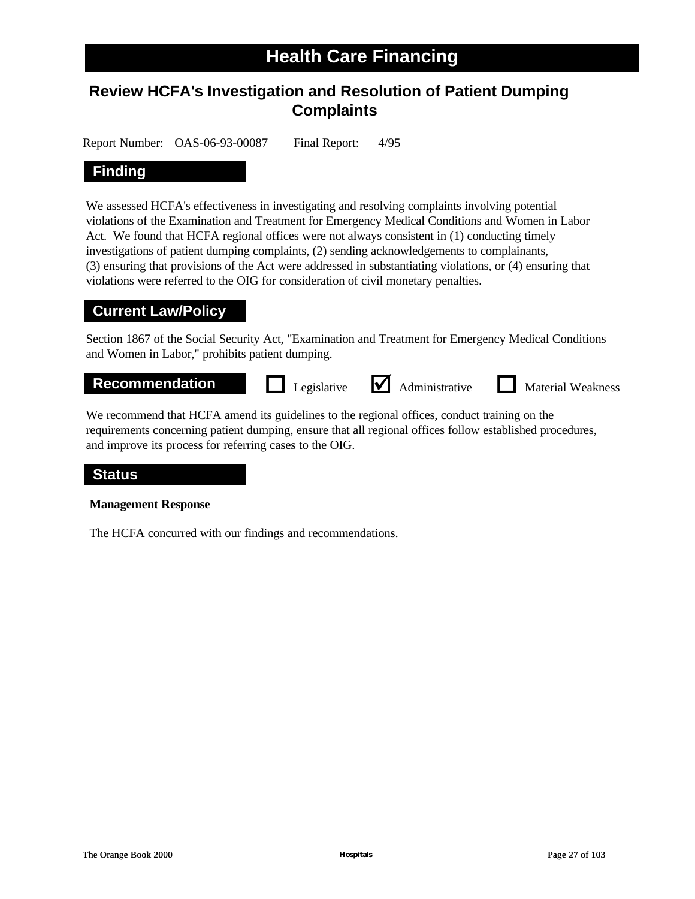# Health Care Financing

## Review HCFA's Investigation and Resolution of Patient Dumping Complaints

Report Number: OAS-06-93-00087 Final Report: 4/95

### Finding

We assessed HCFA's effectiveness in investigating and resolving complaints involving potential violations of the Examination and Treatment for Emergency Medical Conditions and Women in Labor Act. We found that HCFA regional offices were not always consistent in (1) conducting timely investigations of patient dumping complaints, (2) sending acknowledgements to complainants, (3) ensuring that provisions of the Act were addressed in substantiating violations, or (4) ensuring that violations were referred to the OIG for consideration of civil monetary penalties.

### Current Law/Policy

Section 1867 of the Social Security Act, "Examination and Treatment for Emergency Medical Conditions and Women in Labor," prohibits patient dumping.

### Recommendation

☐ Legislative ☑ Administrative ☐ Material Weakness

We recommend that HCFA amend its guidelines to the regional offices, conduct training on the requirements concerning patient dumping, ensure that all regional offices follow established procedures, and improve its process for referring cases to the OIG.

### Status

**Management Response**

The HCFA concurred with our findings and recommendations.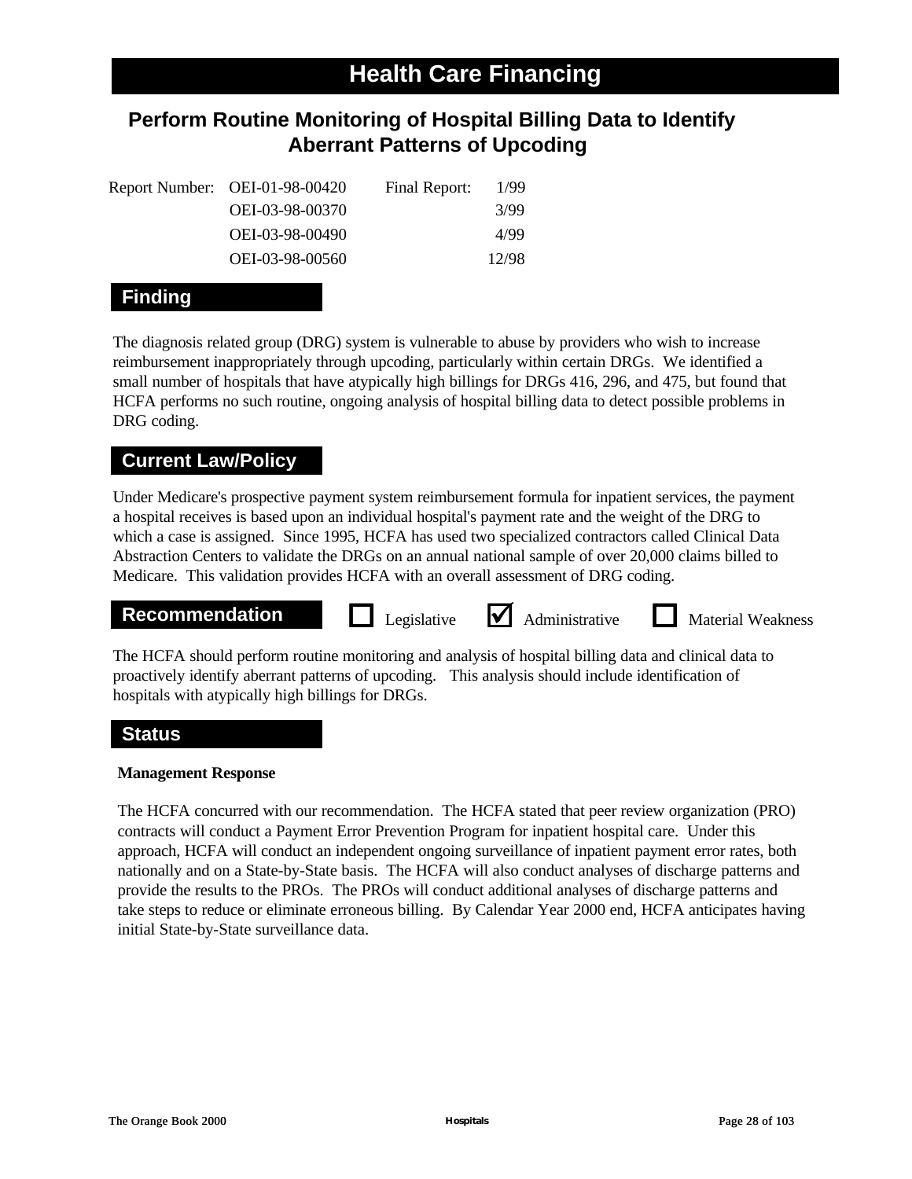# Health Care Financing

## Perform Routine Monitoring of Hospital Billing Data to Identify Aberrant Patterns of Upcoding

| Report Number: | OEI-01-98-00420 | Final Report: | 1/99 |
|---|---|---|---|
| | OEI-03-98-00370 | | 3/99 |
| | OEI-03-98-00490 | | 4/99 |
| | OEI-03-98-00560 | | 12/98 |

### Finding

The diagnosis related group (DRG) system is vulnerable to abuse by providers who wish to increase reimbursement inappropriately through upcoding, particularly within certain DRGs. We identified a small number of hospitals that have atypically high billings for DRGs 416, 296, and 475, but found that HCFA performs no such routine, ongoing analysis of hospital billing data to detect possible problems in DRG coding.

### Current Law/Policy

Under Medicare's prospective payment system reimbursement formula for inpatient services, the payment a hospital receives is based upon an individual hospital's payment rate and the weight of the DRG to which a case is assigned. Since 1995, HCFA has used two specialized contractors called Clinical Data Abstraction Centers to validate the DRGs on an annual national sample of over 20,000 claims billed to Medicare. This validation provides HCFA with an overall assessment of DRG coding.

### Recommendation

☐ Legislative ☑ Administrative ☐ Material Weakness

The HCFA should perform routine monitoring and analysis of hospital billing data and clinical data to proactively identify aberrant patterns of upcoding. This analysis should include identification of hospitals with atypically high billings for DRGs.

### Status

**Management Response**

The HCFA concurred with our recommendation. The HCFA stated that peer review organization (PRO) contracts will conduct a Payment Error Prevention Program for inpatient hospital care. Under this approach, HCFA will conduct an independent ongoing surveillance of inpatient payment error rates, both nationally and on a State-by-State basis. The HCFA will also conduct analyses of discharge patterns and provide the results to the PROs. The PROs will conduct additional analyses of discharge patterns and take steps to reduce or eliminate erroneous billing. By Calendar Year 2000 end, HCFA anticipates having initial State-by-State surveillance data.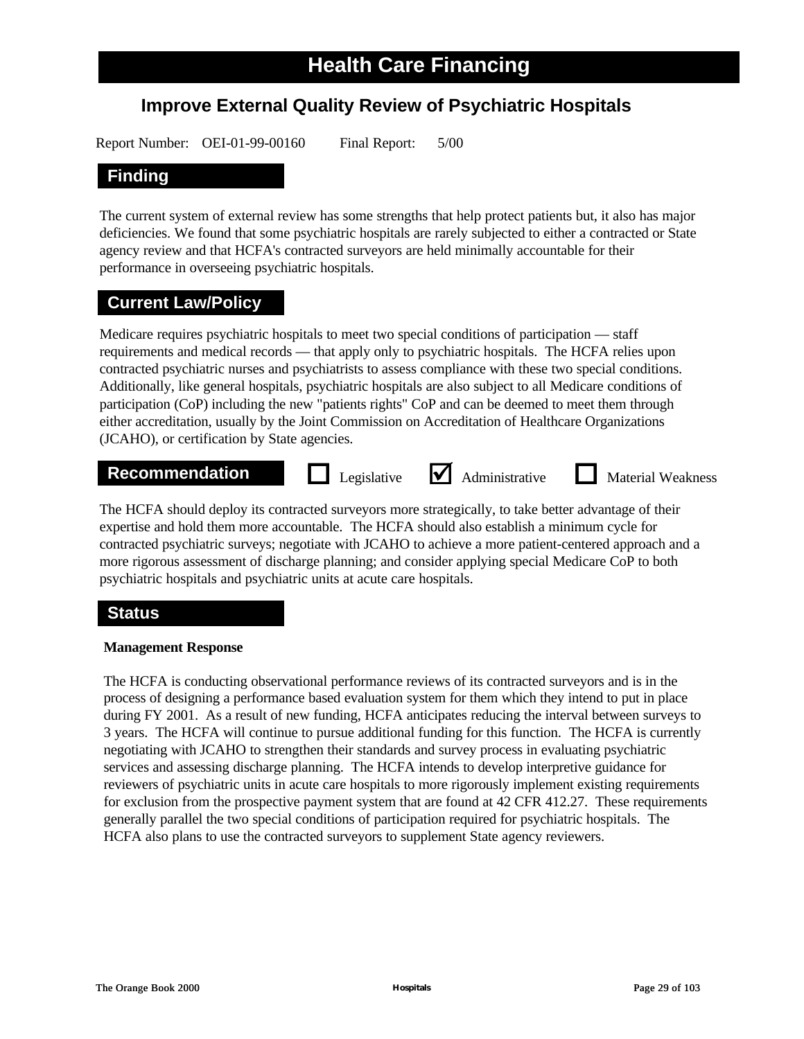# Health Care Financing

## Improve External Quality Review of Psychiatric Hospitals

Report Number: OEI-01-99-00160 Final Report: 5/00

### Finding

The current system of external review has some strengths that help protect patients but, it also has major deficiencies. We found that some psychiatric hospitals are rarely subjected to either a contracted or State agency review and that HCFA's contracted surveyors are held minimally accountable for their performance in overseeing psychiatric hospitals.

### Current Law/Policy

Medicare requires psychiatric hospitals to meet two special conditions of participation — staff requirements and medical records — that apply only to psychiatric hospitals. The HCFA relies upon contracted psychiatric nurses and psychiatrists to assess compliance with these two special conditions. Additionally, like general hospitals, psychiatric hospitals are also subject to all Medicare conditions of participation (CoP) including the new "patients rights" CoP and can be deemed to meet them through either accreditation, usually by the Joint Commission on Accreditation of Healthcare Organizations (JCAHO), or certification by State agencies.

### Recommendation

☐ Legislative ☑ Administrative ☐ Material Weakness

The HCFA should deploy its contracted surveyors more strategically, to take better advantage of their expertise and hold them more accountable. The HCFA should also establish a minimum cycle for contracted psychiatric surveys; negotiate with JCAHO to achieve a more patient-centered approach and a more rigorous assessment of discharge planning; and consider applying special Medicare CoP to both psychiatric hospitals and psychiatric units at acute care hospitals.

### Status

**Management Response**

The HCFA is conducting observational performance reviews of its contracted surveyors and is in the process of designing a performance based evaluation system for them which they intend to put in place during FY 2001. As a result of new funding, HCFA anticipates reducing the interval between surveys to 3 years. The HCFA will continue to pursue additional funding for this function. The HCFA is currently negotiating with JCAHO to strengthen their standards and survey process in evaluating psychiatric services and assessing discharge planning. The HCFA intends to develop interpretive guidance for reviewers of psychiatric units in acute care hospitals to more rigorously implement existing requirements for exclusion from the prospective payment system that are found at 42 CFR 412.27. These requirements generally parallel the two special conditions of participation required for psychiatric hospitals. The HCFA also plans to use the contracted surveyors to supplement State agency reviewers.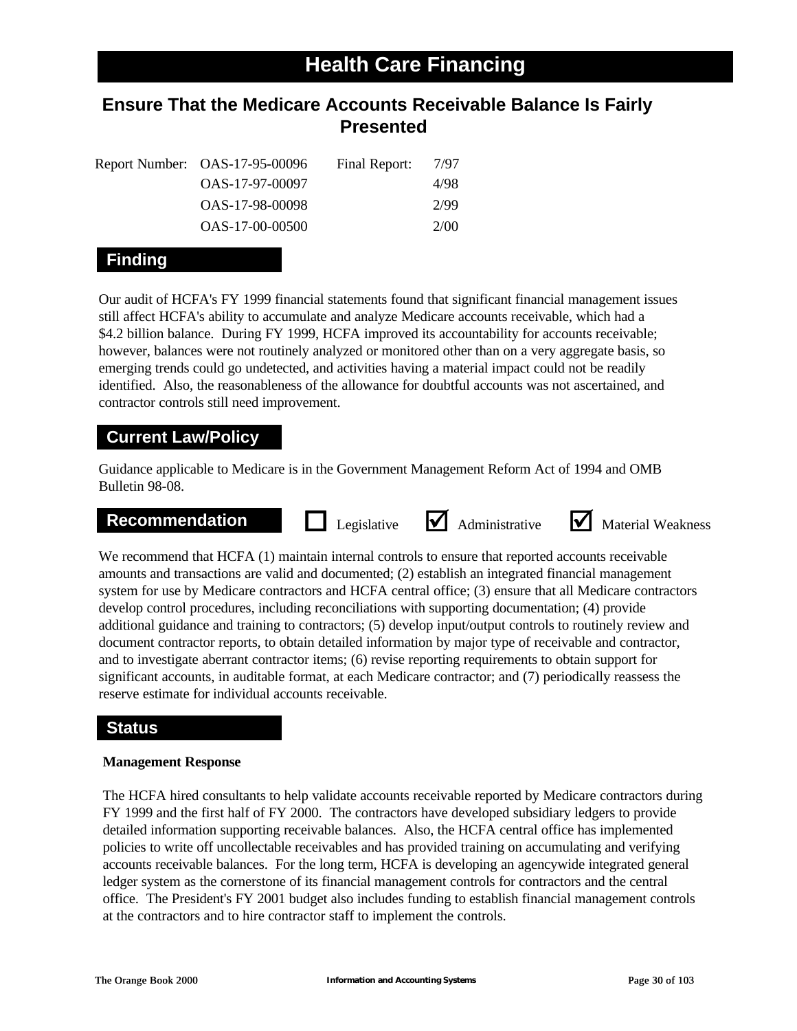# Health Care Financing

## Ensure That the Medicare Accounts Receivable Balance Is Fairly Presented

| Report Number: | | Final Report: |
|---|---|---|
| | OAS-17-95-00096 | 7/97 |
| | OAS-17-97-00097 | 4/98 |
| | OAS-17-98-00098 | 2/99 |
| | OAS-17-00-00500 | 2/00 |

### Finding

Our audit of HCFA's FY 1999 financial statements found that significant financial management issues still affect HCFA's ability to accumulate and analyze Medicare accounts receivable, which had a $4.2 billion balance. During FY 1999, HCFA improved its accountability for accounts receivable; however, balances were not routinely analyzed or monitored other than on a very aggregate basis, so emerging trends could go undetected, and activities having a material impact could not be readily identified. Also, the reasonableness of the allowance for doubtful accounts was not ascertained, and contractor controls still need improvement.

### Current Law/Policy

Guidance applicable to Medicare is in the Government Management Reform Act of 1994 and OMB Bulletin 98-08.

### Recommendation

☐ Legislative ☑ Administrative ☑ Material Weakness

We recommend that HCFA (1) maintain internal controls to ensure that reported accounts receivable amounts and transactions are valid and documented; (2) establish an integrated financial management system for use by Medicare contractors and HCFA central office; (3) ensure that all Medicare contractors develop control procedures, including reconciliations with supporting documentation; (4) provide additional guidance and training to contractors; (5) develop input/output controls to routinely review and document contractor reports, to obtain detailed information by major type of receivable and contractor, and to investigate aberrant contractor items; (6) revise reporting requirements to obtain support for significant accounts, in auditable format, at each Medicare contractor; and (7) periodically reassess the reserve estimate for individual accounts receivable.

### Status

**Management Response**

The HCFA hired consultants to help validate accounts receivable reported by Medicare contractors during FY 1999 and the first half of FY 2000. The contractors have developed subsidiary ledgers to provide detailed information supporting receivable balances. Also, the HCFA central office has implemented policies to write off uncollectable receivables and has provided training on accumulating and verifying accounts receivable balances. For the long term, HCFA is developing an agencywide integrated general ledger system as the cornerstone of its financial management controls for contractors and the central office. The President's FY 2001 budget also includes funding to establish financial management controls at the contractors and to hire contractor staff to implement the controls.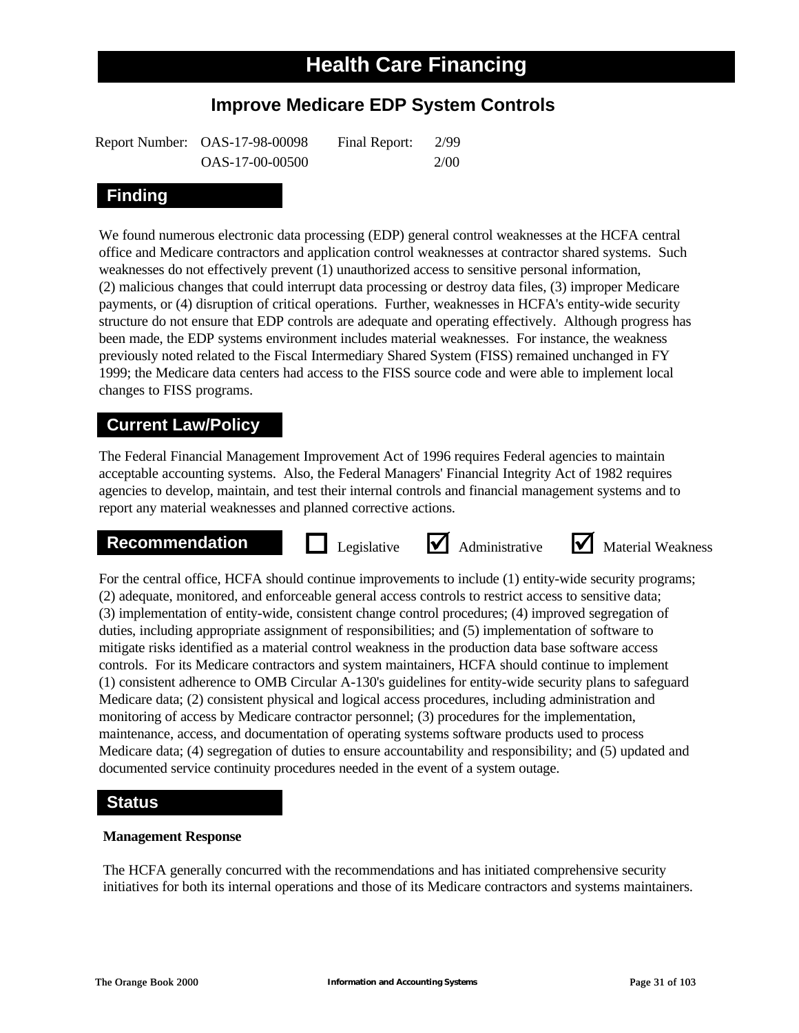# Health Care Financing

## Improve Medicare EDP System Controls

Report Number: OAS-17-98-00098 Final Report: 2/99
OAS-17-00-00500 2/00

### Finding

We found numerous electronic data processing (EDP) general control weaknesses at the HCFA central office and Medicare contractors and application control weaknesses at contractor shared systems. Such weaknesses do not effectively prevent (1) unauthorized access to sensitive personal information, (2) malicious changes that could interrupt data processing or destroy data files, (3) improper Medicare payments, or (4) disruption of critical operations. Further, weaknesses in HCFA's entity-wide security structure do not ensure that EDP controls are adequate and operating effectively. Although progress has been made, the EDP systems environment includes material weaknesses. For instance, the weakness previously noted related to the Fiscal Intermediary Shared System (FISS) remained unchanged in FY 1999; the Medicare data centers had access to the FISS source code and were able to implement local changes to FISS programs.

### Current Law/Policy

The Federal Financial Management Improvement Act of 1996 requires Federal agencies to maintain acceptable accounting systems. Also, the Federal Managers' Financial Integrity Act of 1982 requires agencies to develop, maintain, and test their internal controls and financial management systems and to report any material weaknesses and planned corrective actions.

### Recommendation

☐ Legislative ☑ Administrative ☑ Material Weakness

For the central office, HCFA should continue improvements to include (1) entity-wide security programs; (2) adequate, monitored, and enforceable general access controls to restrict access to sensitive data; (3) implementation of entity-wide, consistent change control procedures; (4) improved segregation of duties, including appropriate assignment of responsibilities; and (5) implementation of software to mitigate risks identified as a material control weakness in the production data base software access controls. For its Medicare contractors and system maintainers, HCFA should continue to implement (1) consistent adherence to OMB Circular A-130's guidelines for entity-wide security plans to safeguard Medicare data; (2) consistent physical and logical access procedures, including administration and monitoring of access by Medicare contractor personnel; (3) procedures for the implementation, maintenance, access, and documentation of operating systems software products used to process Medicare data; (4) segregation of duties to ensure accountability and responsibility; and (5) updated and documented service continuity procedures needed in the event of a system outage.

### Status

**Management Response**

The HCFA generally concurred with the recommendations and has initiated comprehensive security initiatives for both its internal operations and those of its Medicare contractors and systems maintainers.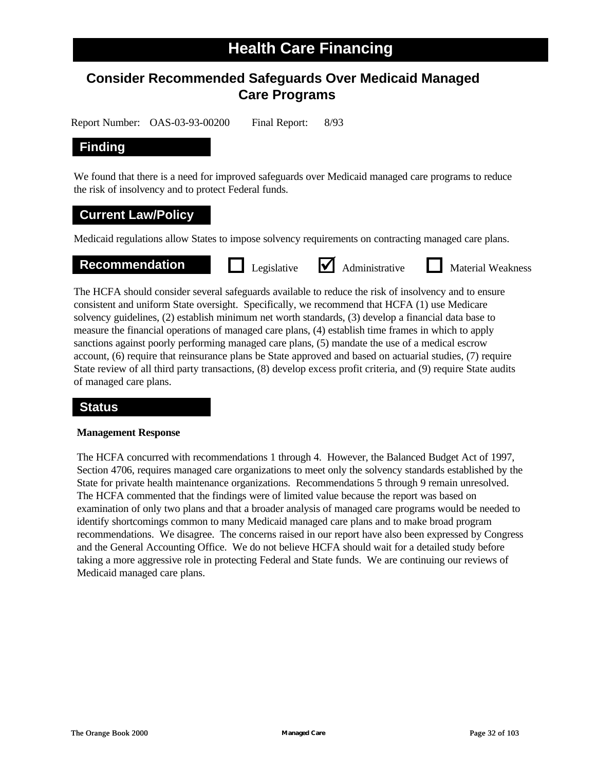# Health Care Financing

## Consider Recommended Safeguards Over Medicaid Managed Care Programs

Report Number: OAS-03-93-00200 Final Report: 8/93

### Finding

We found that there is a need for improved safeguards over Medicaid managed care programs to reduce the risk of insolvency and to protect Federal funds.

### Current Law/Policy

Medicaid regulations allow States to impose solvency requirements on contracting managed care plans.

### Recommendation

☐ Legislative ☑ Administrative ☐ Material Weakness

The HCFA should consider several safeguards available to reduce the risk of insolvency and to ensure consistent and uniform State oversight. Specifically, we recommend that HCFA (1) use Medicare solvency guidelines, (2) establish minimum net worth standards, (3) develop a financial data base to measure the financial operations of managed care plans, (4) establish time frames in which to apply sanctions against poorly performing managed care plans, (5) mandate the use of a medical escrow account, (6) require that reinsurance plans be State approved and based on actuarial studies, (7) require State review of all third party transactions, (8) develop excess profit criteria, and (9) require State audits of managed care plans.

### Status

**Management Response**

The HCFA concurred with recommendations 1 through 4. However, the Balanced Budget Act of 1997, Section 4706, requires managed care organizations to meet only the solvency standards established by the State for private health maintenance organizations. Recommendations 5 through 9 remain unresolved. The HCFA commented that the findings were of limited value because the report was based on examination of only two plans and that a broader analysis of managed care programs would be needed to identify shortcomings common to many Medicaid managed care plans and to make broad program recommendations. We disagree. The concerns raised in our report have also been expressed by Congress and the General Accounting Office. We do not believe HCFA should wait for a detailed study before taking a more aggressive role in protecting Federal and State funds. We are continuing our reviews of Medicaid managed care plans.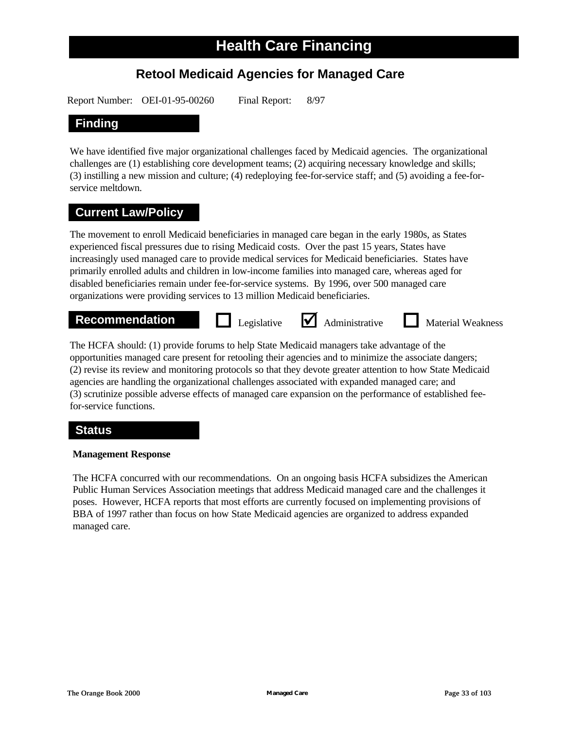# Health Care Financing

## Retool Medicaid Agencies for Managed Care

Report Number: OEI-01-95-00260 Final Report: 8/97

### Finding

We have identified five major organizational challenges faced by Medicaid agencies. The organizational challenges are (1) establishing core development teams; (2) acquiring necessary knowledge and skills; (3) instilling a new mission and culture; (4) redeploying fee-for-service staff; and (5) avoiding a fee-for-service meltdown.

### Current Law/Policy

The movement to enroll Medicaid beneficiaries in managed care began in the early 1980s, as States experienced fiscal pressures due to rising Medicaid costs. Over the past 15 years, States have increasingly used managed care to provide medical services for Medicaid beneficiaries. States have primarily enrolled adults and children in low-income families into managed care, whereas aged for disabled beneficiaries remain under fee-for-service systems. By 1996, over 500 managed care organizations were providing services to 13 million Medicaid beneficiaries.

### Recommendation

☐ Legislative ☑ Administrative ☐ Material Weakness

The HCFA should: (1) provide forums to help State Medicaid managers take advantage of the opportunities managed care present for retooling their agencies and to minimize the associate dangers; (2) revise its review and monitoring protocols so that they devote greater attention to how State Medicaid agencies are handling the organizational challenges associated with expanded managed care; and (3) scrutinize possible adverse effects of managed care expansion on the performance of established fee-for-service functions.

### Status

**Management Response**

The HCFA concurred with our recommendations. On an ongoing basis HCFA subsidizes the American Public Human Services Association meetings that address Medicaid managed care and the challenges it poses. However, HCFA reports that most efforts are currently focused on implementing provisions of BBA of 1997 rather than focus on how State Medicaid agencies are organized to address expanded managed care.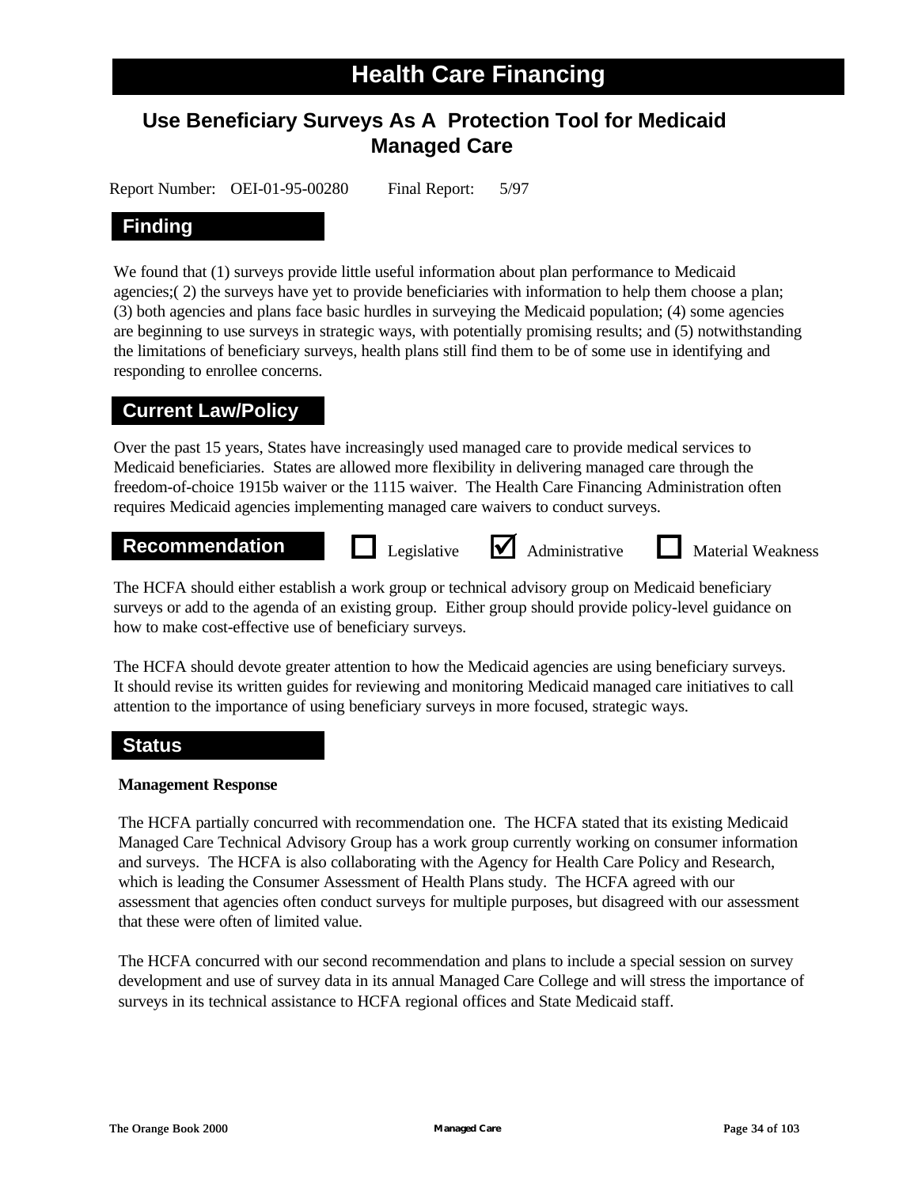# Health Care Financing

## Use Beneficiary Surveys As A Protection Tool for Medicaid Managed Care

Report Number: OEI-01-95-00280 Final Report: 5/97

### Finding

We found that (1) surveys provide little useful information about plan performance to Medicaid agencies;( 2) the surveys have yet to provide beneficiaries with information to help them choose a plan; (3) both agencies and plans face basic hurdles in surveying the Medicaid population; (4) some agencies are beginning to use surveys in strategic ways, with potentially promising results; and (5) notwithstanding the limitations of beneficiary surveys, health plans still find them to be of some use in identifying and responding to enrollee concerns.

### Current Law/Policy

Over the past 15 years, States have increasingly used managed care to provide medical services to Medicaid beneficiaries. States are allowed more flexibility in delivering managed care through the freedom-of-choice 1915b waiver or the 1115 waiver. The Health Care Financing Administration often requires Medicaid agencies implementing managed care waivers to conduct surveys.

### Recommendation

☐ Legislative ☑ Administrative ☐ Material Weakness

The HCFA should either establish a work group or technical advisory group on Medicaid beneficiary surveys or add to the agenda of an existing group. Either group should provide policy-level guidance on how to make cost-effective use of beneficiary surveys.

The HCFA should devote greater attention to how the Medicaid agencies are using beneficiary surveys. It should revise its written guides for reviewing and monitoring Medicaid managed care initiatives to call attention to the importance of using beneficiary surveys in more focused, strategic ways.

### Status

**Management Response**

The HCFA partially concurred with recommendation one. The HCFA stated that its existing Medicaid Managed Care Technical Advisory Group has a work group currently working on consumer information and surveys. The HCFA is also collaborating with the Agency for Health Care Policy and Research, which is leading the Consumer Assessment of Health Plans study. The HCFA agreed with our assessment that agencies often conduct surveys for multiple purposes, but disagreed with our assessment that these were often of limited value.

The HCFA concurred with our second recommendation and plans to include a special session on survey development and use of survey data in its annual Managed Care College and will stress the importance of surveys in its technical assistance to HCFA regional offices and State Medicaid staff.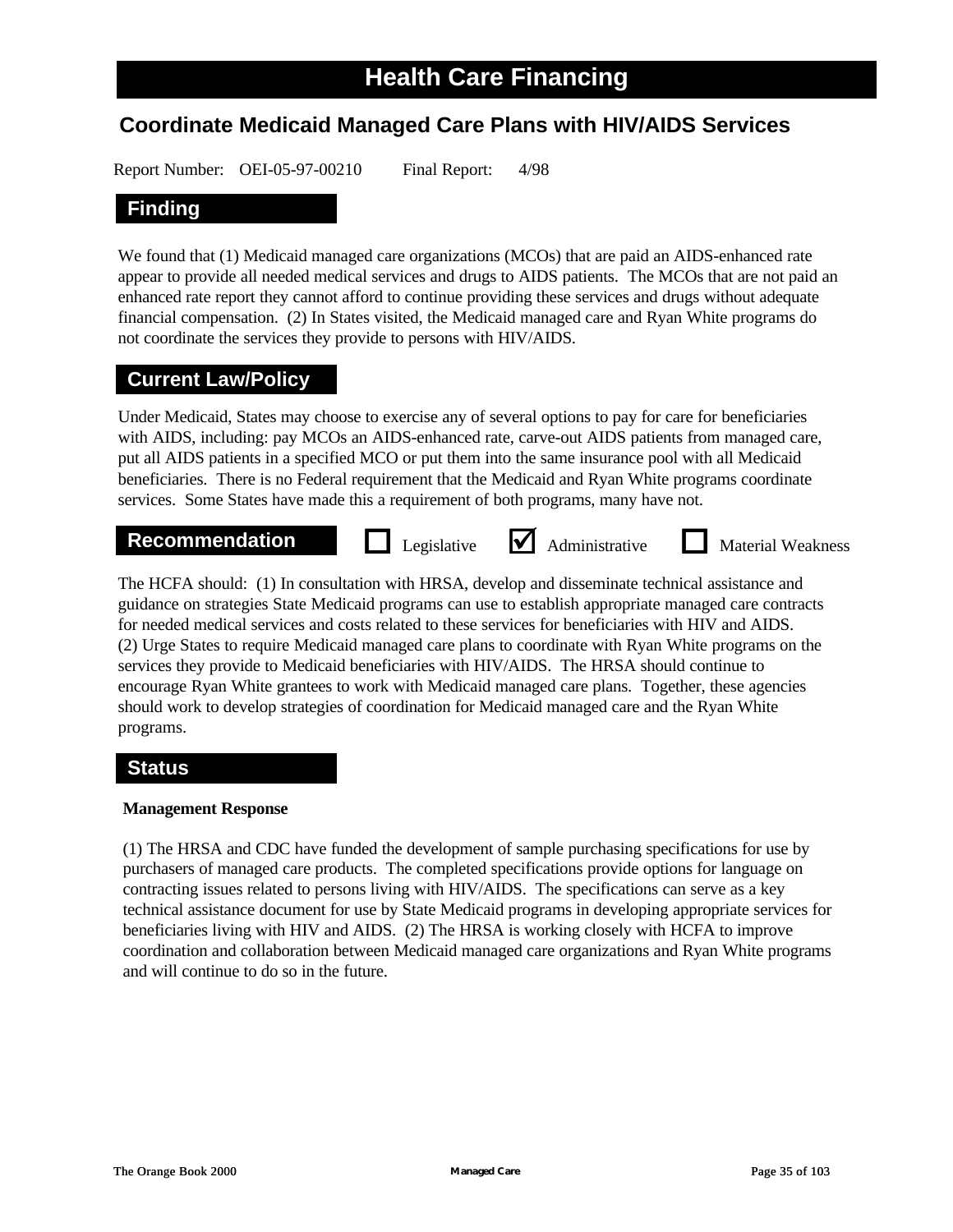# Health Care Financing

## Coordinate Medicaid Managed Care Plans with HIV/AIDS Services

Report Number: OEI-05-97-00210 Final Report: 4/98

### Finding

We found that (1) Medicaid managed care organizations (MCOs) that are paid an AIDS-enhanced rate appear to provide all needed medical services and drugs to AIDS patients. The MCOs that are not paid an enhanced rate report they cannot afford to continue providing these services and drugs without adequate financial compensation. (2) In States visited, the Medicaid managed care and Ryan White programs do not coordinate the services they provide to persons with HIV/AIDS.

### Current Law/Policy

Under Medicaid, States may choose to exercise any of several options to pay for care for beneficiaries with AIDS, including: pay MCOs an AIDS-enhanced rate, carve-out AIDS patients from managed care, put all AIDS patients in a specified MCO or put them into the same insurance pool with all Medicaid beneficiaries. There is no Federal requirement that the Medicaid and Ryan White programs coordinate services. Some States have made this a requirement of both programs, many have not.

### Recommendation

☐ Legislative ☑ Administrative ☐ Material Weakness

The HCFA should: (1) In consultation with HRSA, develop and disseminate technical assistance and guidance on strategies State Medicaid programs can use to establish appropriate managed care contracts for needed medical services and costs related to these services for beneficiaries with HIV and AIDS. (2) Urge States to require Medicaid managed care plans to coordinate with Ryan White programs on the services they provide to Medicaid beneficiaries with HIV/AIDS. The HRSA should continue to encourage Ryan White grantees to work with Medicaid managed care plans. Together, these agencies should work to develop strategies of coordination for Medicaid managed care and the Ryan White programs.

### Status

**Management Response**

(1) The HRSA and CDC have funded the development of sample purchasing specifications for use by purchasers of managed care products. The completed specifications provide options for language on contracting issues related to persons living with HIV/AIDS. The specifications can serve as a key technical assistance document for use by State Medicaid programs in developing appropriate services for beneficiaries living with HIV and AIDS. (2) The HRSA is working closely with HCFA to improve coordination and collaboration between Medicaid managed care organizations and Ryan White programs and will continue to do so in the future.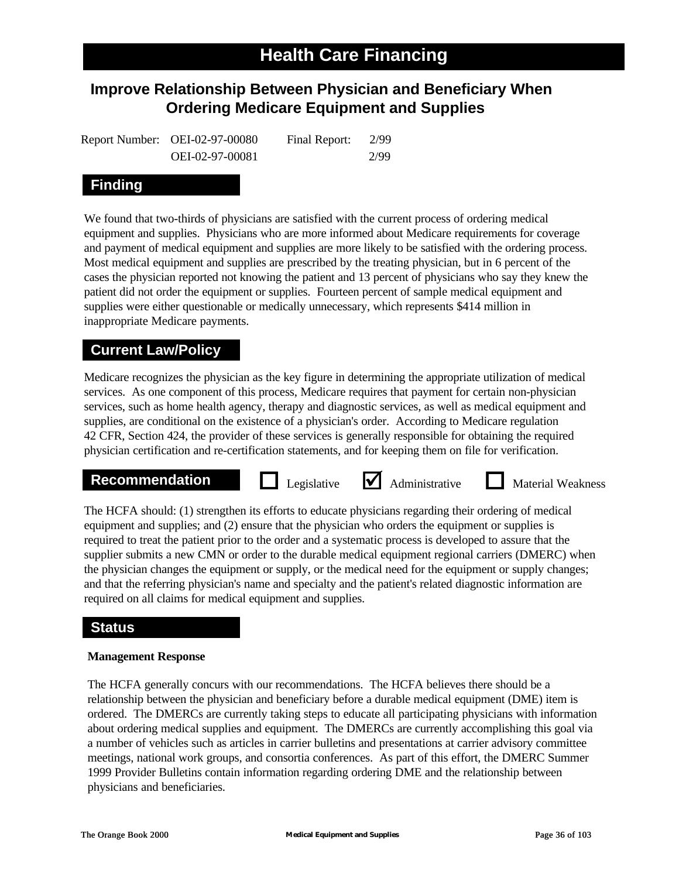# Health Care Financing

## Improve Relationship Between Physician and Beneficiary When Ordering Medicare Equipment and Supplies

| Report Number: | OEI-02-97-00080 | Final Report: | 2/99 |
|---|---|---|---|
| | OEI-02-97-00081 | | 2/99 |

### Finding

We found that two-thirds of physicians are satisfied with the current process of ordering medical equipment and supplies. Physicians who are more informed about Medicare requirements for coverage and payment of medical equipment and supplies are more likely to be satisfied with the ordering process. Most medical equipment and supplies are prescribed by the treating physician, but in 6 percent of the cases the physician reported not knowing the patient and 13 percent of physicians who say they knew the patient did not order the equipment or supplies. Fourteen percent of sample medical equipment and supplies were either questionable or medically unnecessary, which represents $414 million in inappropriate Medicare payments.

### Current Law/Policy

Medicare recognizes the physician as the key figure in determining the appropriate utilization of medical services. As one component of this process, Medicare requires that payment for certain non-physician services, such as home health agency, therapy and diagnostic services, as well as medical equipment and supplies, are conditional on the existence of a physician's order. According to Medicare regulation 42 CFR, Section 424, the provider of these services is generally responsible for obtaining the required physician certification and re-certification statements, and for keeping them on file for verification.

### Recommendation

☐ Legislative ☑ Administrative ☐ Material Weakness

The HCFA should: (1) strengthen its efforts to educate physicians regarding their ordering of medical equipment and supplies; and (2) ensure that the physician who orders the equipment or supplies is required to treat the patient prior to the order and a systematic process is developed to assure that the supplier submits a new CMN or order to the durable medical equipment regional carriers (DMERC) when the physician changes the equipment or supply, or the medical need for the equipment or supply changes; and that the referring physician's name and specialty and the patient's related diagnostic information are required on all claims for medical equipment and supplies.

### Status

**Management Response**

The HCFA generally concurs with our recommendations. The HCFA believes there should be a relationship between the physician and beneficiary before a durable medical equipment (DME) item is ordered. The DMERCs are currently taking steps to educate all participating physicians with information about ordering medical supplies and equipment. The DMERCs are currently accomplishing this goal via a number of vehicles such as articles in carrier bulletins and presentations at carrier advisory committee meetings, national work groups, and consortia conferences. As part of this effort, the DMERC Summer 1999 Provider Bulletins contain information regarding ordering DME and the relationship between physicians and beneficiaries.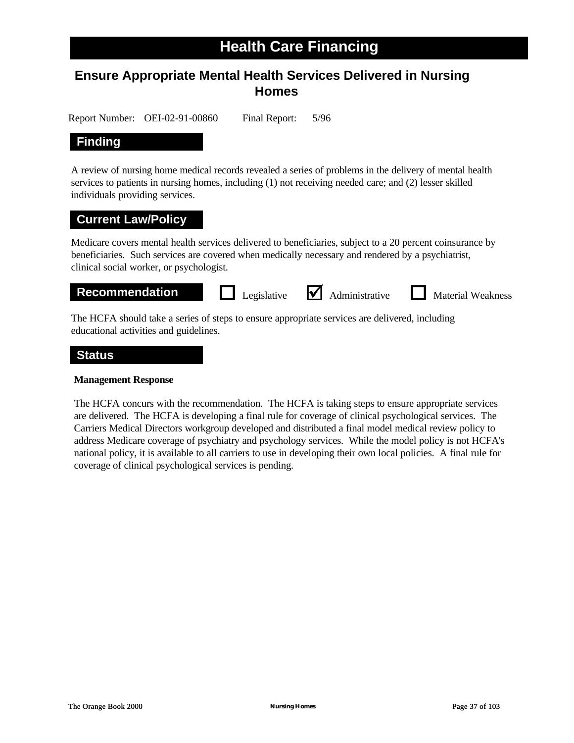# Health Care Financing

## Ensure Appropriate Mental Health Services Delivered in Nursing Homes

Report Number: OEI-02-91-00860 Final Report: 5/96

### Finding

A review of nursing home medical records revealed a series of problems in the delivery of mental health services to patients in nursing homes, including (1) not receiving needed care; and (2) lesser skilled individuals providing services.

### Current Law/Policy

Medicare covers mental health services delivered to beneficiaries, subject to a 20 percent coinsurance by beneficiaries. Such services are covered when medically necessary and rendered by a psychiatrist, clinical social worker, or psychologist.

### Recommendation

☐ Legislative ☑ Administrative ☐ Material Weakness

The HCFA should take a series of steps to ensure appropriate services are delivered, including educational activities and guidelines.

### Status

**Management Response**

The HCFA concurs with the recommendation. The HCFA is taking steps to ensure appropriate services are delivered. The HCFA is developing a final rule for coverage of clinical psychological services. The Carriers Medical Directors workgroup developed and distributed a final model medical review policy to address Medicare coverage of psychiatry and psychology services. While the model policy is not HCFA's national policy, it is available to all carriers to use in developing their own local policies. A final rule for coverage of clinical psychological services is pending.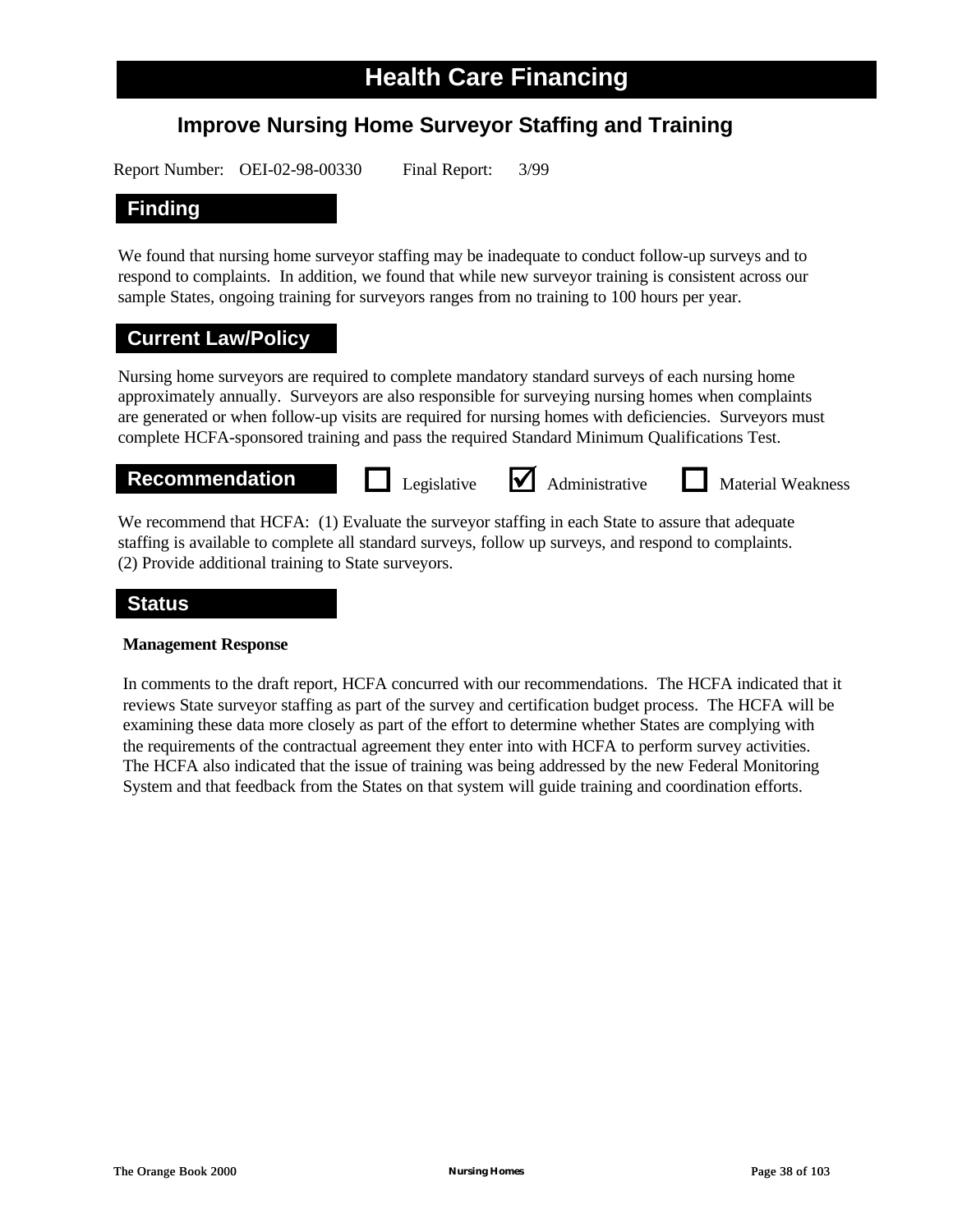# Health Care Financing

## Improve Nursing Home Surveyor Staffing and Training

Report Number: OEI-02-98-00330 Final Report: 3/99

### Finding

We found that nursing home surveyor staffing may be inadequate to conduct follow-up surveys and to respond to complaints. In addition, we found that while new surveyor training is consistent across our sample States, ongoing training for surveyors ranges from no training to 100 hours per year.

### Current Law/Policy

Nursing home surveyors are required to complete mandatory standard surveys of each nursing home approximately annually. Surveyors are also responsible for surveying nursing homes when complaints are generated or when follow-up visits are required for nursing homes with deficiencies. Surveyors must complete HCFA-sponsored training and pass the required Standard Minimum Qualifications Test.

### Recommendation

☐ Legislative ☑ Administrative ☐ Material Weakness

We recommend that HCFA: (1) Evaluate the surveyor staffing in each State to assure that adequate staffing is available to complete all standard surveys, follow up surveys, and respond to complaints. (2) Provide additional training to State surveyors.

### Status

**Management Response**

In comments to the draft report, HCFA concurred with our recommendations. The HCFA indicated that it reviews State surveyor staffing as part of the survey and certification budget process. The HCFA will be examining these data more closely as part of the effort to determine whether States are complying with the requirements of the contractual agreement they enter into with HCFA to perform survey activities. The HCFA also indicated that the issue of training was being addressed by the new Federal Monitoring System and that feedback from the States on that system will guide training and coordination efforts.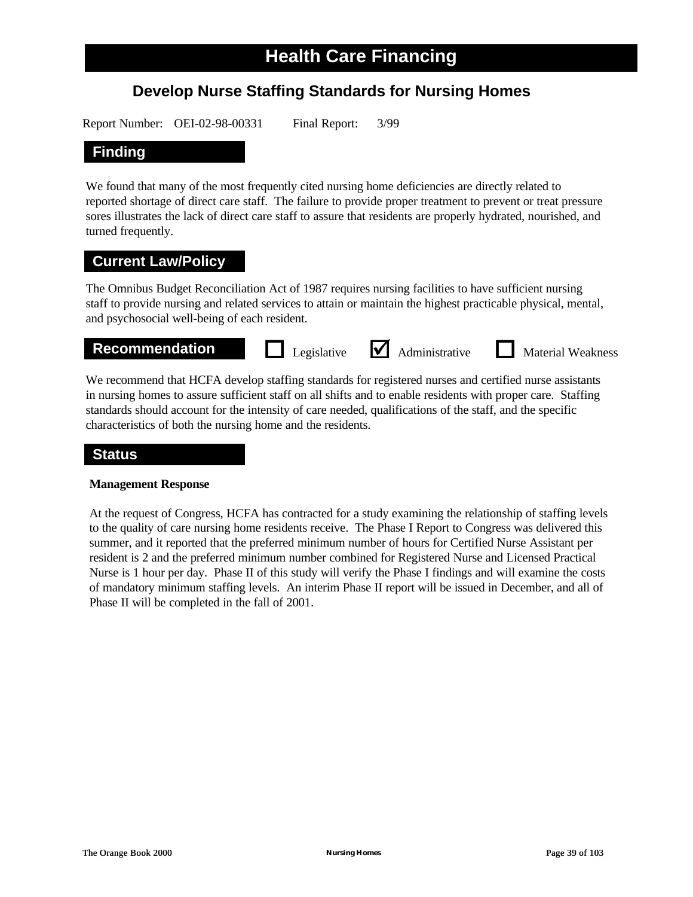# Health Care Financing

## Develop Nurse Staffing Standards for Nursing Homes

Report Number: OEI-02-98-00331 Final Report: 3/99

### Finding

We found that many of the most frequently cited nursing home deficiencies are directly related to reported shortage of direct care staff. The failure to provide proper treatment to prevent or treat pressure sores illustrates the lack of direct care staff to assure that residents are properly hydrated, nourished, and turned frequently.

### Current Law/Policy

The Omnibus Budget Reconciliation Act of 1987 requires nursing facilities to have sufficient nursing staff to provide nursing and related services to attain or maintain the highest practicable physical, mental, and psychosocial well-being of each resident.

### Recommendation

☐ Legislative ☑ Administrative ☐ Material Weakness

We recommend that HCFA develop staffing standards for registered nurses and certified nurse assistants in nursing homes to assure sufficient staff on all shifts and to enable residents with proper care. Staffing standards should account for the intensity of care needed, qualifications of the staff, and the specific characteristics of both the nursing home and the residents.

### Status

**Management Response**

At the request of Congress, HCFA has contracted for a study examining the relationship of staffing levels to the quality of care nursing home residents receive. The Phase I Report to Congress was delivered this summer, and it reported that the preferred minimum number of hours for Certified Nurse Assistant per resident is 2 and the preferred minimum number combined for Registered Nurse and Licensed Practical Nurse is 1 hour per day. Phase II of this study will verify the Phase I findings and will examine the costs of mandatory minimum staffing levels. An interim Phase II report will be issued in December, and all of Phase II will be completed in the fall of 2001.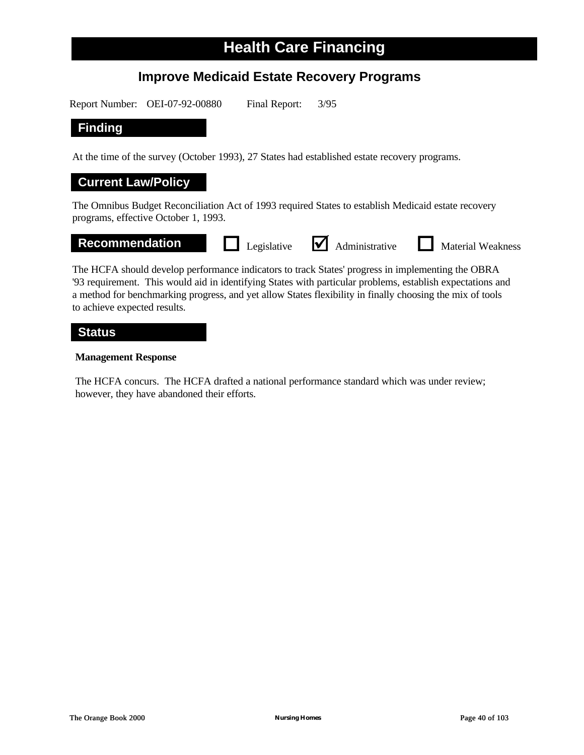# Health Care Financing

## Improve Medicaid Estate Recovery Programs

Report Number: OEI-07-92-00880 Final Report: 3/95

### Finding

At the time of the survey (October 1993), 27 States had established estate recovery programs.

### Current Law/Policy

The Omnibus Budget Reconciliation Act of 1993 required States to establish Medicaid estate recovery programs, effective October 1, 1993.

### Recommendation

☐ Legislative ☑ Administrative ☐ Material Weakness

The HCFA should develop performance indicators to track States' progress in implementing the OBRA '93 requirement. This would aid in identifying States with particular problems, establish expectations and a method for benchmarking progress, and yet allow States flexibility in finally choosing the mix of tools to achieve expected results.

### Status

**Management Response**

The HCFA concurs. The HCFA drafted a national performance standard which was under review; however, they have abandoned their efforts.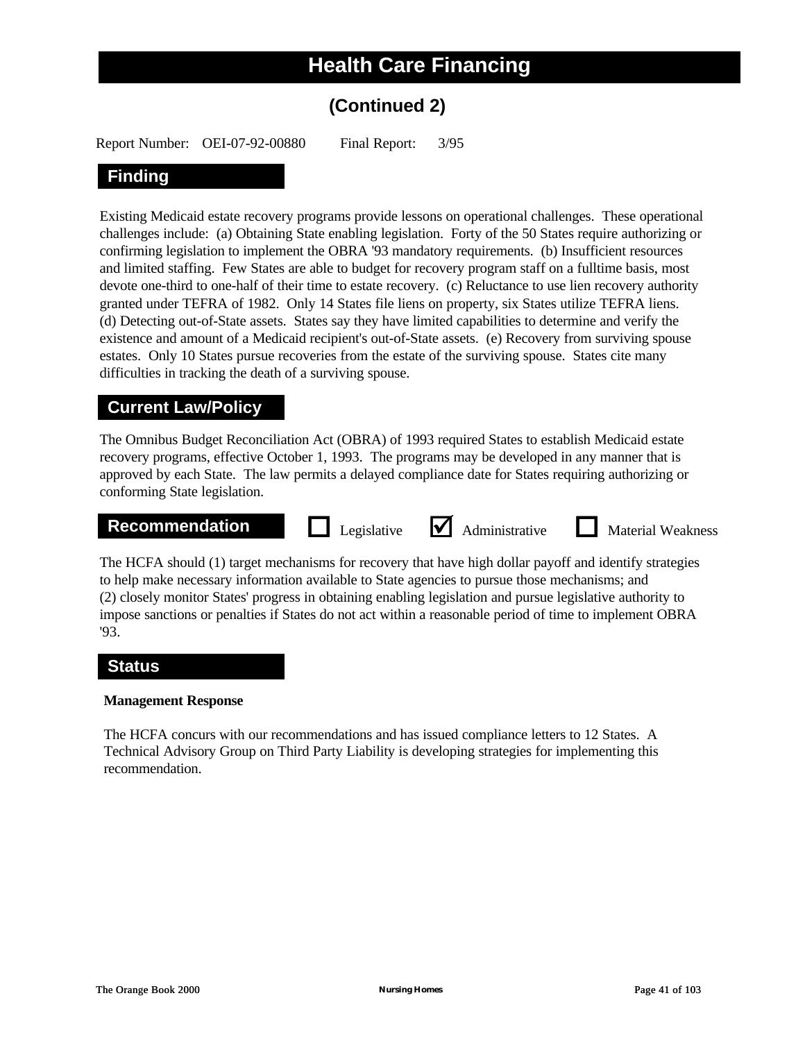# Health Care Financing

## (Continued 2)

Report Number: OEI-07-92-00880 Final Report: 3/95

### Finding

Existing Medicaid estate recovery programs provide lessons on operational challenges. These operational challenges include: (a) Obtaining State enabling legislation. Forty of the 50 States require authorizing or confirming legislation to implement the OBRA '93 mandatory requirements. (b) Insufficient resources and limited staffing. Few States are able to budget for recovery program staff on a fulltime basis, most devote one-third to one-half of their time to estate recovery. (c) Reluctance to use lien recovery authority granted under TEFRA of 1982. Only 14 States file liens on property, six States utilize TEFRA liens. (d) Detecting out-of-State assets. States say they have limited capabilities to determine and verify the existence and amount of a Medicaid recipient's out-of-State assets. (e) Recovery from surviving spouse estates. Only 10 States pursue recoveries from the estate of the surviving spouse. States cite many difficulties in tracking the death of a surviving spouse.

### Current Law/Policy

The Omnibus Budget Reconciliation Act (OBRA) of 1993 required States to establish Medicaid estate recovery programs, effective October 1, 1993. The programs may be developed in any manner that is approved by each State. The law permits a delayed compliance date for States requiring authorizing or conforming State legislation.

### Recommendation

☐ Legislative ☑ Administrative ☐ Material Weakness

The HCFA should (1) target mechanisms for recovery that have high dollar payoff and identify strategies to help make necessary information available to State agencies to pursue those mechanisms; and (2) closely monitor States' progress in obtaining enabling legislation and pursue legislative authority to impose sanctions or penalties if States do not act within a reasonable period of time to implement OBRA '93.

### Status

**Management Response**

The HCFA concurs with our recommendations and has issued compliance letters to 12 States. A Technical Advisory Group on Third Party Liability is developing strategies for implementing this recommendation.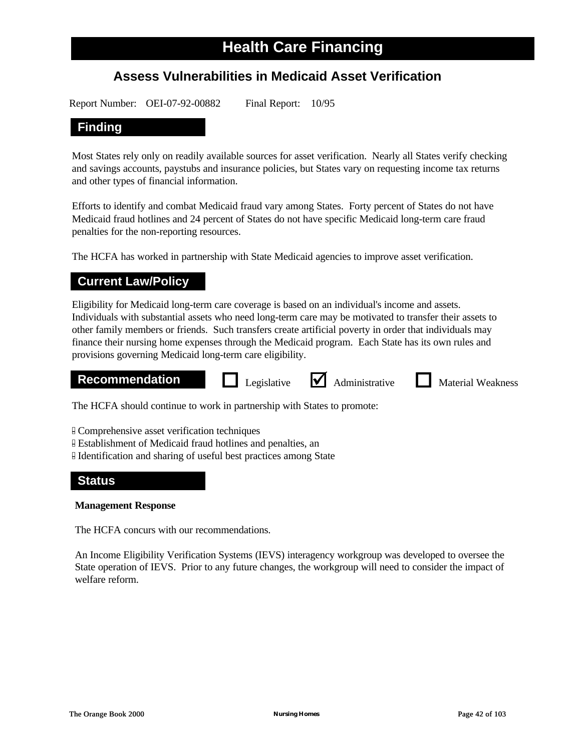# Health Care Financing

## Assess Vulnerabilities in Medicaid Asset Verification

Report Number: OEI-07-92-00882 Final Report: 10/95

### Finding

Most States rely only on readily available sources for asset verification. Nearly all States verify checking and savings accounts, paystubs and insurance policies, but States vary on requesting income tax returns and other types of financial information.

Efforts to identify and combat Medicaid fraud vary among States. Forty percent of States do not have Medicaid fraud hotlines and 24 percent of States do not have specific Medicaid long-term care fraud penalties for the non-reporting resources.

The HCFA has worked in partnership with State Medicaid agencies to improve asset verification.

### Current Law/Policy

Eligibility for Medicaid long-term care coverage is based on an individual's income and assets. Individuals with substantial assets who need long-term care may be motivated to transfer their assets to other family members or friends. Such transfers create artificial poverty in order that individuals may finance their nursing home expenses through the Medicaid program. Each State has its own rules and provisions governing Medicaid long-term care eligibility.

### Recommendation

☐ Legislative ☑ Administrative ☐ Material Weakness

The HCFA should continue to work in partnership with States to promote:

- Comprehensive asset verification techniques
- Establishment of Medicaid fraud hotlines and penalties, an
- Identification and sharing of useful best practices among State

### Status

**Management Response**

The HCFA concurs with our recommendations.

An Income Eligibility Verification Systems (IEVS) interagency workgroup was developed to oversee the State operation of IEVS. Prior to any future changes, the workgroup will need to consider the impact of welfare reform.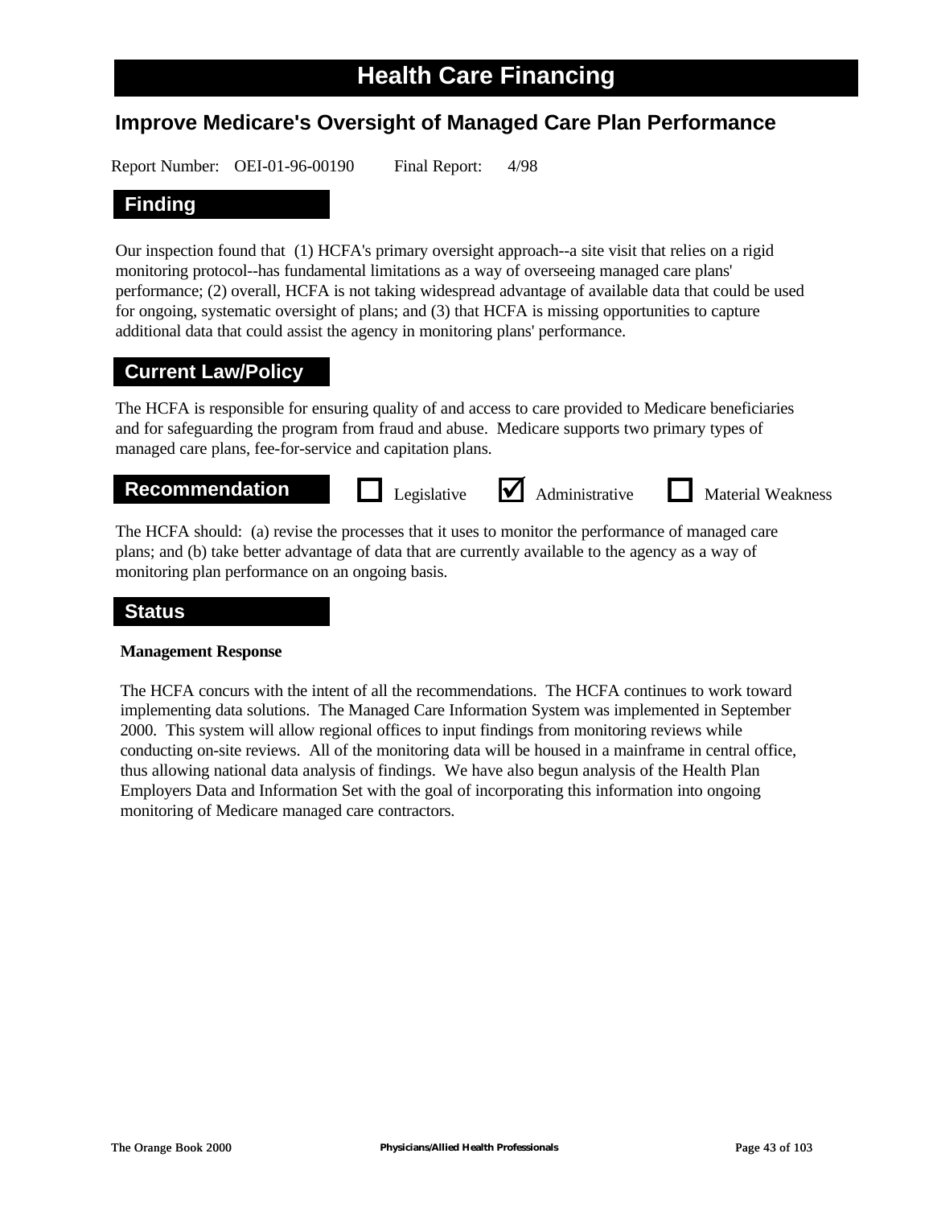# Health Care Financing

## Improve Medicare's Oversight of Managed Care Plan Performance

Report Number: OEI-01-96-00190 Final Report: 4/98

### Finding

Our inspection found that (1) HCFA's primary oversight approach--a site visit that relies on a rigid monitoring protocol--has fundamental limitations as a way of overseeing managed care plans' performance; (2) overall, HCFA is not taking widespread advantage of available data that could be used for ongoing, systematic oversight of plans; and (3) that HCFA is missing opportunities to capture additional data that could assist the agency in monitoring plans' performance.

### Current Law/Policy

The HCFA is responsible for ensuring quality of and access to care provided to Medicare beneficiaries and for safeguarding the program from fraud and abuse. Medicare supports two primary types of managed care plans, fee-for-service and capitation plans.

### Recommendation

☐ Legislative ☑ Administrative ☐ Material Weakness

The HCFA should: (a) revise the processes that it uses to monitor the performance of managed care plans; and (b) take better advantage of data that are currently available to the agency as a way of monitoring plan performance on an ongoing basis.

### Status

**Management Response**

The HCFA concurs with the intent of all the recommendations. The HCFA continues to work toward implementing data solutions. The Managed Care Information System was implemented in September 2000. This system will allow regional offices to input findings from monitoring reviews while conducting on-site reviews. All of the monitoring data will be housed in a mainframe in central office, thus allowing national data analysis of findings. We have also begun analysis of the Health Plan Employers Data and Information Set with the goal of incorporating this information into ongoing monitoring of Medicare managed care contractors.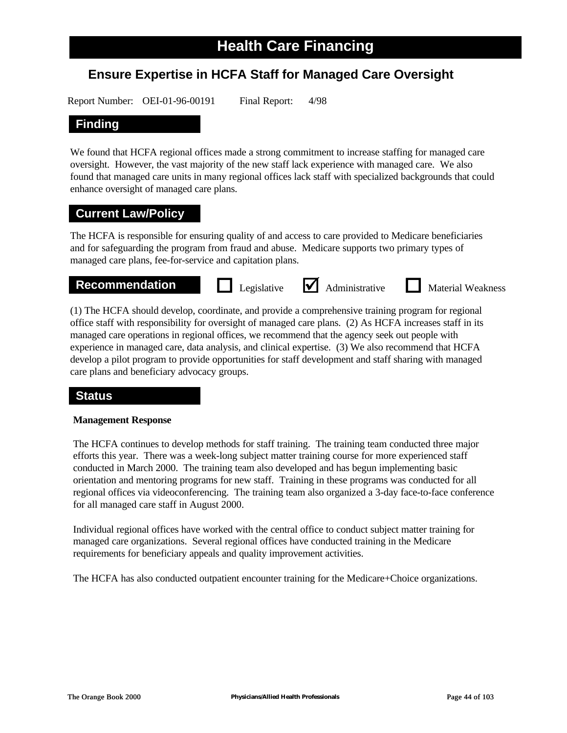# Health Care Financing

## Ensure Expertise in HCFA Staff for Managed Care Oversight

Report Number: OEI-01-96-00191 Final Report: 4/98

### Finding

We found that HCFA regional offices made a strong commitment to increase staffing for managed care oversight. However, the vast majority of the new staff lack experience with managed care. We also found that managed care units in many regional offices lack staff with specialized backgrounds that could enhance oversight of managed care plans.

### Current Law/Policy

The HCFA is responsible for ensuring quality of and access to care provided to Medicare beneficiaries and for safeguarding the program from fraud and abuse. Medicare supports two primary types of managed care plans, fee-for-service and capitation plans.

### Recommendation

☐ Legislative ☑ Administrative ☐ Material Weakness

(1) The HCFA should develop, coordinate, and provide a comprehensive training program for regional office staff with responsibility for oversight of managed care plans. (2) As HCFA increases staff in its managed care operations in regional offices, we recommend that the agency seek out people with experience in managed care, data analysis, and clinical expertise. (3) We also recommend that HCFA develop a pilot program to provide opportunities for staff development and staff sharing with managed care plans and beneficiary advocacy groups.

### Status

**Management Response**

The HCFA continues to develop methods for staff training. The training team conducted three major efforts this year. There was a week-long subject matter training course for more experienced staff conducted in March 2000. The training team also developed and has begun implementing basic orientation and mentoring programs for new staff. Training in these programs was conducted for all regional offices via videoconferencing. The training team also organized a 3-day face-to-face conference for all managed care staff in August 2000.

Individual regional offices have worked with the central office to conduct subject matter training for managed care organizations. Several regional offices have conducted training in the Medicare requirements for beneficiary appeals and quality improvement activities.

The HCFA has also conducted outpatient encounter training for the Medicare+Choice organizations.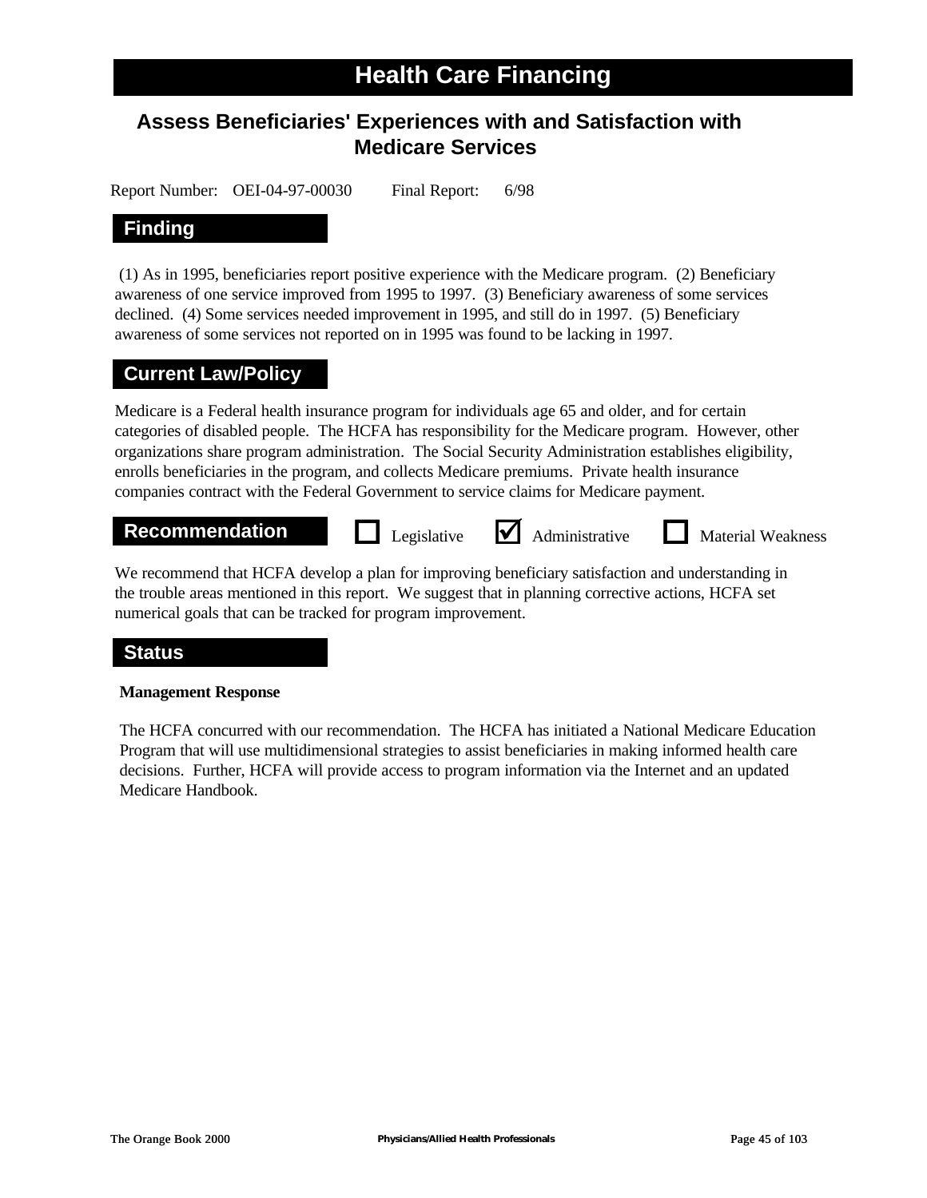# Health Care Financing

## Assess Beneficiaries' Experiences with and Satisfaction with Medicare Services

Report Number: OEI-04-97-00030 Final Report: 6/98

### Finding

(1) As in 1995, beneficiaries report positive experience with the Medicare program. (2) Beneficiary awareness of one service improved from 1995 to 1997. (3) Beneficiary awareness of some services declined. (4) Some services needed improvement in 1995, and still do in 1997. (5) Beneficiary awareness of some services not reported on in 1995 was found to be lacking in 1997.

### Current Law/Policy

Medicare is a Federal health insurance program for individuals age 65 and older, and for certain categories of disabled people. The HCFA has responsibility for the Medicare program. However, other organizations share program administration. The Social Security Administration establishes eligibility, enrolls beneficiaries in the program, and collects Medicare premiums. Private health insurance companies contract with the Federal Government to service claims for Medicare payment.

### Recommendation

☐ Legislative ☑ Administrative ☐ Material Weakness

We recommend that HCFA develop a plan for improving beneficiary satisfaction and understanding in the trouble areas mentioned in this report. We suggest that in planning corrective actions, HCFA set numerical goals that can be tracked for program improvement.

### Status

**Management Response**

The HCFA concurred with our recommendation. The HCFA has initiated a National Medicare Education Program that will use multidimensional strategies to assist beneficiaries in making informed health care decisions. Further, HCFA will provide access to program information via the Internet and an updated Medicare Handbook.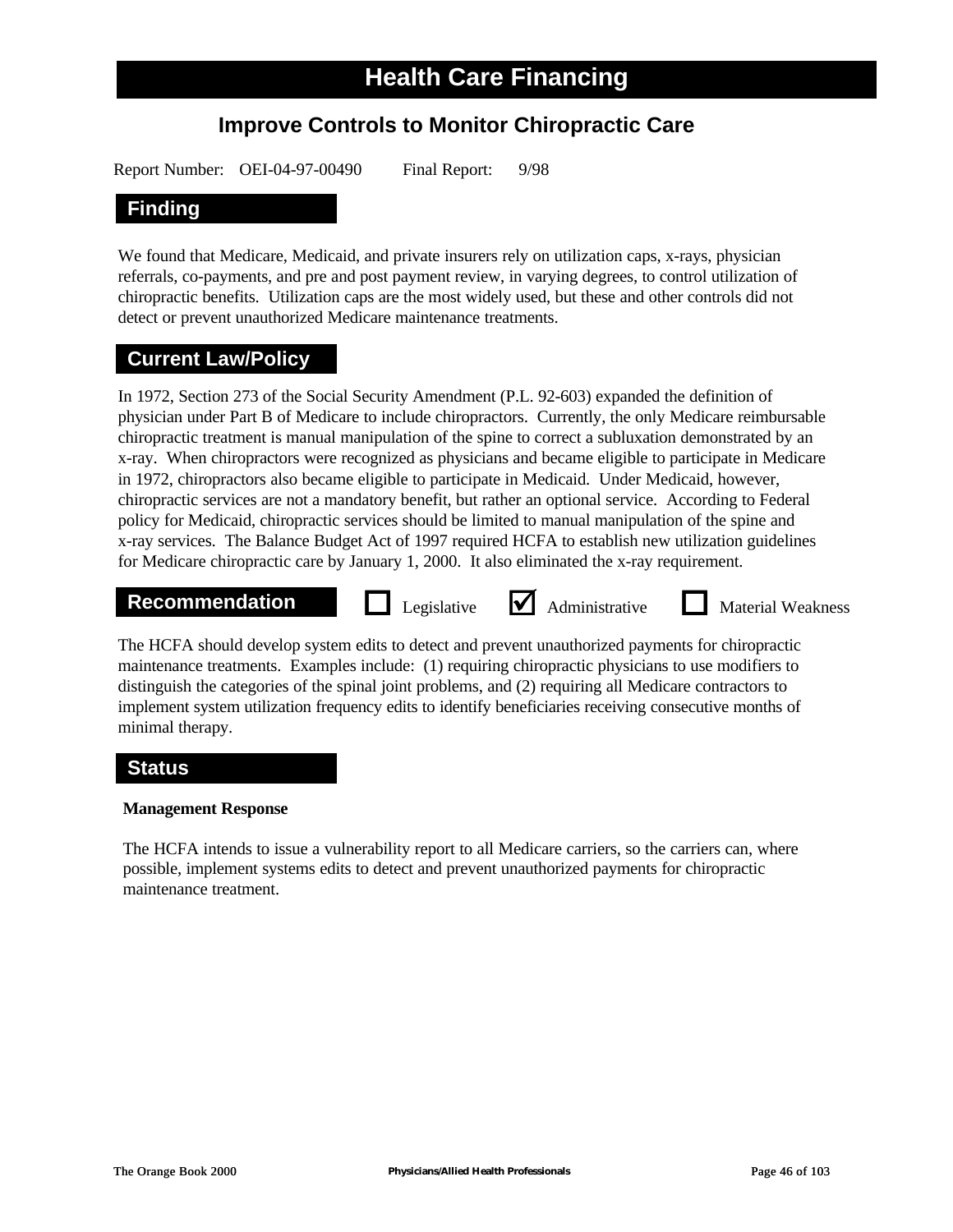# Health Care Financing

## Improve Controls to Monitor Chiropractic Care

Report Number: OEI-04-97-00490 Final Report: 9/98

### Finding

We found that Medicare, Medicaid, and private insurers rely on utilization caps, x-rays, physician referrals, co-payments, and pre and post payment review, in varying degrees, to control utilization of chiropractic benefits. Utilization caps are the most widely used, but these and other controls did not detect or prevent unauthorized Medicare maintenance treatments.

### Current Law/Policy

In 1972, Section 273 of the Social Security Amendment (P.L. 92-603) expanded the definition of physician under Part B of Medicare to include chiropractors. Currently, the only Medicare reimbursable chiropractic treatment is manual manipulation of the spine to correct a subluxation demonstrated by an x-ray. When chiropractors were recognized as physicians and became eligible to participate in Medicare in 1972, chiropractors also became eligible to participate in Medicaid. Under Medicaid, however, chiropractic services are not a mandatory benefit, but rather an optional service. According to Federal policy for Medicaid, chiropractic services should be limited to manual manipulation of the spine and x-ray services. The Balance Budget Act of 1997 required HCFA to establish new utilization guidelines for Medicare chiropractic care by January 1, 2000. It also eliminated the x-ray requirement.

### Recommendation

☐ Legislative ☑ Administrative ☐ Material Weakness

The HCFA should develop system edits to detect and prevent unauthorized payments for chiropractic maintenance treatments. Examples include: (1) requiring chiropractic physicians to use modifiers to distinguish the categories of the spinal joint problems, and (2) requiring all Medicare contractors to implement system utilization frequency edits to identify beneficiaries receiving consecutive months of minimal therapy.

### Status

**Management Response**

The HCFA intends to issue a vulnerability report to all Medicare carriers, so the carriers can, where possible, implement systems edits to detect and prevent unauthorized payments for chiropractic maintenance treatment.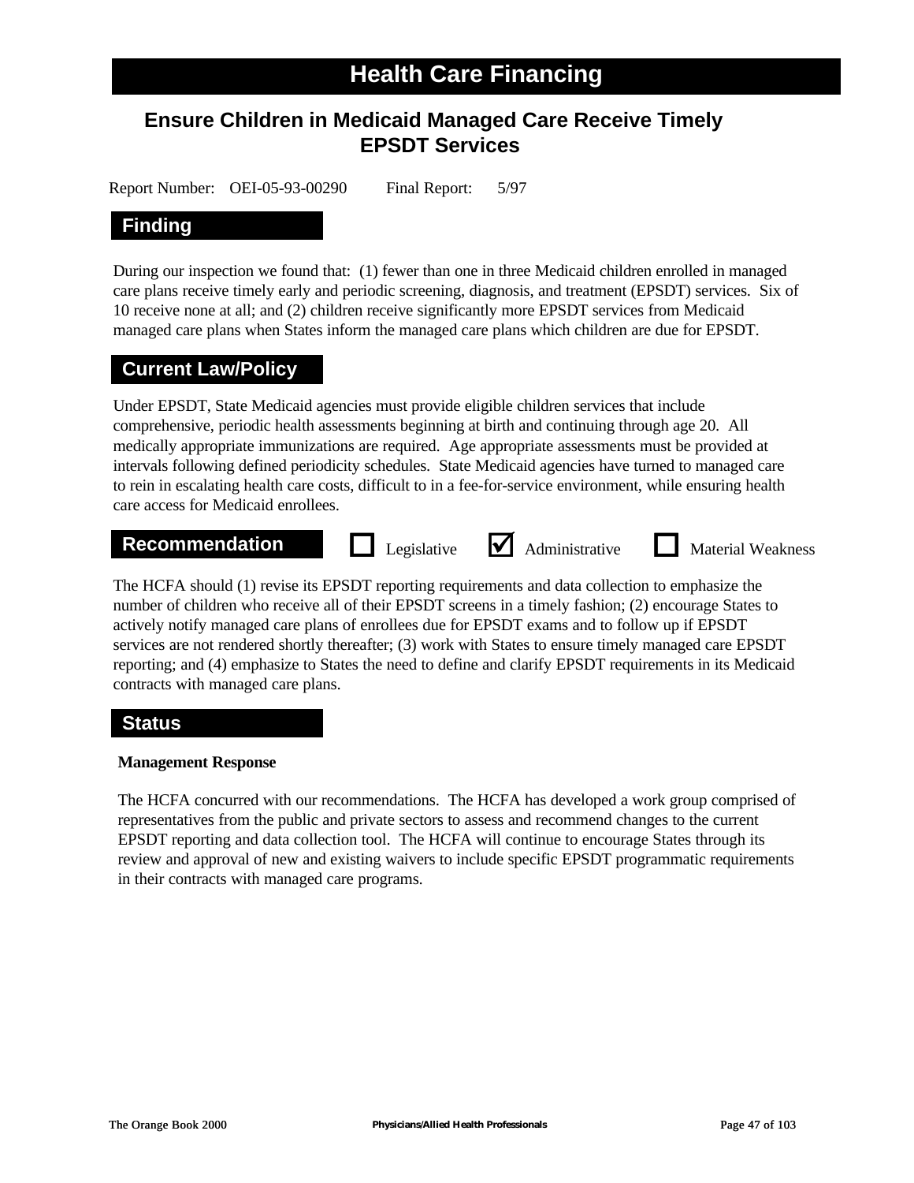# Health Care Financing

## Ensure Children in Medicaid Managed Care Receive Timely EPSDT Services

Report Number: OEI-05-93-00290 Final Report: 5/97

### Finding

During our inspection we found that: (1) fewer than one in three Medicaid children enrolled in managed care plans receive timely early and periodic screening, diagnosis, and treatment (EPSDT) services. Six of 10 receive none at all; and (2) children receive significantly more EPSDT services from Medicaid managed care plans when States inform the managed care plans which children are due for EPSDT.

### Current Law/Policy

Under EPSDT, State Medicaid agencies must provide eligible children services that include comprehensive, periodic health assessments beginning at birth and continuing through age 20. All medically appropriate immunizations are required. Age appropriate assessments must be provided at intervals following defined periodicity schedules. State Medicaid agencies have turned to managed care to rein in escalating health care costs, difficult to in a fee-for-service environment, while ensuring health care access for Medicaid enrollees.

### Recommendation

☐ Legislative ☑ Administrative ☐ Material Weakness

The HCFA should (1) revise its EPSDT reporting requirements and data collection to emphasize the number of children who receive all of their EPSDT screens in a timely fashion; (2) encourage States to actively notify managed care plans of enrollees due for EPSDT exams and to follow up if EPSDT services are not rendered shortly thereafter; (3) work with States to ensure timely managed care EPSDT reporting; and (4) emphasize to States the need to define and clarify EPSDT requirements in its Medicaid contracts with managed care plans.

### Status

**Management Response**

The HCFA concurred with our recommendations. The HCFA has developed a work group comprised of representatives from the public and private sectors to assess and recommend changes to the current EPSDT reporting and data collection tool. The HCFA will continue to encourage States through its review and approval of new and existing waivers to include specific EPSDT programmatic requirements in their contracts with managed care programs.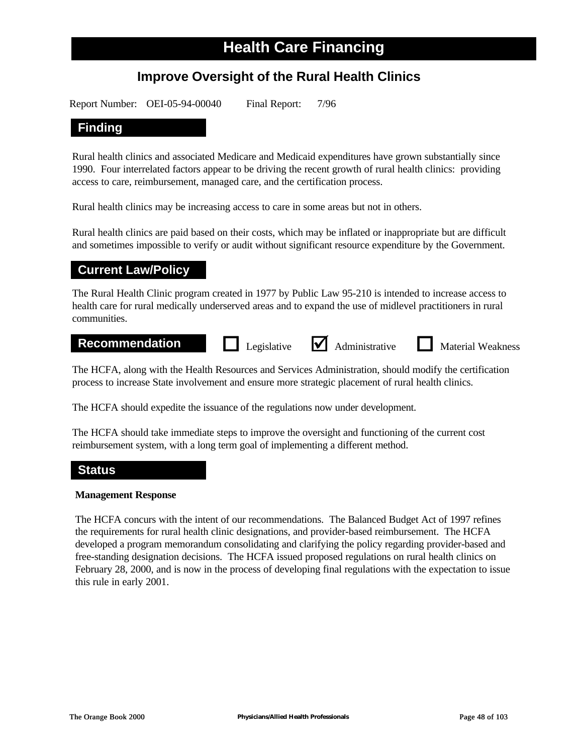# Health Care Financing

## Improve Oversight of the Rural Health Clinics

Report Number: OEI-05-94-00040 Final Report: 7/96

### Finding

Rural health clinics and associated Medicare and Medicaid expenditures have grown substantially since 1990. Four interrelated factors appear to be driving the recent growth of rural health clinics: providing access to care, reimbursement, managed care, and the certification process.

Rural health clinics may be increasing access to care in some areas but not in others.

Rural health clinics are paid based on their costs, which may be inflated or inappropriate but are difficult and sometimes impossible to verify or audit without significant resource expenditure by the Government.

### Current Law/Policy

The Rural Health Clinic program created in 1977 by Public Law 95-210 is intended to increase access to health care for rural medically underserved areas and to expand the use of midlevel practitioners in rural communities.

### Recommendation

☐ Legislative ☑ Administrative ☐ Material Weakness

The HCFA, along with the Health Resources and Services Administration, should modify the certification process to increase State involvement and ensure more strategic placement of rural health clinics.

The HCFA should expedite the issuance of the regulations now under development.

The HCFA should take immediate steps to improve the oversight and functioning of the current cost reimbursement system, with a long term goal of implementing a different method.

### Status

**Management Response**

The HCFA concurs with the intent of our recommendations. The Balanced Budget Act of 1997 refines the requirements for rural health clinic designations, and provider-based reimbursement. The HCFA developed a program memorandum consolidating and clarifying the policy regarding provider-based and free-standing designation decisions. The HCFA issued proposed regulations on rural health clinics on February 28, 2000, and is now in the process of developing final regulations with the expectation to issue this rule in early 2001.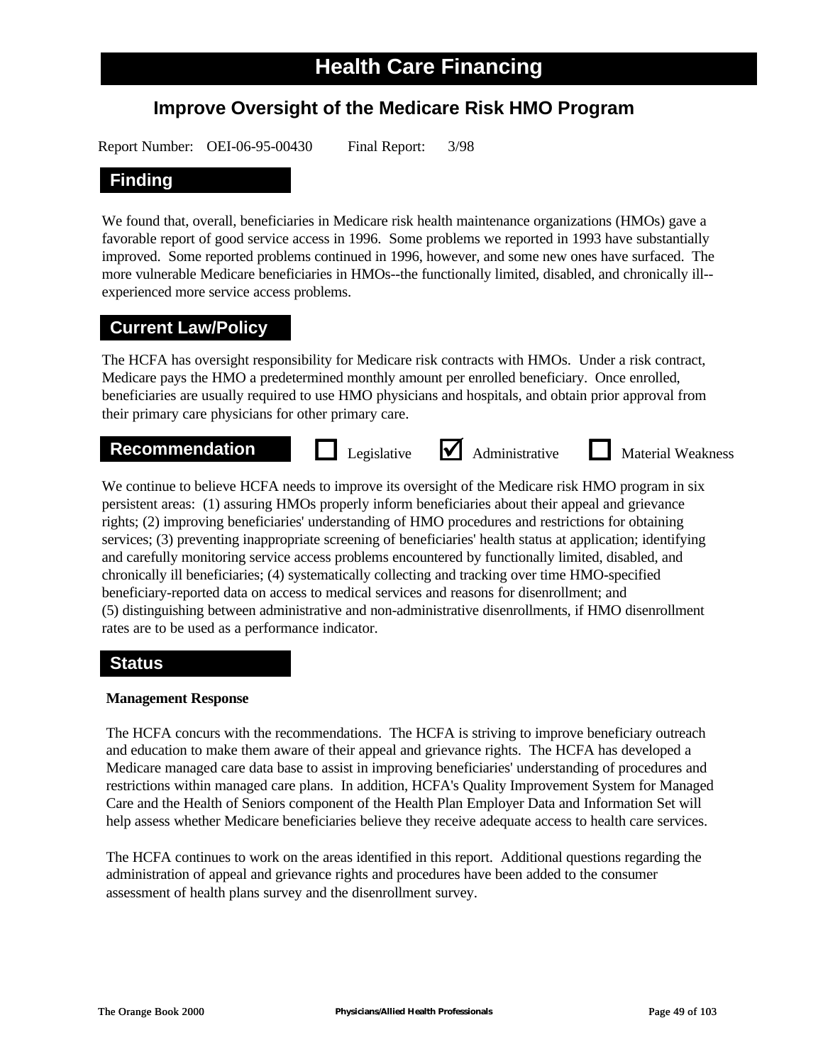# Health Care Financing

## Improve Oversight of the Medicare Risk HMO Program

Report Number: OEI-06-95-00430 Final Report: 3/98

### Finding

We found that, overall, beneficiaries in Medicare risk health maintenance organizations (HMOs) gave a favorable report of good service access in 1996. Some problems we reported in 1993 have substantially improved. Some reported problems continued in 1996, however, and some new ones have surfaced. The more vulnerable Medicare beneficiaries in HMOs--the functionally limited, disabled, and chronically ill--experienced more service access problems.

### Current Law/Policy

The HCFA has oversight responsibility for Medicare risk contracts with HMOs. Under a risk contract, Medicare pays the HMO a predetermined monthly amount per enrolled beneficiary. Once enrolled, beneficiaries are usually required to use HMO physicians and hospitals, and obtain prior approval from their primary care physicians for other primary care.

### Recommendation

☐ Legislative ☑ Administrative ☐ Material Weakness

We continue to believe HCFA needs to improve its oversight of the Medicare risk HMO program in six persistent areas: (1) assuring HMOs properly inform beneficiaries about their appeal and grievance rights; (2) improving beneficiaries' understanding of HMO procedures and restrictions for obtaining services; (3) preventing inappropriate screening of beneficiaries' health status at application; identifying and carefully monitoring service access problems encountered by functionally limited, disabled, and chronically ill beneficiaries; (4) systematically collecting and tracking over time HMO-specified beneficiary-reported data on access to medical services and reasons for disenrollment; and (5) distinguishing between administrative and non-administrative disenrollments, if HMO disenrollment rates are to be used as a performance indicator.

### Status

**Management Response**

The HCFA concurs with the recommendations. The HCFA is striving to improve beneficiary outreach and education to make them aware of their appeal and grievance rights. The HCFA has developed a Medicare managed care data base to assist in improving beneficiaries' understanding of procedures and restrictions within managed care plans. In addition, HCFA's Quality Improvement System for Managed Care and the Health of Seniors component of the Health Plan Employer Data and Information Set will help assess whether Medicare beneficiaries believe they receive adequate access to health care services.

The HCFA continues to work on the areas identified in this report. Additional questions regarding the administration of appeal and grievance rights and procedures have been added to the consumer assessment of health plans survey and the disenrollment survey.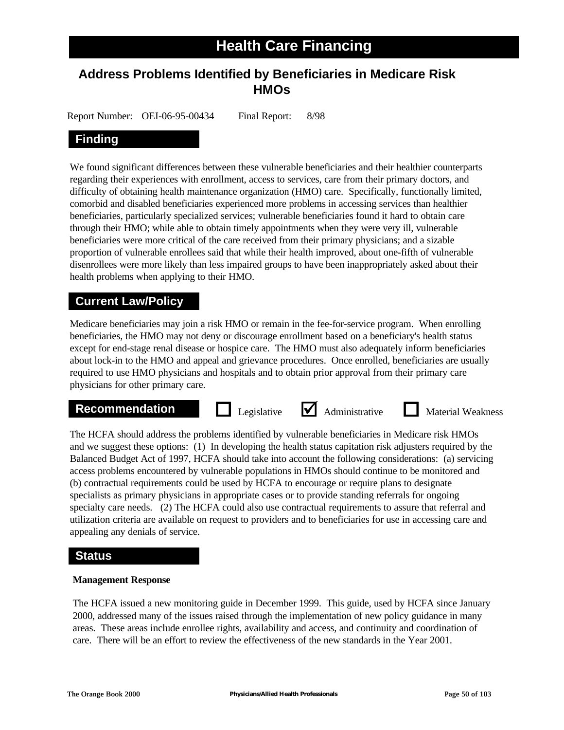# Health Care Financing

## Address Problems Identified by Beneficiaries in Medicare Risk HMOs

Report Number: OEI-06-95-00434 Final Report: 8/98

### Finding

We found significant differences between these vulnerable beneficiaries and their healthier counterparts regarding their experiences with enrollment, access to services, care from their primary doctors, and difficulty of obtaining health maintenance organization (HMO) care. Specifically, functionally limited, comorbid and disabled beneficiaries experienced more problems in accessing services than healthier beneficiaries, particularly specialized services; vulnerable beneficiaries found it hard to obtain care through their HMO; while able to obtain timely appointments when they were very ill, vulnerable beneficiaries were more critical of the care received from their primary physicians; and a sizable proportion of vulnerable enrollees said that while their health improved, about one-fifth of vulnerable disenrollees were more likely than less impaired groups to have been inappropriately asked about their health problems when applying to their HMO.

### Current Law/Policy

Medicare beneficiaries may join a risk HMO or remain in the fee-for-service program. When enrolling beneficiaries, the HMO may not deny or discourage enrollment based on a beneficiary's health status except for end-stage renal disease or hospice care. The HMO must also adequately inform beneficiaries about lock-in to the HMO and appeal and grievance procedures. Once enrolled, beneficiaries are usually required to use HMO physicians and hospitals and to obtain prior approval from their primary care physicians for other primary care.

### Recommendation

☐ Legislative ☑ Administrative ☐ Material Weakness

The HCFA should address the problems identified by vulnerable beneficiaries in Medicare risk HMOs and we suggest these options: (1) In developing the health status capitation risk adjusters required by the Balanced Budget Act of 1997, HCFA should take into account the following considerations: (a) servicing access problems encountered by vulnerable populations in HMOs should continue to be monitored and (b) contractual requirements could be used by HCFA to encourage or require plans to designate specialists as primary physicians in appropriate cases or to provide standing referrals for ongoing specialty care needs. (2) The HCFA could also use contractual requirements to assure that referral and utilization criteria are available on request to providers and to beneficiaries for use in accessing care and appealing any denials of service.

### Status

**Management Response**

The HCFA issued a new monitoring guide in December 1999. This guide, used by HCFA since January 2000, addressed many of the issues raised through the implementation of new policy guidance in many areas. These areas include enrollee rights, availability and access, and continuity and coordination of care. There will be an effort to review the effectiveness of the new standards in the Year 2001.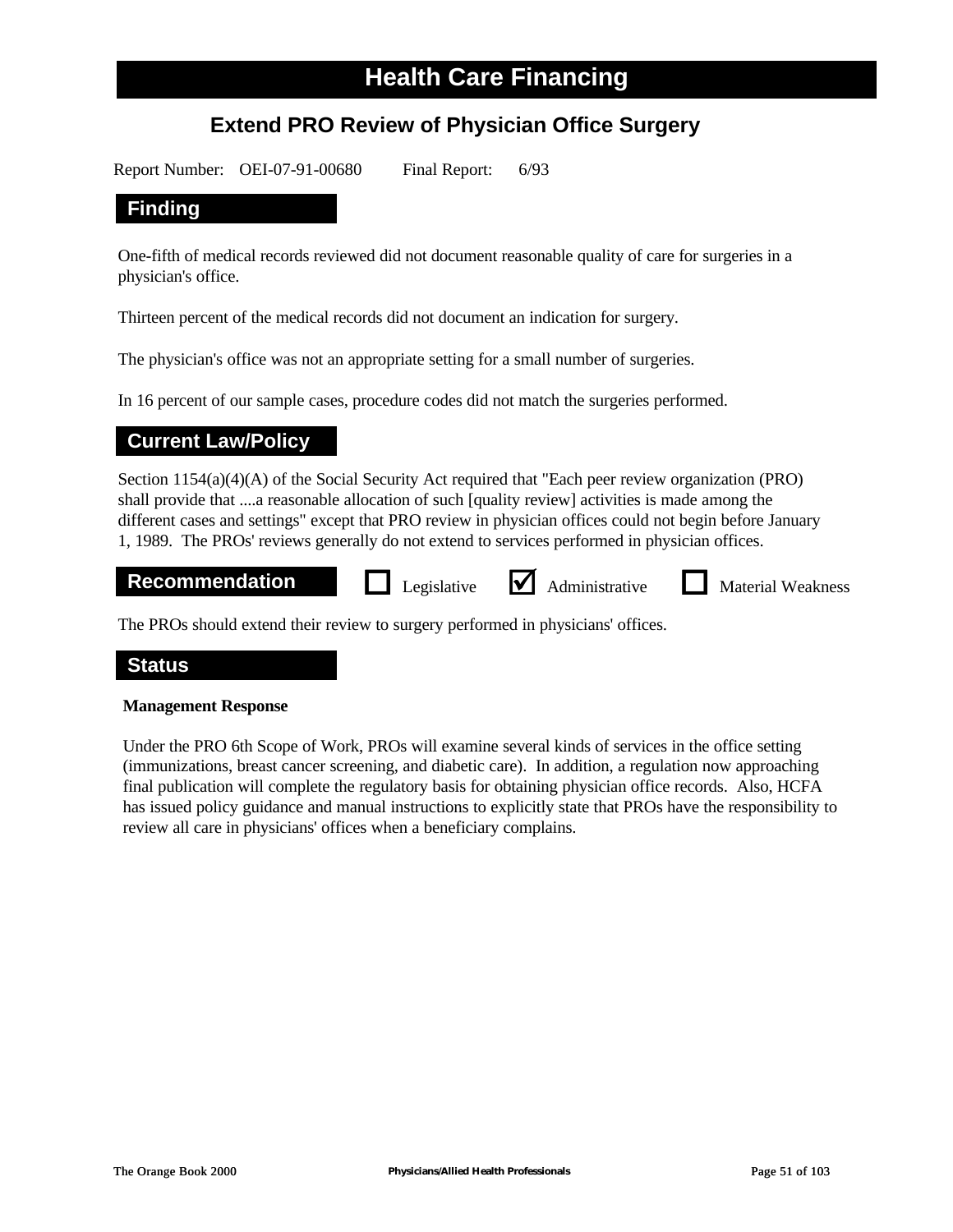# Health Care Financing

## Extend PRO Review of Physician Office Surgery

Report Number: OEI-07-91-00680 Final Report: 6/93

### Finding

One-fifth of medical records reviewed did not document reasonable quality of care for surgeries in a physician's office.

Thirteen percent of the medical records did not document an indication for surgery.

The physician's office was not an appropriate setting for a small number of surgeries.

In 16 percent of our sample cases, procedure codes did not match the surgeries performed.

### Current Law/Policy

Section 1154(a)(4)(A) of the Social Security Act required that "Each peer review organization (PRO) shall provide that ....a reasonable allocation of such [quality review] activities is made among the different cases and settings" except that PRO review in physician offices could not begin before January 1, 1989. The PROs' reviews generally do not extend to services performed in physician offices.

### Recommendation

☐ Legislative ☑ Administrative ☐ Material Weakness

The PROs should extend their review to surgery performed in physicians' offices.

### Status

**Management Response**

Under the PRO 6th Scope of Work, PROs will examine several kinds of services in the office setting (immunizations, breast cancer screening, and diabetic care). In addition, a regulation now approaching final publication will complete the regulatory basis for obtaining physician office records. Also, HCFA has issued policy guidance and manual instructions to explicitly state that PROs have the responsibility to review all care in physicians' offices when a beneficiary complains.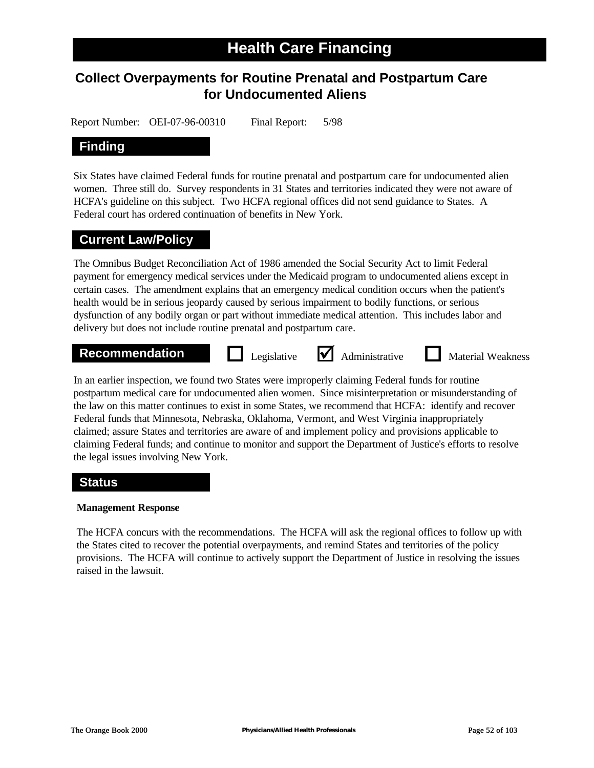# Health Care Financing

## Collect Overpayments for Routine Prenatal and Postpartum Care for Undocumented Aliens

Report Number: OEI-07-96-00310 Final Report: 5/98

### Finding

Six States have claimed Federal funds for routine prenatal and postpartum care for undocumented alien women. Three still do. Survey respondents in 31 States and territories indicated they were not aware of HCFA's guideline on this subject. Two HCFA regional offices did not send guidance to States. A Federal court has ordered continuation of benefits in New York.

### Current Law/Policy

The Omnibus Budget Reconciliation Act of 1986 amended the Social Security Act to limit Federal payment for emergency medical services under the Medicaid program to undocumented aliens except in certain cases. The amendment explains that an emergency medical condition occurs when the patient's health would be in serious jeopardy caused by serious impairment to bodily functions, or serious dysfunction of any bodily organ or part without immediate medical attention. This includes labor and delivery but does not include routine prenatal and postpartum care.

### Recommendation

☐ Legislative ☑ Administrative ☐ Material Weakness

In an earlier inspection, we found two States were improperly claiming Federal funds for routine postpartum medical care for undocumented alien women. Since misinterpretation or misunderstanding of the law on this matter continues to exist in some States, we recommend that HCFA: identify and recover Federal funds that Minnesota, Nebraska, Oklahoma, Vermont, and West Virginia inappropriately claimed; assure States and territories are aware of and implement policy and provisions applicable to claiming Federal funds; and continue to monitor and support the Department of Justice's efforts to resolve the legal issues involving New York.

### Status

**Management Response**

The HCFA concurs with the recommendations. The HCFA will ask the regional offices to follow up with the States cited to recover the potential overpayments, and remind States and territories of the policy provisions. The HCFA will continue to actively support the Department of Justice in resolving the issues raised in the lawsuit.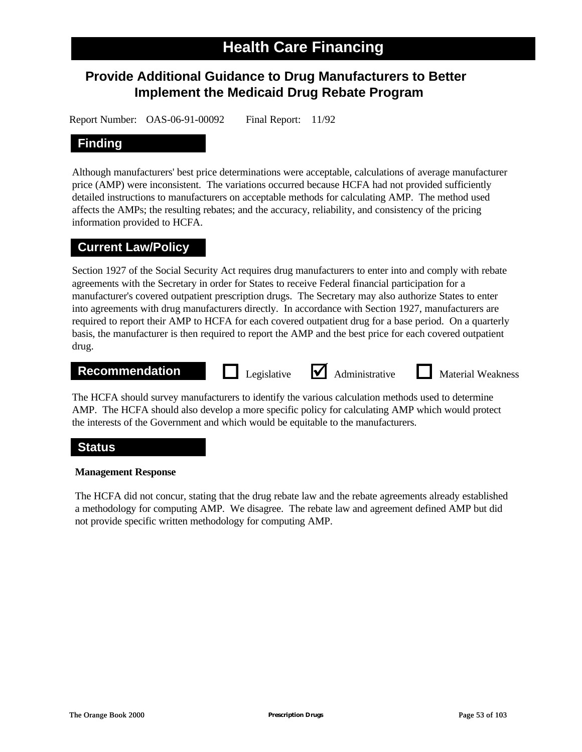# Health Care Financing

## Provide Additional Guidance to Drug Manufacturers to Better Implement the Medicaid Drug Rebate Program

Report Number: OAS-06-91-00092    Final Report: 11/92

### Finding

Although manufacturers' best price determinations were acceptable, calculations of average manufacturer price (AMP) were inconsistent. The variations occurred because HCFA had not provided sufficiently detailed instructions to manufacturers on acceptable methods for calculating AMP. The method used affects the AMPs; the resulting rebates; and the accuracy, reliability, and consistency of the pricing information provided to HCFA.

### Current Law/Policy

Section 1927 of the Social Security Act requires drug manufacturers to enter into and comply with rebate agreements with the Secretary in order for States to receive Federal financial participation for a manufacturer's covered outpatient prescription drugs. The Secretary may also authorize States to enter into agreements with drug manufacturers directly. In accordance with Section 1927, manufacturers are required to report their AMP to HCFA for each covered outpatient drug for a base period. On a quarterly basis, the manufacturer is then required to report the AMP and the best price for each covered outpatient drug.

### Recommendation

☐ Legislative    ☑ Administrative    ☐ Material Weakness

The HCFA should survey manufacturers to identify the various calculation methods used to determine AMP. The HCFA should also develop a more specific policy for calculating AMP which would protect the interests of the Government and which would be equitable to the manufacturers.

### Status

**Management Response**

The HCFA did not concur, stating that the drug rebate law and the rebate agreements already established a methodology for computing AMP. We disagree. The rebate law and agreement defined AMP but did not provide specific written methodology for computing AMP.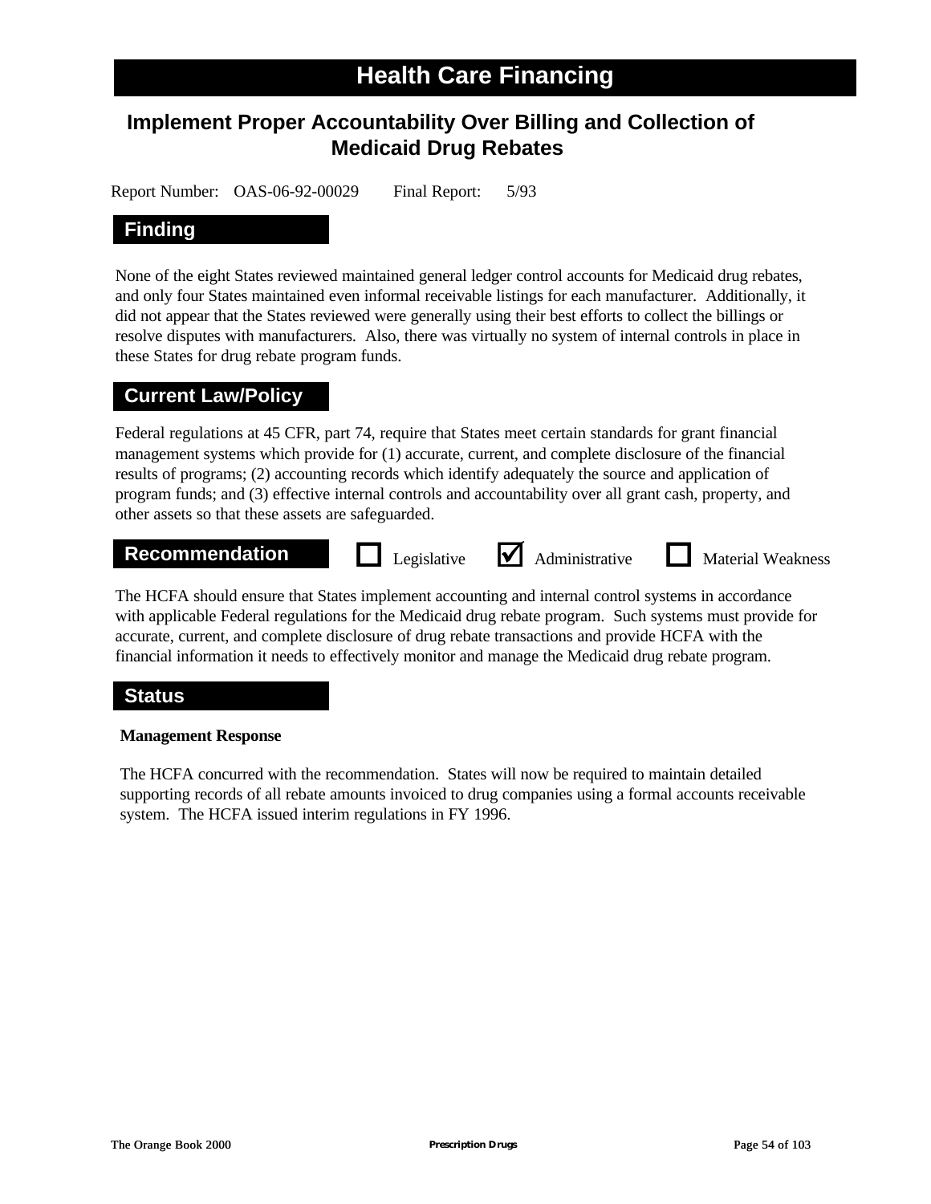# Health Care Financing

## Implement Proper Accountability Over Billing and Collection of Medicaid Drug Rebates

Report Number: OAS-06-92-00029 Final Report: 5/93

### Finding

None of the eight States reviewed maintained general ledger control accounts for Medicaid drug rebates, and only four States maintained even informal receivable listings for each manufacturer. Additionally, it did not appear that the States reviewed were generally using their best efforts to collect the billings or resolve disputes with manufacturers. Also, there was virtually no system of internal controls in place in these States for drug rebate program funds.

### Current Law/Policy

Federal regulations at 45 CFR, part 74, require that States meet certain standards for grant financial management systems which provide for (1) accurate, current, and complete disclosure of the financial results of programs; (2) accounting records which identify adequately the source and application of program funds; and (3) effective internal controls and accountability over all grant cash, property, and other assets so that these assets are safeguarded.

### Recommendation

☐ Legislative ☑ Administrative ☐ Material Weakness

The HCFA should ensure that States implement accounting and internal control systems in accordance with applicable Federal regulations for the Medicaid drug rebate program. Such systems must provide for accurate, current, and complete disclosure of drug rebate transactions and provide HCFA with the financial information it needs to effectively monitor and manage the Medicaid drug rebate program.

### Status

**Management Response**

The HCFA concurred with the recommendation. States will now be required to maintain detailed supporting records of all rebate amounts invoiced to drug companies using a formal accounts receivable system. The HCFA issued interim regulations in FY 1996.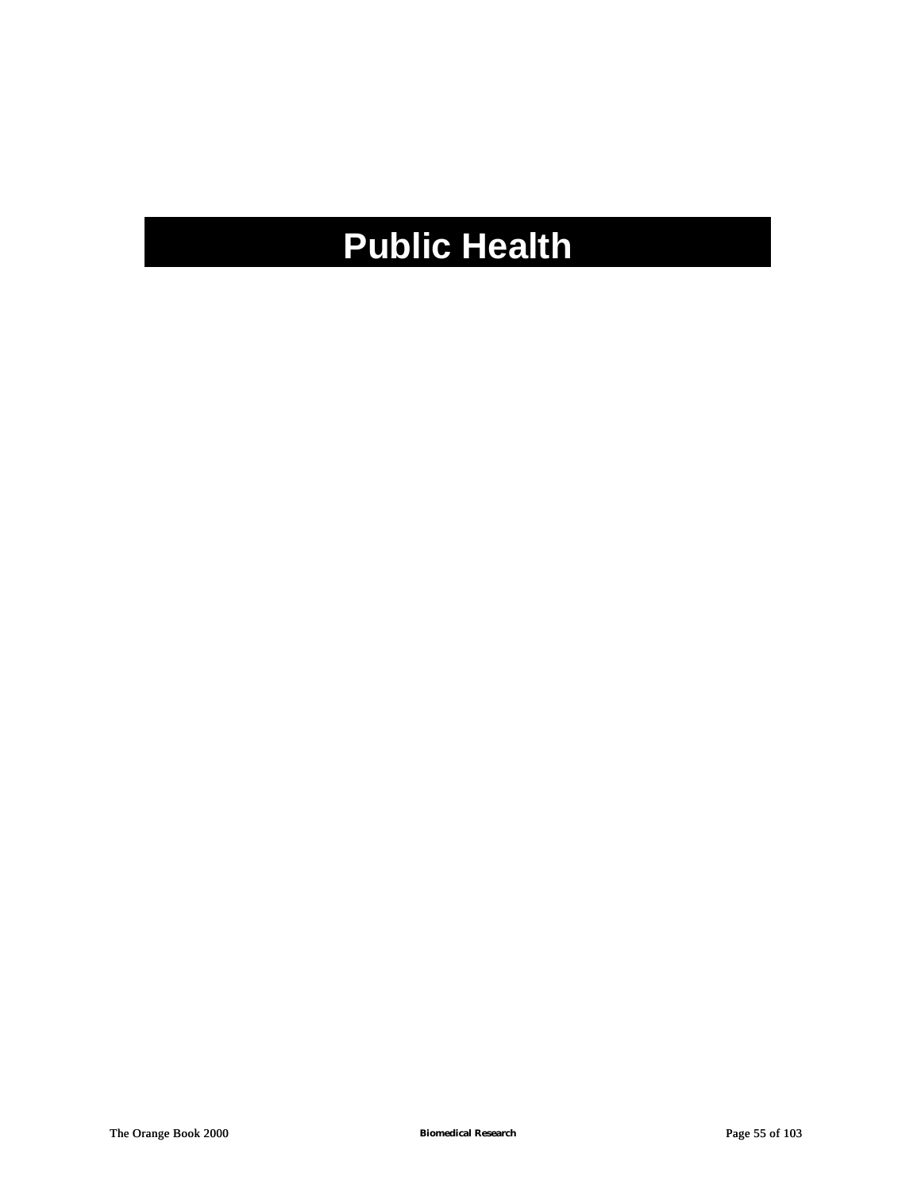# Public Health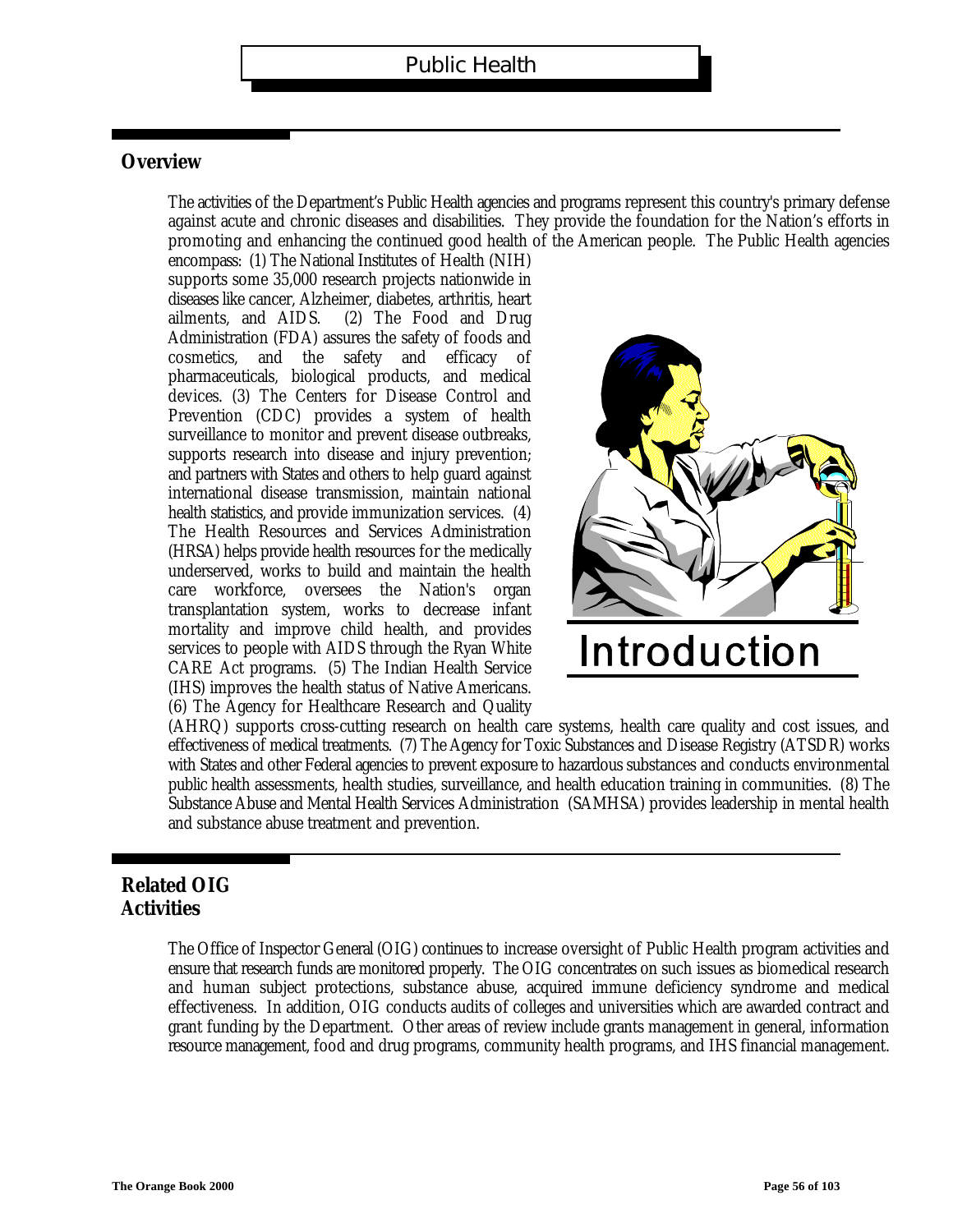# Public Health

## Overview

The activities of the Department's Public Health agencies and programs represent this country's primary defense against acute and chronic diseases and disabilities. They provide the foundation for the Nation's efforts in promoting and enhancing the continued good health of the American people. The Public Health agencies encompass: (1) The National Institutes of Health (NIH) supports some 35,000 research projects nationwide in diseases like cancer, Alzheimer, diabetes, arthritis, heart ailments, and AIDS. (2) The Food and Drug Administration (FDA) assures the safety of foods and cosmetics, and the safety and efficacy of pharmaceuticals, biological products, and medical devices. (3) The Centers for Disease Control and Prevention (CDC) provides a system of health surveillance to monitor and prevent disease outbreaks, supports research into disease and injury prevention; and partners with States and others to help guard against international disease transmission, maintain national health statistics, and provide immunization services. (4) The Health Resources and Services Administration (HRSA) helps provide health resources for the medically underserved, works to build and maintain the health care workforce, oversees the Nation's organ transplantation system, works to decrease infant mortality and improve child health, and provides services to people with AIDS through the Ryan White CARE Act programs. (5) The Indian Health Service (IHS) improves the health status of Native Americans. (6) The Agency for Healthcare Research and Quality (AHRQ) supports cross-cutting research on health care systems, health care quality and cost issues, and effectiveness of medical treatments. (7) The Agency for Toxic Substances and Disease Registry (ATSDR) works with States and other Federal agencies to prevent exposure to hazardous substances and conducts environmental public health assessments, health studies, surveillance, and health education training in communities. (8) The Substance Abuse and Mental Health Services Administration (SAMHSA) provides leadership in mental health and substance abuse treatment and prevention.

Introduction

## Related OIG Activities

The Office of Inspector General (OIG) continues to increase oversight of Public Health program activities and ensure that research funds are monitored properly. The OIG concentrates on such issues as biomedical research and human subject protections, substance abuse, acquired immune deficiency syndrome and medical effectiveness. In addition, OIG conducts audits of colleges and universities which are awarded contract and grant funding by the Department. Other areas of review include grants management in general, information resource management, food and drug programs, community health programs, and IHS financial management.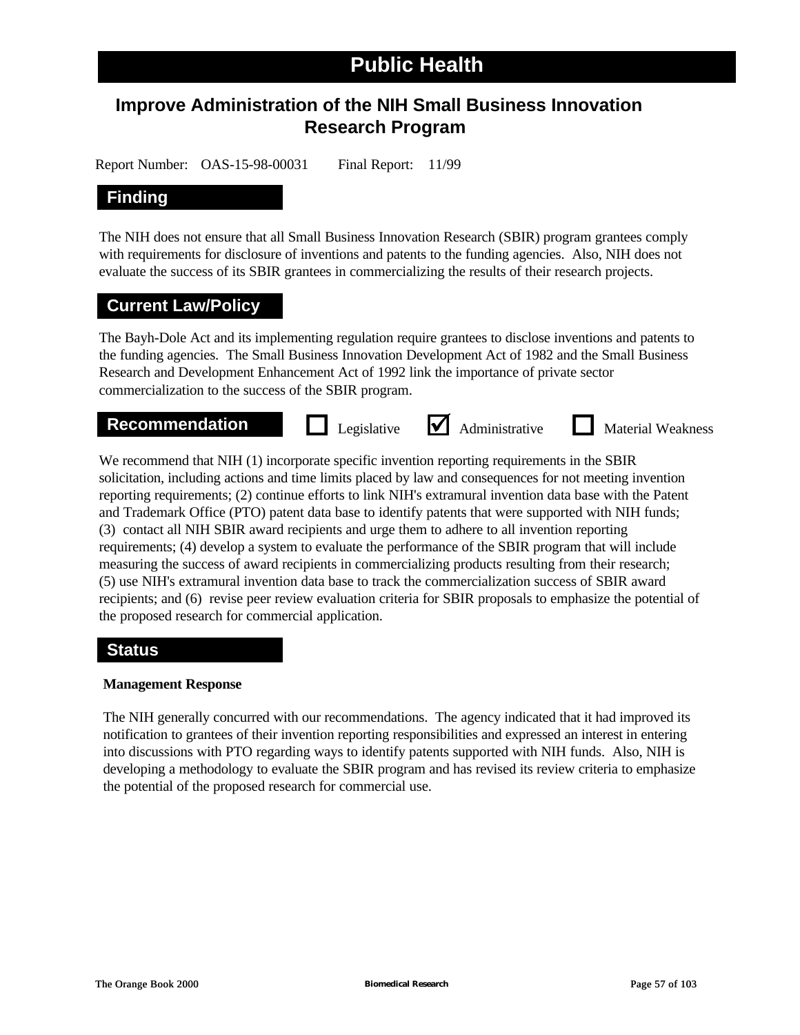# Public Health

## Improve Administration of the NIH Small Business Innovation Research Program

Report Number: OAS-15-98-00031 Final Report: 11/99

### Finding

The NIH does not ensure that all Small Business Innovation Research (SBIR) program grantees comply with requirements for disclosure of inventions and patents to the funding agencies. Also, NIH does not evaluate the success of its SBIR grantees in commercializing the results of their research projects.

### Current Law/Policy

The Bayh-Dole Act and its implementing regulation require grantees to disclose inventions and patents to the funding agencies. The Small Business Innovation Development Act of 1982 and the Small Business Research and Development Enhancement Act of 1992 link the importance of private sector commercialization to the success of the SBIR program.

### Recommendation

☐ Legislative ☑ Administrative ☐ Material Weakness

We recommend that NIH (1) incorporate specific invention reporting requirements in the SBIR solicitation, including actions and time limits placed by law and consequences for not meeting invention reporting requirements; (2) continue efforts to link NIH's extramural invention data base with the Patent and Trademark Office (PTO) patent data base to identify patents that were supported with NIH funds; (3) contact all NIH SBIR award recipients and urge them to adhere to all invention reporting requirements; (4) develop a system to evaluate the performance of the SBIR program that will include measuring the success of award recipients in commercializing products resulting from their research; (5) use NIH's extramural invention data base to track the commercialization success of SBIR award recipients; and (6) revise peer review evaluation criteria for SBIR proposals to emphasize the potential of the proposed research for commercial application.

### Status

**Management Response**

The NIH generally concurred with our recommendations. The agency indicated that it had improved its notification to grantees of their invention reporting responsibilities and expressed an interest in entering into discussions with PTO regarding ways to identify patents supported with NIH funds. Also, NIH is developing a methodology to evaluate the SBIR program and has revised its review criteria to emphasize the potential of the proposed research for commercial use.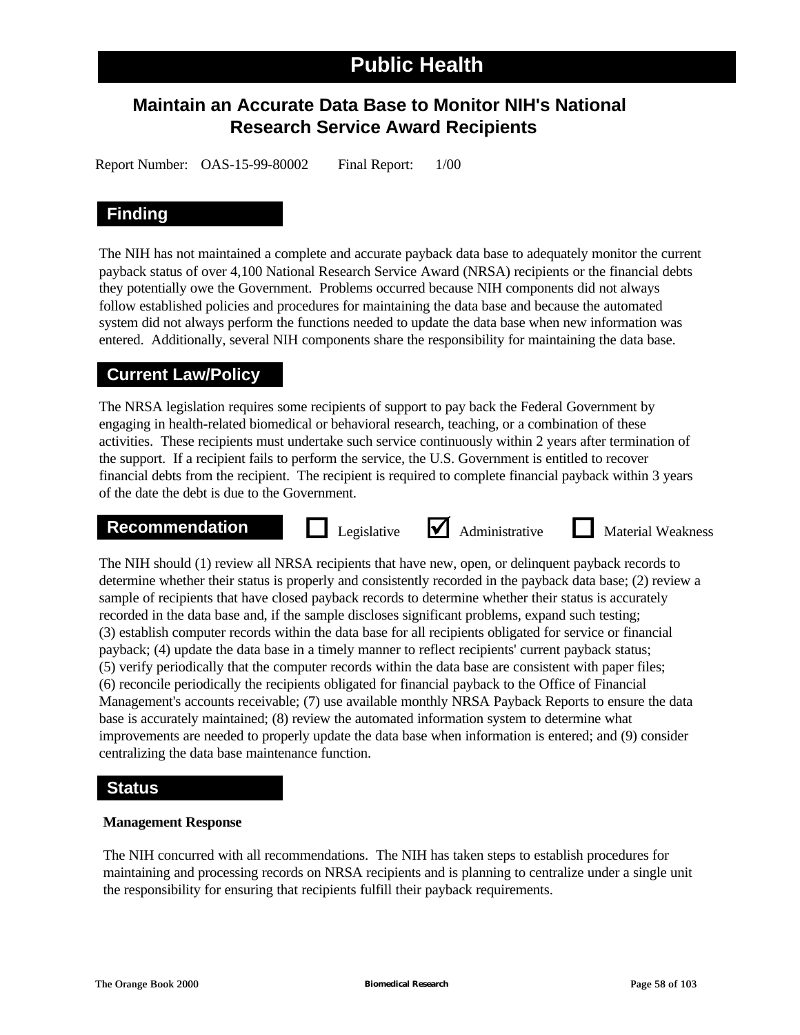# Public Health

## Maintain an Accurate Data Base to Monitor NIH's National Research Service Award Recipients

Report Number: OAS-15-99-80002 Final Report: 1/00

### Finding

The NIH has not maintained a complete and accurate payback data base to adequately monitor the current payback status of over 4,100 National Research Service Award (NRSA) recipients or the financial debts they potentially owe the Government. Problems occurred because NIH components did not always follow established policies and procedures for maintaining the data base and because the automated system did not always perform the functions needed to update the data base when new information was entered. Additionally, several NIH components share the responsibility for maintaining the data base.

### Current Law/Policy

The NRSA legislation requires some recipients of support to pay back the Federal Government by engaging in health-related biomedical or behavioral research, teaching, or a combination of these activities. These recipients must undertake such service continuously within 2 years after termination of the support. If a recipient fails to perform the service, the U.S. Government is entitled to recover financial debts from the recipient. The recipient is required to complete financial payback within 3 years of the date the debt is due to the Government.

### Recommendation

☐ Legislative ☑ Administrative ☐ Material Weakness

The NIH should (1) review all NRSA recipients that have new, open, or delinquent payback records to determine whether their status is properly and consistently recorded in the payback data base; (2) review a sample of recipients that have closed payback records to determine whether their status is accurately recorded in the data base and, if the sample discloses significant problems, expand such testing; (3) establish computer records within the data base for all recipients obligated for service or financial payback; (4) update the data base in a timely manner to reflect recipients' current payback status; (5) verify periodically that the computer records within the data base are consistent with paper files; (6) reconcile periodically the recipients obligated for financial payback to the Office of Financial Management's accounts receivable; (7) use available monthly NRSA Payback Reports to ensure the data base is accurately maintained; (8) review the automated information system to determine what improvements are needed to properly update the data base when information is entered; and (9) consider centralizing the data base maintenance function.

### Status

**Management Response**

The NIH concurred with all recommendations. The NIH has taken steps to establish procedures for maintaining and processing records on NRSA recipients and is planning to centralize under a single unit the responsibility for ensuring that recipients fulfill their payback requirements.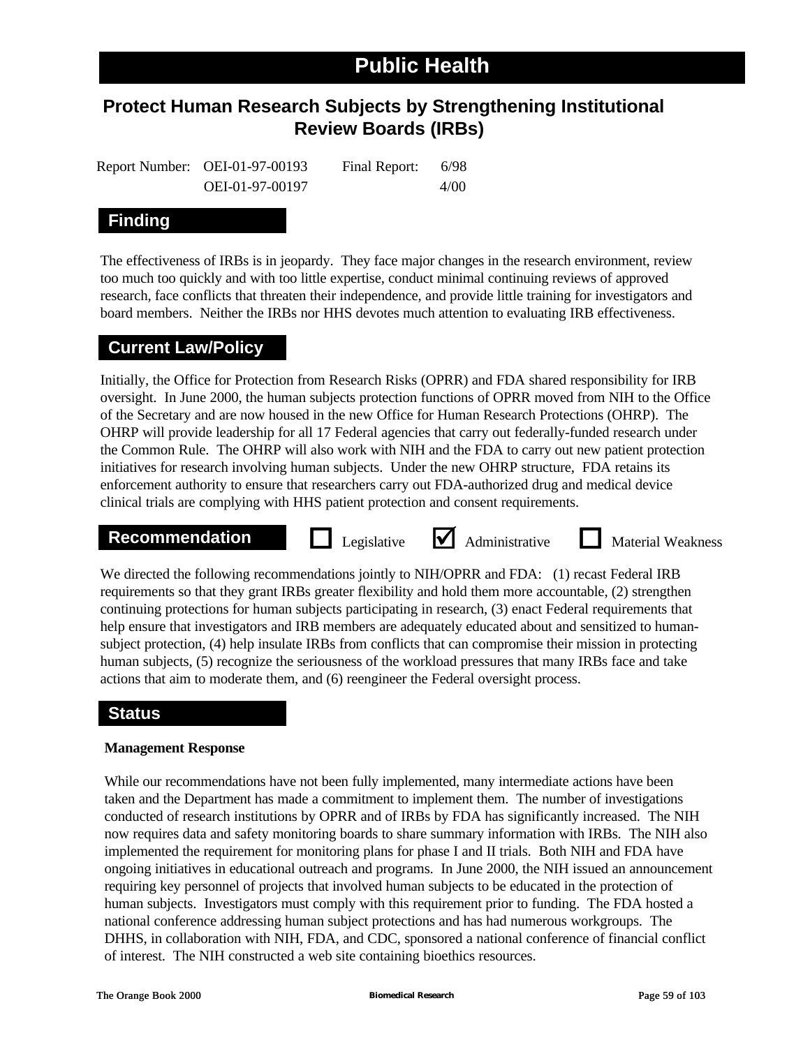# Public Health

## Protect Human Research Subjects by Strengthening Institutional Review Boards (IRBs)

| Report Number: | OEI-01-97-00193 | Final Report: | 6/98 |
|---|---|---|---|
| | OEI-01-97-00197 | | 4/00 |

### Finding

The effectiveness of IRBs is in jeopardy. They face major changes in the research environment, review too much too quickly and with too little expertise, conduct minimal continuing reviews of approved research, face conflicts that threaten their independence, and provide little training for investigators and board members. Neither the IRBs nor HHS devotes much attention to evaluating IRB effectiveness.

### Current Law/Policy

Initially, the Office for Protection from Research Risks (OPRR) and FDA shared responsibility for IRB oversight. In June 2000, the human subjects protection functions of OPRR moved from NIH to the Office of the Secretary and are now housed in the new Office for Human Research Protections (OHRP). The OHRP will provide leadership for all 17 Federal agencies that carry out federally-funded research under the Common Rule. The OHRP will also work with NIH and the FDA to carry out new patient protection initiatives for research involving human subjects. Under the new OHRP structure, FDA retains its enforcement authority to ensure that researchers carry out FDA-authorized drug and medical device clinical trials are complying with HHS patient protection and consent requirements.

### Recommendation

☐ Legislative ☑ Administrative ☐ Material Weakness

We directed the following recommendations jointly to NIH/OPRR and FDA: (1) recast Federal IRB requirements so that they grant IRBs greater flexibility and hold them more accountable, (2) strengthen continuing protections for human subjects participating in research, (3) enact Federal requirements that help ensure that investigators and IRB members are adequately educated about and sensitized to human-subject protection, (4) help insulate IRBs from conflicts that can compromise their mission in protecting human subjects, (5) recognize the seriousness of the workload pressures that many IRBs face and take actions that aim to moderate them, and (6) reengineer the Federal oversight process.

### Status

**Management Response**

While our recommendations have not been fully implemented, many intermediate actions have been taken and the Department has made a commitment to implement them. The number of investigations conducted of research institutions by OPRR and of IRBs by FDA has significantly increased. The NIH now requires data and safety monitoring boards to share summary information with IRBs. The NIH also implemented the requirement for monitoring plans for phase I and II trials. Both NIH and FDA have ongoing initiatives in educational outreach and programs. In June 2000, the NIH issued an announcement requiring key personnel of projects that involved human subjects to be educated in the protection of human subjects. Investigators must comply with this requirement prior to funding. The FDA hosted a national conference addressing human subject protections and has had numerous workgroups. The DHHS, in collaboration with NIH, FDA, and CDC, sponsored a national conference of financial conflict of interest. The NIH constructed a web site containing bioethics resources.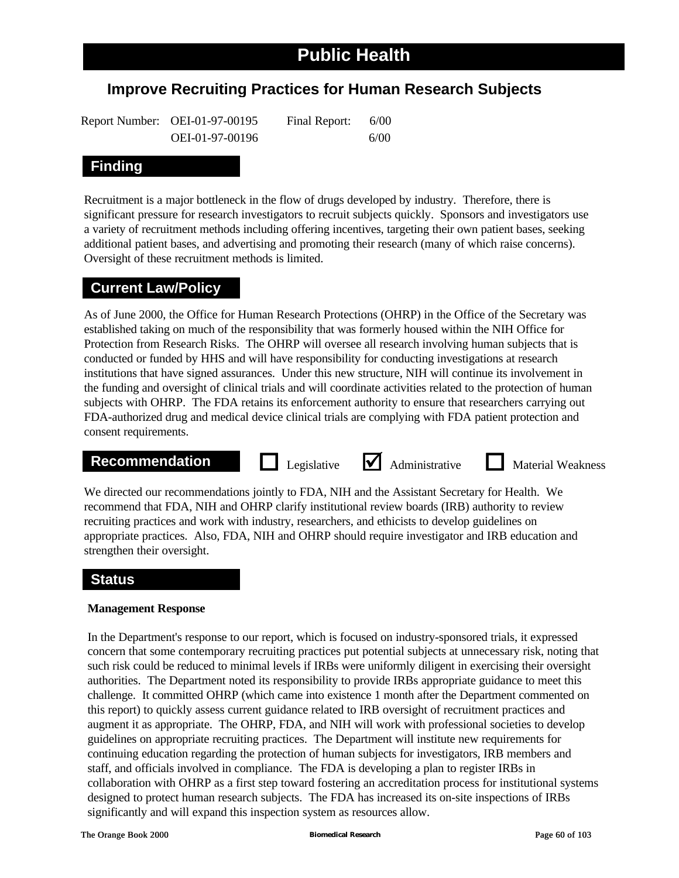# Public Health

## Improve Recruiting Practices for Human Research Subjects

Report Number: OEI-01-97-00195 Final Report: 6/00
OEI-01-97-00196 6/00

### Finding

Recruitment is a major bottleneck in the flow of drugs developed by industry. Therefore, there is significant pressure for research investigators to recruit subjects quickly. Sponsors and investigators use a variety of recruitment methods including offering incentives, targeting their own patient bases, seeking additional patient bases, and advertising and promoting their research (many of which raise concerns). Oversight of these recruitment methods is limited.

### Current Law/Policy

As of June 2000, the Office for Human Research Protections (OHRP) in the Office of the Secretary was established taking on much of the responsibility that was formerly housed within the NIH Office for Protection from Research Risks. The OHRP will oversee all research involving human subjects that is conducted or funded by HHS and will have responsibility for conducting investigations at research institutions that have signed assurances. Under this new structure, NIH will continue its involvement in the funding and oversight of clinical trials and will coordinate activities related to the protection of human subjects with OHRP. The FDA retains its enforcement authority to ensure that researchers carrying out FDA-authorized drug and medical device clinical trials are complying with FDA patient protection and consent requirements.

### Recommendation

☐ Legislative ☑ Administrative ☐ Material Weakness

We directed our recommendations jointly to FDA, NIH and the Assistant Secretary for Health. We recommend that FDA, NIH and OHRP clarify institutional review boards (IRB) authority to review recruiting practices and work with industry, researchers, and ethicists to develop guidelines on appropriate practices. Also, FDA, NIH and OHRP should require investigator and IRB education and strengthen their oversight.

### Status

**Management Response**

In the Department's response to our report, which is focused on industry-sponsored trials, it expressed concern that some contemporary recruiting practices put potential subjects at unnecessary risk, noting that such risk could be reduced to minimal levels if IRBs were uniformly diligent in exercising their oversight authorities. The Department noted its responsibility to provide IRBs appropriate guidance to meet this challenge. It committed OHRP (which came into existence 1 month after the Department commented on this report) to quickly assess current guidance related to IRB oversight of recruitment practices and augment it as appropriate. The OHRP, FDA, and NIH will work with professional societies to develop guidelines on appropriate recruiting practices. The Department will institute new requirements for continuing education regarding the protection of human subjects for investigators, IRB members and staff, and officials involved in compliance. The FDA is developing a plan to register IRBs in collaboration with OHRP as a first step toward fostering an accreditation process for institutional systems designed to protect human research subjects. The FDA has increased its on-site inspections of IRBs significantly and will expand this inspection system as resources allow.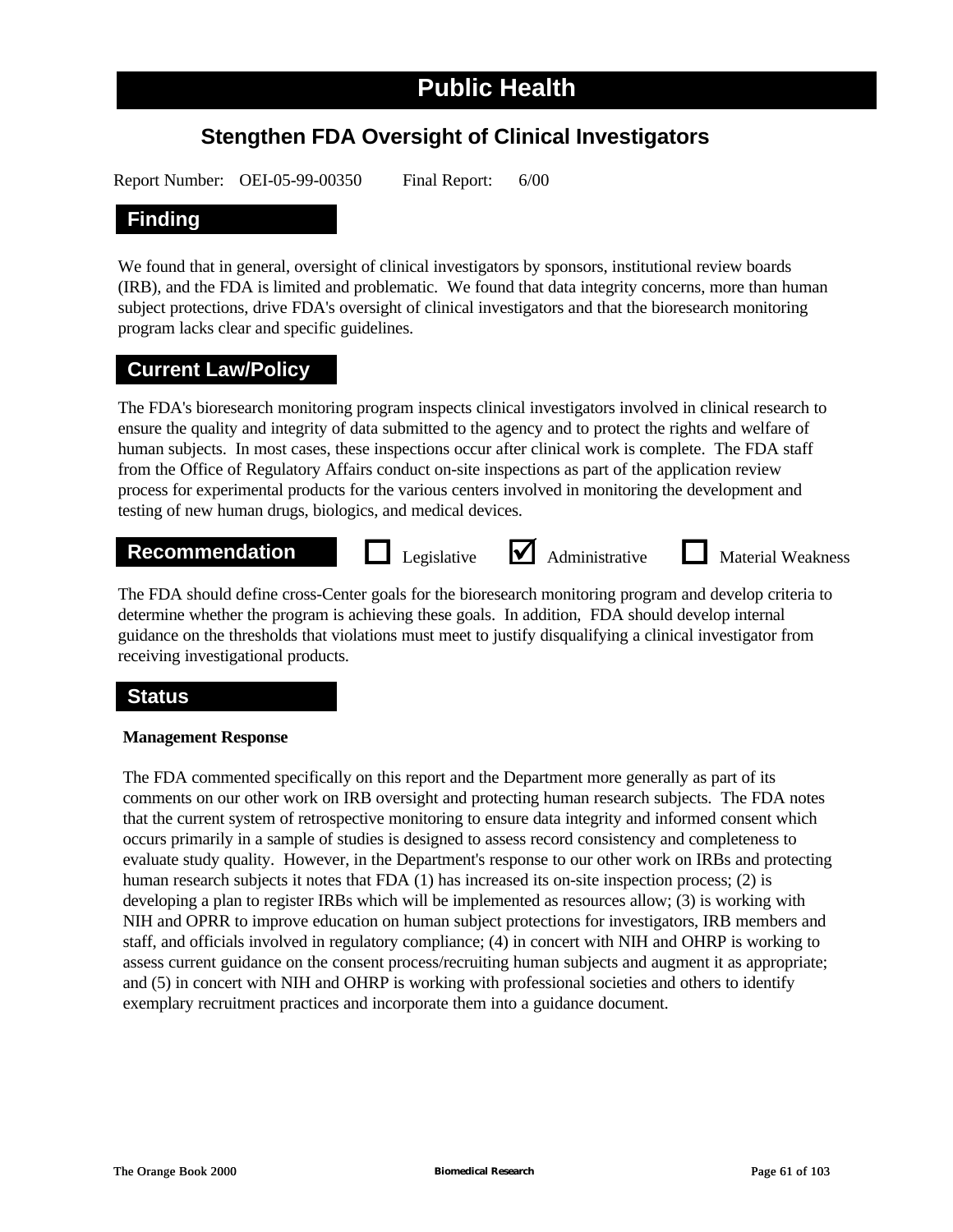# Public Health

## Stengthen FDA Oversight of Clinical Investigators

Report Number: OEI-05-99-00350 Final Report: 6/00

### Finding

We found that in general, oversight of clinical investigators by sponsors, institutional review boards (IRB), and the FDA is limited and problematic. We found that data integrity concerns, more than human subject protections, drive FDA's oversight of clinical investigators and that the bioresearch monitoring program lacks clear and specific guidelines.

### Current Law/Policy

The FDA's bioresearch monitoring program inspects clinical investigators involved in clinical research to ensure the quality and integrity of data submitted to the agency and to protect the rights and welfare of human subjects. In most cases, these inspections occur after clinical work is complete. The FDA staff from the Office of Regulatory Affairs conduct on-site inspections as part of the application review process for experimental products for the various centers involved in monitoring the development and testing of new human drugs, biologics, and medical devices.

### Recommendation

☐ Legislative ☑ Administrative ☐ Material Weakness

The FDA should define cross-Center goals for the bioresearch monitoring program and develop criteria to determine whether the program is achieving these goals. In addition, FDA should develop internal guidance on the thresholds that violations must meet to justify disqualifying a clinical investigator from receiving investigational products.

### Status

**Management Response**

The FDA commented specifically on this report and the Department more generally as part of its comments on our other work on IRB oversight and protecting human research subjects. The FDA notes that the current system of retrospective monitoring to ensure data integrity and informed consent which occurs primarily in a sample of studies is designed to assess record consistency and completeness to evaluate study quality. However, in the Department's response to our other work on IRBs and protecting human research subjects it notes that FDA (1) has increased its on-site inspection process; (2) is developing a plan to register IRBs which will be implemented as resources allow; (3) is working with NIH and OPRR to improve education on human subject protections for investigators, IRB members and staff, and officials involved in regulatory compliance; (4) in concert with NIH and OHRP is working to assess current guidance on the consent process/recruiting human subjects and augment it as appropriate; and (5) in concert with NIH and OHRP is working with professional societies and others to identify exemplary recruitment practices and incorporate them into a guidance document.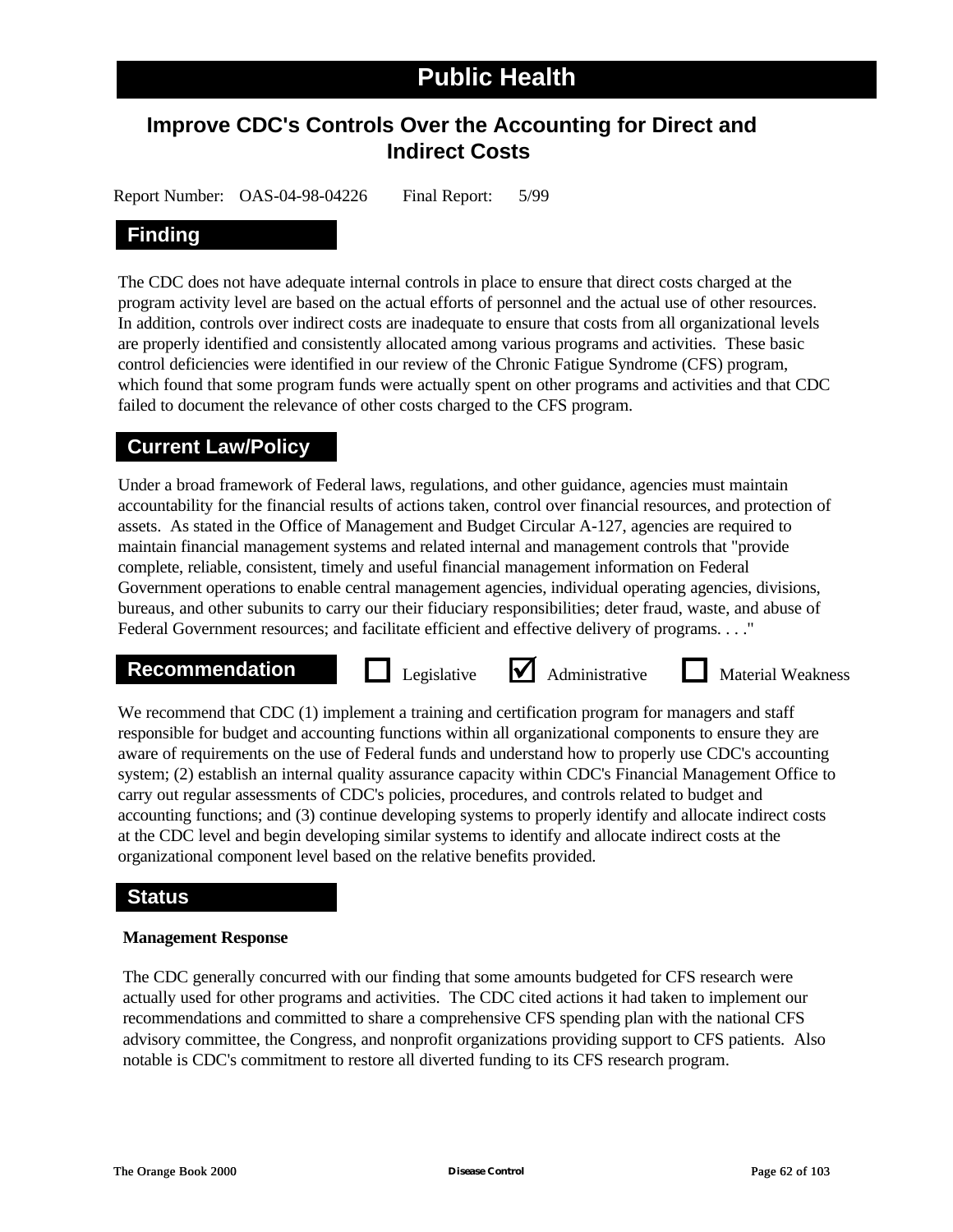# Public Health

## Improve CDC's Controls Over the Accounting for Direct and Indirect Costs

Report Number: OAS-04-98-04226 Final Report: 5/99

### Finding

The CDC does not have adequate internal controls in place to ensure that direct costs charged at the program activity level are based on the actual efforts of personnel and the actual use of other resources. In addition, controls over indirect costs are inadequate to ensure that costs from all organizational levels are properly identified and consistently allocated among various programs and activities. These basic control deficiencies were identified in our review of the Chronic Fatigue Syndrome (CFS) program, which found that some program funds were actually spent on other programs and activities and that CDC failed to document the relevance of other costs charged to the CFS program.

### Current Law/Policy

Under a broad framework of Federal laws, regulations, and other guidance, agencies must maintain accountability for the financial results of actions taken, control over financial resources, and protection of assets. As stated in the Office of Management and Budget Circular A-127, agencies are required to maintain financial management systems and related internal and management controls that "provide complete, reliable, consistent, timely and useful financial management information on Federal Government operations to enable central management agencies, individual operating agencies, divisions, bureaus, and other subunits to carry our their fiduciary responsibilities; deter fraud, waste, and abuse of Federal Government resources; and facilitate efficient and effective delivery of programs. . . ."

### Recommendation

☐ Legislative ☑ Administrative ☐ Material Weakness

We recommend that CDC (1) implement a training and certification program for managers and staff responsible for budget and accounting functions within all organizational components to ensure they are aware of requirements on the use of Federal funds and understand how to properly use CDC's accounting system; (2) establish an internal quality assurance capacity within CDC's Financial Management Office to carry out regular assessments of CDC's policies, procedures, and controls related to budget and accounting functions; and (3) continue developing systems to properly identify and allocate indirect costs at the CDC level and begin developing similar systems to identify and allocate indirect costs at the organizational component level based on the relative benefits provided.

### Status

**Management Response**

The CDC generally concurred with our finding that some amounts budgeted for CFS research were actually used for other programs and activities. The CDC cited actions it had taken to implement our recommendations and committed to share a comprehensive CFS spending plan with the national CFS advisory committee, the Congress, and nonprofit organizations providing support to CFS patients. Also notable is CDC's commitment to restore all diverted funding to its CFS research program.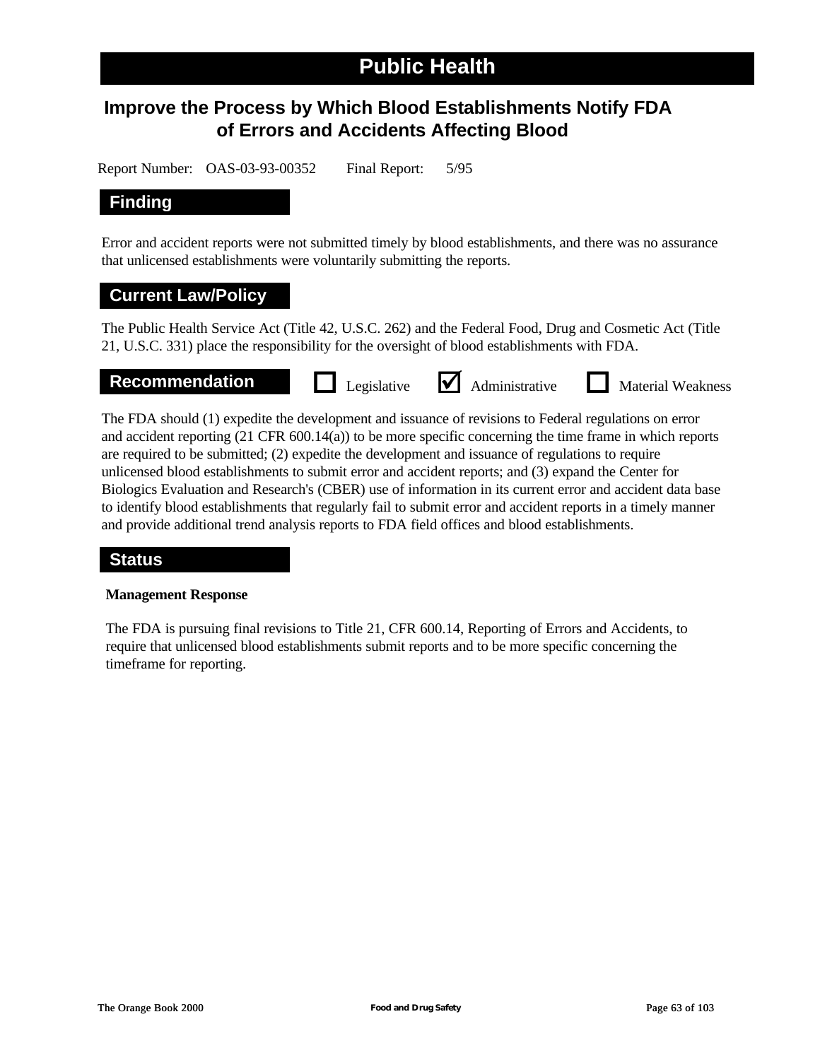# Public Health

## Improve the Process by Which Blood Establishments Notify FDA of Errors and Accidents Affecting Blood

Report Number: OAS-03-93-00352 Final Report: 5/95

### Finding

Error and accident reports were not submitted timely by blood establishments, and there was no assurance that unlicensed establishments were voluntarily submitting the reports.

### Current Law/Policy

The Public Health Service Act (Title 42, U.S.C. 262) and the Federal Food, Drug and Cosmetic Act (Title 21, U.S.C. 331) place the responsibility for the oversight of blood establishments with FDA.

### Recommendation

☐ Legislative ☑ Administrative ☐ Material Weakness

The FDA should (1) expedite the development and issuance of revisions to Federal regulations on error and accident reporting (21 CFR 600.14(a)) to be more specific concerning the time frame in which reports are required to be submitted; (2) expedite the development and issuance of regulations to require unlicensed blood establishments to submit error and accident reports; and (3) expand the Center for Biologics Evaluation and Research's (CBER) use of information in its current error and accident data base to identify blood establishments that regularly fail to submit error and accident reports in a timely manner and provide additional trend analysis reports to FDA field offices and blood establishments.

### Status

**Management Response**

The FDA is pursuing final revisions to Title 21, CFR 600.14, Reporting of Errors and Accidents, to require that unlicensed blood establishments submit reports and to be more specific concerning the timeframe for reporting.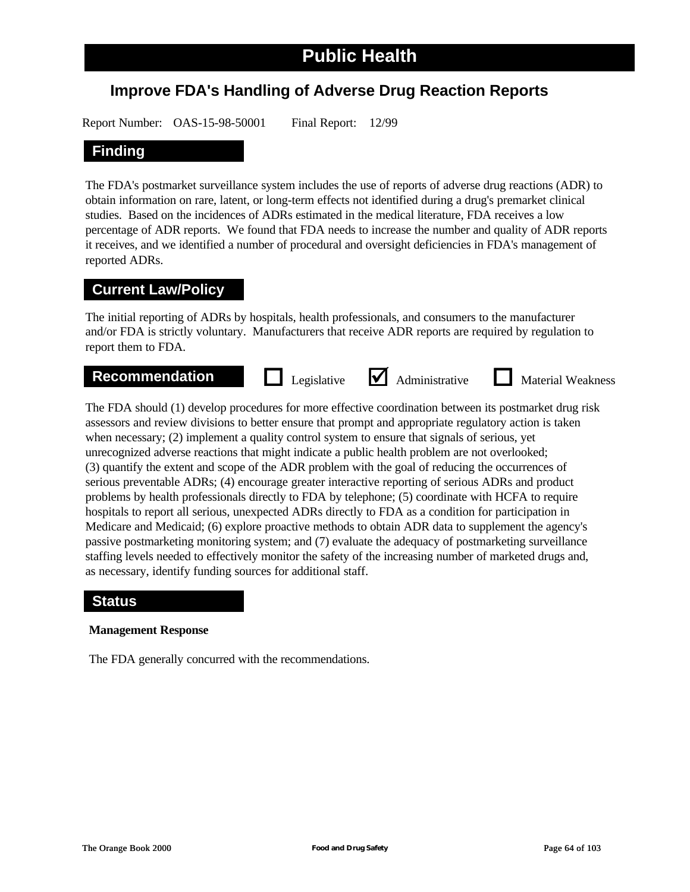# Public Health

## Improve FDA's Handling of Adverse Drug Reaction Reports

Report Number: OAS-15-98-50001    Final Report: 12/99

### Finding

The FDA's postmarket surveillance system includes the use of reports of adverse drug reactions (ADR) to obtain information on rare, latent, or long-term effects not identified during a drug's premarket clinical studies. Based on the incidences of ADRs estimated in the medical literature, FDA receives a low percentage of ADR reports. We found that FDA needs to increase the number and quality of ADR reports it receives, and we identified a number of procedural and oversight deficiencies in FDA's management of reported ADRs.

### Current Law/Policy

The initial reporting of ADRs by hospitals, health professionals, and consumers to the manufacturer and/or FDA is strictly voluntary. Manufacturers that receive ADR reports are required by regulation to report them to FDA.

### Recommendation

☐ Legislative ☑ Administrative ☐ Material Weakness

The FDA should (1) develop procedures for more effective coordination between its postmarket drug risk assessors and review divisions to better ensure that prompt and appropriate regulatory action is taken when necessary; (2) implement a quality control system to ensure that signals of serious, yet unrecognized adverse reactions that might indicate a public health problem are not overlooked; (3) quantify the extent and scope of the ADR problem with the goal of reducing the occurrences of serious preventable ADRs; (4) encourage greater interactive reporting of serious ADRs and product problems by health professionals directly to FDA by telephone; (5) coordinate with HCFA to require hospitals to report all serious, unexpected ADRs directly to FDA as a condition for participation in Medicare and Medicaid; (6) explore proactive methods to obtain ADR data to supplement the agency's passive postmarketing monitoring system; and (7) evaluate the adequacy of postmarketing surveillance staffing levels needed to effectively monitor the safety of the increasing number of marketed drugs and, as necessary, identify funding sources for additional staff.

### Status

**Management Response**

The FDA generally concurred with the recommendations.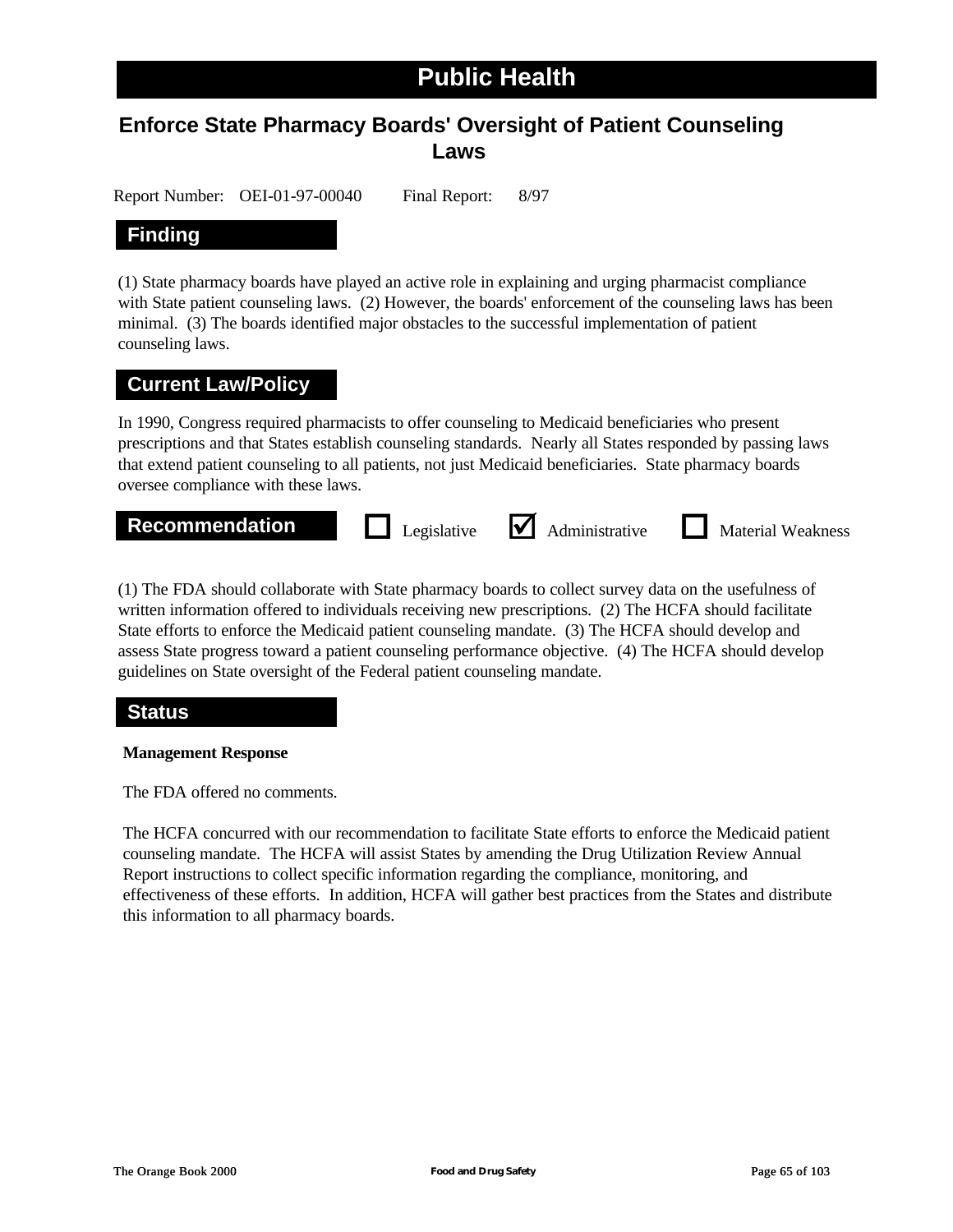# Public Health

## Enforce State Pharmacy Boards' Oversight of Patient Counseling Laws

Report Number: OEI-01-97-00040 Final Report: 8/97

### Finding

(1) State pharmacy boards have played an active role in explaining and urging pharmacist compliance with State patient counseling laws. (2) However, the boards' enforcement of the counseling laws has been minimal. (3) The boards identified major obstacles to the successful implementation of patient counseling laws.

### Current Law/Policy

In 1990, Congress required pharmacists to offer counseling to Medicaid beneficiaries who present prescriptions and that States establish counseling standards. Nearly all States responded by passing laws that extend patient counseling to all patients, not just Medicaid beneficiaries. State pharmacy boards oversee compliance with these laws.

### Recommendation

☐ Legislative ☑ Administrative ☐ Material Weakness

(1) The FDA should collaborate with State pharmacy boards to collect survey data on the usefulness of written information offered to individuals receiving new prescriptions. (2) The HCFA should facilitate State efforts to enforce the Medicaid patient counseling mandate. (3) The HCFA should develop and assess State progress toward a patient counseling performance objective. (4) The HCFA should develop guidelines on State oversight of the Federal patient counseling mandate.

### Status

**Management Response**

The FDA offered no comments.

The HCFA concurred with our recommendation to facilitate State efforts to enforce the Medicaid patient counseling mandate. The HCFA will assist States by amending the Drug Utilization Review Annual Report instructions to collect specific information regarding the compliance, monitoring, and effectiveness of these efforts. In addition, HCFA will gather best practices from the States and distribute this information to all pharmacy boards.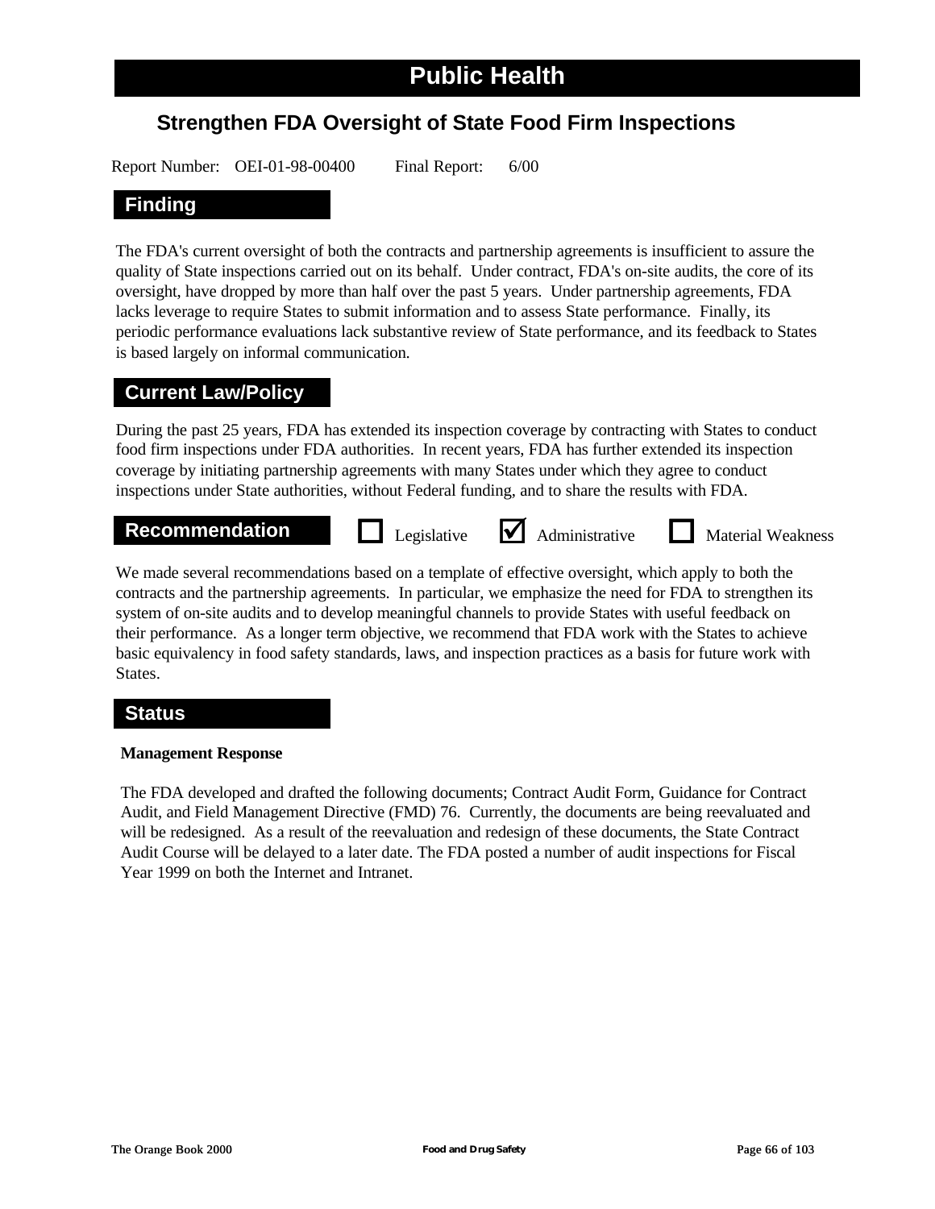# Public Health

## Strengthen FDA Oversight of State Food Firm Inspections

Report Number: OEI-01-98-00400 Final Report: 6/00

### Finding

The FDA's current oversight of both the contracts and partnership agreements is insufficient to assure the quality of State inspections carried out on its behalf. Under contract, FDA's on-site audits, the core of its oversight, have dropped by more than half over the past 5 years. Under partnership agreements, FDA lacks leverage to require States to submit information and to assess State performance. Finally, its periodic performance evaluations lack substantive review of State performance, and its feedback to States is based largely on informal communication.

### Current Law/Policy

During the past 25 years, FDA has extended its inspection coverage by contracting with States to conduct food firm inspections under FDA authorities. In recent years, FDA has further extended its inspection coverage by initiating partnership agreements with many States under which they agree to conduct inspections under State authorities, without Federal funding, and to share the results with FDA.

### Recommendation

☐ Legislative ☑ Administrative ☐ Material Weakness

We made several recommendations based on a template of effective oversight, which apply to both the contracts and the partnership agreements. In particular, we emphasize the need for FDA to strengthen its system of on-site audits and to develop meaningful channels to provide States with useful feedback on their performance. As a longer term objective, we recommend that FDA work with the States to achieve basic equivalency in food safety standards, laws, and inspection practices as a basis for future work with States.

### Status

**Management Response**

The FDA developed and drafted the following documents; Contract Audit Form, Guidance for Contract Audit, and Field Management Directive (FMD) 76. Currently, the documents are being reevaluated and will be redesigned. As a result of the reevaluation and redesign of these documents, the State Contract Audit Course will be delayed to a later date. The FDA posted a number of audit inspections for Fiscal Year 1999 on both the Internet and Intranet.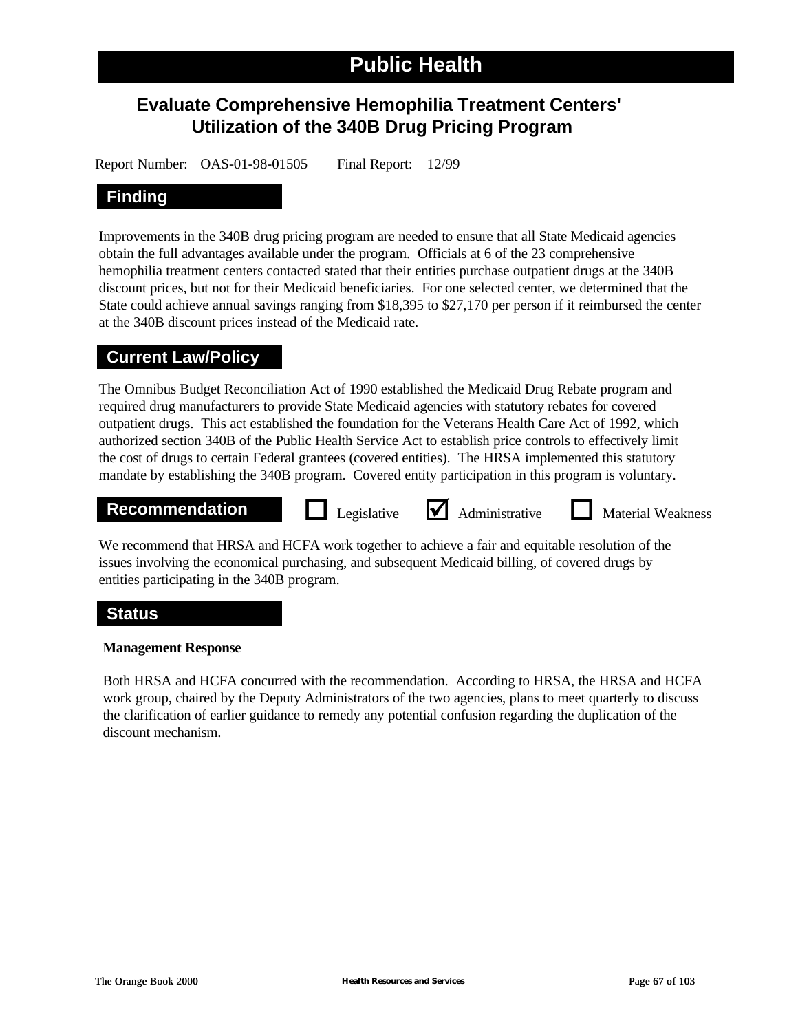# Public Health

## Evaluate Comprehensive Hemophilia Treatment Centers' Utilization of the 340B Drug Pricing Program

Report Number: OAS-01-98-01505 Final Report: 12/99

### Finding

Improvements in the 340B drug pricing program are needed to ensure that all State Medicaid agencies obtain the full advantages available under the program. Officials at 6 of the 23 comprehensive hemophilia treatment centers contacted stated that their entities purchase outpatient drugs at the 340B discount prices, but not for their Medicaid beneficiaries. For one selected center, we determined that the State could achieve annual savings ranging from $18,395 to $27,170 per person if it reimbursed the center at the 340B discount prices instead of the Medicaid rate.

### Current Law/Policy

The Omnibus Budget Reconciliation Act of 1990 established the Medicaid Drug Rebate program and required drug manufacturers to provide State Medicaid agencies with statutory rebates for covered outpatient drugs. This act established the foundation for the Veterans Health Care Act of 1992, which authorized section 340B of the Public Health Service Act to establish price controls to effectively limit the cost of drugs to certain Federal grantees (covered entities). The HRSA implemented this statutory mandate by establishing the 340B program. Covered entity participation in this program is voluntary.

### Recommendation

☐ Legislative ☑ Administrative ☐ Material Weakness

We recommend that HRSA and HCFA work together to achieve a fair and equitable resolution of the issues involving the economical purchasing, and subsequent Medicaid billing, of covered drugs by entities participating in the 340B program.

### Status

**Management Response**

Both HRSA and HCFA concurred with the recommendation. According to HRSA, the HRSA and HCFA work group, chaired by the Deputy Administrators of the two agencies, plans to meet quarterly to discuss the clarification of earlier guidance to remedy any potential confusion regarding the duplication of the discount mechanism.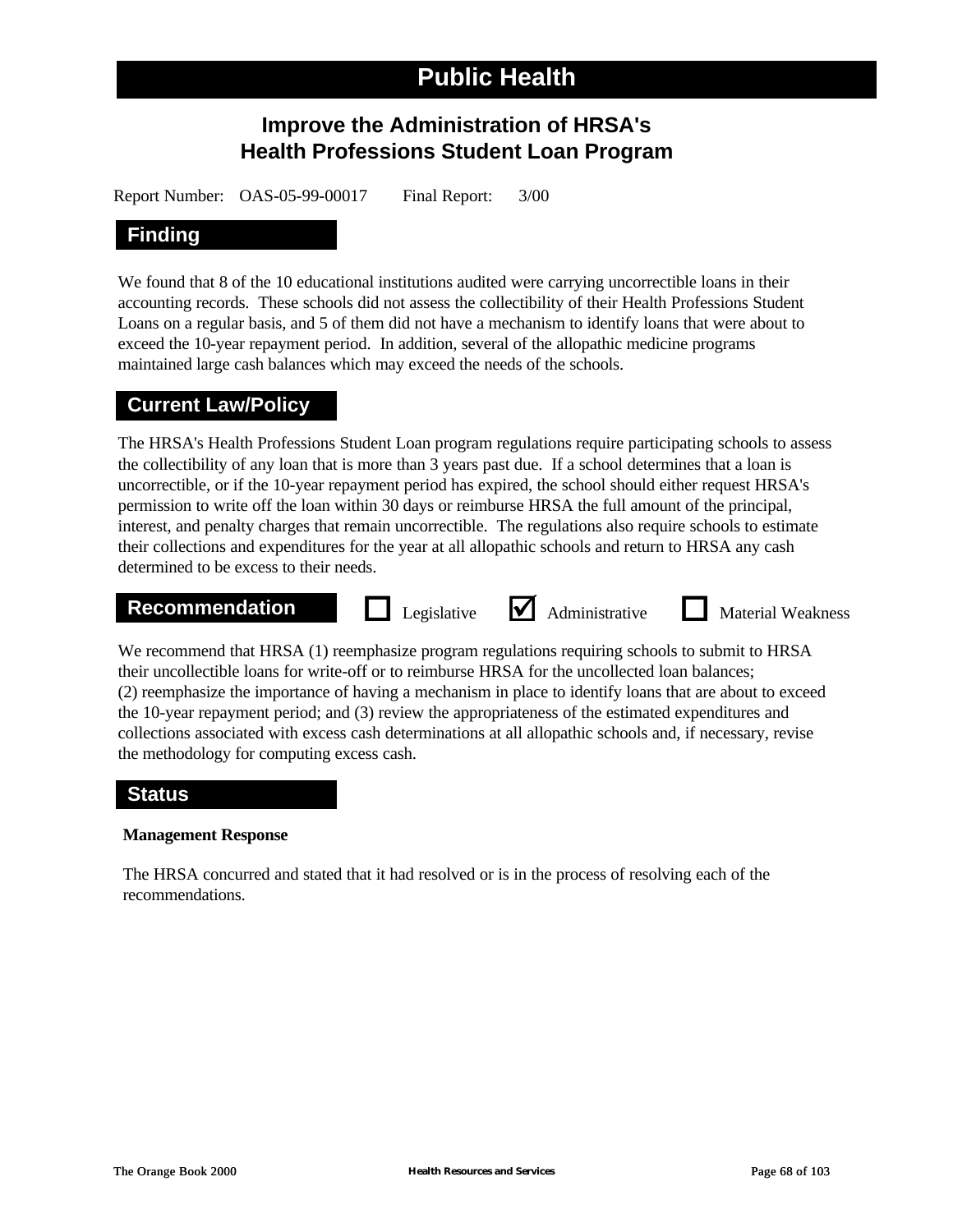# Public Health

## Improve the Administration of HRSA's Health Professions Student Loan Program

Report Number: OAS-05-99-00017 Final Report: 3/00

### Finding

We found that 8 of the 10 educational institutions audited were carrying uncorrectible loans in their accounting records. These schools did not assess the collectibility of their Health Professions Student Loans on a regular basis, and 5 of them did not have a mechanism to identify loans that were about to exceed the 10-year repayment period. In addition, several of the allopathic medicine programs maintained large cash balances which may exceed the needs of the schools.

### Current Law/Policy

The HRSA's Health Professions Student Loan program regulations require participating schools to assess the collectibility of any loan that is more than 3 years past due. If a school determines that a loan is uncorrectible, or if the 10-year repayment period has expired, the school should either request HRSA's permission to write off the loan within 30 days or reimburse HRSA the full amount of the principal, interest, and penalty charges that remain uncorrectible. The regulations also require schools to estimate their collections and expenditures for the year at all allopathic schools and return to HRSA any cash determined to be excess to their needs.

### Recommendation

☐ Legislative ☑ Administrative ☐ Material Weakness

We recommend that HRSA (1) reemphasize program regulations requiring schools to submit to HRSA their uncollectible loans for write-off or to reimburse HRSA for the uncollected loan balances; (2) reemphasize the importance of having a mechanism in place to identify loans that are about to exceed the 10-year repayment period; and (3) review the appropriateness of the estimated expenditures and collections associated with excess cash determinations at all allopathic schools and, if necessary, revise the methodology for computing excess cash.

### Status

**Management Response**

The HRSA concurred and stated that it had resolved or is in the process of resolving each of the recommendations.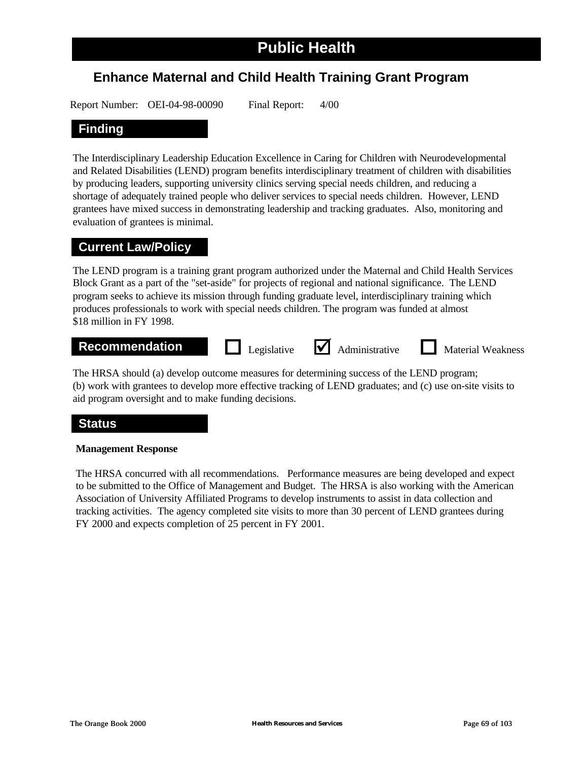# Public Health

## Enhance Maternal and Child Health Training Grant Program

Report Number: OEI-04-98-00090 Final Report: 4/00

### Finding

The Interdisciplinary Leadership Education Excellence in Caring for Children with Neurodevelopmental and Related Disabilities (LEND) program benefits interdisciplinary treatment of children with disabilities by producing leaders, supporting university clinics serving special needs children, and reducing a shortage of adequately trained people who deliver services to special needs children. However, LEND grantees have mixed success in demonstrating leadership and tracking graduates. Also, monitoring and evaluation of grantees is minimal.

### Current Law/Policy

The LEND program is a training grant program authorized under the Maternal and Child Health Services Block Grant as a part of the "set-aside" for projects of regional and national significance. The LEND program seeks to achieve its mission through funding graduate level, interdisciplinary training which produces professionals to work with special needs children. The program was funded at almost $18 million in FY 1998.

### Recommendation

☐ Legislative ☑ Administrative ☐ Material Weakness

The HRSA should (a) develop outcome measures for determining success of the LEND program; (b) work with grantees to develop more effective tracking of LEND graduates; and (c) use on-site visits to aid program oversight and to make funding decisions.

### Status

**Management Response**

The HRSA concurred with all recommendations. Performance measures are being developed and expect to be submitted to the Office of Management and Budget. The HRSA is also working with the American Association of University Affiliated Programs to develop instruments to assist in data collection and tracking activities. The agency completed site visits to more than 30 percent of LEND grantees during FY 2000 and expects completion of 25 percent in FY 2001.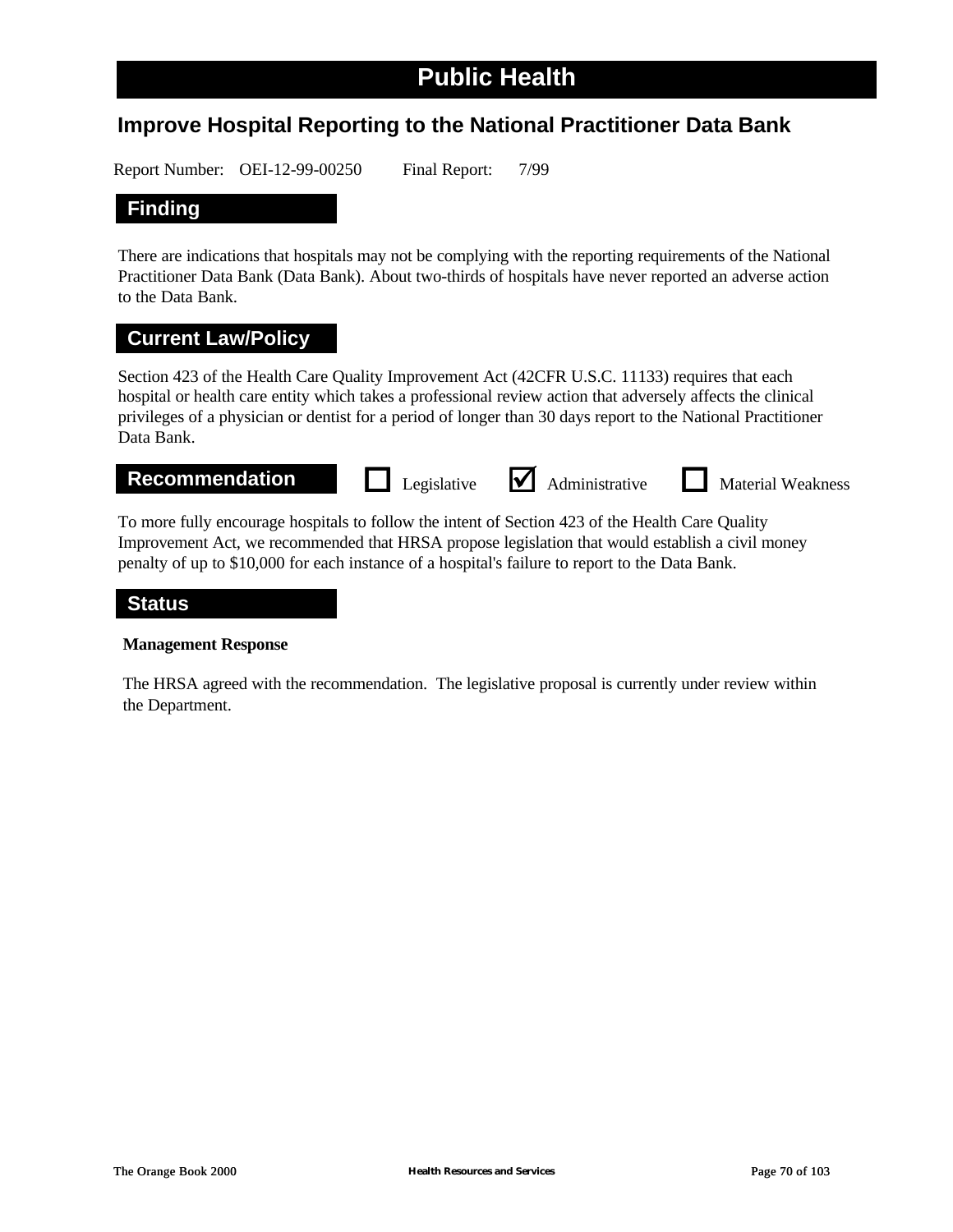# Public Health

## Improve Hospital Reporting to the National Practitioner Data Bank

Report Number: OEI-12-99-00250 Final Report: 7/99

### Finding

There are indications that hospitals may not be complying with the reporting requirements of the National Practitioner Data Bank (Data Bank). About two-thirds of hospitals have never reported an adverse action to the Data Bank.

### Current Law/Policy

Section 423 of the Health Care Quality Improvement Act (42CFR U.S.C. 11133) requires that each hospital or health care entity which takes a professional review action that adversely affects the clinical privileges of a physician or dentist for a period of longer than 30 days report to the National Practitioner Data Bank.

### Recommendation

☐ Legislative ☑ Administrative ☐ Material Weakness

To more fully encourage hospitals to follow the intent of Section 423 of the Health Care Quality Improvement Act, we recommended that HRSA propose legislation that would establish a civil money penalty of up to $10,000 for each instance of a hospital's failure to report to the Data Bank.

### Status

**Management Response**

The HRSA agreed with the recommendation. The legislative proposal is currently under review within the Department.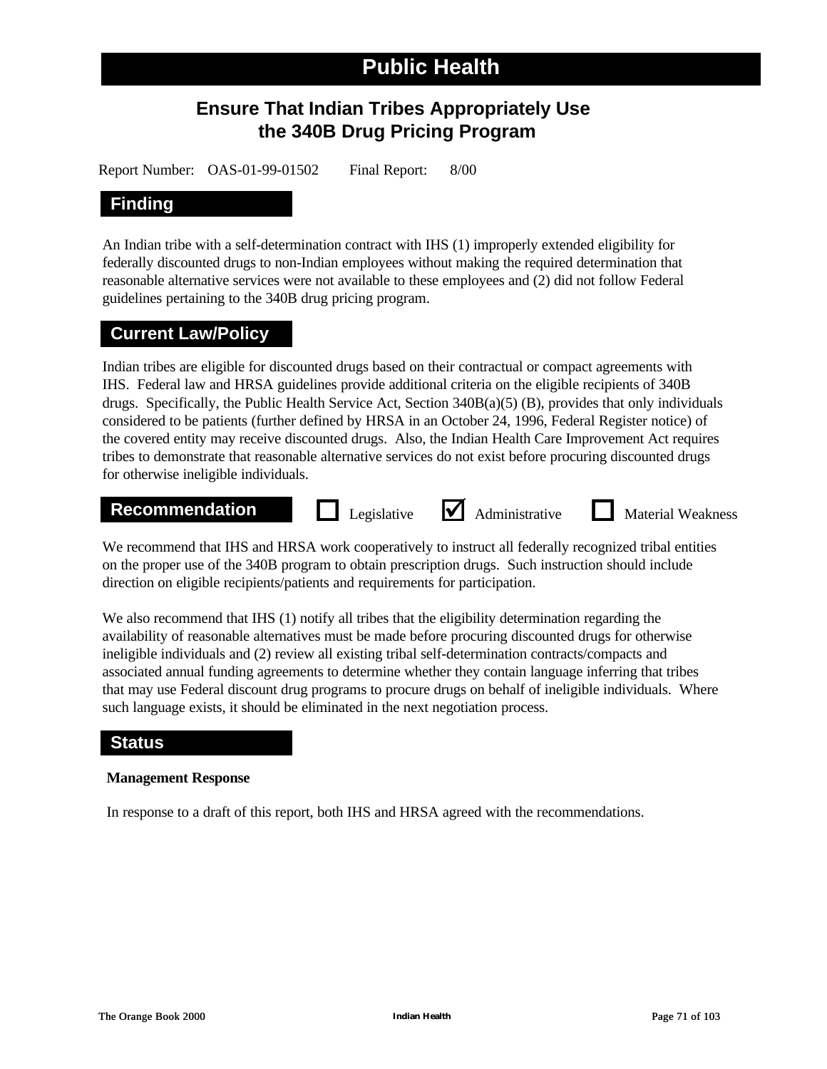# Public Health

## Ensure That Indian Tribes Appropriately Use the 340B Drug Pricing Program

Report Number: OAS-01-99-01502 Final Report: 8/00

### Finding

An Indian tribe with a self-determination contract with IHS (1) improperly extended eligibility for federally discounted drugs to non-Indian employees without making the required determination that reasonable alternative services were not available to these employees and (2) did not follow Federal guidelines pertaining to the 340B drug pricing program.

### Current Law/Policy

Indian tribes are eligible for discounted drugs based on their contractual or compact agreements with IHS. Federal law and HRSA guidelines provide additional criteria on the eligible recipients of 340B drugs. Specifically, the Public Health Service Act, Section 340B(a)(5) (B), provides that only individuals considered to be patients (further defined by HRSA in an October 24, 1996, Federal Register notice) of the covered entity may receive discounted drugs. Also, the Indian Health Care Improvement Act requires tribes to demonstrate that reasonable alternative services do not exist before procuring discounted drugs for otherwise ineligible individuals.

### Recommendation

☐ Legislative ☑ Administrative ☐ Material Weakness

We recommend that IHS and HRSA work cooperatively to instruct all federally recognized tribal entities on the proper use of the 340B program to obtain prescription drugs. Such instruction should include direction on eligible recipients/patients and requirements for participation.

We also recommend that IHS (1) notify all tribes that the eligibility determination regarding the availability of reasonable alternatives must be made before procuring discounted drugs for otherwise ineligible individuals and (2) review all existing tribal self-determination contracts/compacts and associated annual funding agreements to determine whether they contain language inferring that tribes that may use Federal discount drug programs to procure drugs on behalf of ineligible individuals. Where such language exists, it should be eliminated in the next negotiation process.

### Status

**Management Response**

In response to a draft of this report, both IHS and HRSA agreed with the recommendations.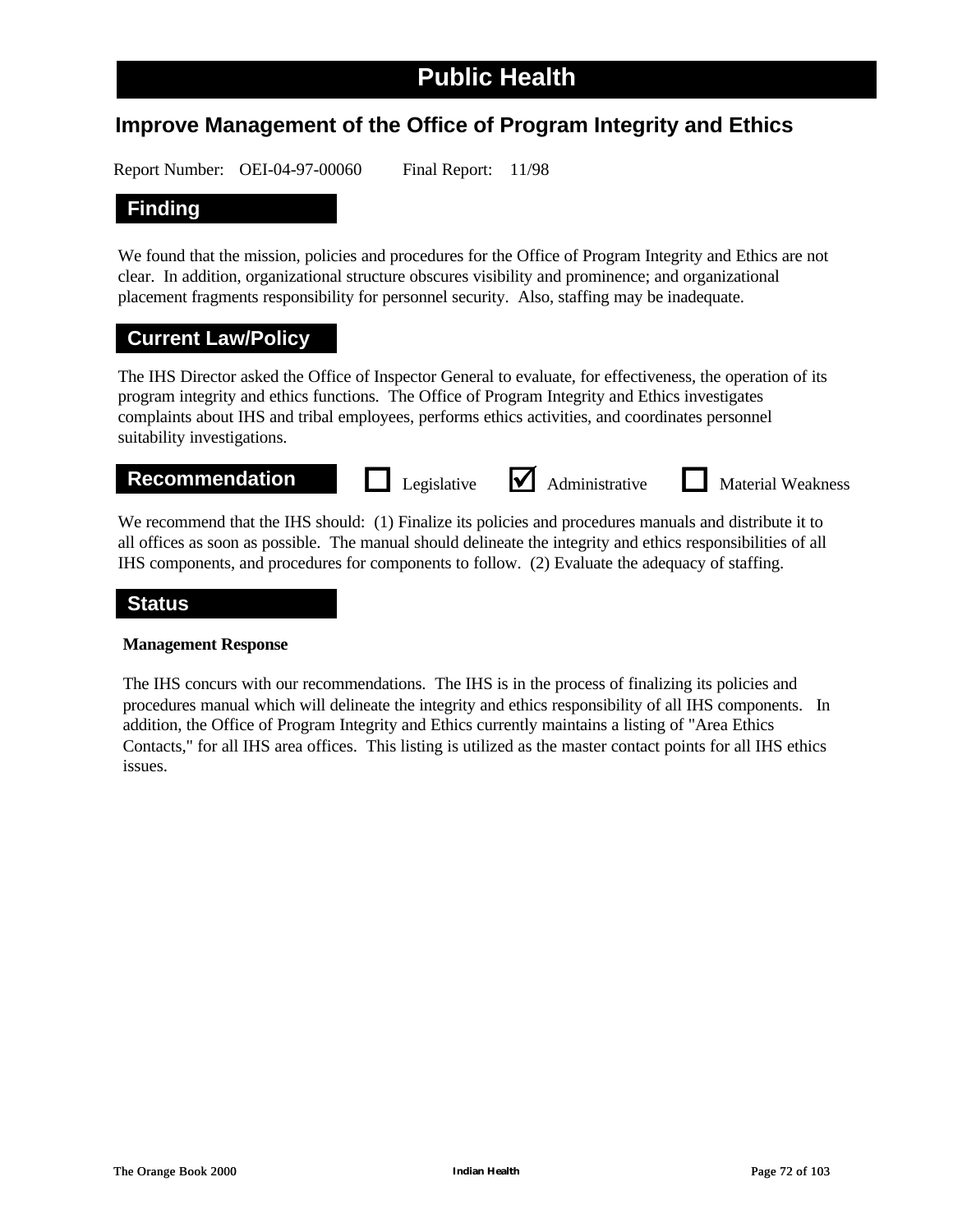# Public Health

## Improve Management of the Office of Program Integrity and Ethics

Report Number: OEI-04-97-00060 Final Report: 11/98

### Finding

We found that the mission, policies and procedures for the Office of Program Integrity and Ethics are not clear. In addition, organizational structure obscures visibility and prominence; and organizational placement fragments responsibility for personnel security. Also, staffing may be inadequate.

### Current Law/Policy

The IHS Director asked the Office of Inspector General to evaluate, for effectiveness, the operation of its program integrity and ethics functions. The Office of Program Integrity and Ethics investigates complaints about IHS and tribal employees, performs ethics activities, and coordinates personnel suitability investigations.

### Recommendation

☐ Legislative ☑ Administrative ☐ Material Weakness

We recommend that the IHS should: (1) Finalize its policies and procedures manuals and distribute it to all offices as soon as possible. The manual should delineate the integrity and ethics responsibilities of all IHS components, and procedures for components to follow. (2) Evaluate the adequacy of staffing.

### Status

**Management Response**

The IHS concurs with our recommendations. The IHS is in the process of finalizing its policies and procedures manual which will delineate the integrity and ethics responsibility of all IHS components. In addition, the Office of Program Integrity and Ethics currently maintains a listing of "Area Ethics Contacts," for all IHS area offices. This listing is utilized as the master contact points for all IHS ethics issues.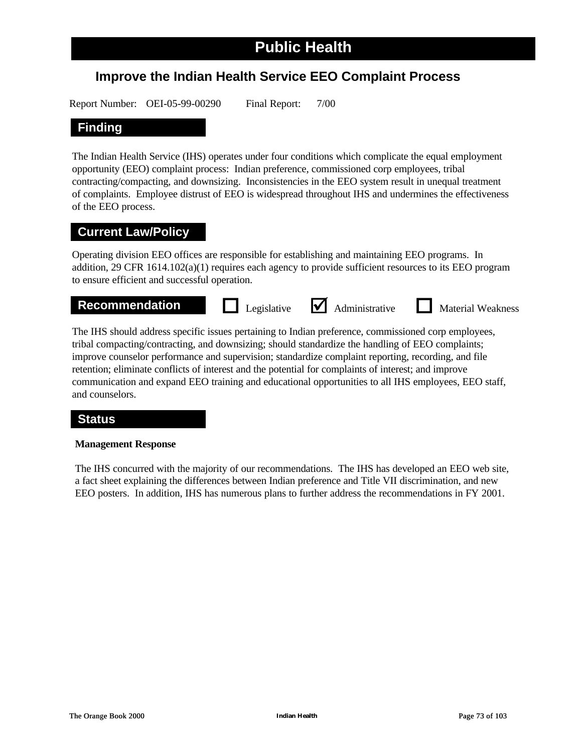# Public Health

## Improve the Indian Health Service EEO Complaint Process

Report Number: OEI-05-99-00290 Final Report: 7/00

### Finding

The Indian Health Service (IHS) operates under four conditions which complicate the equal employment opportunity (EEO) complaint process: Indian preference, commissioned corp employees, tribal contracting/compacting, and downsizing. Inconsistencies in the EEO system result in unequal treatment of complaints. Employee distrust of EEO is widespread throughout IHS and undermines the effectiveness of the EEO process.

### Current Law/Policy

Operating division EEO offices are responsible for establishing and maintaining EEO programs. In addition, 29 CFR 1614.102(a)(1) requires each agency to provide sufficient resources to its EEO program to ensure efficient and successful operation.

### Recommendation

☐ Legislative ☑ Administrative ☐ Material Weakness

The IHS should address specific issues pertaining to Indian preference, commissioned corp employees, tribal compacting/contracting, and downsizing; should standardize the handling of EEO complaints; improve counselor performance and supervision; standardize complaint reporting, recording, and file retention; eliminate conflicts of interest and the potential for complaints of interest; and improve communication and expand EEO training and educational opportunities to all IHS employees, EEO staff, and counselors.

### Status

**Management Response**

The IHS concurred with the majority of our recommendations. The IHS has developed an EEO web site, a fact sheet explaining the differences between Indian preference and Title VII discrimination, and new EEO posters. In addition, IHS has numerous plans to further address the recommendations in FY 2001.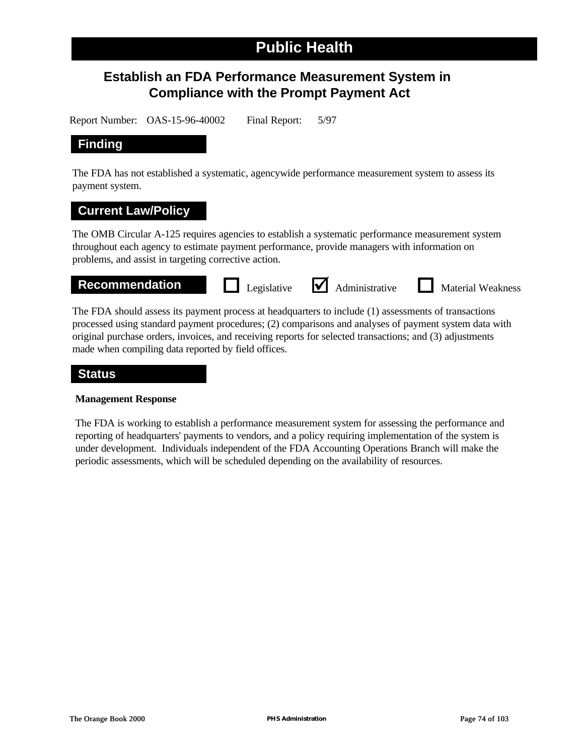# Public Health

## Establish an FDA Performance Measurement System in Compliance with the Prompt Payment Act

Report Number: OAS-15-96-40002 Final Report: 5/97

### Finding

The FDA has not established a systematic, agencywide performance measurement system to assess its payment system.

### Current Law/Policy

The OMB Circular A-125 requires agencies to establish a systematic performance measurement system throughout each agency to estimate payment performance, provide managers with information on problems, and assist in targeting corrective action.

### Recommendation

☐ Legislative ☑ Administrative ☐ Material Weakness

The FDA should assess its payment process at headquarters to include (1) assessments of transactions processed using standard payment procedures; (2) comparisons and analyses of payment system data with original purchase orders, invoices, and receiving reports for selected transactions; and (3) adjustments made when compiling data reported by field offices.

### Status

**Management Response**

The FDA is working to establish a performance measurement system for assessing the performance and reporting of headquarters' payments to vendors, and a policy requiring implementation of the system is under development. Individuals independent of the FDA Accounting Operations Branch will make the periodic assessments, which will be scheduled depending on the availability of resources.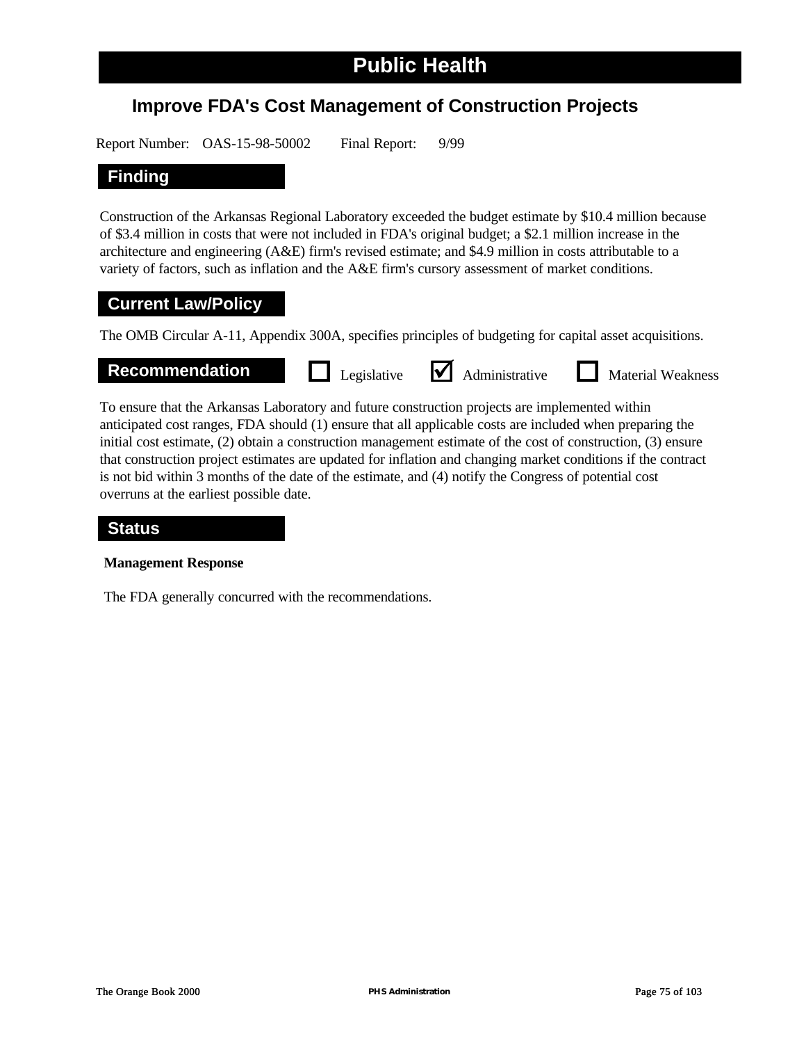# Public Health

## Improve FDA's Cost Management of Construction Projects

Report Number: OAS-15-98-50002     Final Report: 9/99

### Finding

Construction of the Arkansas Regional Laboratory exceeded the budget estimate by $10.4 million because of $3.4 million in costs that were not included in FDA's original budget; a $2.1 million increase in the architecture and engineering (A&E) firm's revised estimate; and $4.9 million in costs attributable to a variety of factors, such as inflation and the A&E firm's cursory assessment of market conditions.

### Current Law/Policy

The OMB Circular A-11, Appendix 300A, specifies principles of budgeting for capital asset acquisitions.

### Recommendation

☐ Legislative ☑ Administrative ☐ Material Weakness

To ensure that the Arkansas Laboratory and future construction projects are implemented within anticipated cost ranges, FDA should (1) ensure that all applicable costs are included when preparing the initial cost estimate, (2) obtain a construction management estimate of the cost of construction, (3) ensure that construction project estimates are updated for inflation and changing market conditions if the contract is not bid within 3 months of the date of the estimate, and (4) notify the Congress of potential cost overruns at the earliest possible date.

### Status

**Management Response**

The FDA generally concurred with the recommendations.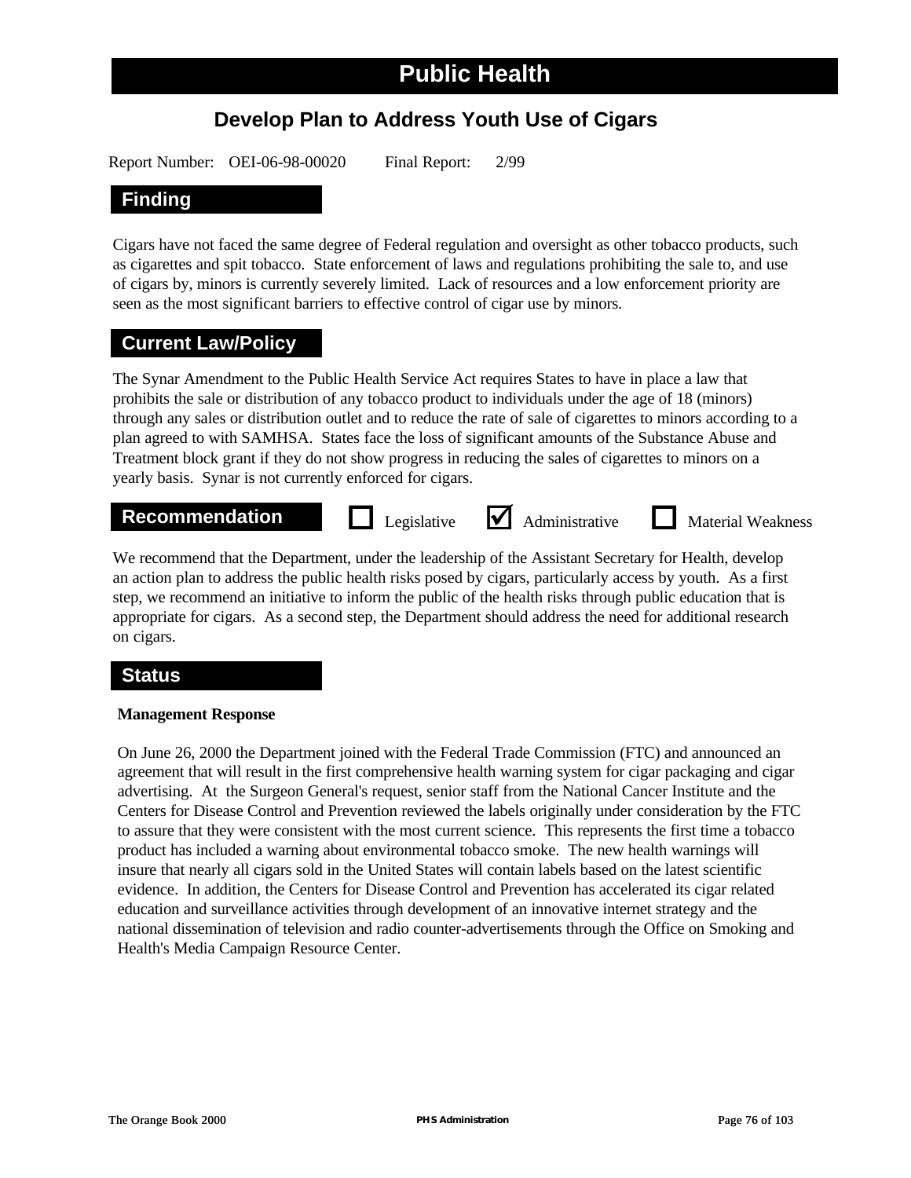# Public Health

## Develop Plan to Address Youth Use of Cigars

Report Number: OEI-06-98-00020 Final Report: 2/99

### Finding

Cigars have not faced the same degree of Federal regulation and oversight as other tobacco products, such as cigarettes and spit tobacco. State enforcement of laws and regulations prohibiting the sale to, and use of cigars by, minors is currently severely limited. Lack of resources and a low enforcement priority are seen as the most significant barriers to effective control of cigar use by minors.

### Current Law/Policy

The Synar Amendment to the Public Health Service Act requires States to have in place a law that prohibits the sale or distribution of any tobacco product to individuals under the age of 18 (minors) through any sales or distribution outlet and to reduce the rate of sale of cigarettes to minors according to a plan agreed to with SAMHSA. States face the loss of significant amounts of the Substance Abuse and Treatment block grant if they do not show progress in reducing the sales of cigarettes to minors on a yearly basis. Synar is not currently enforced for cigars.

### Recommendation

☐ Legislative ☑ Administrative ☐ Material Weakness

We recommend that the Department, under the leadership of the Assistant Secretary for Health, develop an action plan to address the public health risks posed by cigars, particularly access by youth. As a first step, we recommend an initiative to inform the public of the health risks through public education that is appropriate for cigars. As a second step, the Department should address the need for additional research on cigars.

### Status

**Management Response**

On June 26, 2000 the Department joined with the Federal Trade Commission (FTC) and announced an agreement that will result in the first comprehensive health warning system for cigar packaging and cigar advertising. At the Surgeon General's request, senior staff from the National Cancer Institute and the Centers for Disease Control and Prevention reviewed the labels originally under consideration by the FTC to assure that they were consistent with the most current science. This represents the first time a tobacco product has included a warning about environmental tobacco smoke. The new health warnings will insure that nearly all cigars sold in the United States will contain labels based on the latest scientific evidence. In addition, the Centers for Disease Control and Prevention has accelerated its cigar related education and surveillance activities through development of an innovative internet strategy and the national dissemination of television and radio counter-advertisements through the Office on Smoking and Health's Media Campaign Resource Center.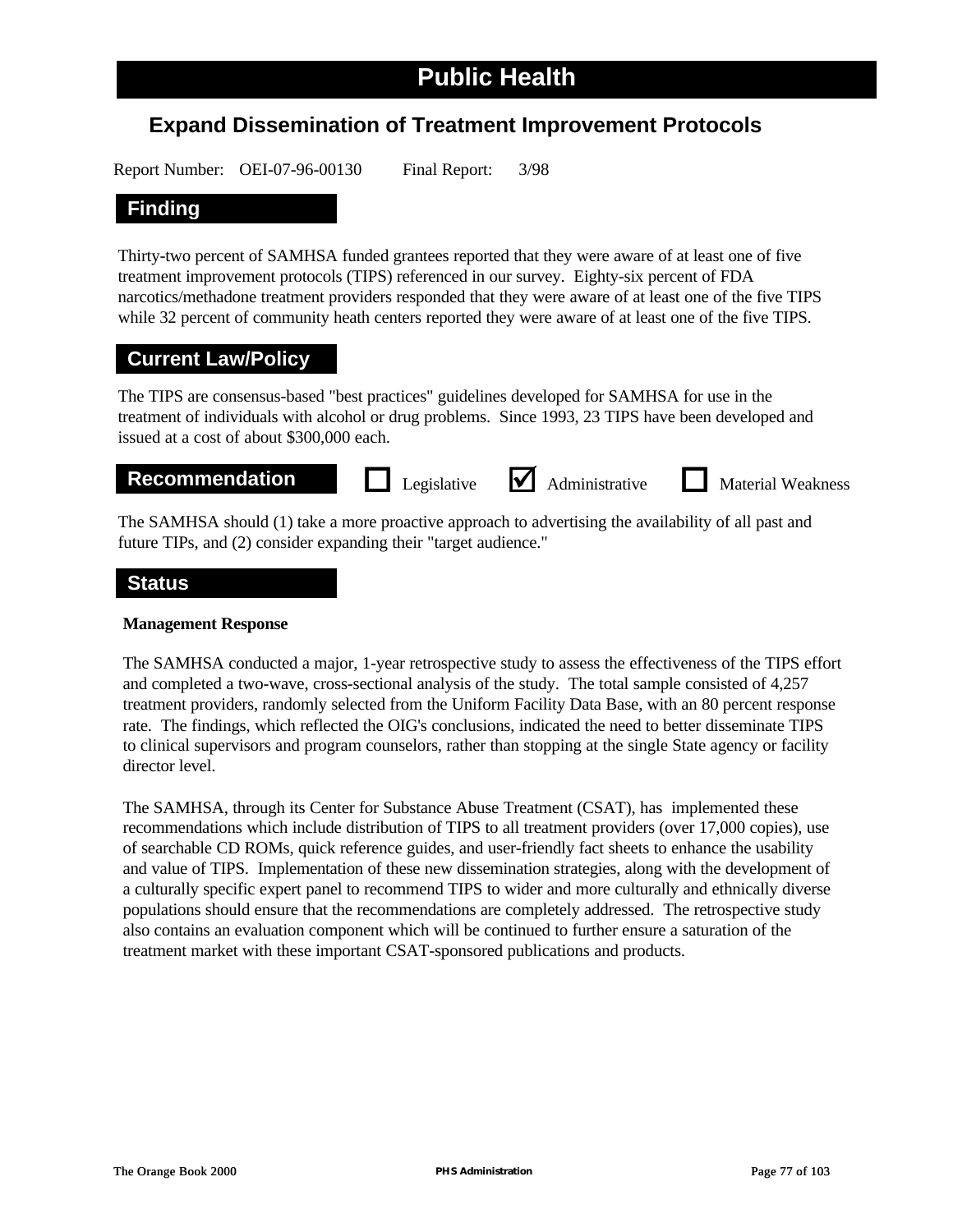# Public Health

## Expand Dissemination of Treatment Improvement Protocols

Report Number: OEI-07-96-00130 Final Report: 3/98

### Finding

Thirty-two percent of SAMHSA funded grantees reported that they were aware of at least one of five treatment improvement protocols (TIPS) referenced in our survey. Eighty-six percent of FDA narcotics/methadone treatment providers responded that they were aware of at least one of the five TIPS while 32 percent of community heath centers reported they were aware of at least one of the five TIPS.

### Current Law/Policy

The TIPS are consensus-based "best practices" guidelines developed for SAMHSA for use in the treatment of individuals with alcohol or drug problems. Since 1993, 23 TIPS have been developed and issued at a cost of about $300,000 each.

### Recommendation

☐ Legislative ☑ Administrative ☐ Material Weakness

The SAMHSA should (1) take a more proactive approach to advertising the availability of all past and future TIPs, and (2) consider expanding their "target audience."

### Status

**Management Response**

The SAMHSA conducted a major, 1-year retrospective study to assess the effectiveness of the TIPS effort and completed a two-wave, cross-sectional analysis of the study. The total sample consisted of 4,257 treatment providers, randomly selected from the Uniform Facility Data Base, with an 80 percent response rate. The findings, which reflected the OIG's conclusions, indicated the need to better disseminate TIPS to clinical supervisors and program counselors, rather than stopping at the single State agency or facility director level.

The SAMHSA, through its Center for Substance Abuse Treatment (CSAT), has implemented these recommendations which include distribution of TIPS to all treatment providers (over 17,000 copies), use of searchable CD ROMs, quick reference guides, and user-friendly fact sheets to enhance the usability and value of TIPS. Implementation of these new dissemination strategies, along with the development of a culturally specific expert panel to recommend TIPS to wider and more culturally and ethnically diverse populations should ensure that the recommendations are completely addressed. The retrospective study also contains an evaluation component which will be continued to further ensure a saturation of the treatment market with these important CSAT-sponsored publications and products.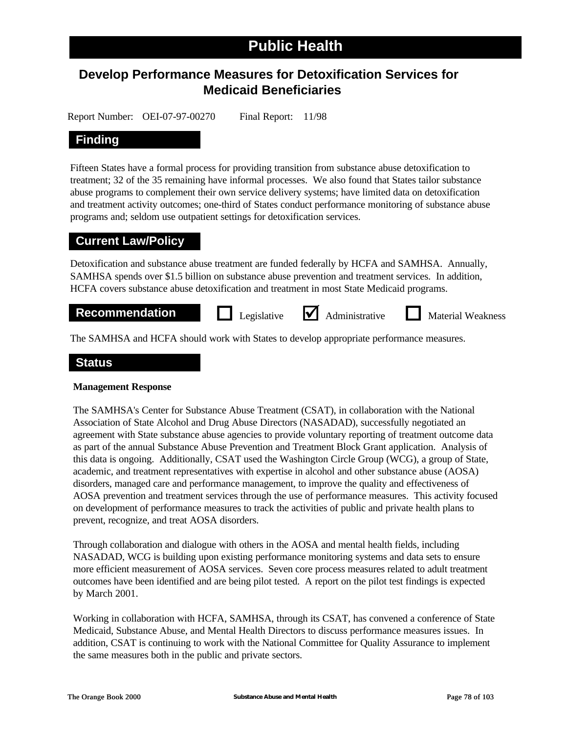# Public Health

## Develop Performance Measures for Detoxification Services for Medicaid Beneficiaries

Report Number: OEI-07-97-00270 Final Report: 11/98

### Finding

Fifteen States have a formal process for providing transition from substance abuse detoxification to treatment; 32 of the 35 remaining have informal processes. We also found that States tailor substance abuse programs to complement their own service delivery systems; have limited data on detoxification and treatment activity outcomes; one-third of States conduct performance monitoring of substance abuse programs and; seldom use outpatient settings for detoxification services.

### Current Law/Policy

Detoxification and substance abuse treatment are funded federally by HCFA and SAMHSA. Annually, SAMHSA spends over $1.5 billion on substance abuse prevention and treatment services. In addition, HCFA covers substance abuse detoxification and treatment in most State Medicaid programs.

### Recommendation

☐ Legislative ☑ Administrative ☐ Material Weakness

The SAMHSA and HCFA should work with States to develop appropriate performance measures.

### Status

**Management Response**

The SAMHSA's Center for Substance Abuse Treatment (CSAT), in collaboration with the National Association of State Alcohol and Drug Abuse Directors (NASADAD), successfully negotiated an agreement with State substance abuse agencies to provide voluntary reporting of treatment outcome data as part of the annual Substance Abuse Prevention and Treatment Block Grant application. Analysis of this data is ongoing. Additionally, CSAT used the Washington Circle Group (WCG), a group of State, academic, and treatment representatives with expertise in alcohol and other substance abuse (AOSA) disorders, managed care and performance management, to improve the quality and effectiveness of AOSA prevention and treatment services through the use of performance measures. This activity focused on development of performance measures to track the activities of public and private health plans to prevent, recognize, and treat AOSA disorders.

Through collaboration and dialogue with others in the AOSA and mental health fields, including NASADAD, WCG is building upon existing performance monitoring systems and data sets to ensure more efficient measurement of AOSA services. Seven core process measures related to adult treatment outcomes have been identified and are being pilot tested. A report on the pilot test findings is expected by March 2001.

Working in collaboration with HCFA, SAMHSA, through its CSAT, has convened a conference of State Medicaid, Substance Abuse, and Mental Health Directors to discuss performance measures issues. In addition, CSAT is continuing to work with the National Committee for Quality Assurance to implement the same measures both in the public and private sectors.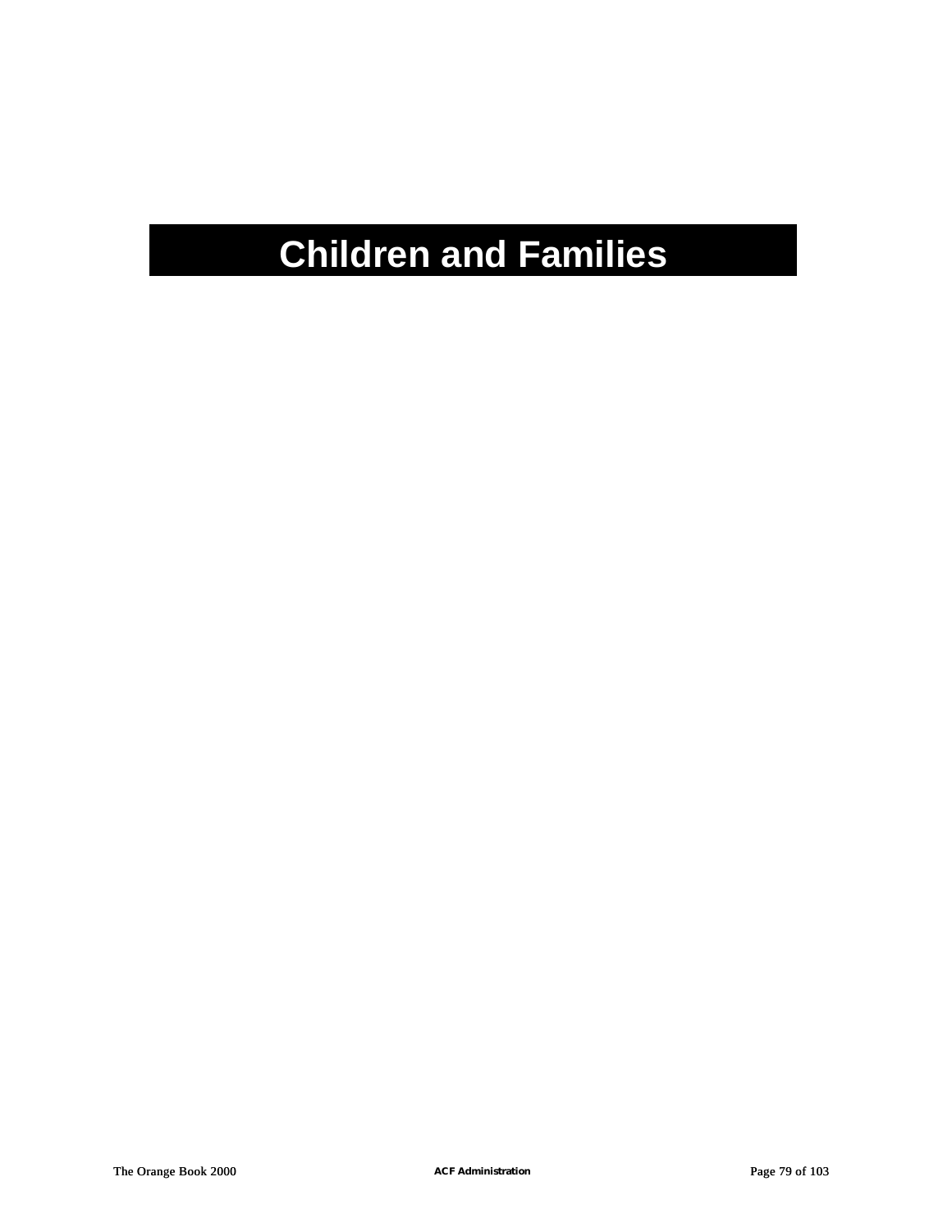# Children and Families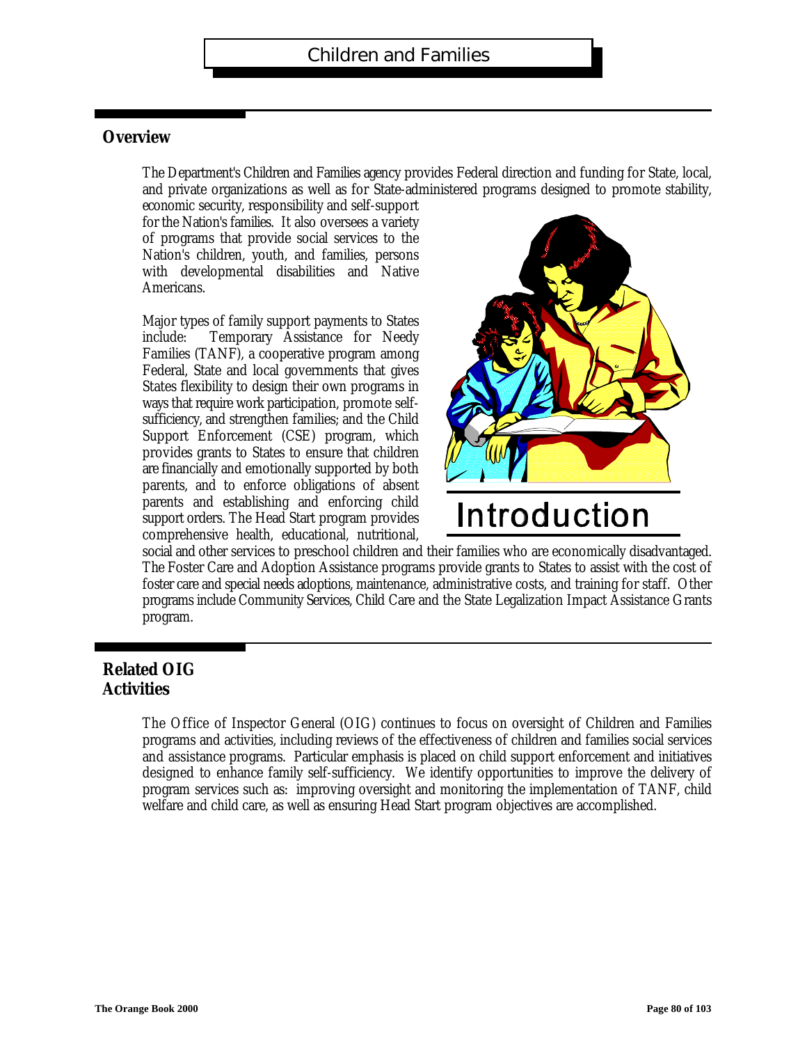# Children and Families

## Overview

The Department's Children and Families agency provides Federal direction and funding for State, local, and private organizations as well as for State-administered programs designed to promote stability, economic security, responsibility and self-support for the Nation's families. It also oversees a variety of programs that provide social services to the Nation's children, youth, and families, persons with developmental disabilities and Native Americans.

Introduction

Major types of family support payments to States include: Temporary Assistance for Needy Families (TANF), a cooperative program among Federal, State and local governments that gives States flexibility to design their own programs in ways that require work participation, promote self-sufficiency, and strengthen families; and the Child Support Enforcement (CSE) program, which provides grants to States to ensure that children are financially and emotionally supported by both parents, and to enforce obligations of absent parents and establishing and enforcing child support orders. The Head Start program provides comprehensive health, educational, nutritional, social and other services to preschool children and their families who are economically disadvantaged. The Foster Care and Adoption Assistance programs provide grants to States to assist with the cost of foster care and special needs adoptions, maintenance, administrative costs, and training for staff. Other programs include Community Services, Child Care and the State Legalization Impact Assistance Grants program.

## Related OIG Activities

The Office of Inspector General (OIG) continues to focus on oversight of Children and Families programs and activities, including reviews of the effectiveness of children and families social services and assistance programs. Particular emphasis is placed on child support enforcement and initiatives designed to enhance family self-sufficiency. We identify opportunities to improve the delivery of program services such as: improving oversight and monitoring the implementation of TANF, child welfare and child care, as well as ensuring Head Start program objectives are accomplished.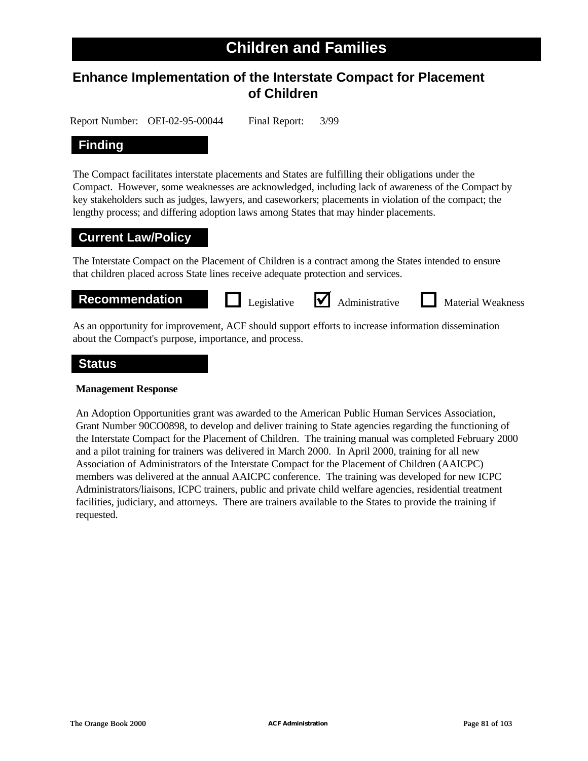# Children and Families

## Enhance Implementation of the Interstate Compact for Placement of Children

Report Number: OEI-02-95-00044 Final Report: 3/99

### Finding

The Compact facilitates interstate placements and States are fulfilling their obligations under the Compact. However, some weaknesses are acknowledged, including lack of awareness of the Compact by key stakeholders such as judges, lawyers, and caseworkers; placements in violation of the compact; the lengthy process; and differing adoption laws among States that may hinder placements.

### Current Law/Policy

The Interstate Compact on the Placement of Children is a contract among the States intended to ensure that children placed across State lines receive adequate protection and services.

### Recommendation

☐ Legislative ☑ Administrative ☐ Material Weakness

As an opportunity for improvement, ACF should support efforts to increase information dissemination about the Compact's purpose, importance, and process.

### Status

**Management Response**

An Adoption Opportunities grant was awarded to the American Public Human Services Association, Grant Number 90CO0898, to develop and deliver training to State agencies regarding the functioning of the Interstate Compact for the Placement of Children. The training manual was completed February 2000 and a pilot training for trainers was delivered in March 2000. In April 2000, training for all new Association of Administrators of the Interstate Compact for the Placement of Children (AAICPC) members was delivered at the annual AAICPC conference. The training was developed for new ICPC Administrators/liaisons, ICPC trainers, public and private child welfare agencies, residential treatment facilities, judiciary, and attorneys. There are trainers available to the States to provide the training if requested.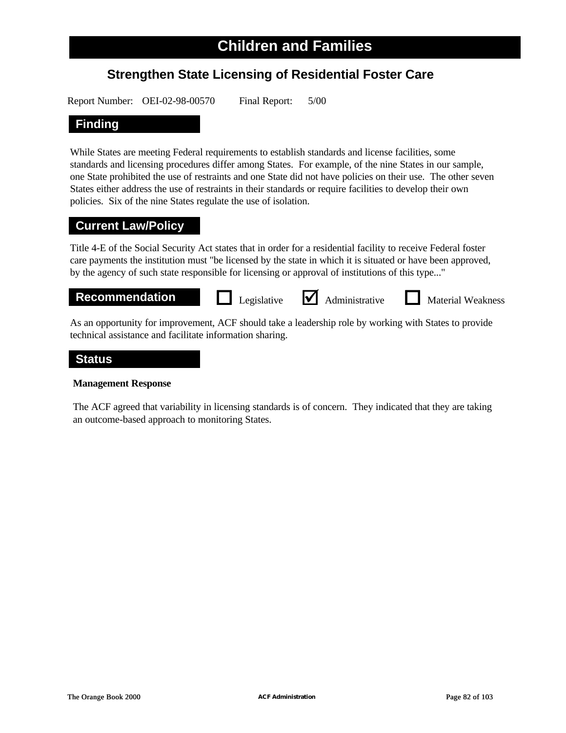# Children and Families

## Strengthen State Licensing of Residential Foster Care

Report Number: OEI-02-98-00570 Final Report: 5/00

### Finding

While States are meeting Federal requirements to establish standards and license facilities, some standards and licensing procedures differ among States. For example, of the nine States in our sample, one State prohibited the use of restraints and one State did not have policies on their use. The other seven States either address the use of restraints in their standards or require facilities to develop their own policies. Six of the nine States regulate the use of isolation.

### Current Law/Policy

Title 4-E of the Social Security Act states that in order for a residential facility to receive Federal foster care payments the institution must "be licensed by the state in which it is situated or have been approved, by the agency of such state responsible for licensing or approval of institutions of this type..."

### Recommendation

☐ Legislative ☑ Administrative ☐ Material Weakness

As an opportunity for improvement, ACF should take a leadership role by working with States to provide technical assistance and facilitate information sharing.

### Status

**Management Response**

The ACF agreed that variability in licensing standards is of concern. They indicated that they are taking an outcome-based approach to monitoring States.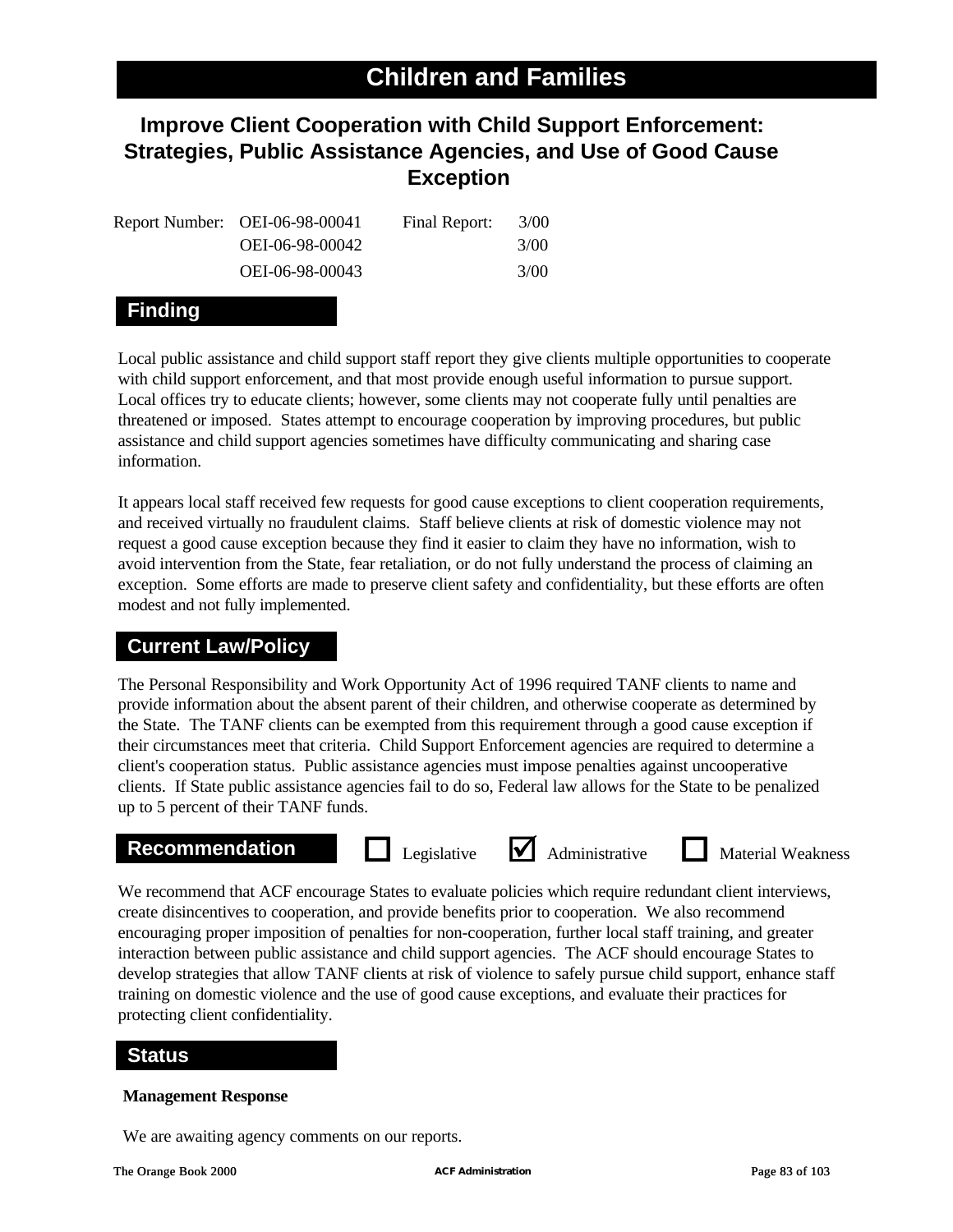# Children and Families

## Improve Client Cooperation with Child Support Enforcement: Strategies, Public Assistance Agencies, and Use of Good Cause Exception

| Report Number: | OEI-06-98-00041 | Final Report: | 3/00 |
|---|---|---|---|
| | OEI-06-98-00042 | | 3/00 |
| | OEI-06-98-00043 | | 3/00 |

### Finding

Local public assistance and child support staff report they give clients multiple opportunities to cooperate with child support enforcement, and that most provide enough useful information to pursue support. Local offices try to educate clients; however, some clients may not cooperate fully until penalties are threatened or imposed. States attempt to encourage cooperation by improving procedures, but public assistance and child support agencies sometimes have difficulty communicating and sharing case information.

It appears local staff received few requests for good cause exceptions to client cooperation requirements, and received virtually no fraudulent claims. Staff believe clients at risk of domestic violence may not request a good cause exception because they find it easier to claim they have no information, wish to avoid intervention from the State, fear retaliation, or do not fully understand the process of claiming an exception. Some efforts are made to preserve client safety and confidentiality, but these efforts are often modest and not fully implemented.

### Current Law/Policy

The Personal Responsibility and Work Opportunity Act of 1996 required TANF clients to name and provide information about the absent parent of their children, and otherwise cooperate as determined by the State. The TANF clients can be exempted from this requirement through a good cause exception if their circumstances meet that criteria. Child Support Enforcement agencies are required to determine a client's cooperation status. Public assistance agencies must impose penalties against uncooperative clients. If State public assistance agencies fail to do so, Federal law allows for the State to be penalized up to 5 percent of their TANF funds.

### Recommendation

☐ Legislative ☑ Administrative ☐ Material Weakness

We recommend that ACF encourage States to evaluate policies which require redundant client interviews, create disincentives to cooperation, and provide benefits prior to cooperation. We also recommend encouraging proper imposition of penalties for non-cooperation, further local staff training, and greater interaction between public assistance and child support agencies. The ACF should encourage States to develop strategies that allow TANF clients at risk of violence to safely pursue child support, enhance staff training on domestic violence and the use of good cause exceptions, and evaluate their practices for protecting client confidentiality.

### Status

**Management Response**

We are awaiting agency comments on our reports.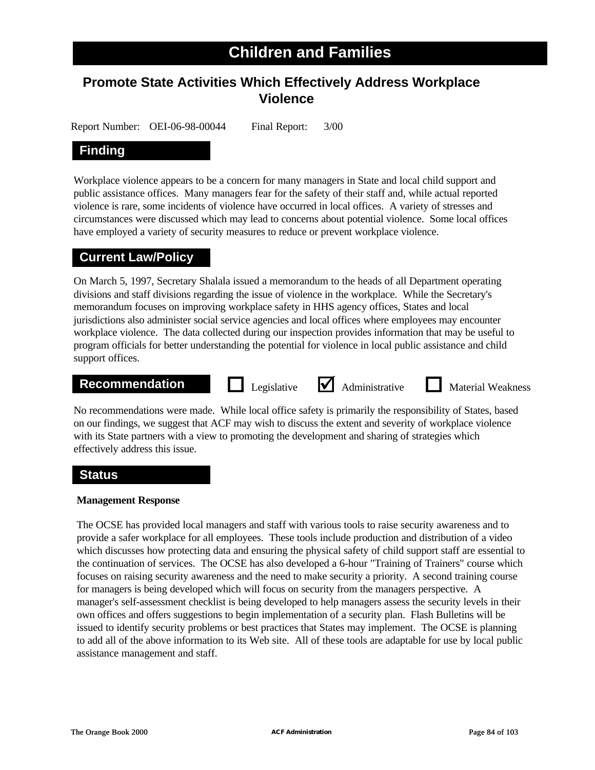# Children and Families

## Promote State Activities Which Effectively Address Workplace Violence

Report Number: OEI-06-98-00044 Final Report: 3/00

### Finding

Workplace violence appears to be a concern for many managers in State and local child support and public assistance offices. Many managers fear for the safety of their staff and, while actual reported violence is rare, some incidents of violence have occurred in local offices. A variety of stresses and circumstances were discussed which may lead to concerns about potential violence. Some local offices have employed a variety of security measures to reduce or prevent workplace violence.

### Current Law/Policy

On March 5, 1997, Secretary Shalala issued a memorandum to the heads of all Department operating divisions and staff divisions regarding the issue of violence in the workplace. While the Secretary's memorandum focuses on improving workplace safety in HHS agency offices, States and local jurisdictions also administer social service agencies and local offices where employees may encounter workplace violence. The data collected during our inspection provides information that may be useful to program officials for better understanding the potential for violence in local public assistance and child support offices.

### Recommendation

☐ Legislative ☑ Administrative ☐ Material Weakness

No recommendations were made. While local office safety is primarily the responsibility of States, based on our findings, we suggest that ACF may wish to discuss the extent and severity of workplace violence with its State partners with a view to promoting the development and sharing of strategies which effectively address this issue.

### Status

**Management Response**

The OCSE has provided local managers and staff with various tools to raise security awareness and to provide a safer workplace for all employees. These tools include production and distribution of a video which discusses how protecting data and ensuring the physical safety of child support staff are essential to the continuation of services. The OCSE has also developed a 6-hour "Training of Trainers" course which focuses on raising security awareness and the need to make security a priority. A second training course for managers is being developed which will focus on security from the managers perspective. A manager's self-assessment checklist is being developed to help managers assess the security levels in their own offices and offers suggestions to begin implementation of a security plan. Flash Bulletins will be issued to identify security problems or best practices that States may implement. The OCSE is planning to add all of the above information to its Web site. All of these tools are adaptable for use by local public assistance management and staff.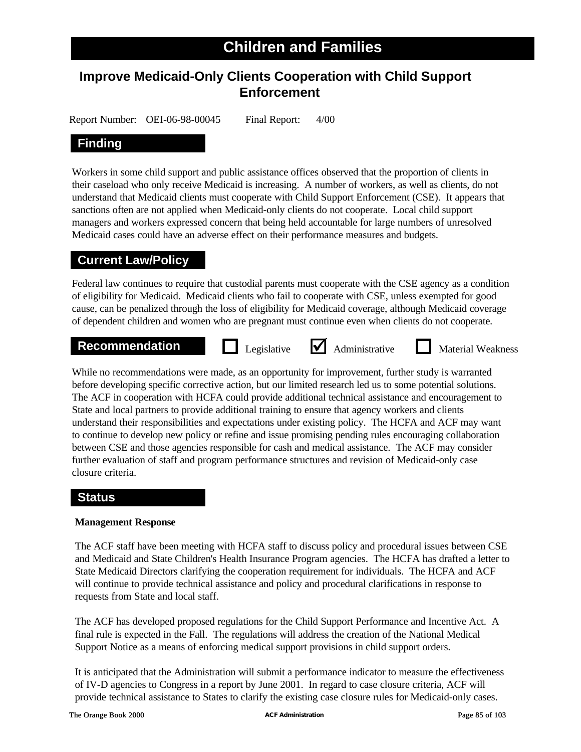# Children and Families

## Improve Medicaid-Only Clients Cooperation with Child Support Enforcement

Report Number: OEI-06-98-00045 Final Report: 4/00

### Finding

Workers in some child support and public assistance offices observed that the proportion of clients in their caseload who only receive Medicaid is increasing. A number of workers, as well as clients, do not understand that Medicaid clients must cooperate with Child Support Enforcement (CSE). It appears that sanctions often are not applied when Medicaid-only clients do not cooperate. Local child support managers and workers expressed concern that being held accountable for large numbers of unresolved Medicaid cases could have an adverse effect on their performance measures and budgets.

### Current Law/Policy

Federal law continues to require that custodial parents must cooperate with the CSE agency as a condition of eligibility for Medicaid. Medicaid clients who fail to cooperate with CSE, unless exempted for good cause, can be penalized through the loss of eligibility for Medicaid coverage, although Medicaid coverage of dependent children and women who are pregnant must continue even when clients do not cooperate.

### Recommendation

☐ Legislative ☑ Administrative ☐ Material Weakness

While no recommendations were made, as an opportunity for improvement, further study is warranted before developing specific corrective action, but our limited research led us to some potential solutions. The ACF in cooperation with HCFA could provide additional technical assistance and encouragement to State and local partners to provide additional training to ensure that agency workers and clients understand their responsibilities and expectations under existing policy. The HCFA and ACF may want to continue to develop new policy or refine and issue promising pending rules encouraging collaboration between CSE and those agencies responsible for cash and medical assistance. The ACF may consider further evaluation of staff and program performance structures and revision of Medicaid-only case closure criteria.

### Status

**Management Response**

The ACF staff have been meeting with HCFA staff to discuss policy and procedural issues between CSE and Medicaid and State Children's Health Insurance Program agencies. The HCFA has drafted a letter to State Medicaid Directors clarifying the cooperation requirement for individuals. The HCFA and ACF will continue to provide technical assistance and policy and procedural clarifications in response to requests from State and local staff.

The ACF has developed proposed regulations for the Child Support Performance and Incentive Act. A final rule is expected in the Fall. The regulations will address the creation of the National Medical Support Notice as a means of enforcing medical support provisions in child support orders.

It is anticipated that the Administration will submit a performance indicator to measure the effectiveness of IV-D agencies to Congress in a report by June 2001. In regard to case closure criteria, ACF will provide technical assistance to States to clarify the existing case closure rules for Medicaid-only cases.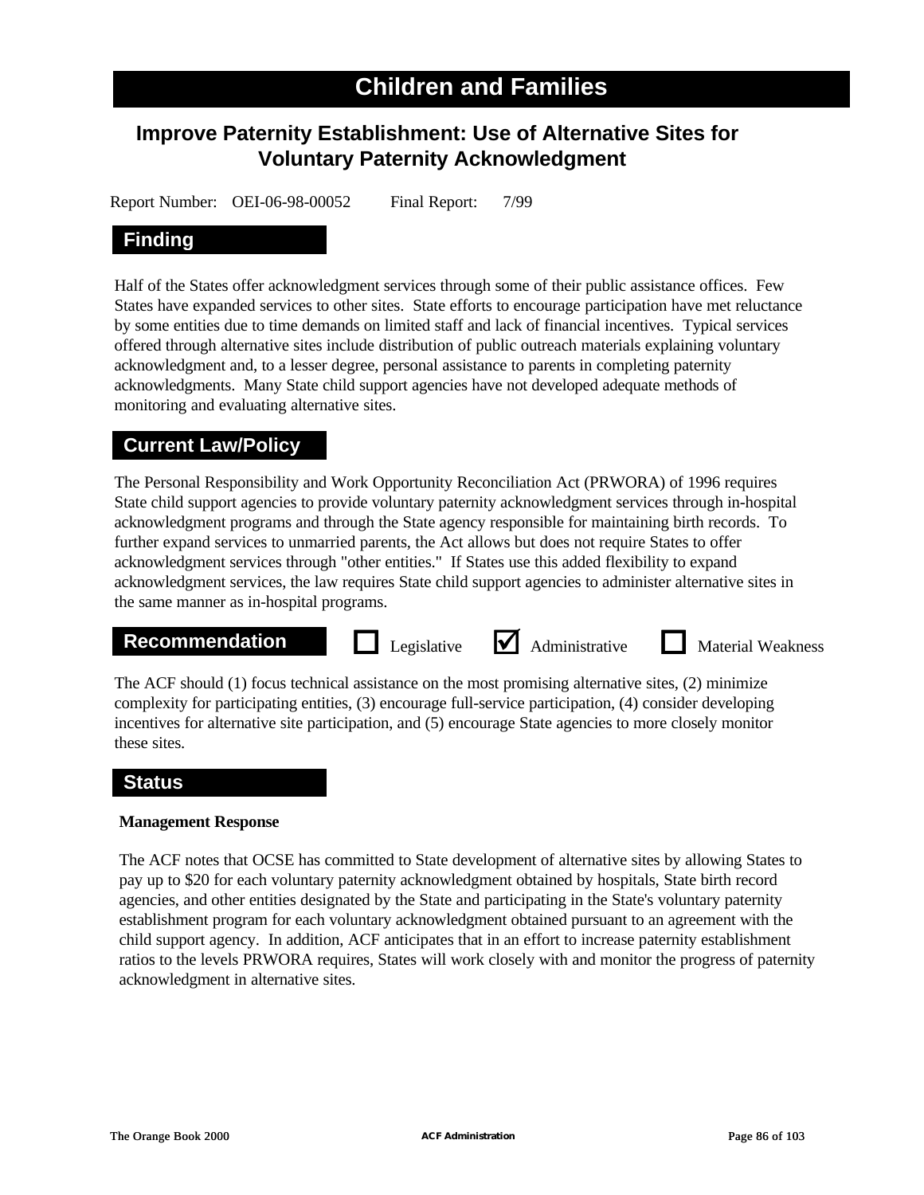# Children and Families

## Improve Paternity Establishment: Use of Alternative Sites for Voluntary Paternity Acknowledgment

Report Number: OEI-06-98-00052 Final Report: 7/99

### Finding

Half of the States offer acknowledgment services through some of their public assistance offices. Few States have expanded services to other sites. State efforts to encourage participation have met reluctance by some entities due to time demands on limited staff and lack of financial incentives. Typical services offered through alternative sites include distribution of public outreach materials explaining voluntary acknowledgment and, to a lesser degree, personal assistance to parents in completing paternity acknowledgments. Many State child support agencies have not developed adequate methods of monitoring and evaluating alternative sites.

### Current Law/Policy

The Personal Responsibility and Work Opportunity Reconciliation Act (PRWORA) of 1996 requires State child support agencies to provide voluntary paternity acknowledgment services through in-hospital acknowledgment programs and through the State agency responsible for maintaining birth records. To further expand services to unmarried parents, the Act allows but does not require States to offer acknowledgment services through "other entities." If States use this added flexibility to expand acknowledgment services, the law requires State child support agencies to administer alternative sites in the same manner as in-hospital programs.

### Recommendation

☐ Legislative ☑ Administrative ☐ Material Weakness

The ACF should (1) focus technical assistance on the most promising alternative sites, (2) minimize complexity for participating entities, (3) encourage full-service participation, (4) consider developing incentives for alternative site participation, and (5) encourage State agencies to more closely monitor these sites.

### Status

**Management Response**

The ACF notes that OCSE has committed to State development of alternative sites by allowing States to pay up to $20 for each voluntary paternity acknowledgment obtained by hospitals, State birth record agencies, and other entities designated by the State and participating in the State's voluntary paternity establishment program for each voluntary acknowledgment obtained pursuant to an agreement with the child support agency. In addition, ACF anticipates that in an effort to increase paternity establishment ratios to the levels PRWORA requires, States will work closely with and monitor the progress of paternity acknowledgment in alternative sites.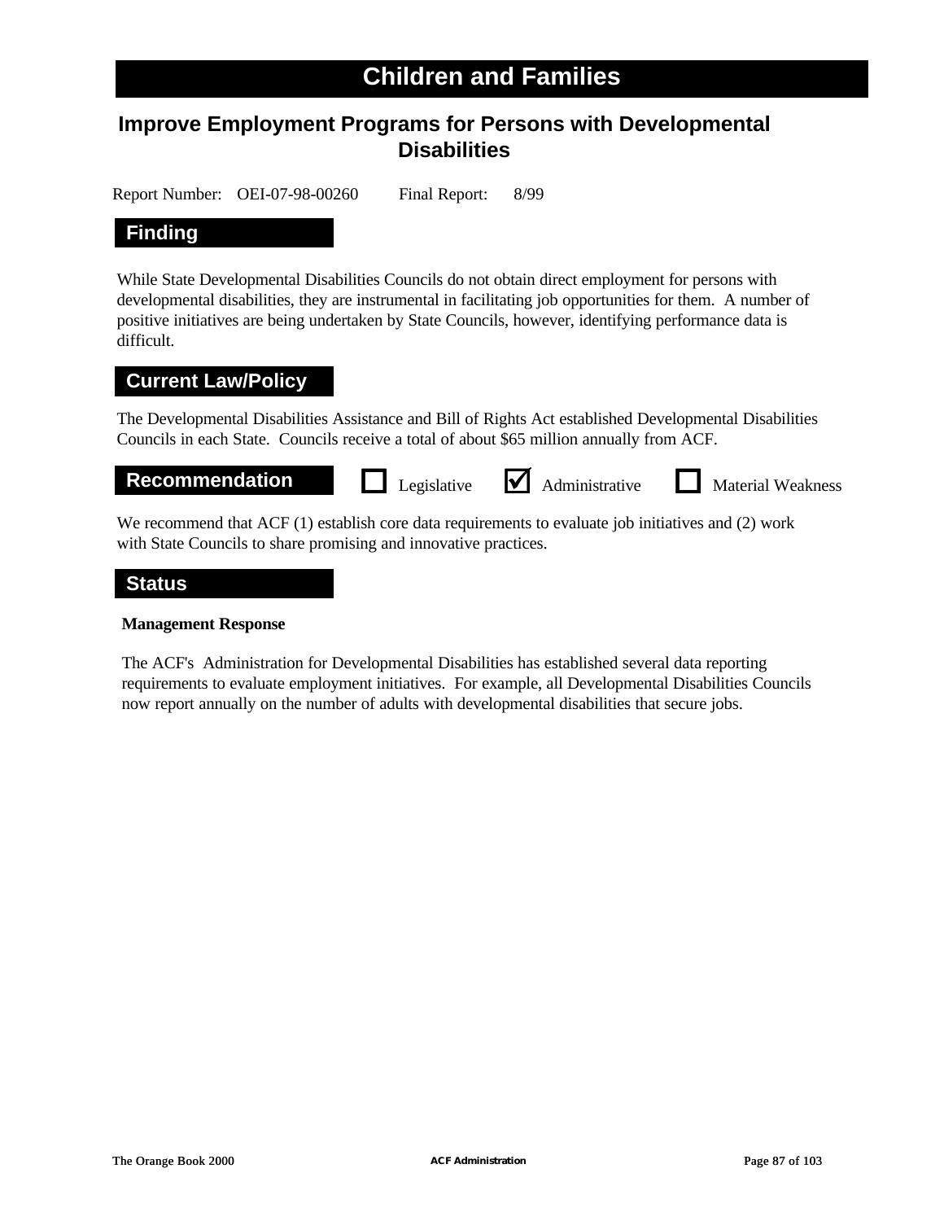# Children and Families

## Improve Employment Programs for Persons with Developmental Disabilities

Report Number: OEI-07-98-00260 Final Report: 8/99

### Finding

While State Developmental Disabilities Councils do not obtain direct employment for persons with developmental disabilities, they are instrumental in facilitating job opportunities for them. A number of positive initiatives are being undertaken by State Councils, however, identifying performance data is difficult.

### Current Law/Policy

The Developmental Disabilities Assistance and Bill of Rights Act established Developmental Disabilities Councils in each State. Councils receive a total of about $65 million annually from ACF.

### Recommendation

☐ Legislative ☑ Administrative ☐ Material Weakness

We recommend that ACF (1) establish core data requirements to evaluate job initiatives and (2) work with State Councils to share promising and innovative practices.

### Status

**Management Response**

The ACF's Administration for Developmental Disabilities has established several data reporting requirements to evaluate employment initiatives. For example, all Developmental Disabilities Councils now report annually on the number of adults with developmental disabilities that secure jobs.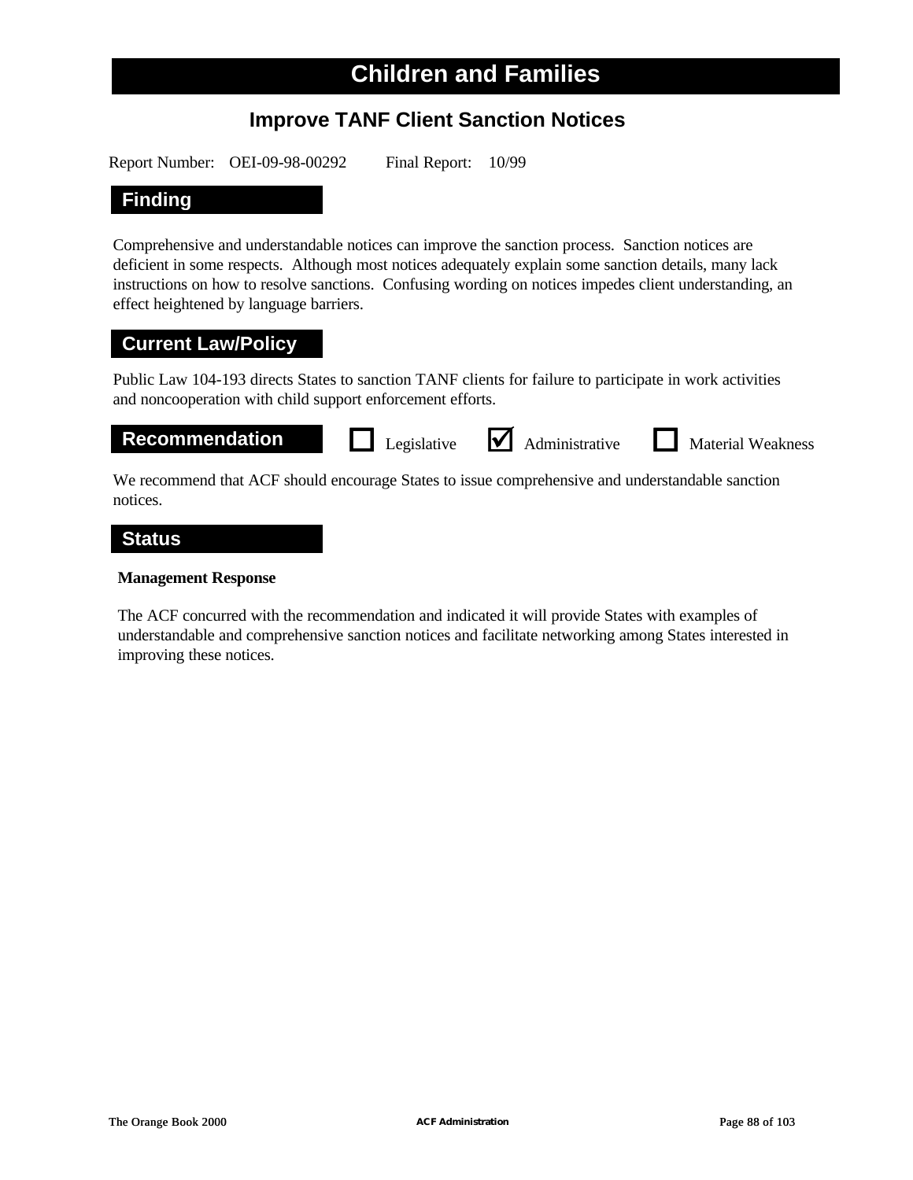# Children and Families

## Improve TANF Client Sanction Notices

Report Number: OEI-09-98-00292 Final Report: 10/99

### Finding

Comprehensive and understandable notices can improve the sanction process. Sanction notices are deficient in some respects. Although most notices adequately explain some sanction details, many lack instructions on how to resolve sanctions. Confusing wording on notices impedes client understanding, an effect heightened by language barriers.

### Current Law/Policy

Public Law 104-193 directs States to sanction TANF clients for failure to participate in work activities and noncooperation with child support enforcement efforts.

### Recommendation

☐ Legislative ☑ Administrative ☐ Material Weakness

We recommend that ACF should encourage States to issue comprehensive and understandable sanction notices.

### Status

**Management Response**

The ACF concurred with the recommendation and indicated it will provide States with examples of understandable and comprehensive sanction notices and facilitate networking among States interested in improving these notices.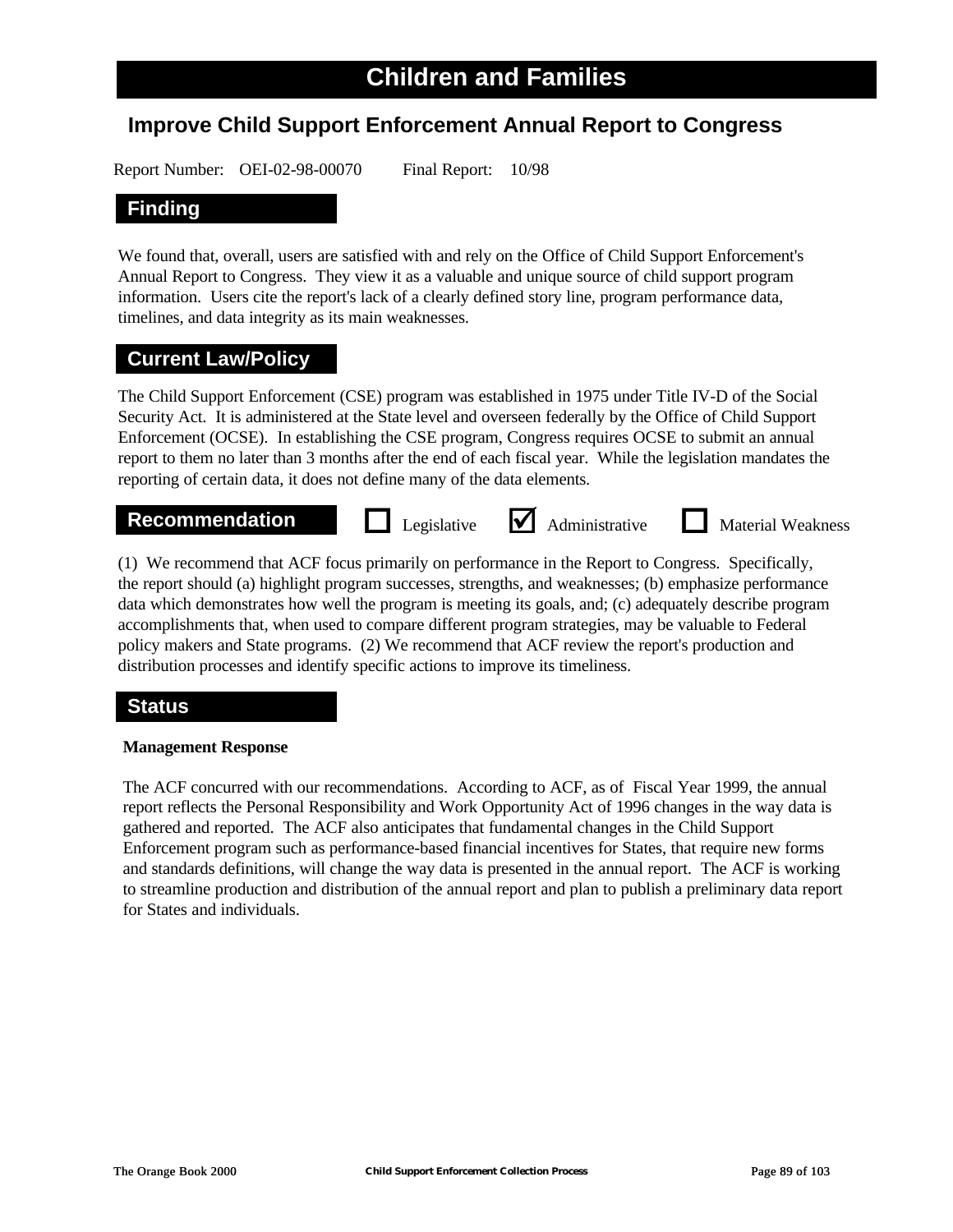# Children and Families

## Improve Child Support Enforcement Annual Report to Congress

Report Number: OEI-02-98-00070 Final Report: 10/98

### Finding

We found that, overall, users are satisfied with and rely on the Office of Child Support Enforcement's Annual Report to Congress. They view it as a valuable and unique source of child support program information. Users cite the report's lack of a clearly defined story line, program performance data, timelines, and data integrity as its main weaknesses.

### Current Law/Policy

The Child Support Enforcement (CSE) program was established in 1975 under Title IV-D of the Social Security Act. It is administered at the State level and overseen federally by the Office of Child Support Enforcement (OCSE). In establishing the CSE program, Congress requires OCSE to submit an annual report to them no later than 3 months after the end of each fiscal year. While the legislation mandates the reporting of certain data, it does not define many of the data elements.

### Recommendation

☐ Legislative ☑ Administrative ☐ Material Weakness

(1) We recommend that ACF focus primarily on performance in the Report to Congress. Specifically, the report should (a) highlight program successes, strengths, and weaknesses; (b) emphasize performance data which demonstrates how well the program is meeting its goals, and; (c) adequately describe program accomplishments that, when used to compare different program strategies, may be valuable to Federal policy makers and State programs. (2) We recommend that ACF review the report's production and distribution processes and identify specific actions to improve its timeliness.

### Status

**Management Response**

The ACF concurred with our recommendations. According to ACF, as of Fiscal Year 1999, the annual report reflects the Personal Responsibility and Work Opportunity Act of 1996 changes in the way data is gathered and reported. The ACF also anticipates that fundamental changes in the Child Support Enforcement program such as performance-based financial incentives for States, that require new forms and standards definitions, will change the way data is presented in the annual report. The ACF is working to streamline production and distribution of the annual report and plan to publish a preliminary data report for States and individuals.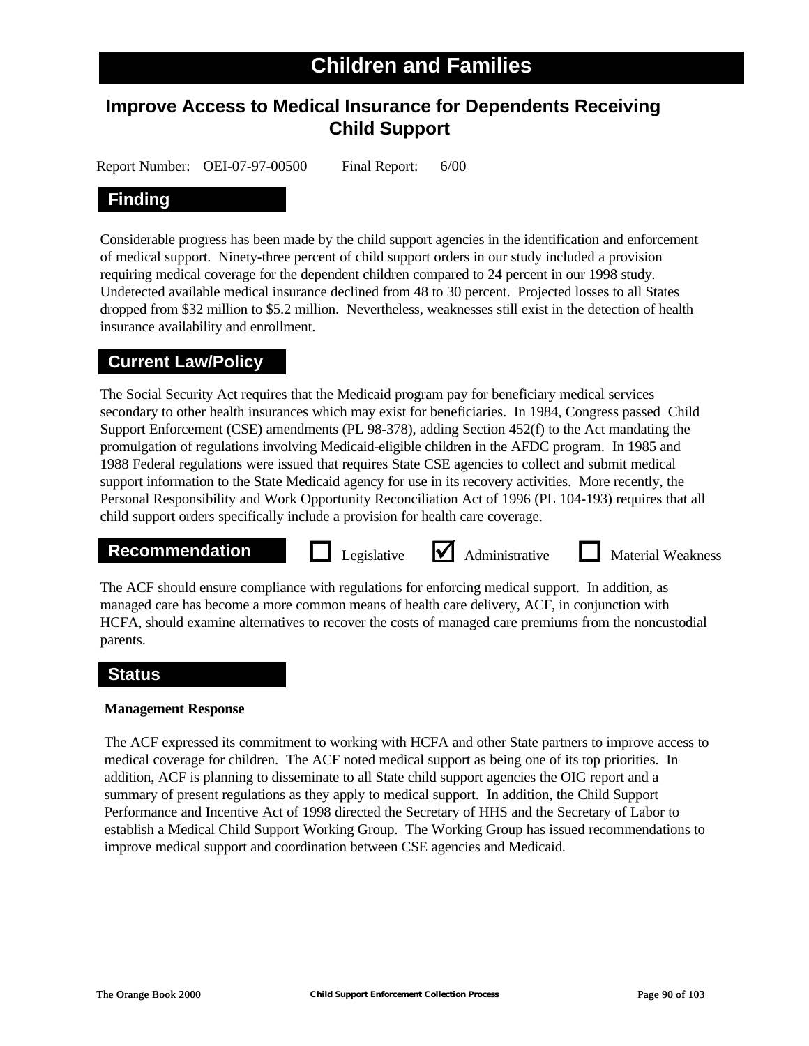# Children and Families

## Improve Access to Medical Insurance for Dependents Receiving Child Support

Report Number: OEI-07-97-00500    Final Report: 6/00

### Finding

Considerable progress has been made by the child support agencies in the identification and enforcement of medical support. Ninety-three percent of child support orders in our study included a provision requiring medical coverage for the dependent children compared to 24 percent in our 1998 study. Undetected available medical insurance declined from 48 to 30 percent. Projected losses to all States dropped from $32 million to $5.2 million. Nevertheless, weaknesses still exist in the detection of health insurance availability and enrollment.

### Current Law/Policy

The Social Security Act requires that the Medicaid program pay for beneficiary medical services secondary to other health insurances which may exist for beneficiaries. In 1984, Congress passed Child Support Enforcement (CSE) amendments (PL 98-378), adding Section 452(f) to the Act mandating the promulgation of regulations involving Medicaid-eligible children in the AFDC program. In 1985 and 1988 Federal regulations were issued that requires State CSE agencies to collect and submit medical support information to the State Medicaid agency for use in its recovery activities. More recently, the Personal Responsibility and Work Opportunity Reconciliation Act of 1996 (PL 104-193) requires that all child support orders specifically include a provision for health care coverage.

### Recommendation

☐ Legislative ☑ Administrative ☐ Material Weakness

The ACF should ensure compliance with regulations for enforcing medical support. In addition, as managed care has become a more common means of health care delivery, ACF, in conjunction with HCFA, should examine alternatives to recover the costs of managed care premiums from the noncustodial parents.

### Status

**Management Response**

The ACF expressed its commitment to working with HCFA and other State partners to improve access to medical coverage for children. The ACF noted medical support as being one of its top priorities. In addition, ACF is planning to disseminate to all State child support agencies the OIG report and a summary of present regulations as they apply to medical support. In addition, the Child Support Performance and Incentive Act of 1998 directed the Secretary of HHS and the Secretary of Labor to establish a Medical Child Support Working Group. The Working Group has issued recommendations to improve medical support and coordination between CSE agencies and Medicaid.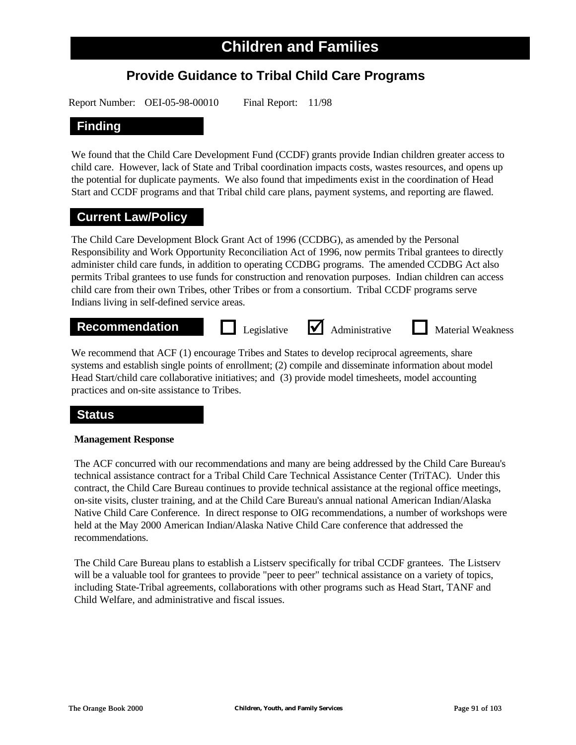# Children and Families

## Provide Guidance to Tribal Child Care Programs

Report Number: OEI-05-98-00010 Final Report: 11/98

### Finding

We found that the Child Care Development Fund (CCDF) grants provide Indian children greater access to child care. However, lack of State and Tribal coordination impacts costs, wastes resources, and opens up the potential for duplicate payments. We also found that impediments exist in the coordination of Head Start and CCDF programs and that Tribal child care plans, payment systems, and reporting are flawed.

### Current Law/Policy

The Child Care Development Block Grant Act of 1996 (CCDBG), as amended by the Personal Responsibility and Work Opportunity Reconciliation Act of 1996, now permits Tribal grantees to directly administer child care funds, in addition to operating CCDBG programs. The amended CCDBG Act also permits Tribal grantees to use funds for construction and renovation purposes. Indian children can access child care from their own Tribes, other Tribes or from a consortium. Tribal CCDF programs serve Indians living in self-defined service areas.

### Recommendation

☐ Legislative ☑ Administrative ☐ Material Weakness

We recommend that ACF (1) encourage Tribes and States to develop reciprocal agreements, share systems and establish single points of enrollment; (2) compile and disseminate information about model Head Start/child care collaborative initiatives; and (3) provide model timesheets, model accounting practices and on-site assistance to Tribes.

### Status

**Management Response**

The ACF concurred with our recommendations and many are being addressed by the Child Care Bureau's technical assistance contract for a Tribal Child Care Technical Assistance Center (TriTAC). Under this contract, the Child Care Bureau continues to provide technical assistance at the regional office meetings, on-site visits, cluster training, and at the Child Care Bureau's annual national American Indian/Alaska Native Child Care Conference. In direct response to OIG recommendations, a number of workshops were held at the May 2000 American Indian/Alaska Native Child Care conference that addressed the recommendations.

The Child Care Bureau plans to establish a Listserv specifically for tribal CCDF grantees. The Listserv will be a valuable tool for grantees to provide "peer to peer" technical assistance on a variety of topics, including State-Tribal agreements, collaborations with other programs such as Head Start, TANF and Child Welfare, and administrative and fiscal issues.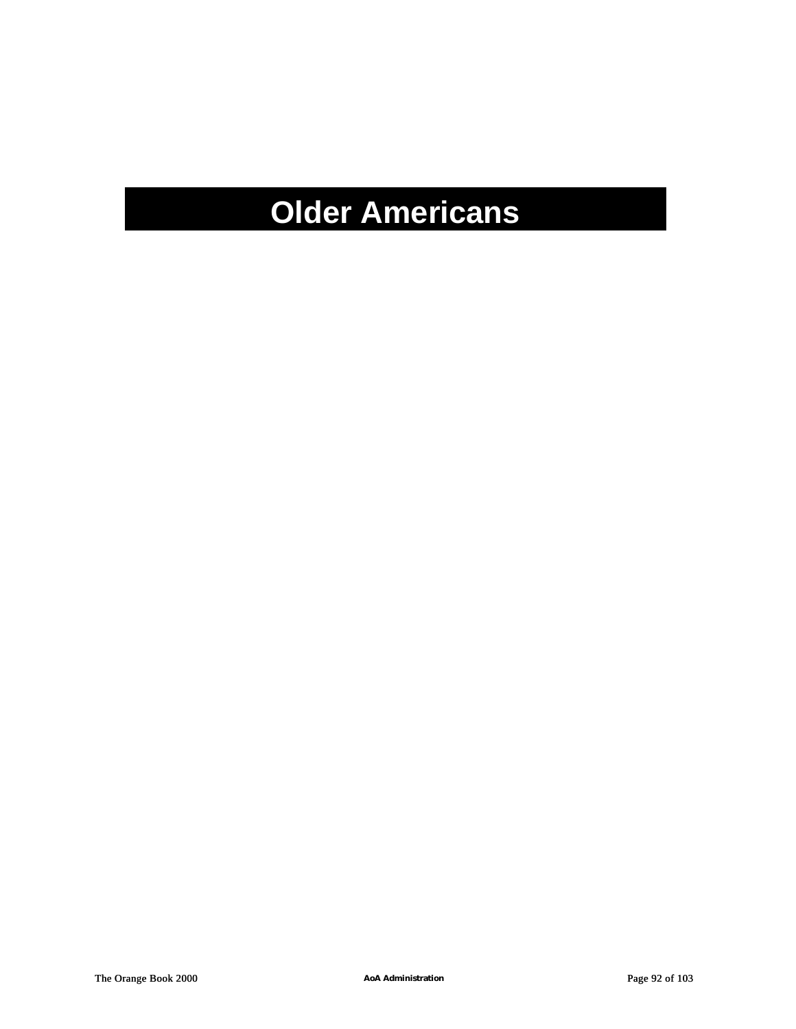# Older Americans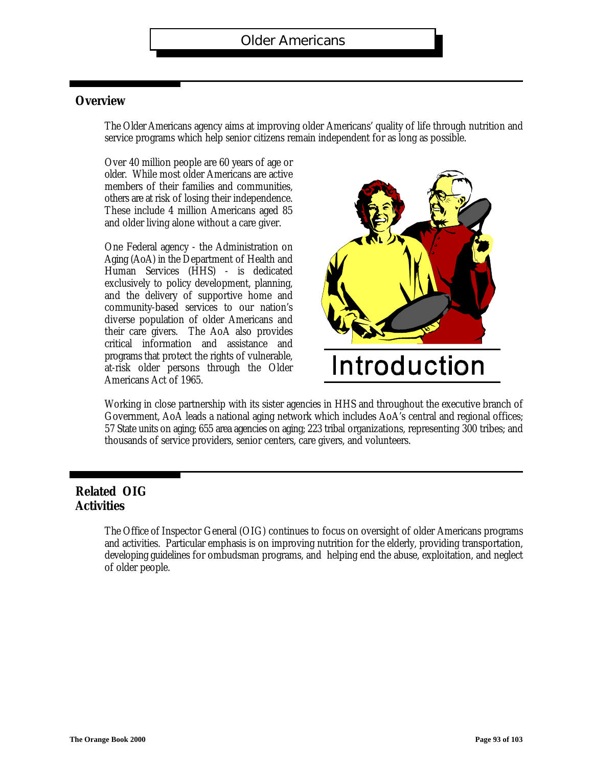# Older Americans

## Overview

The Older Americans agency aims at improving older Americans' quality of life through nutrition and service programs which help senior citizens remain independent for as long as possible.

Over 40 million people are 60 years of age or older. While most older Americans are active members of their families and communities, others are at risk of losing their independence. These include 4 million Americans aged 85 and older living alone without a care giver.

One Federal agency - the Administration on Aging (AoA) in the Department of Health and Human Services (HHS) - is dedicated exclusively to policy development, planning, and the delivery of supportive home and community-based services to our nation's diverse population of older Americans and their care givers. The AoA also provides critical information and assistance and programs that protect the rights of vulnerable, at-risk older persons through the Older Americans Act of 1965.

# Introduction

Working in close partnership with its sister agencies in HHS and throughout the executive branch of Government, AoA leads a national aging network which includes AoA's central and regional offices; 57 State units on aging; 655 area agencies on aging; 223 tribal organizations, representing 300 tribes; and thousands of service providers, senior centers, care givers, and volunteers.

## Related OIG Activities

The Office of Inspector General (OIG) continues to focus on oversight of older Americans programs and activities. Particular emphasis is on improving nutrition for the elderly, providing transportation, developing guidelines for ombudsman programs, and helping end the abuse, exploitation, and neglect of older people.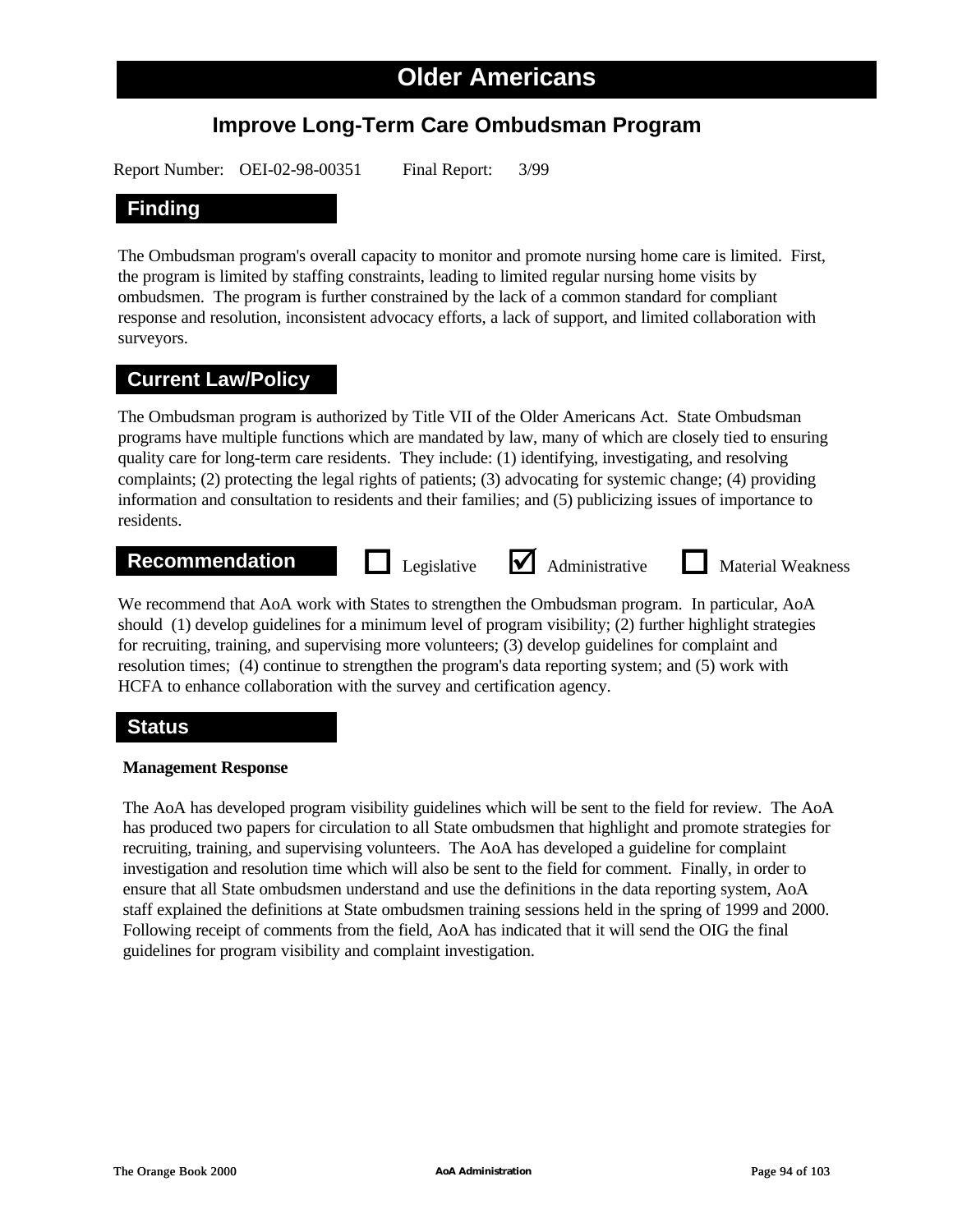# Older Americans

## Improve Long-Term Care Ombudsman Program

Report Number: OEI-02-98-00351 Final Report: 3/99

### Finding

The Ombudsman program's overall capacity to monitor and promote nursing home care is limited. First, the program is limited by staffing constraints, leading to limited regular nursing home visits by ombudsmen. The program is further constrained by the lack of a common standard for compliant response and resolution, inconsistent advocacy efforts, a lack of support, and limited collaboration with surveyors.

### Current Law/Policy

The Ombudsman program is authorized by Title VII of the Older Americans Act. State Ombudsman programs have multiple functions which are mandated by law, many of which are closely tied to ensuring quality care for long-term care residents. They include: (1) identifying, investigating, and resolving complaints; (2) protecting the legal rights of patients; (3) advocating for systemic change; (4) providing information and consultation to residents and their families; and (5) publicizing issues of importance to residents.

### Recommendation

☐ Legislative ☑ Administrative ☐ Material Weakness

We recommend that AoA work with States to strengthen the Ombudsman program. In particular, AoA should (1) develop guidelines for a minimum level of program visibility; (2) further highlight strategies for recruiting, training, and supervising more volunteers; (3) develop guidelines for complaint and resolution times; (4) continue to strengthen the program's data reporting system; and (5) work with HCFA to enhance collaboration with the survey and certification agency.

### Status

**Management Response**

The AoA has developed program visibility guidelines which will be sent to the field for review. The AoA has produced two papers for circulation to all State ombudsmen that highlight and promote strategies for recruiting, training, and supervising volunteers. The AoA has developed a guideline for complaint investigation and resolution time which will also be sent to the field for comment. Finally, in order to ensure that all State ombudsmen understand and use the definitions in the data reporting system, AoA staff explained the definitions at State ombudsmen training sessions held in the spring of 1999 and 2000. Following receipt of comments from the field, AoA has indicated that it will send the OIG the final guidelines for program visibility and complaint investigation.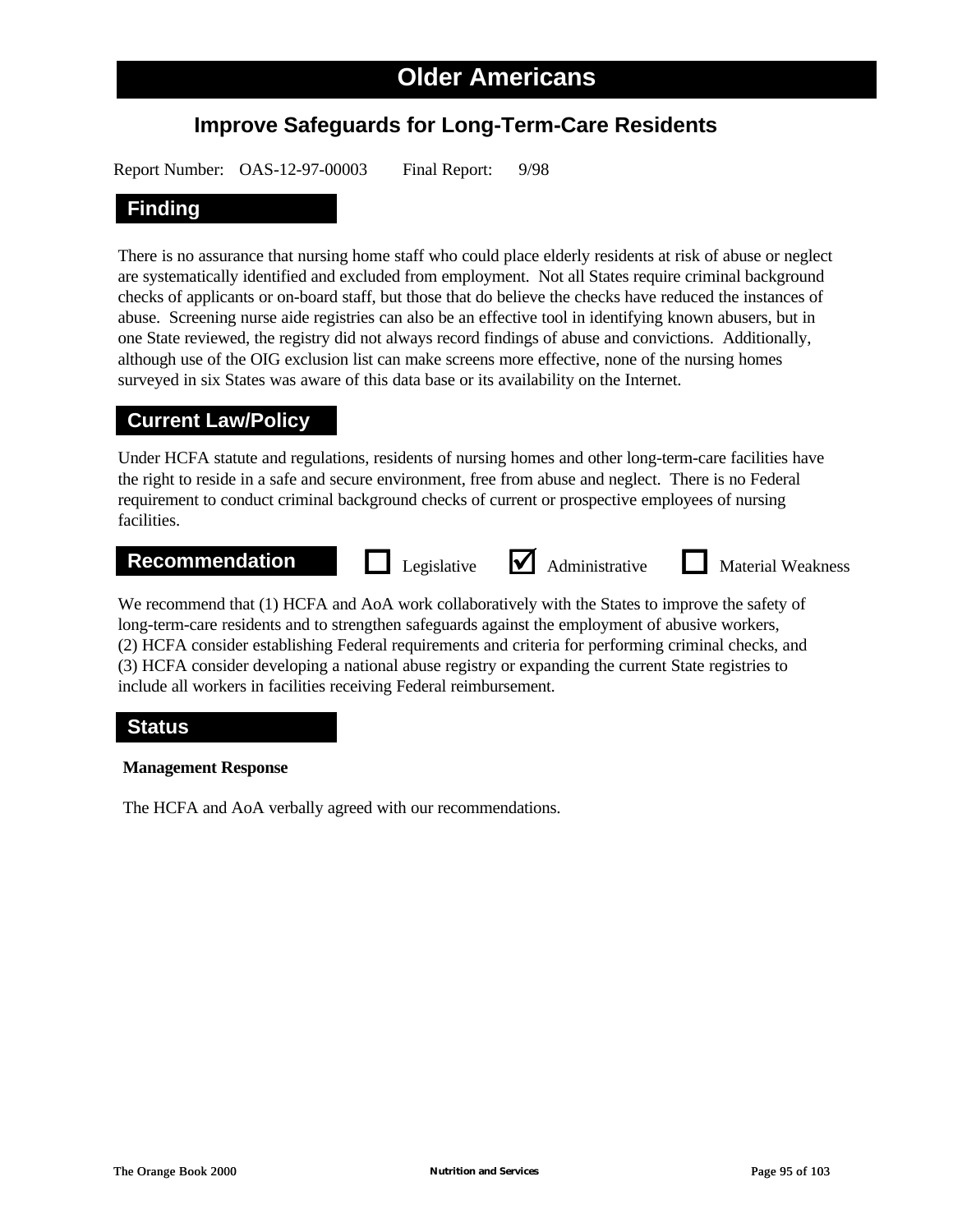# Older Americans

## Improve Safeguards for Long-Term-Care Residents

Report Number: OAS-12-97-00003 Final Report: 9/98

### Finding

There is no assurance that nursing home staff who could place elderly residents at risk of abuse or neglect are systematically identified and excluded from employment. Not all States require criminal background checks of applicants or on-board staff, but those that do believe the checks have reduced the instances of abuse. Screening nurse aide registries can also be an effective tool in identifying known abusers, but in one State reviewed, the registry did not always record findings of abuse and convictions. Additionally, although use of the OIG exclusion list can make screens more effective, none of the nursing homes surveyed in six States was aware of this data base or its availability on the Internet.

### Current Law/Policy

Under HCFA statute and regulations, residents of nursing homes and other long-term-care facilities have the right to reside in a safe and secure environment, free from abuse and neglect. There is no Federal requirement to conduct criminal background checks of current or prospective employees of nursing facilities.

### Recommendation

☐ Legislative ☑ Administrative ☐ Material Weakness

We recommend that (1) HCFA and AoA work collaboratively with the States to improve the safety of long-term-care residents and to strengthen safeguards against the employment of abusive workers, (2) HCFA consider establishing Federal requirements and criteria for performing criminal checks, and (3) HCFA consider developing a national abuse registry or expanding the current State registries to include all workers in facilities receiving Federal reimbursement.

### Status

**Management Response**

The HCFA and AoA verbally agreed with our recommendations.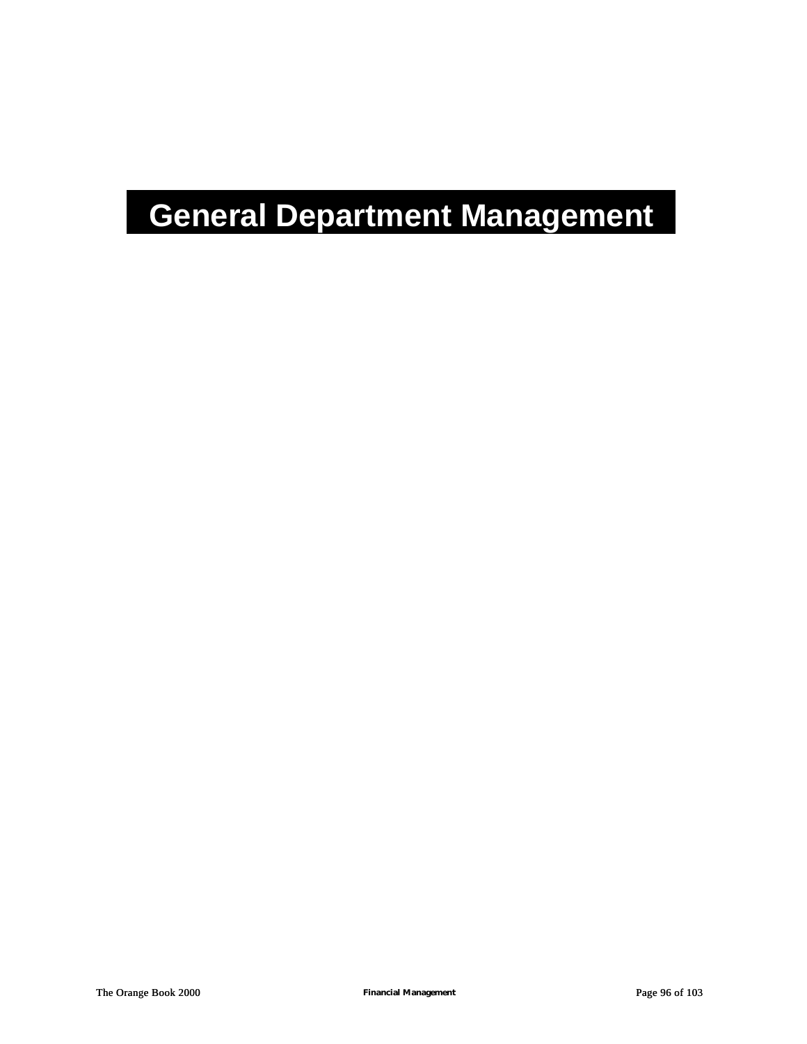# General Department Management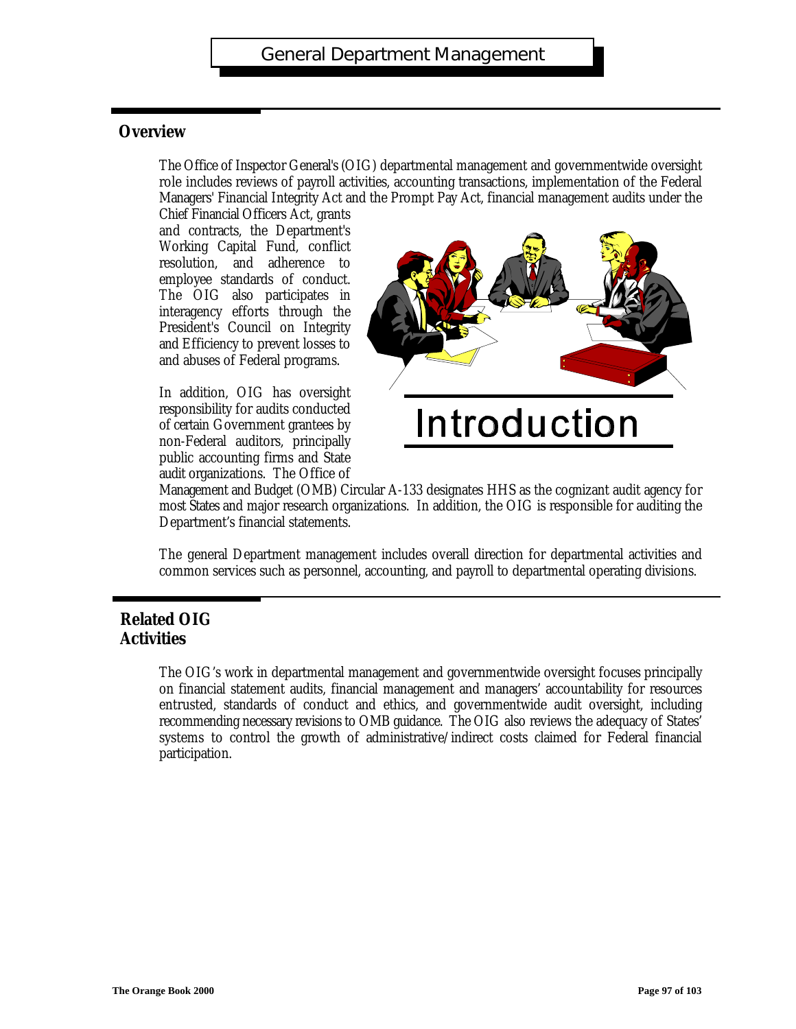# General Department Management

## Overview

The Office of Inspector General's (OIG) departmental management and governmentwide oversight role includes reviews of payroll activities, accounting transactions, implementation of the Federal Managers' Financial Integrity Act and the Prompt Pay Act, financial management audits under the Chief Financial Officers Act, grants and contracts, the Department's Working Capital Fund, conflict resolution, and adherence to employee standards of conduct. The OIG also participates in interagency efforts through the President's Council on Integrity and Efficiency to prevent losses to and abuses of Federal programs.

# Introduction

In addition, OIG has oversight responsibility for audits conducted of certain Government grantees by non-Federal auditors, principally public accounting firms and State audit organizations. The Office of Management and Budget (OMB) Circular A-133 designates HHS as the cognizant audit agency for most States and major research organizations. In addition, the OIG is responsible for auditing the Department's financial statements.

The general Department management includes overall direction for departmental activities and common services such as personnel, accounting, and payroll to departmental operating divisions.

## Related OIG Activities

The OIG's work in departmental management and governmentwide oversight focuses principally on financial statement audits, financial management and managers' accountability for resources entrusted, standards of conduct and ethics, and governmentwide audit oversight, including recommending necessary revisions to OMB guidance. The OIG also reviews the adequacy of States' systems to control the growth of administrative/indirect costs claimed for Federal financial participation.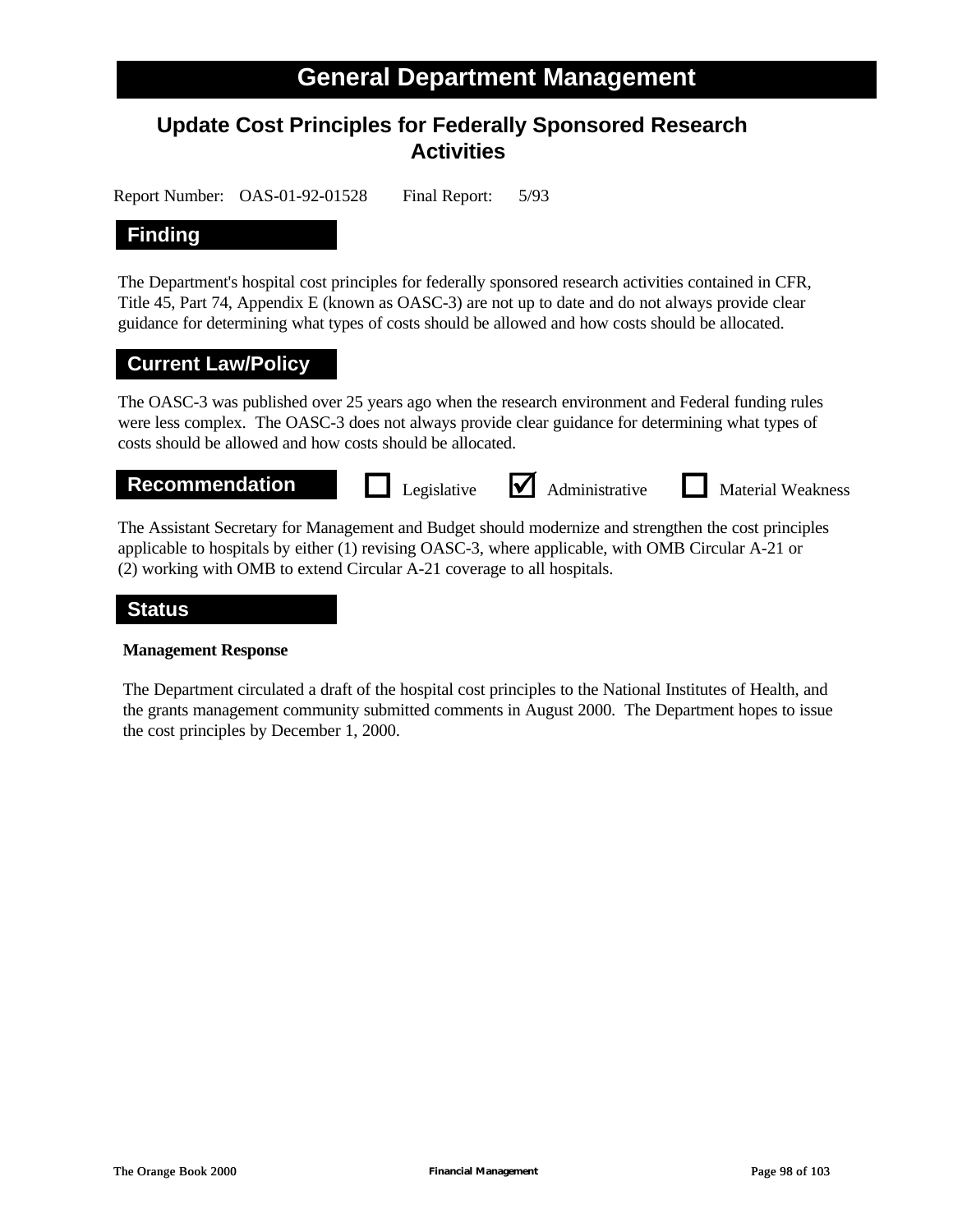# General Department Management

## Update Cost Principles for Federally Sponsored Research Activities

Report Number: OAS-01-92-01528 Final Report: 5/93

### Finding

The Department's hospital cost principles for federally sponsored research activities contained in CFR, Title 45, Part 74, Appendix E (known as OASC-3) are not up to date and do not always provide clear guidance for determining what types of costs should be allowed and how costs should be allocated.

### Current Law/Policy

The OASC-3 was published over 25 years ago when the research environment and Federal funding rules were less complex. The OASC-3 does not always provide clear guidance for determining what types of costs should be allowed and how costs should be allocated.

### Recommendation

☐ Legislative ☑ Administrative ☐ Material Weakness

The Assistant Secretary for Management and Budget should modernize and strengthen the cost principles applicable to hospitals by either (1) revising OASC-3, where applicable, with OMB Circular A-21 or (2) working with OMB to extend Circular A-21 coverage to all hospitals.

### Status

**Management Response**

The Department circulated a draft of the hospital cost principles to the National Institutes of Health, and the grants management community submitted comments in August 2000. The Department hopes to issue the cost principles by December 1, 2000.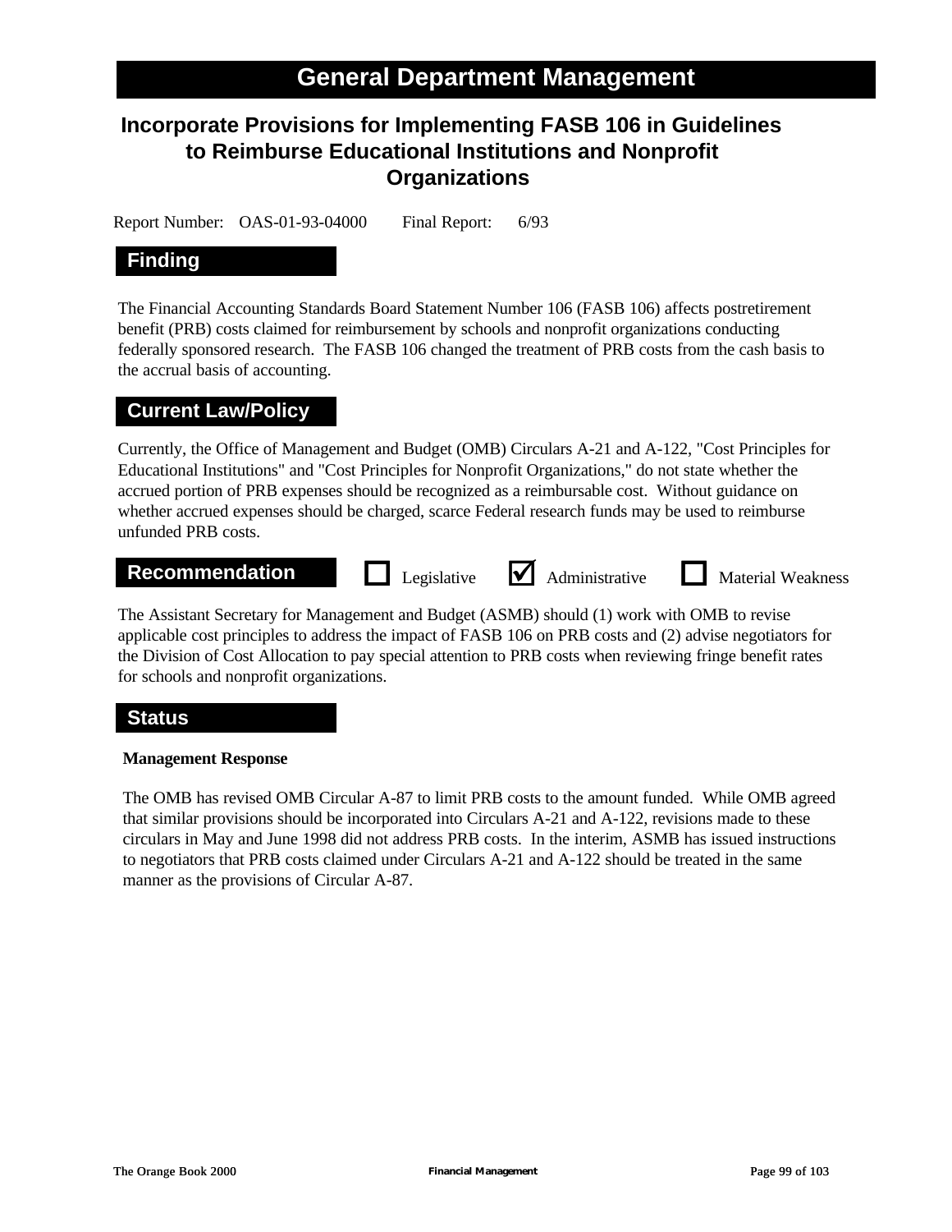# General Department Management

## Incorporate Provisions for Implementing FASB 106 in Guidelines to Reimburse Educational Institutions and Nonprofit Organizations

Report Number: OAS-01-93-04000 Final Report: 6/93

### Finding

The Financial Accounting Standards Board Statement Number 106 (FASB 106) affects postretirement benefit (PRB) costs claimed for reimbursement by schools and nonprofit organizations conducting federally sponsored research. The FASB 106 changed the treatment of PRB costs from the cash basis to the accrual basis of accounting.

### Current Law/Policy

Currently, the Office of Management and Budget (OMB) Circulars A-21 and A-122, "Cost Principles for Educational Institutions" and "Cost Principles for Nonprofit Organizations," do not state whether the accrued portion of PRB expenses should be recognized as a reimbursable cost. Without guidance on whether accrued expenses should be charged, scarce Federal research funds may be used to reimburse unfunded PRB costs.

### Recommendation

☐ Legislative ☑ Administrative ☐ Material Weakness

The Assistant Secretary for Management and Budget (ASMB) should (1) work with OMB to revise applicable cost principles to address the impact of FASB 106 on PRB costs and (2) advise negotiators for the Division of Cost Allocation to pay special attention to PRB costs when reviewing fringe benefit rates for schools and nonprofit organizations.

### Status

**Management Response**

The OMB has revised OMB Circular A-87 to limit PRB costs to the amount funded. While OMB agreed that similar provisions should be incorporated into Circulars A-21 and A-122, revisions made to these circulars in May and June 1998 did not address PRB costs. In the interim, ASMB has issued instructions to negotiators that PRB costs claimed under Circulars A-21 and A-122 should be treated in the same manner as the provisions of Circular A-87.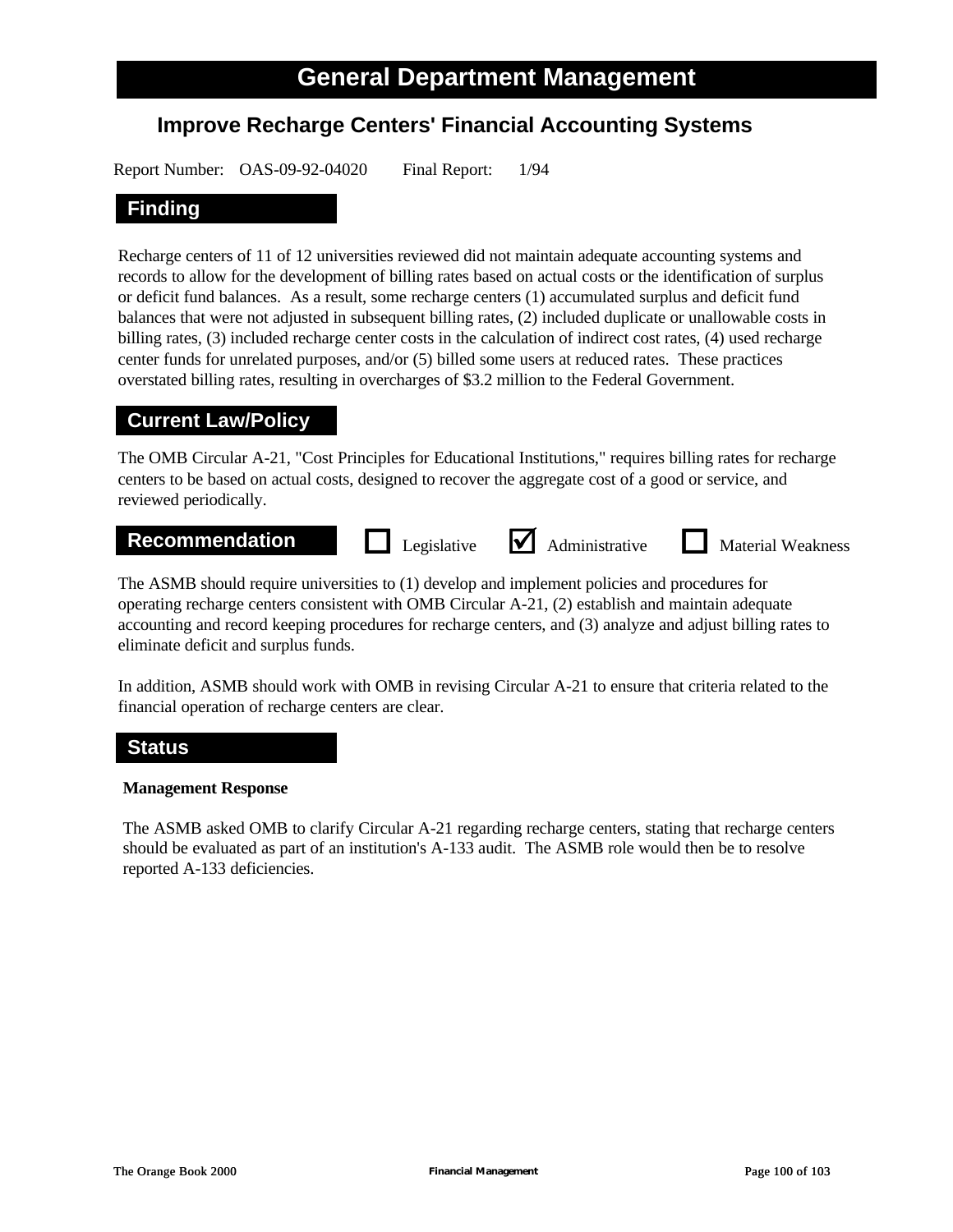# General Department Management

## Improve Recharge Centers' Financial Accounting Systems

Report Number: OAS-09-92-04020 Final Report: 1/94

### Finding

Recharge centers of 11 of 12 universities reviewed did not maintain adequate accounting systems and records to allow for the development of billing rates based on actual costs or the identification of surplus or deficit fund balances. As a result, some recharge centers (1) accumulated surplus and deficit fund balances that were not adjusted in subsequent billing rates, (2) included duplicate or unallowable costs in billing rates, (3) included recharge center costs in the calculation of indirect cost rates, (4) used recharge center funds for unrelated purposes, and/or (5) billed some users at reduced rates. These practices overstated billing rates, resulting in overcharges of $3.2 million to the Federal Government.

### Current Law/Policy

The OMB Circular A-21, "Cost Principles for Educational Institutions," requires billing rates for recharge centers to be based on actual costs, designed to recover the aggregate cost of a good or service, and reviewed periodically.

### Recommendation

☐ Legislative ☑ Administrative ☐ Material Weakness

The ASMB should require universities to (1) develop and implement policies and procedures for operating recharge centers consistent with OMB Circular A-21, (2) establish and maintain adequate accounting and record keeping procedures for recharge centers, and (3) analyze and adjust billing rates to eliminate deficit and surplus funds.

In addition, ASMB should work with OMB in revising Circular A-21 to ensure that criteria related to the financial operation of recharge centers are clear.

### Status

**Management Response**

The ASMB asked OMB to clarify Circular A-21 regarding recharge centers, stating that recharge centers should be evaluated as part of an institution's A-133 audit. The ASMB role would then be to resolve reported A-133 deficiencies.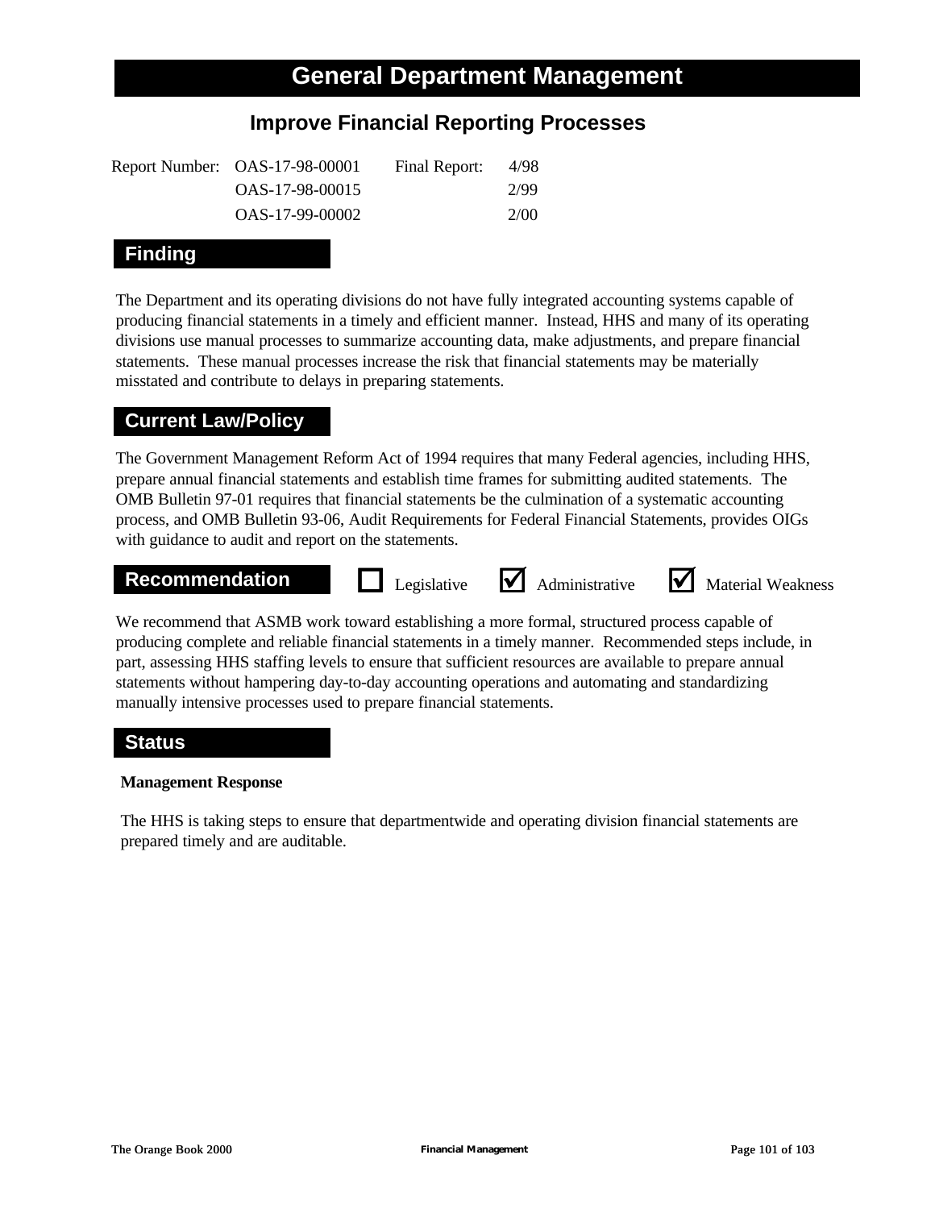# General Department Management

## Improve Financial Reporting Processes

| Report Number: | | Final Report: |
|---|---|---|
| | OAS-17-98-00001 | 4/98 |
| | OAS-17-98-00015 | 2/99 |
| | OAS-17-99-00002 | 2/00 |

### Finding

The Department and its operating divisions do not have fully integrated accounting systems capable of producing financial statements in a timely and efficient manner. Instead, HHS and many of its operating divisions use manual processes to summarize accounting data, make adjustments, and prepare financial statements. These manual processes increase the risk that financial statements may be materially misstated and contribute to delays in preparing statements.

### Current Law/Policy

The Government Management Reform Act of 1994 requires that many Federal agencies, including HHS, prepare annual financial statements and establish time frames for submitting audited statements. The OMB Bulletin 97-01 requires that financial statements be the culmination of a systematic accounting process, and OMB Bulletin 93-06, Audit Requirements for Federal Financial Statements, provides OIGs with guidance to audit and report on the statements.

### Recommendation

☐ Legislative ☑ Administrative ☑ Material Weakness

We recommend that ASMB work toward establishing a more formal, structured process capable of producing complete and reliable financial statements in a timely manner. Recommended steps include, in part, assessing HHS staffing levels to ensure that sufficient resources are available to prepare annual statements without hampering day-to-day accounting operations and automating and standardizing manually intensive processes used to prepare financial statements.

### Status

**Management Response**

The HHS is taking steps to ensure that departmentwide and operating division financial statements are prepared timely and are auditable.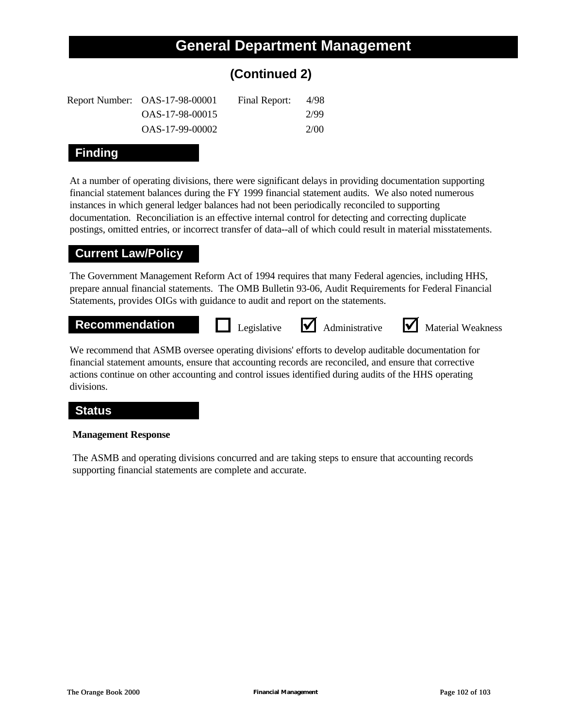# General Department Management

## (Continued 2)

| Report Number: | OAS-17-98-00001 | Final Report: | 4/98 |
|---|---|---|---|
| | OAS-17-98-00015 | | 2/99 |
| | OAS-17-99-00002 | | 2/00 |

### Finding

At a number of operating divisions, there were significant delays in providing documentation supporting financial statement balances during the FY 1999 financial statement audits. We also noted numerous instances in which general ledger balances had not been periodically reconciled to supporting documentation. Reconciliation is an effective internal control for detecting and correcting duplicate postings, omitted entries, or incorrect transfer of data--all of which could result in material misstatements.

### Current Law/Policy

The Government Management Reform Act of 1994 requires that many Federal agencies, including HHS, prepare annual financial statements. The OMB Bulletin 93-06, Audit Requirements for Federal Financial Statements, provides OIGs with guidance to audit and report on the statements.

### Recommendation

☐ Legislative ☑ Administrative ☑ Material Weakness

We recommend that ASMB oversee operating divisions' efforts to develop auditable documentation for financial statement amounts, ensure that accounting records are reconciled, and ensure that corrective actions continue on other accounting and control issues identified during audits of the HHS operating divisions.

### Status

**Management Response**

The ASMB and operating divisions concurred and are taking steps to ensure that accounting records supporting financial statements are complete and accurate.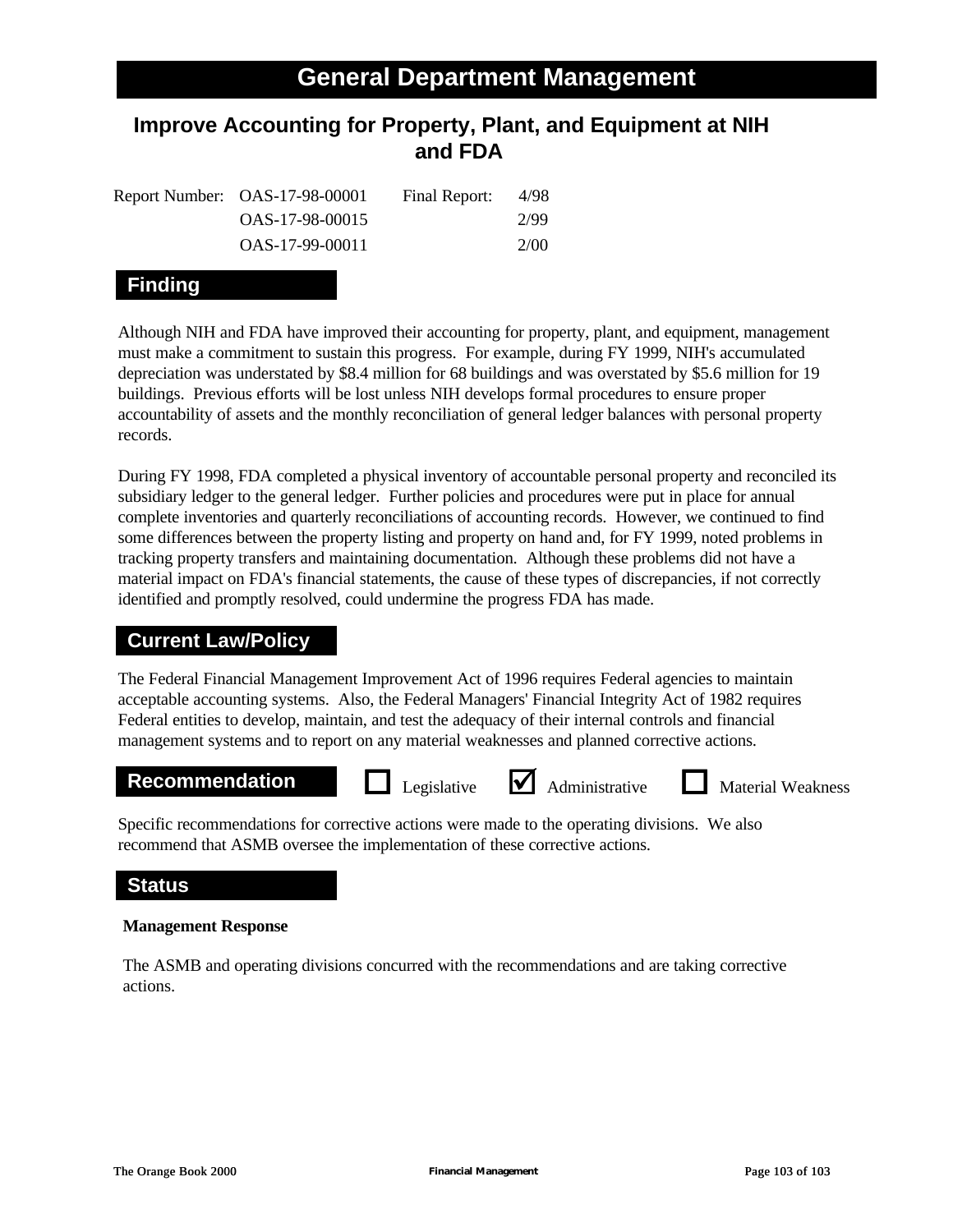# General Department Management

## Improve Accounting for Property, Plant, and Equipment at NIH and FDA

| Report Number: | OAS-17-98-00001 | Final Report: | 4/98 |
|---|---|---|---|
| | OAS-17-98-00015 | | 2/99 |
| | OAS-17-99-00011 | | 2/00 |

### Finding

Although NIH and FDA have improved their accounting for property, plant, and equipment, management must make a commitment to sustain this progress. For example, during FY 1999, NIH's accumulated depreciation was understated by $8.4 million for 68 buildings and was overstated by $5.6 million for 19 buildings. Previous efforts will be lost unless NIH develops formal procedures to ensure proper accountability of assets and the monthly reconciliation of general ledger balances with personal property records.

During FY 1998, FDA completed a physical inventory of accountable personal property and reconciled its subsidiary ledger to the general ledger. Further policies and procedures were put in place for annual complete inventories and quarterly reconciliations of accounting records. However, we continued to find some differences between the property listing and property on hand and, for FY 1999, noted problems in tracking property transfers and maintaining documentation. Although these problems did not have a material impact on FDA's financial statements, the cause of these types of discrepancies, if not correctly identified and promptly resolved, could undermine the progress FDA has made.

### Current Law/Policy

The Federal Financial Management Improvement Act of 1996 requires Federal agencies to maintain acceptable accounting systems. Also, the Federal Managers' Financial Integrity Act of 1982 requires Federal entities to develop, maintain, and test the adequacy of their internal controls and financial management systems and to report on any material weaknesses and planned corrective actions.

### Recommendation

☐ Legislative ☑ Administrative ☐ Material Weakness

Specific recommendations for corrective actions were made to the operating divisions. We also recommend that ASMB oversee the implementation of these corrective actions.

### Status

**Management Response**

The ASMB and operating divisions concurred with the recommendations and are taking corrective actions.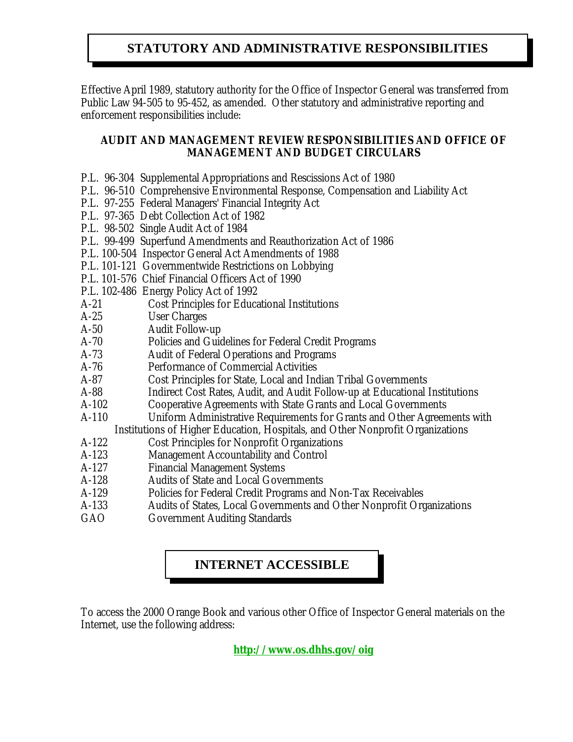# STATUTORY AND ADMINISTRATIVE RESPONSIBILITIES

Effective April 1989, statutory authority for the Office of Inspector General was transferred from Public Law 94-505 to 95-452, as amended. Other statutory and administrative reporting and enforcement responsibilities include:

### AUDIT AND MANAGEMENT REVIEW RESPONSIBILITIES AND OFFICE OF MANAGEMENT AND BUDGET CIRCULARS

P.L. 96-304 Supplemental Appropriations and Rescissions Act of 1980
P.L. 96-510 Comprehensive Environmental Response, Compensation and Liability Act
P.L. 97-255 Federal Managers' Financial Integrity Act
P.L. 97-365 Debt Collection Act of 1982
P.L. 98-502 Single Audit Act of 1984
P.L. 99-499 Superfund Amendments and Reauthorization Act of 1986
P.L. 100-504 Inspector General Act Amendments of 1988
P.L. 101-121 Governmentwide Restrictions on Lobbying
P.L. 101-576 Chief Financial Officers Act of 1990
P.L. 102-486 Energy Policy Act of 1992
A-21 Cost Principles for Educational Institutions
A-25 User Charges
A-50 Audit Follow-up
A-70 Policies and Guidelines for Federal Credit Programs
A-73 Audit of Federal Operations and Programs
A-76 Performance of Commercial Activities
A-87 Cost Principles for State, Local and Indian Tribal Governments
A-88 Indirect Cost Rates, Audit, and Audit Follow-up at Educational Institutions
A-102 Cooperative Agreements with State Grants and Local Governments
A-110 Uniform Administrative Requirements for Grants and Other Agreements with Institutions of Higher Education, Hospitals, and Other Nonprofit Organizations
A-122 Cost Principles for Nonprofit Organizations
A-123 Management Accountability and Control
A-127 Financial Management Systems
A-128 Audits of State and Local Governments
A-129 Policies for Federal Credit Programs and Non-Tax Receivables
A-133 Audits of States, Local Governments and Other Nonprofit Organizations
GAO Government Auditing Standards

# INTERNET ACCESSIBLE

To access the 2000 Orange Book and various other Office of Inspector General materials on the Internet, use the following address:

**http://www.os.dhhs.gov/oig**